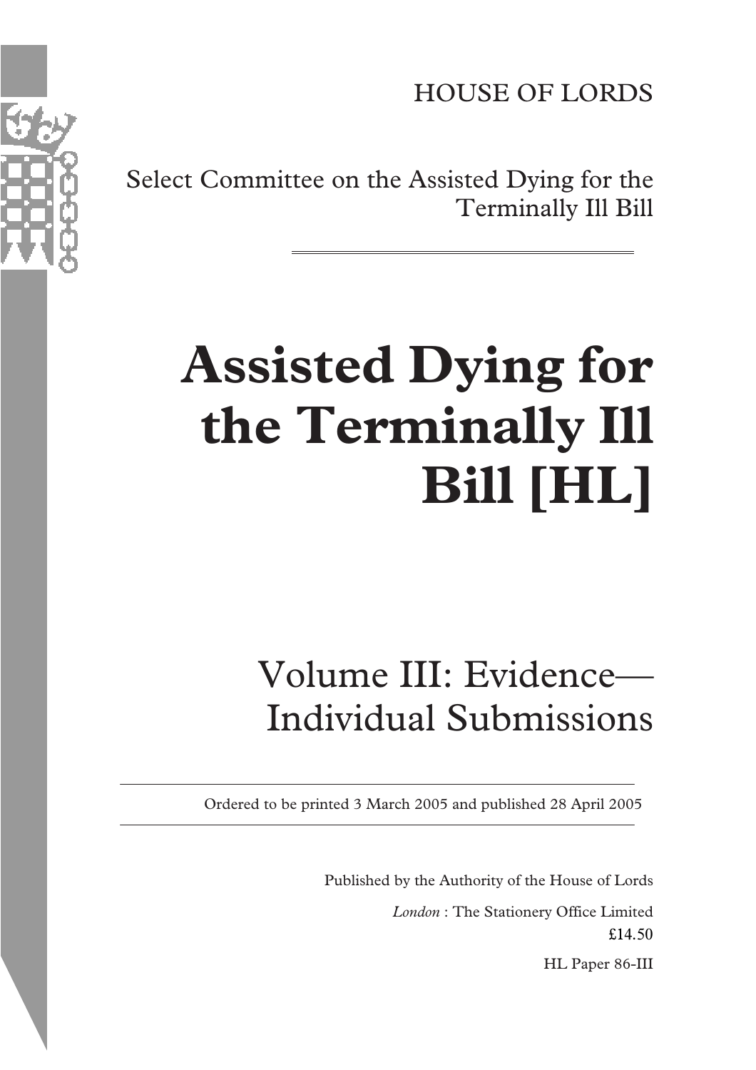HOUSE OF LORDS

Select Committee on the Assisted Dying for the Terminally Ill Bill

# Assisted Dying for the Terminally Ill Bill [HL]

## Volume III: Evidence—Individual Submissions

Ordered to be printed 3 March 2005 and published 28 April 2005

Published by the Authority of the House of Lords

*London* : The Stationery Office Limited

£14.50

HL Paper 86-III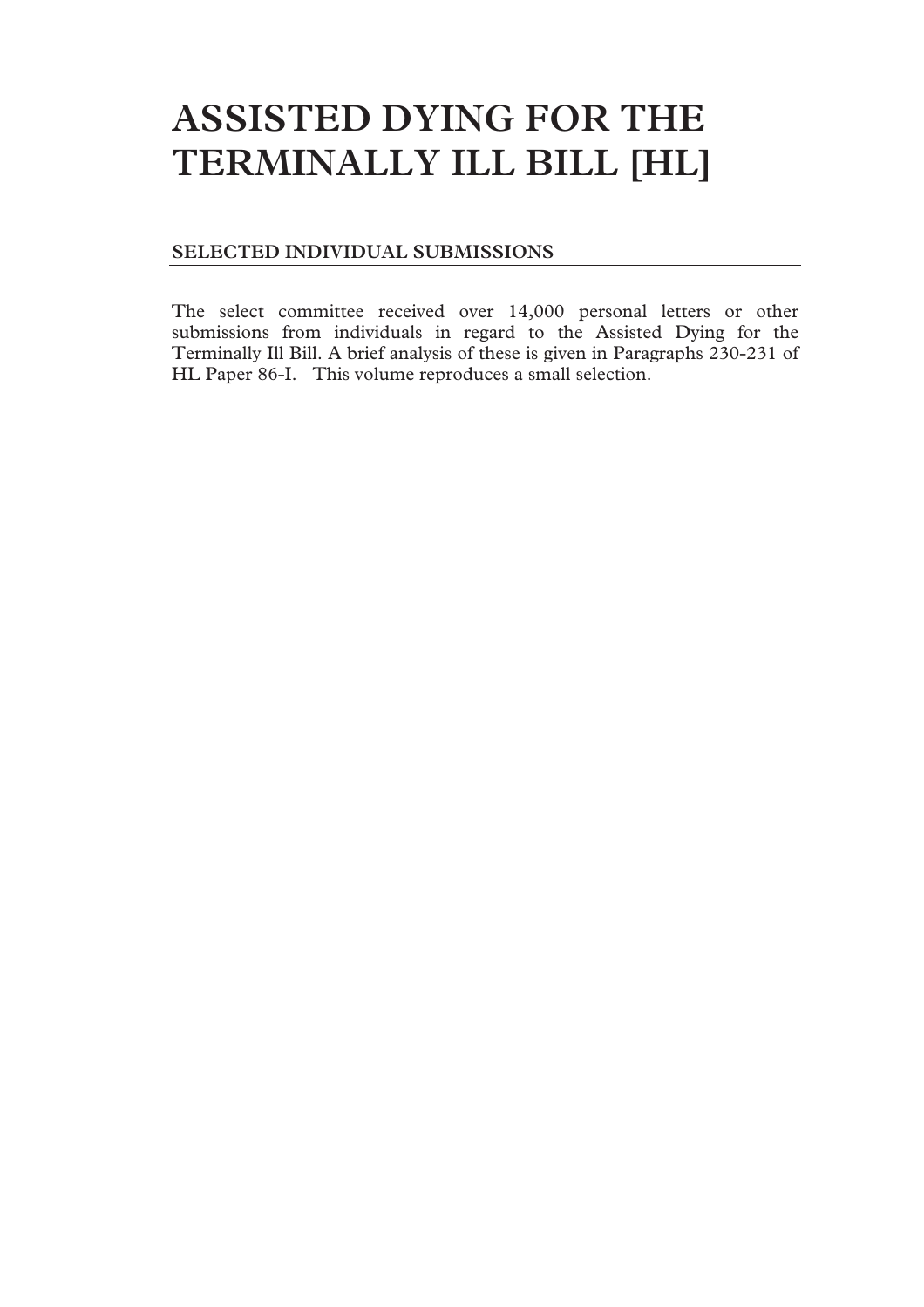# ASSISTED DYING FOR THE TERMINALLY ILL BILL [HL]

## SELECTED INDIVIDUAL SUBMISSIONS

The select committee received over 14,000 personal letters or other submissions from individuals in regard to the Assisted Dying for the Terminally Ill Bill. A brief analysis of these is given in Paragraphs 230-231 of HL Paper 86-I. This volume reproduces a small selection.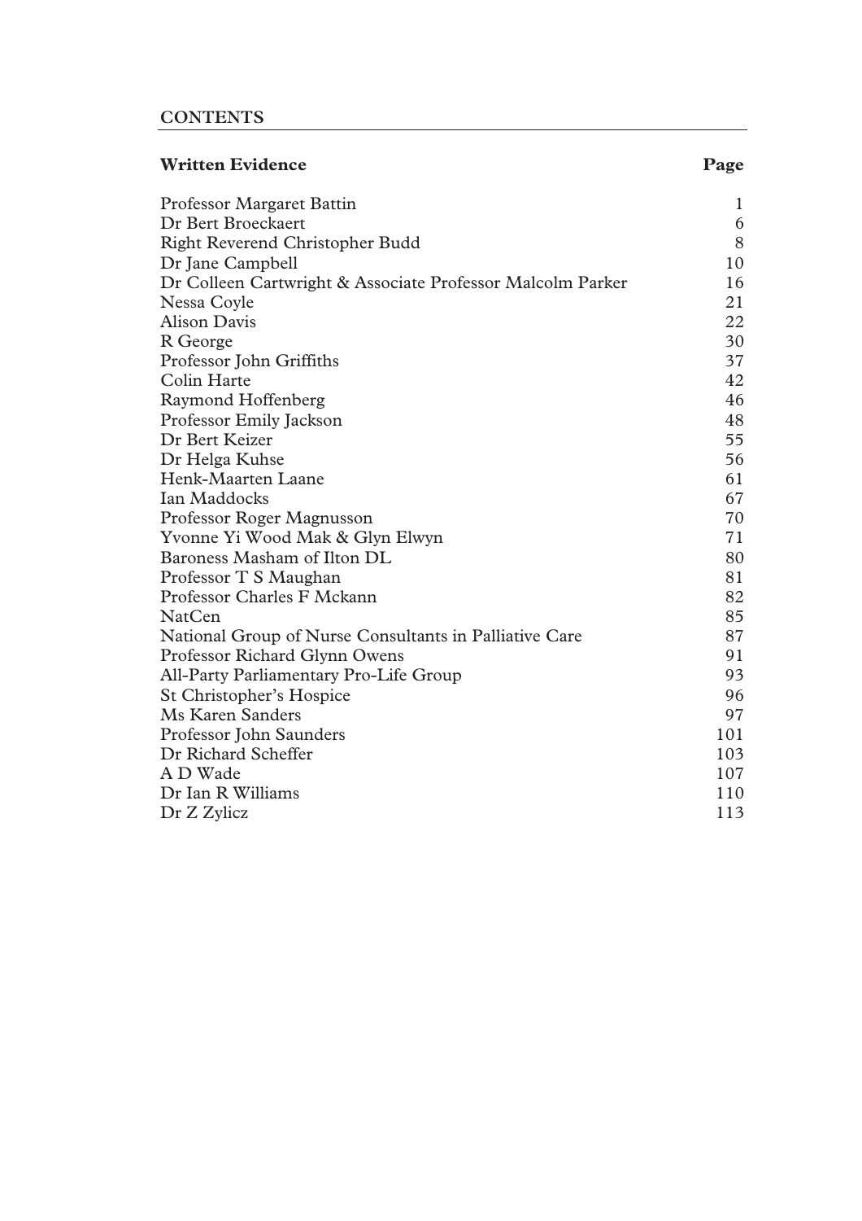# CONTENTS

| Written Evidence | Page |
|---|---|
| Professor Margaret Battin | 1 |
| Dr Bert Broeckaert | 6 |
| Right Reverend Christopher Budd | 8 |
| Dr Jane Campbell | 10 |
| Dr Colleen Cartwright & Associate Professor Malcolm Parker | 16 |
| Nessa Coyle | 21 |
| Alison Davis | 22 |
| R George | 30 |
| Professor John Griffiths | 37 |
| Colin Harte | 42 |
| Raymond Hoffenberg | 46 |
| Professor Emily Jackson | 48 |
| Dr Bert Keizer | 55 |
| Dr Helga Kuhse | 56 |
| Henk-Maarten Laane | 61 |
| Ian Maddocks | 67 |
| Professor Roger Magnusson | 70 |
| Yvonne Yi Wood Mak & Glyn Elwyn | 71 |
| Baroness Masham of Ilton DL | 80 |
| Professor T S Maughan | 81 |
| Professor Charles F Mckann | 82 |
| NatCen | 85 |
| National Group of Nurse Consultants in Palliative Care | 87 |
| Professor Richard Glynn Owens | 91 |
| All-Party Parliamentary Pro-Life Group | 93 |
| St Christopher's Hospice | 96 |
| Ms Karen Sanders | 97 |
| Professor John Saunders | 101 |
| Dr Richard Scheffer | 103 |
| A D Wade | 107 |
| Dr Ian R Williams | 110 |
| Dr Z Zylicz | 113 |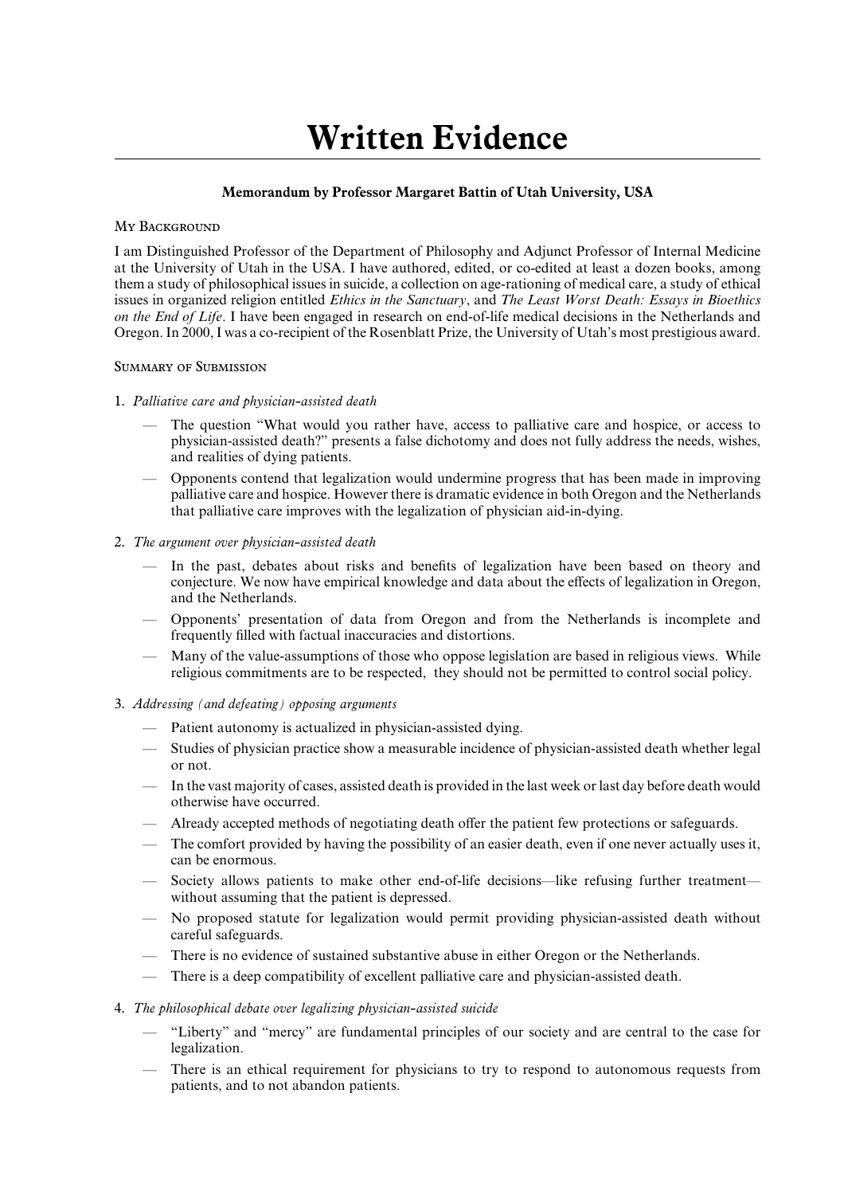# Written Evidence

**Memorandum by Professor Margaret Battin of Utah University, USA**

My Background

I am Distinguished Professor of the Department of Philosophy and Adjunct Professor of Internal Medicine at the University of Utah in the USA. I have authored, edited, or co-edited at least a dozen books, among them a study of philosophical issues in suicide, a collection on age-rationing of medical care, a study of ethical issues in organized religion entitled *Ethics in the Sanctuary*, and *The Least Worst Death: Essays in Bioethics on the End of Life*. I have been engaged in research on end-of-life medical decisions in the Netherlands and Oregon. In 2000, I was a co-recipient of the Rosenblatt Prize, the University of Utah's most prestigious award.

Summary of Submission

1. *Palliative care and physician-assisted death*
   - The question "What would you rather have, access to palliative care and hospice, or access to physician-assisted death?" presents a false dichotomy and does not fully address the needs, wishes, and realities of dying patients.
   - Opponents contend that legalization would undermine progress that has been made in improving palliative care and hospice. However there is dramatic evidence in both Oregon and the Netherlands that palliative care improves with the legalization of physician aid-in-dying.

2. *The argument over physician-assisted death*
   - In the past, debates about risks and benefits of legalization have been based on theory and conjecture. We now have empirical knowledge and data about the effects of legalization in Oregon, and the Netherlands.
   - Opponents' presentation of data from Oregon and from the Netherlands is incomplete and frequently filled with factual inaccuracies and distortions.
   - Many of the value-assumptions of those who oppose legislation are based in religious views. While religious commitments are to be respected, they should not be permitted to control social policy.

3. *Addressing (and defeating) opposing arguments*
   - Patient autonomy is actualized in physician-assisted dying.
   - Studies of physician practice show a measurable incidence of physician-assisted death whether legal or not.
   - In the vast majority of cases, assisted death is provided in the last week or last day before death would otherwise have occurred.
   - Already accepted methods of negotiating death offer the patient few protections or safeguards.
   - The comfort provided by having the possibility of an easier death, even if one never actually uses it, can be enormous.
   - Society allows patients to make other end-of-life decisions—like refusing further treatment—without assuming that the patient is depressed.
   - No proposed statute for legalization would permit providing physician-assisted death without careful safeguards.
   - There is no evidence of sustained substantive abuse in either Oregon or the Netherlands.
   - There is a deep compatibility of excellent palliative care and physician-assisted death.

4. *The philosophical debate over legalizing physician-assisted suicide*
   - "Liberty" and "mercy" are fundamental principles of our society and are central to the case for legalization.
   - There is an ethical requirement for physicians to try to respond to autonomous requests from patients, and to not abandon patients.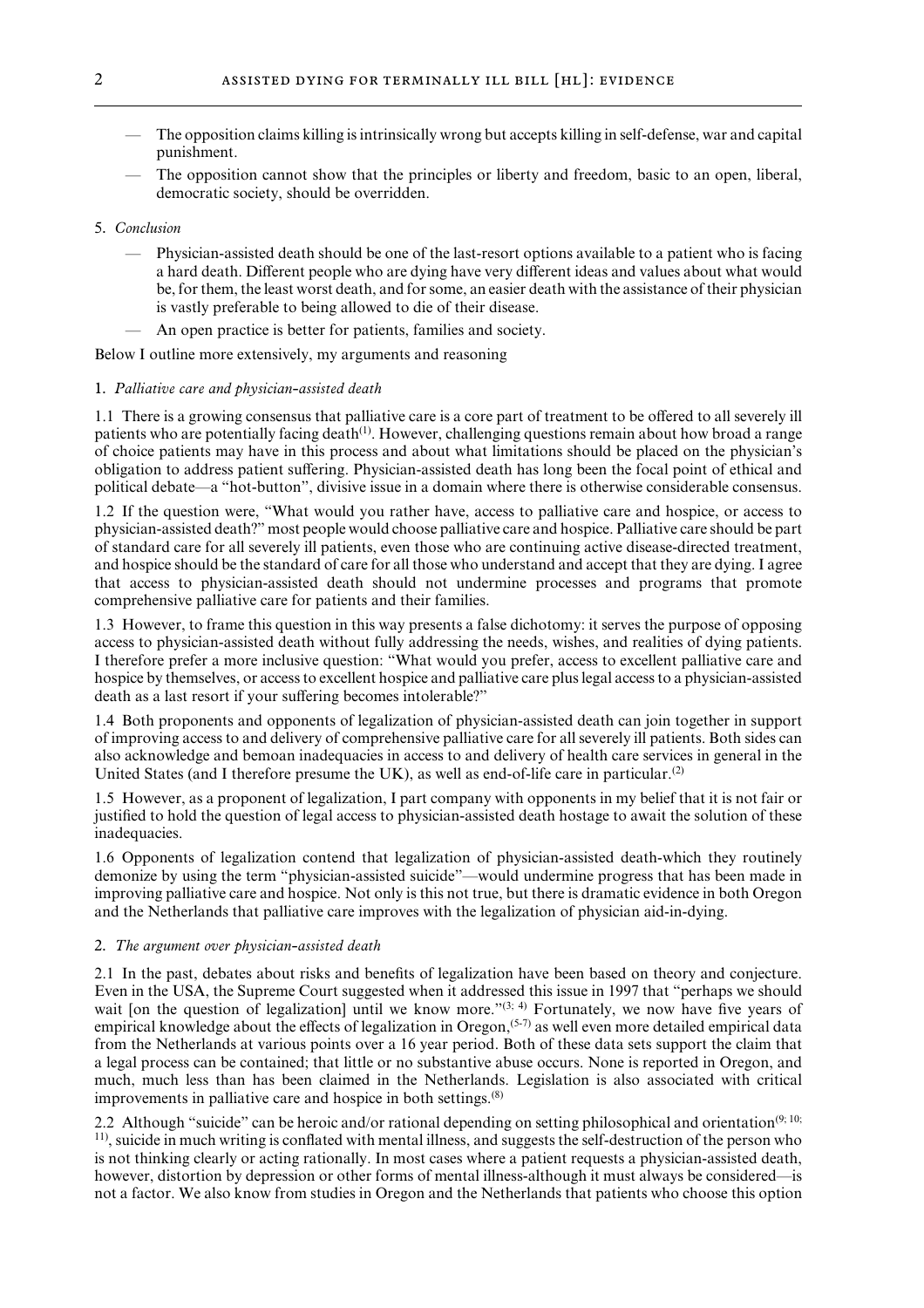- The opposition claims killing is intrinsically wrong but accepts killing in self-defense, war and capital punishment.
- The opposition cannot show that the principles or liberty and freedom, basic to an open, liberal, democratic society, should be overridden.

5. *Conclusion*

- Physician-assisted death should be one of the last-resort options available to a patient who is facing a hard death. Different people who are dying have very different ideas and values about what would be, for them, the least worst death, and for some, an easier death with the assistance of their physician is vastly preferable to being allowed to die of their disease.
- An open practice is better for patients, families and society.

Below I outline more extensively, my arguments and reasoning

1. *Palliative care and physician-assisted death*

1.1 There is a growing consensus that palliative care is a core part of treatment to be offered to all severely ill patients who are potentially facing death[1]. However, challenging questions remain about how broad a range of choice patients may have in this process and about what limitations should be placed on the physician's obligation to address patient suffering. Physician-assisted death has long been the focal point of ethical and political debate—a "hot-button", divisive issue in a domain where there is otherwise considerable consensus.

1.2 If the question were, "What would you rather have, access to palliative care and hospice, or access to physician-assisted death?" most people would choose palliative care and hospice. Palliative care should be part of standard care for all severely ill patients, even those who are continuing active disease-directed treatment, and hospice should be the standard of care for all those who understand and accept that they are dying. I agree that access to physician-assisted death should not undermine processes and programs that promote comprehensive palliative care for patients and their families.

1.3 However, to frame this question in this way presents a false dichotomy: it serves the purpose of opposing access to physician-assisted death without fully addressing the needs, wishes, and realities of dying patients. I therefore prefer a more inclusive question: "What would you prefer, access to excellent palliative care and hospice by themselves, or access to excellent hospice and palliative care plus legal access to a physician-assisted death as a last resort if your suffering becomes intolerable?"

1.4 Both proponents and opponents of legalization of physician-assisted death can join together in support of improving access to and delivery of comprehensive palliative care for all severely ill patients. Both sides can also acknowledge and bemoan inadequacies in access to and delivery of health care services in general in the United States (and I therefore presume the UK), as well as end-of-life care in particular.[2]

1.5 However, as a proponent of legalization, I part company with opponents in my belief that it is not fair or justified to hold the question of legal access to physician-assisted death hostage to await the solution of these inadequacies.

1.6 Opponents of legalization contend that legalization of physician-assisted death-which they routinely demonize by using the term "physician-assisted suicide"—would undermine progress that has been made in improving palliative care and hospice. Not only is this not true, but there is dramatic evidence in both Oregon and the Netherlands that palliative care improves with the legalization of physician aid-in-dying.

2. *The argument over physician-assisted death*

2.1 In the past, debates about risks and benefits of legalization have been based on theory and conjecture. Even in the USA, the Supreme Court suggested when it addressed this issue in 1997 that "perhaps we should wait [on the question of legalization] until we know more."[3; 4] Fortunately, we now have five years of empirical knowledge about the effects of legalization in Oregon,[5-7] as well even more detailed empirical data from the Netherlands at various points over a 16 year period. Both of these data sets support the claim that a legal process can be contained; that little or no substantive abuse occurs. None is reported in Oregon, and much, much less than has been claimed in the Netherlands. Legislation is also associated with critical improvements in palliative care and hospice in both settings.[8]

2.2 Although "suicide" can be heroic and/or rational depending on setting philosophical and orientation[9; 10; 11], suicide in much writing is conflated with mental illness, and suggests the self-destruction of the person who is not thinking clearly or acting rationally. In most cases where a patient requests a physician-assisted death, however, distortion by depression or other forms of mental illness-although it must always be considered—is not a factor. We also know from studies in Oregon and the Netherlands that patients who choose this option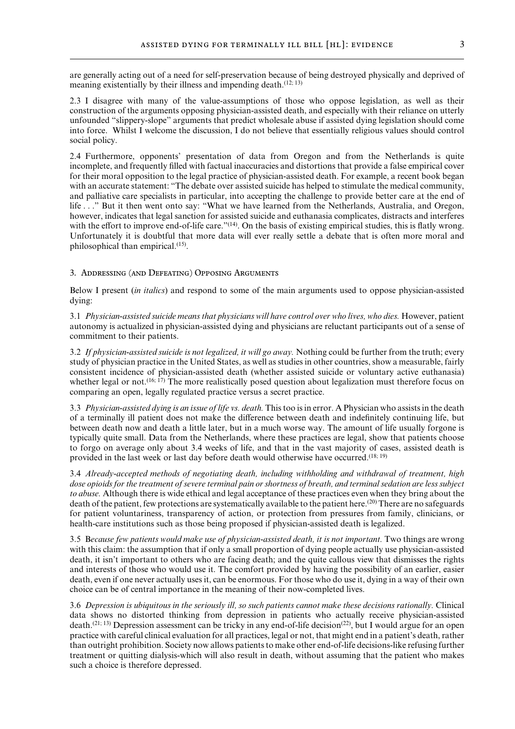are generally acting out of a need for self-preservation because of being destroyed physically and deprived of meaning existentially by their illness and impending death.[12; 13]

2.3 I disagree with many of the value-assumptions of those who oppose legislation, as well as their construction of the arguments opposing physician-assisted death, and especially with their reliance on utterly unfounded "slippery-slope" arguments that predict wholesale abuse if assisted dying legislation should come into force. Whilst I welcome the discussion, I do not believe that essentially religious values should control social policy.

2.4 Furthermore, opponents' presentation of data from Oregon and from the Netherlands is quite incomplete, and frequently filled with factual inaccuracies and distortions that provide a false empirical cover for their moral opposition to the legal practice of physician-assisted death. For example, a recent book began with an accurate statement: "The debate over assisted suicide has helped to stimulate the medical community, and palliative care specialists in particular, into accepting the challenge to provide better care at the end of life . . ." But it then went onto say: "What we have learned from the Netherlands, Australia, and Oregon, however, indicates that legal sanction for assisted suicide and euthanasia complicates, distracts and interferes with the effort to improve end-of-life care."[14]. On the basis of existing empirical studies, this is flatly wrong. Unfortunately it is doubtful that more data will ever really settle a debate that is often more moral and philosophical than empirical.[15].

### 3. Addressing (and Defeating) Opposing Arguments

Below I present (*in italics*) and respond to some of the main arguments used to oppose physician-assisted dying:

3.1 *Physician-assisted suicide means that physicians will have control over who lives, who dies.* However, patient autonomy is actualized in physician-assisted dying and physicians are reluctant participants out of a sense of commitment to their patients.

3.2 *If physician-assisted suicide is not legalized, it will go away.* Nothing could be further from the truth; every study of physician practice in the United States, as well as studies in other countries, show a measurable, fairly consistent incidence of physician-assisted death (whether assisted suicide or voluntary active euthanasia) whether legal or not.[16; 17] The more realistically posed question about legalization must therefore focus on comparing an open, legally regulated practice versus a secret practice.

3.3 *Physician-assisted dying is an issue of life vs. death.* This too is in error. A Physician who assists in the death of a terminally ill patient does not make the difference between death and indefinitely continuing life, but between death now and death a little later, but in a much worse way. The amount of life usually forgone is typically quite small. Data from the Netherlands, where these practices are legal, show that patients choose to forgo on average only about 3.4 weeks of life, and that in the vast majority of cases, assisted death is provided in the last week or last day before death would otherwise have occurred.[18; 19]

3.4 *Already-accepted methods of negotiating death, including withholding and withdrawal of treatment, high dose opioids for the treatment of severe terminal pain or shortness of breath, and terminal sedation are less subject to abuse.* Although there is wide ethical and legal acceptance of these practices even when they bring about the death of the patient, few protections are systematically available to the patient here.[20] There are no safeguards for patient voluntariness, transparency of action, or protection from pressures from family, clinicians, or health-care institutions such as those being proposed if physician-assisted death is legalized.

3.5 B*ecause few patients would make use of physician-assisted death, it is not important.* Two things are wrong with this claim: the assumption that if only a small proportion of dying people actually use physician-assisted death, it isn't important to others who are facing death; and the quite callous view that dismisses the rights and interests of those who would use it. The comfort provided by having the possibility of an earlier, easier death, even if one never actually uses it, can be enormous. For those who do use it, dying in a way of their own choice can be of central importance in the meaning of their now-completed lives.

3.6 *Depression is ubiquitous in the seriously ill, so such patients cannot make these decisions rationally.* Clinical data shows no distorted thinking from depression in patients who actually receive physician-assisted death.[21; 13] Depression assessment can be tricky in any end-of-life decision[22], but I would argue for an open practice with careful clinical evaluation for all practices, legal or not, that might end in a patient's death, rather than outright prohibition. Society now allows patients to make other end-of-life decisions-like refusing further treatment or quitting dialysis-which will also result in death, without assuming that the patient who makes such a choice is therefore depressed.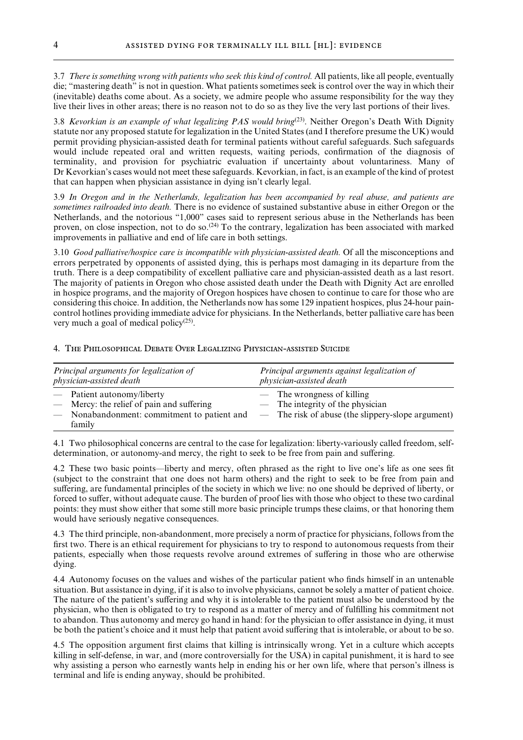3.7 *There is something wrong with patients who seek this kind of control.* All patients, like all people, eventually die; "mastering death" is not in question. What patients sometimes seek is control over the way in which their (inevitable) deaths come about. As a society, we admire people who assume responsibility for the way they live their lives in other areas; there is no reason not to do so as they live the very last portions of their lives.

3.8 *Kevorkian is an example of what legalizing PAS would bring*[(23)]. Neither Oregon's Death With Dignity statute nor any proposed statute for legalization in the United States (and I therefore presume the UK) would permit providing physician-assisted death for terminal patients without careful safeguards. Such safeguards would include repeated oral and written requests, waiting periods, confirmation of the diagnosis of terminality, and provision for psychiatric evaluation if uncertainty about voluntariness. Many of Dr Kevorkian's cases would not meet these safeguards. Kevorkian, in fact, is an example of the kind of protest that can happen when physician assistance in dying isn't clearly legal.

3.9 *In Oregon and in the Netherlands, legalization has been accompanied by real abuse, and patients are sometimes railroaded into death.* There is no evidence of sustained substantive abuse in either Oregon or the Netherlands, and the notorious "1,000" cases said to represent serious abuse in the Netherlands has been proven, on close inspection, not to do so.[(24)] To the contrary, legalization has been associated with marked improvements in palliative and end of life care in both settings.

3.10 *Good palliative/hospice care is incompatible with physician-assisted death.* Of all the misconceptions and errors perpetrated by opponents of assisted dying, this is perhaps most damaging in its departure from the truth. There is a deep compatibility of excellent palliative care and physician-assisted death as a last resort. The majority of patients in Oregon who chose assisted death under the Death with Dignity Act are enrolled in hospice programs, and the majority of Oregon hospices have chosen to continue to care for those who are considering this choice. In addition, the Netherlands now has some 129 inpatient hospices, plus 24-hour pain-control hotlines providing immediate advice for physicians. In the Netherlands, better palliative care has been very much a goal of medical policy[(25)].

## 4. The Philosophical Debate Over Legalizing Physician-assisted Suicide

| *Principal arguments for legalization of physician-assisted death* | *Principal arguments against legalization of physician-assisted death* |
|---|---|
| — Patient autonomy/liberty | — The wrongness of killing |
| — Mercy: the relief of pain and suffering | — The integrity of the physician |
| — Nonabandonment: commitment to patient and family | — The risk of abuse (the slippery-slope argument) |

4.1 Two philosophical concerns are central to the case for legalization: liberty-variously called freedom, self-determination, or autonomy-and mercy, the right to seek to be free from pain and suffering.

4.2 These two basic points—liberty and mercy, often phrased as the right to live one's life as one sees fit (subject to the constraint that one does not harm others) and the right to seek to be free from pain and suffering, are fundamental principles of the society in which we live: no one should be deprived of liberty, or forced to suffer, without adequate cause. The burden of proof lies with those who object to these two cardinal points: they must show either that some still more basic principle trumps these claims, or that honoring them would have seriously negative consequences.

4.3 The third principle, non-abandonment, more precisely a norm of practice for physicians, follows from the first two. There is an ethical requirement for physicians to try to respond to autonomous requests from their patients, especially when those requests revolve around extremes of suffering in those who are otherwise dying.

4.4 Autonomy focuses on the values and wishes of the particular patient who finds himself in an untenable situation. But assistance in dying, if it is also to involve physicians, cannot be solely a matter of patient choice. The nature of the patient's suffering and why it is intolerable to the patient must also be understood by the physician, who then is obligated to try to respond as a matter of mercy and of fulfilling his commitment not to abandon. Thus autonomy and mercy go hand in hand: for the physician to offer assistance in dying, it must be both the patient's choice and it must help that patient avoid suffering that is intolerable, or about to be so.

4.5 The opposition argument first claims that killing is intrinsically wrong. Yet in a culture which accepts killing in self-defense, in war, and (more controversially for the USA) in capital punishment, it is hard to see why assisting a person who earnestly wants help in ending his or her own life, where that person's illness is terminal and life is ending anyway, should be prohibited.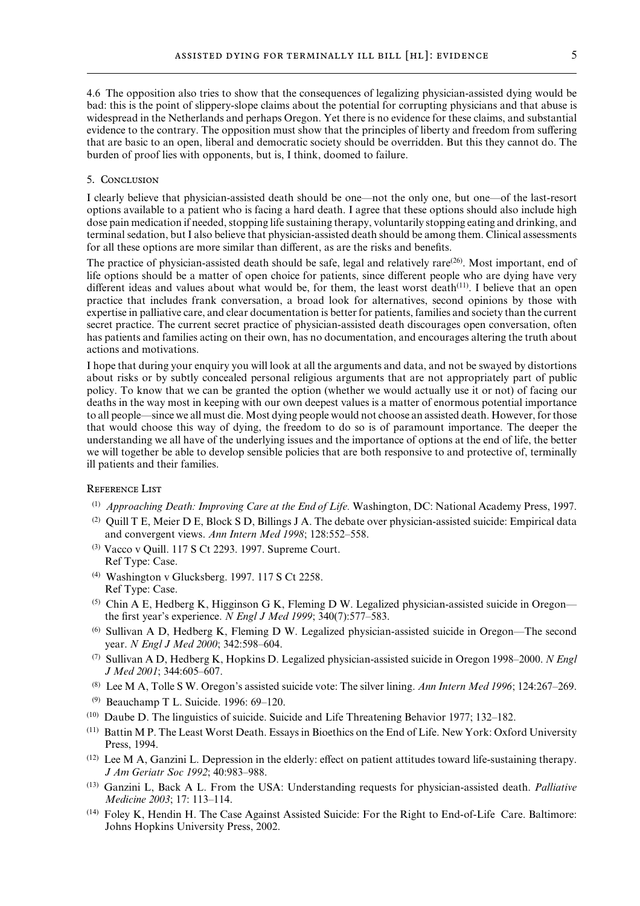4.6 The opposition also tries to show that the consequences of legalizing physician-assisted dying would be bad: this is the point of slippery-slope claims about the potential for corrupting physicians and that abuse is widespread in the Netherlands and perhaps Oregon. Yet there is no evidence for these claims, and substantial evidence to the contrary. The opposition must show that the principles of liberty and freedom from suffering that are basic to an open, liberal and democratic society should be overridden. But this they cannot do. The burden of proof lies with opponents, but is, I think, doomed to failure.

## 5. Conclusion

I clearly believe that physician-assisted death should be one—not the only one, but one—of the last-resort options available to a patient who is facing a hard death. I agree that these options should also include high dose pain medication if needed, stopping life sustaining therapy, voluntarily stopping eating and drinking, and terminal sedation, but I also believe that physician-assisted death should be among them. Clinical assessments for all these options are more similar than different, as are the risks and benefits.

The practice of physician-assisted death should be safe, legal and relatively rare[26]. Most important, end of life options should be a matter of open choice for patients, since different people who are dying have very different ideas and values about what would be, for them, the least worst death[11]. I believe that an open practice that includes frank conversation, a broad look for alternatives, second opinions by those with expertise in palliative care, and clear documentation is better for patients, families and society than the current secret practice. The current secret practice of physician-assisted death discourages open conversation, often has patients and families acting on their own, has no documentation, and encourages altering the truth about actions and motivations.

I hope that during your enquiry you will look at all the arguments and data, and not be swayed by distortions about risks or by subtly concealed personal religious arguments that are not appropriately part of public policy. To know that we can be granted the option (whether we would actually use it or not) of facing our deaths in the way most in keeping with our own deepest values is a matter of enormous potential importance to all people—since we all must die. Most dying people would not choose an assisted death. However, for those that would choose this way of dying, the freedom to do so is of paramount importance. The deeper the understanding we all have of the underlying issues and the importance of options at the end of life, the better we will together be able to develop sensible policies that are both responsive to and protective of, terminally ill patients and their families.

## Reference List

- (1) *Approaching Death: Improving Care at the End of Life.* Washington, DC: National Academy Press, 1997.
- (2) Quill T E, Meier D E, Block S D, Billings J A. The debate over physician-assisted suicide: Empirical data and convergent views. *Ann Intern Med 1998*; 128:552–558.
- (3) Vacco v Quill. 117 S Ct 2293. 1997. Supreme Court. Ref Type: Case.
- (4) Washington v Glucksberg. 1997. 117 S Ct 2258. Ref Type: Case.
- (5) Chin A E, Hedberg K, Higginson G K, Fleming D W. Legalized physician-assisted suicide in Oregon—the first year's experience. *N Engl J Med 1999*; 340(7):577–583.
- (6) Sullivan A D, Hedberg K, Fleming D W. Legalized physician-assisted suicide in Oregon—The second year. *N Engl J Med 2000*; 342:598–604.
- (7) Sullivan A D, Hedberg K, Hopkins D. Legalized physician-assisted suicide in Oregon 1998–2000. *N Engl J Med 2001*; 344:605–607.
- (8) Lee M A, Tolle S W. Oregon's assisted suicide vote: The silver lining. *Ann Intern Med 1996*; 124:267–269.
- (9) Beauchamp T L. Suicide. 1996: 69–120.
- (10) Daube D. The linguistics of suicide. Suicide and Life Threatening Behavior 1977; 132–182.
- (11) Battin M P. The Least Worst Death. Essays in Bioethics on the End of Life. New York: Oxford University Press, 1994.
- (12) Lee M A, Ganzini L. Depression in the elderly: effect on patient attitudes toward life-sustaining therapy. *J Am Geriatr Soc 1992*; 40:983–988.
- (13) Ganzini L, Back A L. From the USA: Understanding requests for physician-assisted death. *Palliative Medicine 2003*; 17: 113–114.
- (14) Foley K, Hendin H. The Case Against Assisted Suicide: For the Right to End-of-Life Care. Baltimore: Johns Hopkins University Press, 2002.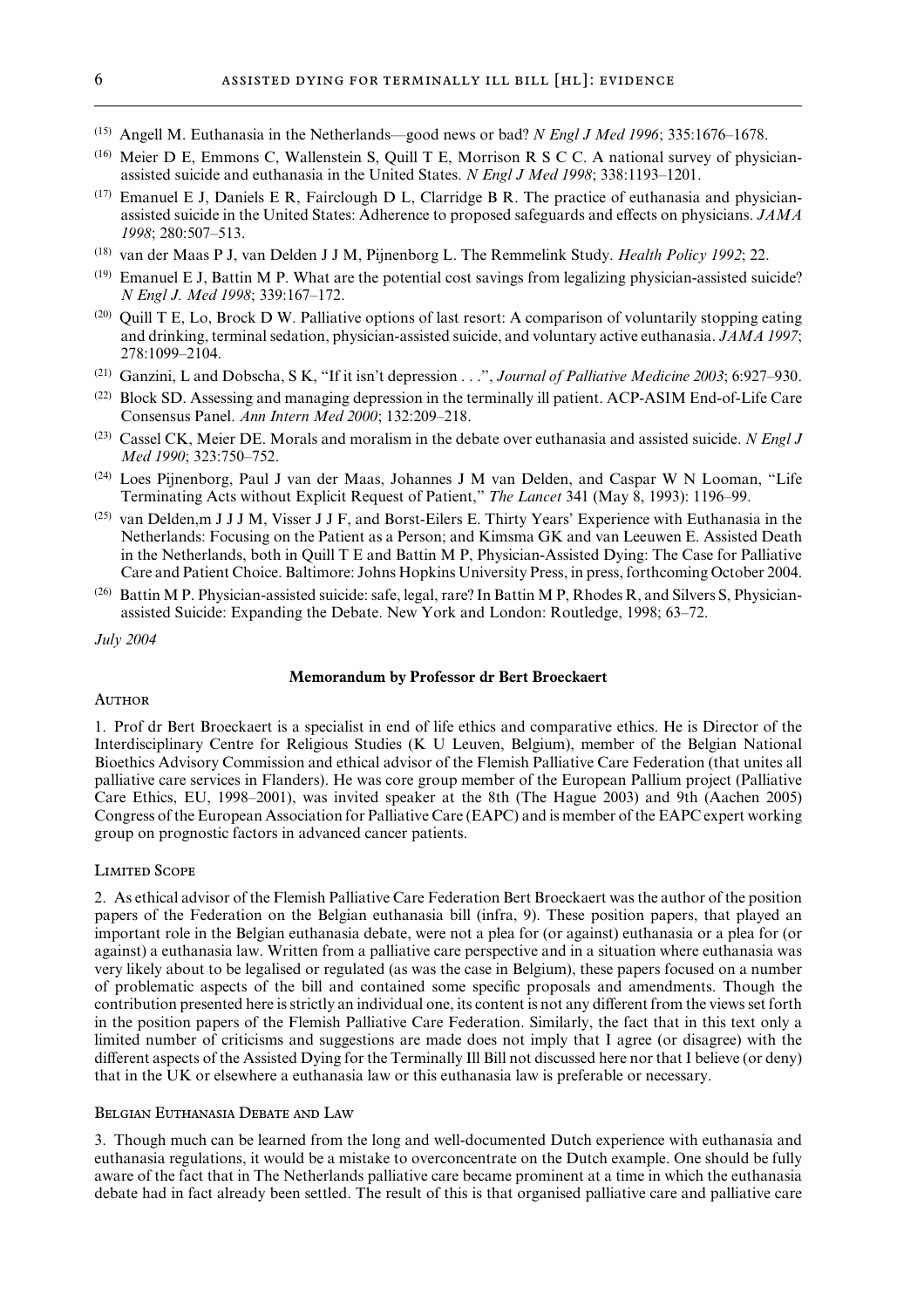(15) Angell M. Euthanasia in the Netherlands—good news or bad? *N Engl J Med 1996*; 335:1676–1678.

(16) Meier D E, Emmons C, Wallenstein S, Quill T E, Morrison R S C C. A national survey of physician-assisted suicide and euthanasia in the United States. *N Engl J Med 1998*; 338:1193–1201.

(17) Emanuel E J, Daniels E R, Fairclough D L, Clarridge B R. The practice of euthanasia and physician-assisted suicide in the United States: Adherence to proposed safeguards and effects on physicians. *JAMA 1998*; 280:507–513.

(18) van der Maas P J, van Delden J J M, Pijnenborg L. The Remmelink Study. *Health Policy 1992*; 22.

(19) Emanuel E J, Battin M P. What are the potential cost savings from legalizing physician-assisted suicide? *N Engl J. Med 1998*; 339:167–172.

(20) Quill T E, Lo, Brock D W. Palliative options of last resort: A comparison of voluntarily stopping eating and drinking, terminal sedation, physician-assisted suicide, and voluntary active euthanasia. *JAMA 1997*; 278:1099–2104.

(21) Ganzini, L and Dobscha, S K, "If it isn't depression . . .", *Journal of Palliative Medicine 2003*; 6:927–930.

(22) Block SD. Assessing and managing depression in the terminally ill patient. ACP-ASIM End-of-Life Care Consensus Panel. *Ann Intern Med 2000*; 132:209–218.

(23) Cassel CK, Meier DE. Morals and moralism in the debate over euthanasia and assisted suicide. *N Engl J Med 1990*; 323:750–752.

(24) Loes Pijnenborg, Paul J van der Maas, Johannes J M van Delden, and Caspar W N Looman, "Life Terminating Acts without Explicit Request of Patient," *The Lancet* 341 (May 8, 1993): 1196–99.

(25) van Delden,m J J J M, Visser J J F, and Borst-Eilers E. Thirty Years' Experience with Euthanasia in the Netherlands: Focusing on the Patient as a Person; and Kimsma GK and van Leeuwen E. Assisted Death in the Netherlands, both in Quill T E and Battin M P, Physician-Assisted Dying: The Case for Palliative Care and Patient Choice. Baltimore: Johns Hopkins University Press, in press, forthcoming October 2004.

(26) Battin M P. Physician-assisted suicide: safe, legal, rare? In Battin M P, Rhodes R, and Silvers S, Physician-assisted Suicide: Expanding the Debate. New York and London: Routledge, 1998; 63–72.

*July 2004*

## Memorandum by Professor dr Bert Broeckaert

### Author

1. Prof dr Bert Broeckaert is a specialist in end of life ethics and comparative ethics. He is Director of the Interdisciplinary Centre for Religious Studies (K U Leuven, Belgium), member of the Belgian National Bioethics Advisory Commission and ethical advisor of the Flemish Palliative Care Federation (that unites all palliative care services in Flanders). He was core group member of the European Pallium project (Palliative Care Ethics, EU, 1998–2001), was invited speaker at the 8th (The Hague 2003) and 9th (Aachen 2005) Congress of the European Association for Palliative Care (EAPC) and is member of the EAPC expert working group on prognostic factors in advanced cancer patients.

### Limited Scope

2. As ethical advisor of the Flemish Palliative Care Federation Bert Broeckaert was the author of the position papers of the Federation on the Belgian euthanasia bill (infra, 9). These position papers, that played an important role in the Belgian euthanasia debate, were not a plea for (or against) euthanasia or a plea for (or against) a euthanasia law. Written from a palliative care perspective and in a situation where euthanasia was very likely about to be legalised or regulated (as was the case in Belgium), these papers focused on a number of problematic aspects of the bill and contained some specific proposals and amendments. Though the contribution presented here is strictly an individual one, its content is not any different from the views set forth in the position papers of the Flemish Palliative Care Federation. Similarly, the fact that in this text only a limited number of criticisms and suggestions are made does not imply that I agree (or disagree) with the different aspects of the Assisted Dying for the Terminally Ill Bill not discussed here nor that I believe (or deny) that in the UK or elsewhere a euthanasia law or this euthanasia law is preferable or necessary.

### Belgian Euthanasia Debate and Law

3. Though much can be learned from the long and well-documented Dutch experience with euthanasia and euthanasia regulations, it would be a mistake to overconcentrate on the Dutch example. One should be fully aware of the fact that in The Netherlands palliative care became prominent at a time in which the euthanasia debate had in fact already been settled. The result of this is that organised palliative care and palliative care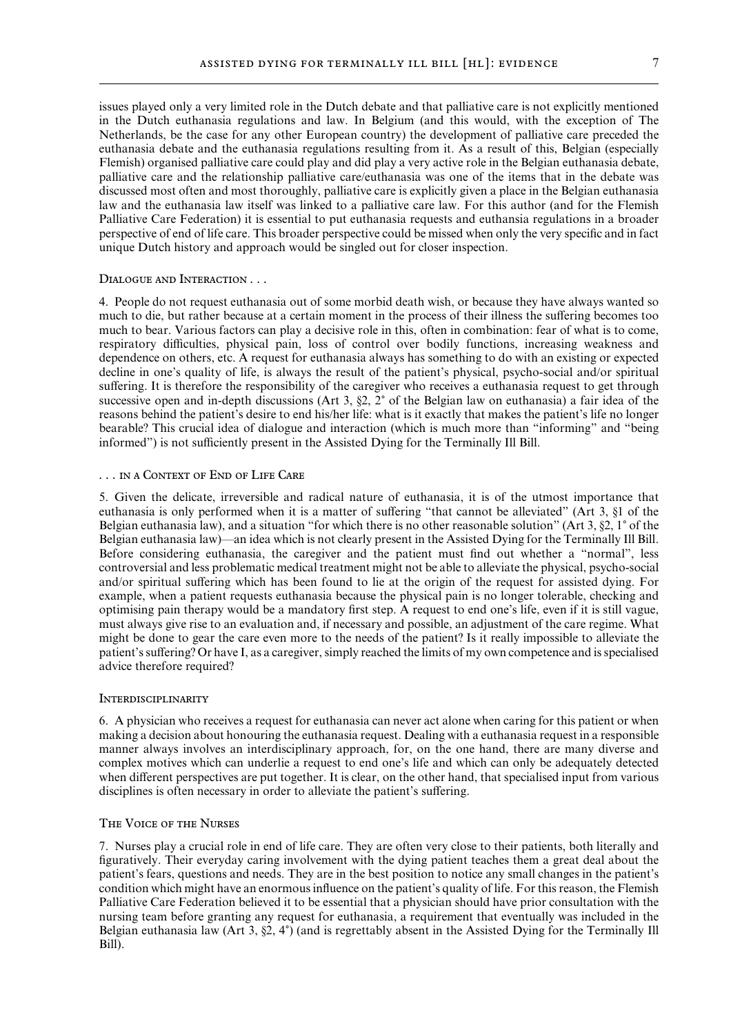issues played only a very limited role in the Dutch debate and that palliative care is not explicitly mentioned in the Dutch euthanasia regulations and law. In Belgium (and this would, with the exception of The Netherlands, be the case for any other European country) the development of palliative care preceded the euthanasia debate and the euthanasia regulations resulting from it. As a result of this, Belgian (especially Flemish) organised palliative care could play and did play a very active role in the Belgian euthanasia debate, palliative care and the relationship palliative care/euthanasia was one of the items that in the debate was discussed most often and most thoroughly, palliative care is explicitly given a place in the Belgian euthanasia law and the euthanasia law itself was linked to a palliative care law. For this author (and for the Flemish Palliative Care Federation) it is essential to put euthanasia requests and euthanasia regulations in a broader perspective of end of life care. This broader perspective could be missed when only the very specific and in fact unique Dutch history and approach would be singled out for closer inspection.

### Dialogue and Interaction . . .

4. People do not request euthanasia out of some morbid death wish, or because they have always wanted so much to die, but rather because at a certain moment in the process of their illness the suffering becomes too much to bear. Various factors can play a decisive role in this, often in combination: fear of what is to come, respiratory difficulties, physical pain, loss of control over bodily functions, increasing weakness and dependence on others, etc. A request for euthanasia always has something to do with an existing or expected decline in one's quality of life, is always the result of the patient's physical, psycho-social and/or spiritual suffering. It is therefore the responsibility of the caregiver who receives a euthanasia request to get through successive open and in-depth discussions (Art 3, §2, 2° of the Belgian law on euthanasia) a fair idea of the reasons behind the patient's desire to end his/her life: what is it exactly that makes the patient's life no longer bearable? This crucial idea of dialogue and interaction (which is much more than "informing" and "being informed") is not sufficiently present in the Assisted Dying for the Terminally Ill Bill.

### . . . in a Context of End of Life Care

5. Given the delicate, irreversible and radical nature of euthanasia, it is of the utmost importance that euthanasia is only performed when it is a matter of suffering "that cannot be alleviated" (Art 3, §1 of the Belgian euthanasia law), and a situation "for which there is no other reasonable solution" (Art 3, §2, 1° of the Belgian euthanasia law)—an idea which is not clearly present in the Assisted Dying for the Terminally Ill Bill. Before considering euthanasia, the caregiver and the patient must find out whether a "normal", less controversial and less problematic medical treatment might not be able to alleviate the physical, psycho-social and/or spiritual suffering which has been found to lie at the origin of the request for assisted dying. For example, when a patient requests euthanasia because the physical pain is no longer tolerable, checking and optimising pain therapy would be a mandatory first step. A request to end one's life, even if it is still vague, must always give rise to an evaluation and, if necessary and possible, an adjustment of the care regime. What might be done to gear the care even more to the needs of the patient? Is it really impossible to alleviate the patient's suffering? Or have I, as a caregiver, simply reached the limits of my own competence and is specialised advice therefore required?

### Interdisciplinarity

6. A physician who receives a request for euthanasia can never act alone when caring for this patient or when making a decision about honouring the euthanasia request. Dealing with a euthanasia request in a responsible manner always involves an interdisciplinary approach, for, on the one hand, there are many diverse and complex motives which can underlie a request to end one's life and which can only be adequately detected when different perspectives are put together. It is clear, on the other hand, that specialised input from various disciplines is often necessary in order to alleviate the patient's suffering.

### The Voice of the Nurses

7. Nurses play a crucial role in end of life care. They are often very close to their patients, both literally and figuratively. Their everyday caring involvement with the dying patient teaches them a great deal about the patient's fears, questions and needs. They are in the best position to notice any small changes in the patient's condition which might have an enormous influence on the patient's quality of life. For this reason, the Flemish Palliative Care Federation believed it to be essential that a physician should have prior consultation with the nursing team before granting any request for euthanasia, a requirement that eventually was included in the Belgian euthanasia law (Art 3, §2, 4°) (and is regrettably absent in the Assisted Dying for the Terminally Ill Bill).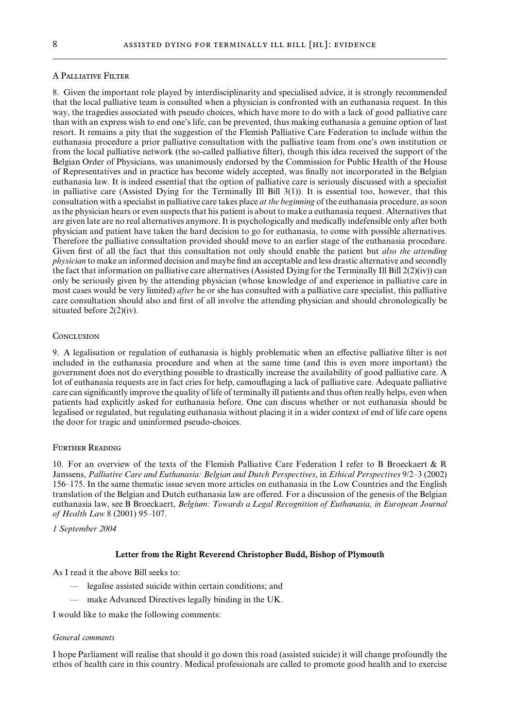### A Palliative Filter

8. Given the important role played by interdisciplinarity and specialised advice, it is strongly recommended that the local palliative team is consulted when a physician is confronted with an euthanasia request. In this way, the tragedies associated with pseudo choices, which have more to do with a lack of good palliative care than with an express wish to end one's life, can be prevented, thus making euthanasia a genuine option of last resort. It remains a pity that the suggestion of the Flemish Palliative Care Federation to include within the euthanasia procedure a prior palliative consultation with the palliative team from one's own institution or from the local palliative network (the so-called palliative filter), though this idea received the support of the Belgian Order of Physicians, was unanimously endorsed by the Commission for Public Health of the House of Representatives and in practice has become widely accepted, was finally not incorporated in the Belgian euthanasia law. It is indeed essential that the option of palliative care is seriously discussed with a specialist in palliative care (Assisted Dying for the Terminally Ill Bill 3(1)). It is essential too, however, that this consultation with a specialist in palliative care takes place *at the beginning* of the euthanasia procedure, as soon as the physician hears or even suspects that his patient is about to make a euthanasia request. Alternatives that are given late are no real alternatives anymore. It is psychologically and medically indefensible only after both physician and patient have taken the hard decision to go for euthanasia, to come with possible alternatives. Therefore the palliative consultation provided should move to an earlier stage of the euthanasia procedure. Given first of all the fact that this consultation not only should enable the patient but *also the attending physician* to make an informed decision and maybe find an acceptable and less drastic alternative and secondly the fact that information on palliative care alternatives (Assisted Dying for the Terminally Ill Bill 2(2)(iv)) can only be seriously given by the attending physician (whose knowledge of and experience in palliative care in most cases would be very limited) *after* he or she has consulted with a palliative care specialist, this palliative care consultation should also and first of all involve the attending physician and should chronologically be situated before 2(2)(iv).

### Conclusion

9. A legalisation or regulation of euthanasia is highly problematic when an effective palliative filter is not included in the euthanasia procedure and when at the same time (and this is even more important) the government does not do everything possible to drastically increase the availability of good palliative care. A lot of euthanasia requests are in fact cries for help, camouflaging a lack of palliative care. Adequate palliative care can significantly improve the quality of life of terminally ill patients and thus often really helps, even when patients had explicitly asked for euthanasia before. One can discuss whether or not euthanasia should be legalised or regulated, but regulating euthanasia without placing it in a wider context of end of life care opens the door for tragic and uninformed pseudo-choices.

### Further Reading

10. For an overview of the texts of the Flemish Palliative Care Federation I refer to B Broeckaert & R Janssens, *Palliative Care and Euthanasia: Belgian and Dutch Perspectives*, in *Ethical Perspectives* 9/2–3 (2002) 156–175. In the same thematic issue seven more articles on euthanasia in the Low Countries and the English translation of the Belgian and Dutch euthanasia law are offered. For a discussion of the genesis of the Belgian euthanasia law, see B Broeckaert, *Belgium: Towards a Legal Recognition of Euthanasia, in European Journal of Health Law* 8 (2001) 95–107.

*1 September 2004*

## Letter from the Right Reverend Christopher Budd, Bishop of Plymouth

As I read it the above Bill seeks to:

- legalise assisted suicide within certain conditions; and
- make Advanced Directives legally binding in the UK.

I would like to make the following comments:

*General comments*

I hope Parliament will realise that should it go down this road (assisted suicide) it will change profoundly the ethos of health care in this country. Medical professionals are called to promote good health and to exercise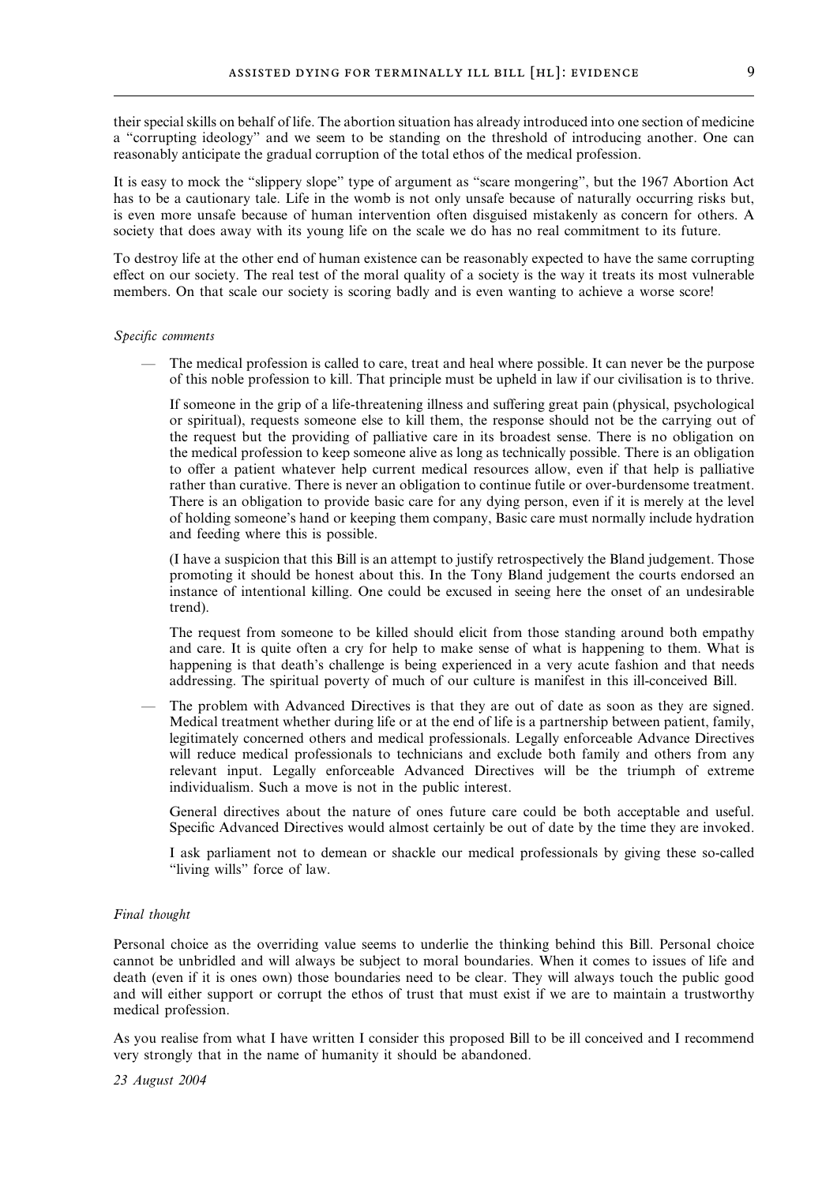their special skills on behalf of life. The abortion situation has already introduced into one section of medicine a "corrupting ideology" and we seem to be standing on the threshold of introducing another. One can reasonably anticipate the gradual corruption of the total ethos of the medical profession.

It is easy to mock the "slippery slope" type of argument as "scare mongering", but the 1967 Abortion Act has to be a cautionary tale. Life in the womb is not only unsafe because of naturally occurring risks but, is even more unsafe because of human intervention often disguised mistakenly as concern for others. A society that does away with its young life on the scale we do has no real commitment to its future.

To destroy life at the other end of human existence can be reasonably expected to have the same corrupting effect on our society. The real test of the moral quality of a society is the way it treats its most vulnerable members. On that scale our society is scoring badly and is even wanting to achieve a worse score!

*Specific comments*

— The medical profession is called to care, treat and heal where possible. It can never be the purpose of this noble profession to kill. That principle must be upheld in law if our civilisation is to thrive.

  If someone in the grip of a life-threatening illness and suffering great pain (physical, psychological or spiritual), requests someone else to kill them, the response should not be the carrying out of the request but the providing of palliative care in its broadest sense. There is no obligation on the medical profession to keep someone alive as long as technically possible. There is an obligation to offer a patient whatever help current medical resources allow, even if that help is palliative rather than curative. There is never an obligation to continue futile or over-burdensome treatment. There is an obligation to provide basic care for any dying person, even if it is merely at the level of holding someone's hand or keeping them company, Basic care must normally include hydration and feeding where this is possible.

  (I have a suspicion that this Bill is an attempt to justify retrospectively the Bland judgement. Those promoting it should be honest about this. In the Tony Bland judgement the courts endorsed an instance of intentional killing. One could be excused in seeing here the onset of an undesirable trend).

  The request from someone to be killed should elicit from those standing around both empathy and care. It is quite often a cry for help to make sense of what is happening to them. What is happening is that death's challenge is being experienced in a very acute fashion and that needs addressing. The spiritual poverty of much of our culture is manifest in this ill-conceived Bill.

— The problem with Advanced Directives is that they are out of date as soon as they are signed. Medical treatment whether during life or at the end of life is a partnership between patient, family, legitimately concerned others and medical professionals. Legally enforceable Advance Directives will reduce medical professionals to technicians and exclude both family and others from any relevant input. Legally enforceable Advanced Directives will be the triumph of extreme individualism. Such a move is not in the public interest.

  General directives about the nature of ones future care could be both acceptable and useful. Specific Advanced Directives would almost certainly be out of date by the time they are invoked.

  I ask parliament not to demean or shackle our medical professionals by giving these so-called "living wills" force of law.

*Final thought*

Personal choice as the overriding value seems to underlie the thinking behind this Bill. Personal choice cannot be unbridled and will always be subject to moral boundaries. When it comes to issues of life and death (even if it is ones own) those boundaries need to be clear. They will always touch the public good and will either support or corrupt the ethos of trust that must exist if we are to maintain a trustworthy medical profession.

As you realise from what I have written I consider this proposed Bill to be ill conceived and I recommend very strongly that in the name of humanity it should be abandoned.

*23 August 2004*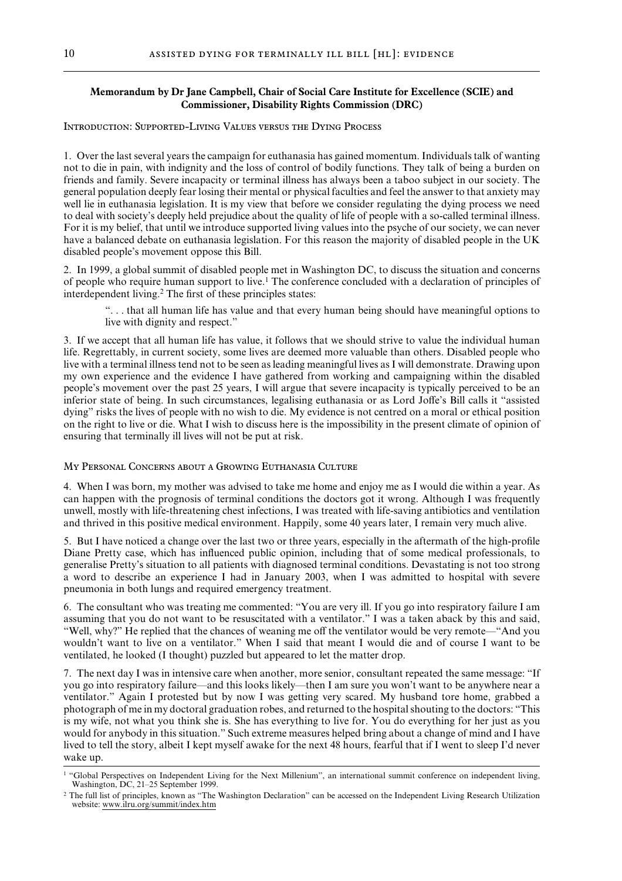## Memorandum by Dr Jane Campbell, Chair of Social Care Institute for Excellence (SCIE) and Commissioner, Disability Rights Commission (DRC)

### Introduction: Supported-Living Values versus the Dying Process

1. Over the last several years the campaign for euthanasia has gained momentum. Individuals talk of wanting not to die in pain, with indignity and the loss of control of bodily functions. They talk of being a burden on friends and family. Severe incapacity or terminal illness has always been a taboo subject in our society. The general population deeply fear losing their mental or physical faculties and feel the answer to that anxiety may well lie in euthanasia legislation. It is my view that before we consider regulating the dying process we need to deal with society's deeply held prejudice about the quality of life of people with a so-called terminal illness. For it is my belief, that until we introduce supported living values into the psyche of our society, we can never have a balanced debate on euthanasia legislation. For this reason the majority of disabled people in the UK disabled people's movement oppose this Bill.

2. In 1999, a global summit of disabled people met in Washington DC, to discuss the situation and concerns of people who require human support to live.[1] The conference concluded with a declaration of principles of interdependent living.[2] The first of these principles states:

> ". . . that all human life has value and that every human being should have meaningful options to live with dignity and respect."

3. If we accept that all human life has value, it follows that we should strive to value the individual human life. Regrettably, in current society, some lives are deemed more valuable than others. Disabled people who live with a terminal illness tend not to be seen as leading meaningful lives as I will demonstrate. Drawing upon my own experience and the evidence I have gathered from working and campaigning within the disabled people's movement over the past 25 years, I will argue that severe incapacity is typically perceived to be an inferior state of being. In such circumstances, legalising euthanasia or as Lord Joffe's Bill calls it "assisted dying" risks the lives of people with no wish to die. My evidence is not centred on a moral or ethical position on the right to live or die. What I wish to discuss here is the impossibility in the present climate of opinion of ensuring that terminally ill lives will not be put at risk.

### My Personal Concerns about a Growing Euthanasia Culture

4. When I was born, my mother was advised to take me home and enjoy me as I would die within a year. As can happen with the prognosis of terminal conditions the doctors got it wrong. Although I was frequently unwell, mostly with life-threatening chest infections, I was treated with life-saving antibiotics and ventilation and thrived in this positive medical environment. Happily, some 40 years later, I remain very much alive.

5. But I have noticed a change over the last two or three years, especially in the aftermath of the high-profile Diane Pretty case, which has influenced public opinion, including that of some medical professionals, to generalise Pretty's situation to all patients with diagnosed terminal conditions. Devastating is not too strong a word to describe an experience I had in January 2003, when I was admitted to hospital with severe pneumonia in both lungs and required emergency treatment.

6. The consultant who was treating me commented: "You are very ill. If you go into respiratory failure I am assuming that you do not want to be resuscitated with a ventilator." I was a taken aback by this and said, "Well, why?" He replied that the chances of weaning me off the ventilator would be very remote—"And you wouldn't want to live on a ventilator." When I said that meant I would die and of course I want to be ventilated, he looked (I thought) puzzled but appeared to let the matter drop.

7. The next day I was in intensive care when another, more senior, consultant repeated the same message: "If you go into respiratory failure—and this looks likely—then I am sure you won't want to be anywhere near a ventilator." Again I protested but by now I was getting very scared. My husband tore home, grabbed a photograph of me in my doctoral graduation robes, and returned to the hospital shouting to the doctors: "This is my wife, not what you think she is. She has everything to live for. You do everything for her just as you would for anybody in this situation." Such extreme measures helped bring about a change of mind and I have lived to tell the story, albeit I kept myself awake for the next 48 hours, fearful that if I went to sleep I'd never wake up.

---

[1] "Global Perspectives on Independent Living for the Next Millenium", an international summit conference on independent living, Washington, DC, 21–25 September 1999.

[2] The full list of principles, known as "The Washington Declaration" can be accessed on the Independent Living Research Utilization website: www.ilru.org/summit/index.htm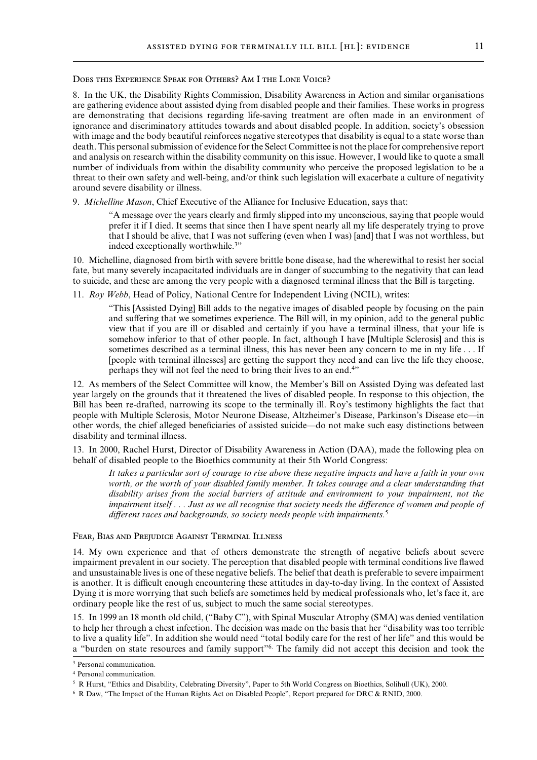### Does this Experience Speak for Others? Am I the Lone Voice?

8. In the UK, the Disability Rights Commission, Disability Awareness in Action and similar organisations are gathering evidence about assisted dying from disabled people and their families. These works in progress are demonstrating that decisions regarding life-saving treatment are often made in an environment of ignorance and discriminatory attitudes towards and about disabled people. In addition, society's obsession with image and the body beautiful reinforces negative stereotypes that disability is equal to a state worse than death. This personal submission of evidence for the Select Committee is not the place for comprehensive report and analysis on research within the disability community on this issue. However, I would like to quote a small number of individuals from within the disability community who perceive the proposed legislation to be a threat to their own safety and well-being, and/or think such legislation will exacerbate a culture of negativity around severe disability or illness.

9. *Michelline Mason*, Chief Executive of the Alliance for Inclusive Education, says that:

> "A message over the years clearly and firmly slipped into my unconscious, saying that people would prefer it if I died. It seems that since then I have spent nearly all my life desperately trying to prove that I should be alive, that I was not suffering (even when I was) [and] that I was not worthless, but indeed exceptionally worthwhile.[3]"

10. Michelline, diagnosed from birth with severe brittle bone disease, had the wherewithal to resist her social fate, but many severely incapacitated individuals are in danger of succumbing to the negativity that can lead to suicide, and these are among the very people with a diagnosed terminal illness that the Bill is targeting.

11. *Roy Webb*, Head of Policy, National Centre for Independent Living (NCIL), writes:

> "This [Assisted Dying] Bill adds to the negative images of disabled people by focusing on the pain and suffering that we sometimes experience. The Bill will, in my opinion, add to the general public view that if you are ill or disabled and certainly if you have a terminal illness, that your life is somehow inferior to that of other people. In fact, although I have [Multiple Sclerosis] and this is sometimes described as a terminal illness, this has never been any concern to me in my life . . . If [people with terminal illnesses] are getting the support they need and can live the life they choose, perhaps they will not feel the need to bring their lives to an end.[4]"

12. As members of the Select Committee will know, the Member's Bill on Assisted Dying was defeated last year largely on the grounds that it threatened the lives of disabled people. In response to this objection, the Bill has been re-drafted, narrowing its scope to the terminally ill. Roy's testimony highlights the fact that people with Multiple Sclerosis, Motor Neurone Disease, Altzheimer's Disease, Parkinson's Disease etc—in other words, the chief alleged beneficiaries of assisted suicide—do not make such easy distinctions between disability and terminal illness.

13. In 2000, Rachel Hurst, Director of Disability Awareness in Action (DAA), made the following plea on behalf of disabled people to the Bioethics community at their 5th World Congress:

> *It takes a particular sort of courage to rise above these negative impacts and have a faith in your own worth, or the worth of your disabled family member. It takes courage and a clear understanding that disability arises from the social barriers of attitude and environment to your impairment, not the impairment itself . . . Just as we all recognise that society needs the difference of women and people of different races and backgrounds, so society needs people with impairments.*[5]

### Fear, Bias and Prejudice Against Terminal Illness

14. My own experience and that of others demonstrate the strength of negative beliefs about severe impairment prevalent in our society. The perception that disabled people with terminal conditions live flawed and unsustainable lives is one of these negative beliefs. The belief that death is preferable to severe impairment is another. It is difficult enough encountering these attitudes in day-to-day living. In the context of Assisted Dying it is more worrying that such beliefs are sometimes held by medical professionals who, let's face it, are ordinary people like the rest of us, subject to much the same social stereotypes.

15. In 1999 an 18 month old child, ("Baby C"), with Spinal Muscular Atrophy (SMA) was denied ventilation to help her through a chest infection. The decision was made on the basis that her "disability was too terrible to live a quality life". In addition she would need "total bodily care for the rest of her life" and this would be a "burden on state resources and family support"[6]. The family did not accept this decision and took the

---

[3] Personal communication.

[4] Personal communication.

[5] R Hurst, "Ethics and Disability, Celebrating Diversity", Paper to 5th World Congress on Bioethics, Solihull (UK), 2000.

[6] R Daw, "The Impact of the Human Rights Act on Disabled People", Report prepared for DRC & RNID, 2000.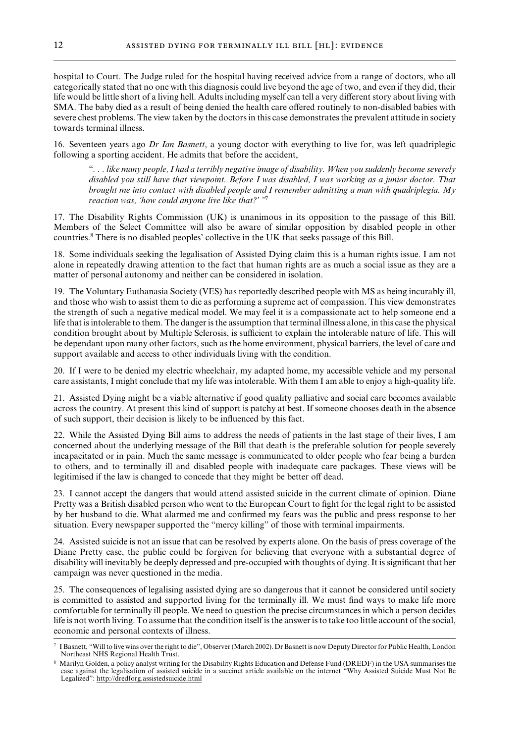hospital to Court. The Judge ruled for the hospital having received advice from a range of doctors, who all categorically stated that no one with this diagnosis could live beyond the age of two, and even if they did, their life would be little short of a living hell. Adults including myself can tell a very different story about living with SMA. The baby died as a result of being denied the health care offered routinely to non-disabled babies with severe chest problems. The view taken by the doctors in this case demonstrates the prevalent attitude in society towards terminal illness.

16. Seventeen years ago *Dr Ian Basnett*, a young doctor with everything to live for, was left quadriplegic following a sporting accident. He admits that before the accident,

> ". . . *like many people, I had a terribly negative image of disability. When you suddenly become severely disabled you still have that viewpoint. Before I was disabled, I was working as a junior doctor. That brought me into contact with disabled people and I remember admitting a man with quadriplegia. My reaction was, 'how could anyone live like that?'* "[7]

17. The Disability Rights Commission (UK) is unanimous in its opposition to the passage of this Bill. Members of the Select Committee will also be aware of similar opposition by disabled people in other countries.[8] There is no disabled peoples' collective in the UK that seeks passage of this Bill.

18. Some individuals seeking the legalisation of Assisted Dying claim this is a human rights issue. I am not alone in repeatedly drawing attention to the fact that human rights are as much a social issue as they are a matter of personal autonomy and neither can be considered in isolation.

19. The Voluntary Euthanasia Society (VES) has reportedly described people with MS as being incurably ill, and those who wish to assist them to die as performing a supreme act of compassion. This view demonstrates the strength of such a negative medical model. We may feel it is a compassionate act to help someone end a life that is intolerable to them. The danger is the assumption that terminal illness alone, in this case the physical condition brought about by Multiple Sclerosis, is sufficient to explain the intolerable nature of life. This will be dependant upon many other factors, such as the home environment, physical barriers, the level of care and support available and access to other individuals living with the condition.

20. If I were to be denied my electric wheelchair, my adapted home, my accessible vehicle and my personal care assistants, I might conclude that my life was intolerable. With them I am able to enjoy a high-quality life.

21. Assisted Dying might be a viable alternative if good quality palliative and social care becomes available across the country. At present this kind of support is patchy at best. If someone chooses death in the absence of such support, their decision is likely to be influenced by this fact.

22. While the Assisted Dying Bill aims to address the needs of patients in the last stage of their lives, I am concerned about the underlying message of the Bill that death is the preferable solution for people severely incapacitated or in pain. Much the same message is communicated to older people who fear being a burden to others, and to terminally ill and disabled people with inadequate care packages. These views will be legitimised if the law is changed to concede that they might be better off dead.

23. I cannot accept the dangers that would attend assisted suicide in the current climate of opinion. Diane Pretty was a British disabled person who went to the European Court to fight for the legal right to be assisted by her husband to die. What alarmed me and confirmed my fears was the public and press response to her situation. Every newspaper supported the "mercy killing" of those with terminal impairments.

24. Assisted suicide is not an issue that can be resolved by experts alone. On the basis of press coverage of the Diane Pretty case, the public could be forgiven for believing that everyone with a substantial degree of disability will inevitably be deeply depressed and pre-occupied with thoughts of dying. It is significant that her campaign was never questioned in the media.

25. The consequences of legalising assisted dying are so dangerous that it cannot be considered until society is committed to assisted and supported living for the terminally ill. We must find ways to make life more comfortable for terminally ill people. We need to question the precise circumstances in which a person decides life is not worth living. To assume that the condition itself is the answer is to take too little account of the social, economic and personal contexts of illness.

---

[7] I Basnett, "Will to live wins over the right to die", Observer (March 2002). Dr Basnett is now Deputy Director for Public Health, London Northeast NHS Regional Health Trust.

[8] Marilyn Golden, a policy analyst writing for the Disability Rights Education and Defense Fund (DREDF) in the USA summarises the case against the legalisation of assisted suicide in a succinct article available on the internet "Why Assisted Suicide Must Not Be Legalized": http://dredforg.assistedsuicide.html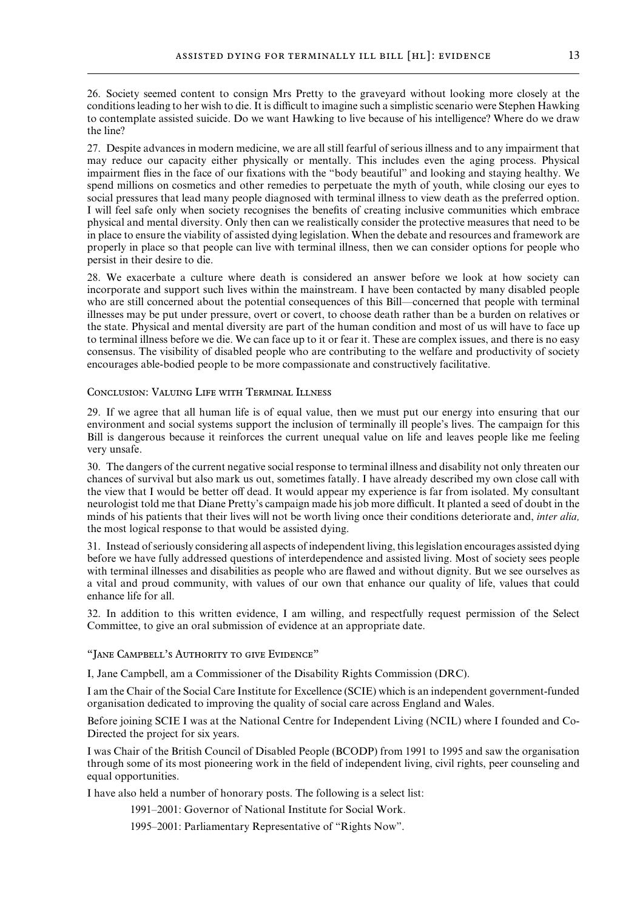26. Society seemed content to consign Mrs Pretty to the graveyard without looking more closely at the conditions leading to her wish to die. It is difficult to imagine such a simplistic scenario were Stephen Hawking to contemplate assisted suicide. Do we want Hawking to live because of his intelligence? Where do we draw the line?

27. Despite advances in modern medicine, we are all still fearful of serious illness and to any impairment that may reduce our capacity either physically or mentally. This includes even the aging process. Physical impairment flies in the face of our fixations with the "body beautiful" and looking and staying healthy. We spend millions on cosmetics and other remedies to perpetuate the myth of youth, while closing our eyes to social pressures that lead many people diagnosed with terminal illness to view death as the preferred option. I will feel safe only when society recognises the benefits of creating inclusive communities which embrace physical and mental diversity. Only then can we realistically consider the protective measures that need to be in place to ensure the viability of assisted dying legislation. When the debate and resources and framework are properly in place so that people can live with terminal illness, then we can consider options for people who persist in their desire to die.

28. We exacerbate a culture where death is considered an answer before we look at how society can incorporate and support such lives within the mainstream. I have been contacted by many disabled people who are still concerned about the potential consequences of this Bill—concerned that people with terminal illnesses may be put under pressure, overt or covert, to choose death rather than be a burden on relatives or the state. Physical and mental diversity are part of the human condition and most of us will have to face up to terminal illness before we die. We can face up to it or fear it. These are complex issues, and there is no easy consensus. The visibility of disabled people who are contributing to the welfare and productivity of society encourages able-bodied people to be more compassionate and constructively facilitative.

### Conclusion: Valuing Life with Terminal Illness

29. If we agree that all human life is of equal value, then we must put our energy into ensuring that our environment and social systems support the inclusion of terminally ill people's lives. The campaign for this Bill is dangerous because it reinforces the current unequal value on life and leaves people like me feeling very unsafe.

30. The dangers of the current negative social response to terminal illness and disability not only threaten our chances of survival but also mark us out, sometimes fatally. I have already described my own close call with the view that I would be better off dead. It would appear my experience is far from isolated. My consultant neurologist told me that Diane Pretty's campaign made his job more difficult. It planted a seed of doubt in the minds of his patients that their lives will not be worth living once their conditions deteriorate and, *inter alia,* the most logical response to that would be assisted dying.

31. Instead of seriously considering all aspects of independent living, this legislation encourages assisted dying before we have fully addressed questions of interdependence and assisted living. Most of society sees people with terminal illnesses and disabilities as people who are flawed and without dignity. But we see ourselves as a vital and proud community, with values of our own that enhance our quality of life, values that could enhance life for all.

32. In addition to this written evidence, I am willing, and respectfully request permission of the Select Committee, to give an oral submission of evidence at an appropriate date.

### "Jane Campbell's Authority to give Evidence"

I, Jane Campbell, am a Commissioner of the Disability Rights Commission (DRC).

I am the Chair of the Social Care Institute for Excellence (SCIE) which is an independent government-funded organisation dedicated to improving the quality of social care across England and Wales.

Before joining SCIE I was at the National Centre for Independent Living (NCIL) where I founded and Co-Directed the project for six years.

I was Chair of the British Council of Disabled People (BCODP) from 1991 to 1995 and saw the organisation through some of its most pioneering work in the field of independent living, civil rights, peer counseling and equal opportunities.

I have also held a number of honorary posts. The following is a select list:

1991–2001: Governor of National Institute for Social Work.

1995–2001: Parliamentary Representative of "Rights Now".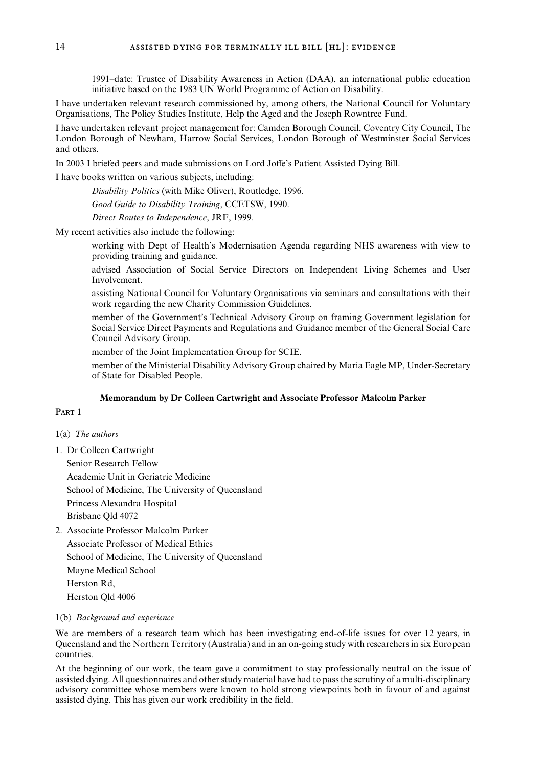1991–date: Trustee of Disability Awareness in Action (DAA), an international public education initiative based on the 1983 UN World Programme of Action on Disability.

I have undertaken relevant research commissioned by, among others, the National Council for Voluntary Organisations, The Policy Studies Institute, Help the Aged and the Joseph Rowntree Fund.

I have undertaken relevant project management for: Camden Borough Council, Coventry City Council, The London Borough of Newham, Harrow Social Services, London Borough of Westminster Social Services and others.

In 2003 I briefed peers and made submissions on Lord Joffe's Patient Assisted Dying Bill.

I have books written on various subjects, including:

*Disability Politics* (with Mike Oliver), Routledge, 1996.

*Good Guide to Disability Training*, CCETSW, 1990.

*Direct Routes to Independence*, JRF, 1999.

My recent activities also include the following:

working with Dept of Health's Modernisation Agenda regarding NHS awareness with view to providing training and guidance.

advised Association of Social Service Directors on Independent Living Schemes and User Involvement.

assisting National Council for Voluntary Organisations via seminars and consultations with their work regarding the new Charity Commission Guidelines.

member of the Government's Technical Advisory Group on framing Government legislation for Social Service Direct Payments and Regulations and Guidance member of the General Social Care Council Advisory Group.

member of the Joint Implementation Group for SCIE.

member of the Ministerial Disability Advisory Group chaired by Maria Eagle MP, Under-Secretary of State for Disabled People.

## Memorandum by Dr Colleen Cartwright and Associate Professor Malcolm Parker

PART 1

1(a) *The authors*

1. Dr Colleen Cartwright
   Senior Research Fellow
   Academic Unit in Geriatric Medicine
   School of Medicine, The University of Queensland
   Princess Alexandra Hospital
   Brisbane Qld 4072

2. Associate Professor Malcolm Parker
   Associate Professor of Medical Ethics
   School of Medicine, The University of Queensland
   Mayne Medical School
   Herston Rd,
   Herston Qld 4006

1(b) *Background and experience*

We are members of a research team which has been investigating end-of-life issues for over 12 years, in Queensland and the Northern Territory (Australia) and in an on-going study with researchers in six European countries.

At the beginning of our work, the team gave a commitment to stay professionally neutral on the issue of assisted dying. All questionnaires and other study material have had to pass the scrutiny of a multi-disciplinary advisory committee whose members were known to hold strong viewpoints both in favour of and against assisted dying. This has given our work credibility in the field.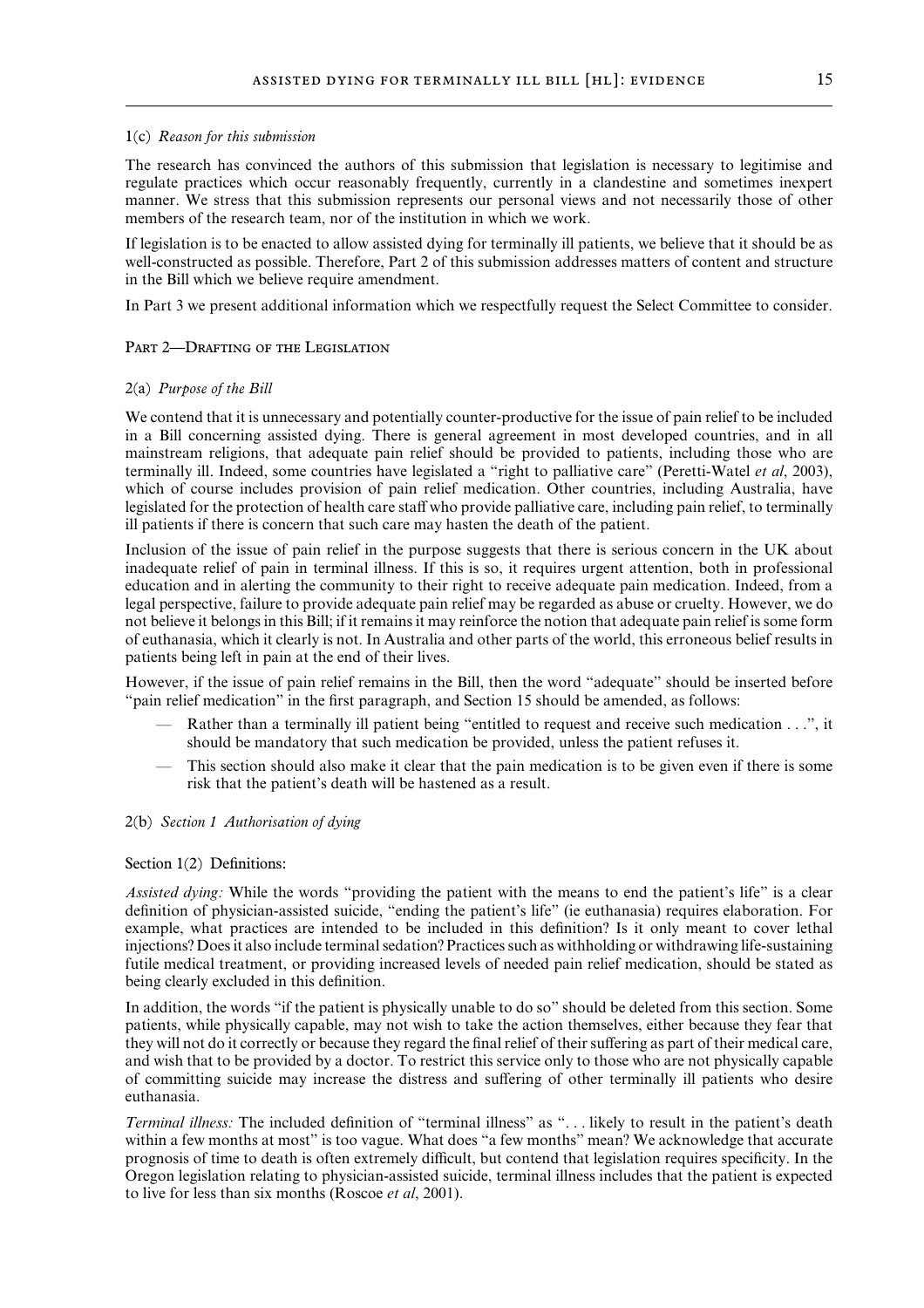1(c) *Reason for this submission*

The research has convinced the authors of this submission that legislation is necessary to legitimise and regulate practices which occur reasonably frequently, currently in a clandestine and sometimes inexpert manner. We stress that this submission represents our personal views and not necessarily those of other members of the research team, nor of the institution in which we work.

If legislation is to be enacted to allow assisted dying for terminally ill patients, we believe that it should be as well-constructed as possible. Therefore, Part 2 of this submission addresses matters of content and structure in the Bill which we believe require amendment.

In Part 3 we present additional information which we respectfully request the Select Committee to consider.

## Part 2—Drafting of the Legislation

2(a) *Purpose of the Bill*

We contend that it is unnecessary and potentially counter-productive for the issue of pain relief to be included in a Bill concerning assisted dying. There is general agreement in most developed countries, and in all mainstream religions, that adequate pain relief should be provided to patients, including those who are terminally ill. Indeed, some countries have legislated a "right to palliative care" (Peretti-Watel *et al*, 2003), which of course includes provision of pain relief medication. Other countries, including Australia, have legislated for the protection of health care staff who provide palliative care, including pain relief, to terminally ill patients if there is concern that such care may hasten the death of the patient.

Inclusion of the issue of pain relief in the purpose suggests that there is serious concern in the UK about inadequate relief of pain in terminal illness. If this is so, it requires urgent attention, both in professional education and in alerting the community to their right to receive adequate pain medication. Indeed, from a legal perspective, failure to provide adequate pain relief may be regarded as abuse or cruelty. However, we do not believe it belongs in this Bill; if it remains it may reinforce the notion that adequate pain relief is some form of euthanasia, which it clearly is not. In Australia and other parts of the world, this erroneous belief results in patients being left in pain at the end of their lives.

However, if the issue of pain relief remains in the Bill, then the word "adequate" should be inserted before "pain relief medication" in the first paragraph, and Section 15 should be amended, as follows:

- Rather than a terminally ill patient being "entitled to request and receive such medication . . .", it should be mandatory that such medication be provided, unless the patient refuses it.
- This section should also make it clear that the pain medication is to be given even if there is some risk that the patient's death will be hastened as a result.

2(b) *Section 1 Authorisation of dying*

Section 1(2) Definitions:

*Assisted dying:* While the words "providing the patient with the means to end the patient's life" is a clear definition of physician-assisted suicide, "ending the patient's life" (ie euthanasia) requires elaboration. For example, what practices are intended to be included in this definition? Is it only meant to cover lethal injections? Does it also include terminal sedation? Practices such as withholding or withdrawing life-sustaining futile medical treatment, or providing increased levels of needed pain relief medication, should be stated as being clearly excluded in this definition.

In addition, the words "if the patient is physically unable to do so" should be deleted from this section. Some patients, while physically capable, may not wish to take the action themselves, either because they fear that they will not do it correctly or because they regard the final relief of their suffering as part of their medical care, and wish that to be provided by a doctor. To restrict this service only to those who are not physically capable of committing suicide may increase the distress and suffering of other terminally ill patients who desire euthanasia.

*Terminal illness:* The included definition of "terminal illness" as ". . . likely to result in the patient's death within a few months at most" is too vague. What does "a few months" mean? We acknowledge that accurate prognosis of time to death is often extremely difficult, but contend that legislation requires specificity. In the Oregon legislation relating to physician-assisted suicide, terminal illness includes that the patient is expected to live for less than six months (Roscoe *et al*, 2001).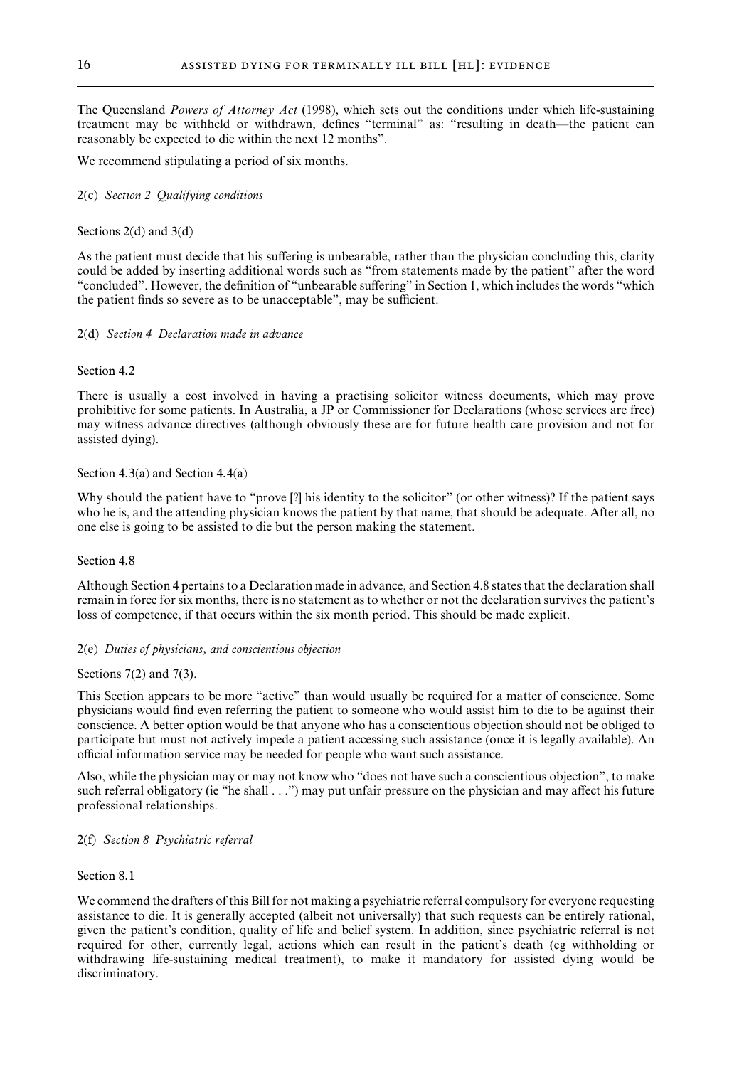The Queensland *Powers of Attorney Act* (1998), which sets out the conditions under which life-sustaining treatment may be withheld or withdrawn, defines "terminal" as: "resulting in death—the patient can reasonably be expected to die within the next 12 months".

We recommend stipulating a period of six months.

2(c) *Section 2 Qualifying conditions*

Sections 2(d) and 3(d)

As the patient must decide that his suffering is unbearable, rather than the physician concluding this, clarity could be added by inserting additional words such as "from statements made by the patient" after the word "concluded". However, the definition of "unbearable suffering" in Section 1, which includes the words "which the patient finds so severe as to be unacceptable", may be sufficient.

2(d) *Section 4 Declaration made in advance*

Section 4.2

There is usually a cost involved in having a practising solicitor witness documents, which may prove prohibitive for some patients. In Australia, a JP or Commissioner for Declarations (whose services are free) may witness advance directives (although obviously these are for future health care provision and not for assisted dying).

Section 4.3(a) and Section 4.4(a)

Why should the patient have to "prove [?] his identity to the solicitor" (or other witness)? If the patient says who he is, and the attending physician knows the patient by that name, that should be adequate. After all, no one else is going to be assisted to die but the person making the statement.

Section 4.8

Although Section 4 pertains to a Declaration made in advance, and Section 4.8 states that the declaration shall remain in force for six months, there is no statement as to whether or not the declaration survives the patient's loss of competence, if that occurs within the six month period. This should be made explicit.

2(e) *Duties of physicians, and conscientious objection*

Sections 7(2) and 7(3).

This Section appears to be more "active" than would usually be required for a matter of conscience. Some physicians would find even referring the patient to someone who would assist him to die to be against their conscience. A better option would be that anyone who has a conscientious objection should not be obliged to participate but must not actively impede a patient accessing such assistance (once it is legally available). An official information service may be needed for people who want such assistance.

Also, while the physician may or may not know who "does not have such a conscientious objection", to make such referral obligatory (ie "he shall . . .") may put unfair pressure on the physician and may affect his future professional relationships.

2(f) *Section 8 Psychiatric referral*

Section 8.1

We commend the drafters of this Bill for not making a psychiatric referral compulsory for everyone requesting assistance to die. It is generally accepted (albeit not universally) that such requests can be entirely rational, given the patient's condition, quality of life and belief system. In addition, since psychiatric referral is not required for other, currently legal, actions which can result in the patient's death (eg withholding or withdrawing life-sustaining medical treatment), to make it mandatory for assisted dying would be discriminatory.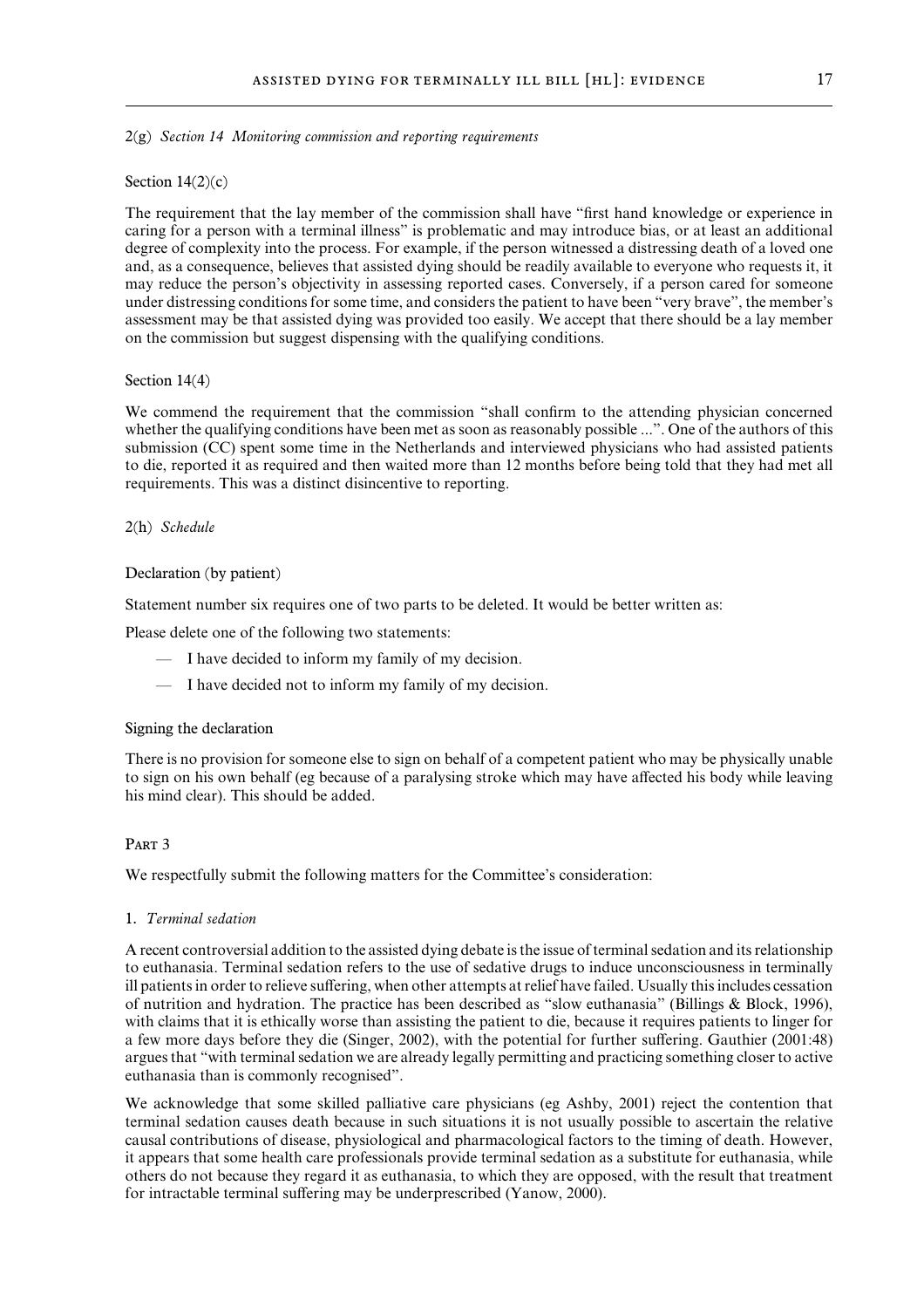2(g) *Section 14 Monitoring commission and reporting requirements*

Section 14(2)(c)

The requirement that the lay member of the commission shall have "first hand knowledge or experience in caring for a person with a terminal illness" is problematic and may introduce bias, or at least an additional degree of complexity into the process. For example, if the person witnessed a distressing death of a loved one and, as a consequence, believes that assisted dying should be readily available to everyone who requests it, it may reduce the person's objectivity in assessing reported cases. Conversely, if a person cared for someone under distressing conditions for some time, and considers the patient to have been "very brave", the member's assessment may be that assisted dying was provided too easily. We accept that there should be a lay member on the commission but suggest dispensing with the qualifying conditions.

Section 14(4)

We commend the requirement that the commission "shall confirm to the attending physician concerned whether the qualifying conditions have been met as soon as reasonably possible ...". One of the authors of this submission (CC) spent some time in the Netherlands and interviewed physicians who had assisted patients to die, reported it as required and then waited more than 12 months before being told that they had met all requirements. This was a distinct disincentive to reporting.

2(h) *Schedule*

Declaration (by patient)

Statement number six requires one of two parts to be deleted. It would be better written as:

Please delete one of the following two statements:

- I have decided to inform my family of my decision.
- I have decided not to inform my family of my decision.

Signing the declaration

There is no provision for someone else to sign on behalf of a competent patient who may be physically unable to sign on his own behalf (eg because of a paralysing stroke which may have affected his body while leaving his mind clear). This should be added.

## Part 3

We respectfully submit the following matters for the Committee's consideration:

1. *Terminal sedation*

A recent controversial addition to the assisted dying debate is the issue of terminal sedation and its relationship to euthanasia. Terminal sedation refers to the use of sedative drugs to induce unconsciousness in terminally ill patients in order to relieve suffering, when other attempts at relief have failed. Usually this includes cessation of nutrition and hydration. The practice has been described as "slow euthanasia" (Billings & Block, 1996), with claims that it is ethically worse than assisting the patient to die, because it requires patients to linger for a few more days before they die (Singer, 2002), with the potential for further suffering. Gauthier (2001:48) argues that "with terminal sedation we are already legally permitting and practicing something closer to active euthanasia than is commonly recognised".

We acknowledge that some skilled palliative care physicians (eg Ashby, 2001) reject the contention that terminal sedation causes death because in such situations it is not usually possible to ascertain the relative causal contributions of disease, physiological and pharmacological factors to the timing of death. However, it appears that some health care professionals provide terminal sedation as a substitute for euthanasia, while others do not because they regard it as euthanasia, to which they are opposed, with the result that treatment for intractable terminal suffering may be underprescribed (Yanow, 2000).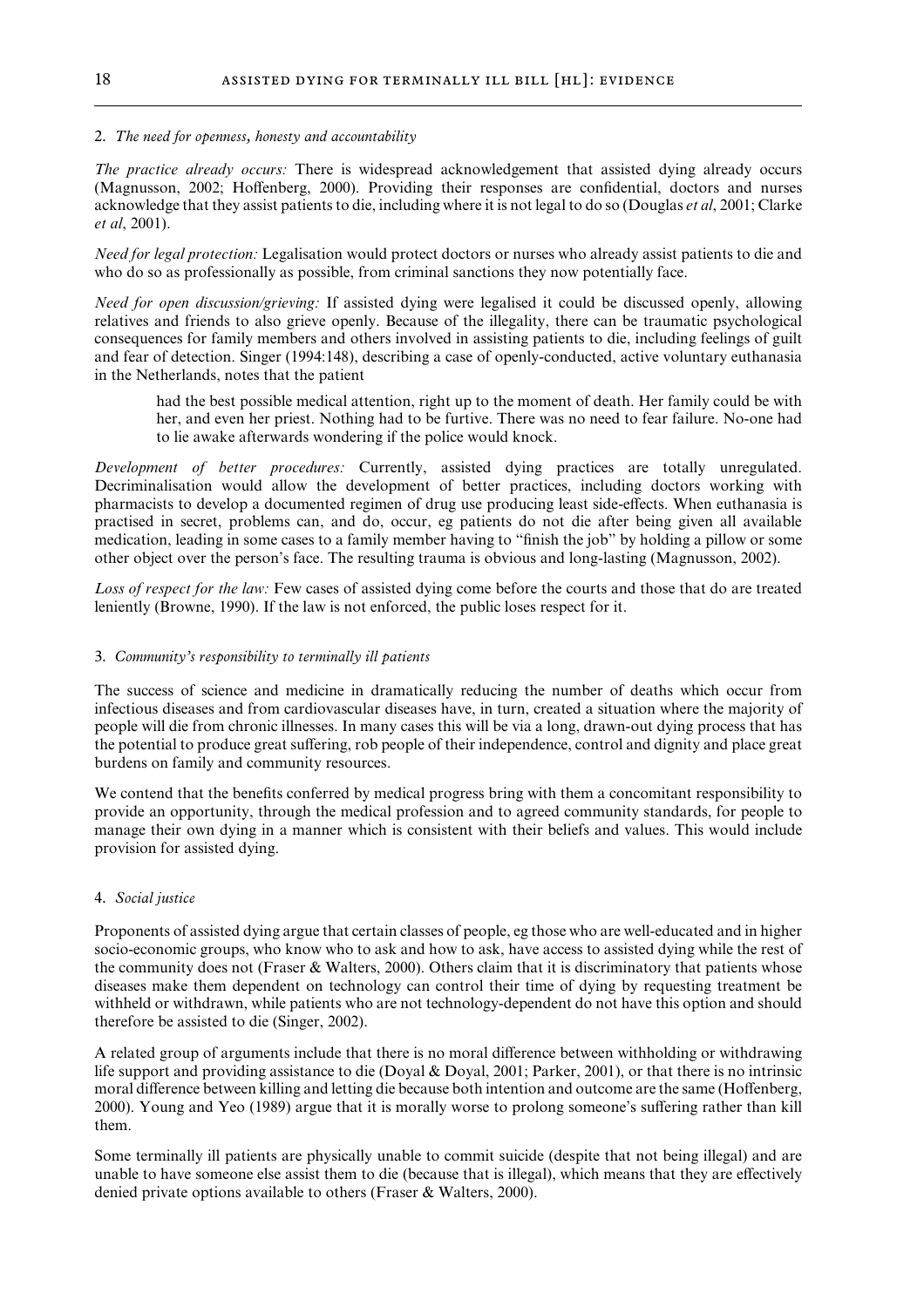2. *The need for openness, honesty and accountability*

*The practice already occurs:* There is widespread acknowledgement that assisted dying already occurs (Magnusson, 2002; Hoffenberg, 2000). Providing their responses are confidential, doctors and nurses acknowledge that they assist patients to die, including where it is not legal to do so (Douglas *et al*, 2001; Clarke *et al*, 2001).

*Need for legal protection:* Legalisation would protect doctors or nurses who already assist patients to die and who do so as professionally as possible, from criminal sanctions they now potentially face.

*Need for open discussion/grieving:* If assisted dying were legalised it could be discussed openly, allowing relatives and friends to also grieve openly. Because of the illegality, there can be traumatic psychological consequences for family members and others involved in assisting patients to die, including feelings of guilt and fear of detection. Singer (1994:148), describing a case of openly-conducted, active voluntary euthanasia in the Netherlands, notes that the patient

> had the best possible medical attention, right up to the moment of death. Her family could be with her, and even her priest. Nothing had to be furtive. There was no need to fear failure. No-one had to lie awake afterwards wondering if the police would knock.

*Development of better procedures:* Currently, assisted dying practices are totally unregulated. Decriminalisation would allow the development of better practices, including doctors working with pharmacists to develop a documented regimen of drug use producing least side-effects. When euthanasia is practised in secret, problems can, and do, occur, eg patients do not die after being given all available medication, leading in some cases to a family member having to "finish the job" by holding a pillow or some other object over the person's face. The resulting trauma is obvious and long-lasting (Magnusson, 2002).

*Loss of respect for the law:* Few cases of assisted dying come before the courts and those that do are treated leniently (Browne, 1990). If the law is not enforced, the public loses respect for it.

3. *Community's responsibility to terminally ill patients*

The success of science and medicine in dramatically reducing the number of deaths which occur from infectious diseases and from cardiovascular diseases have, in turn, created a situation where the majority of people will die from chronic illnesses. In many cases this will be via a long, drawn-out dying process that has the potential to produce great suffering, rob people of their independence, control and dignity and place great burdens on family and community resources.

We contend that the benefits conferred by medical progress bring with them a concomitant responsibility to provide an opportunity, through the medical profession and to agreed community standards, for people to manage their own dying in a manner which is consistent with their beliefs and values. This would include provision for assisted dying.

4. *Social justice*

Proponents of assisted dying argue that certain classes of people, eg those who are well-educated and in higher socio-economic groups, who know who to ask and how to ask, have access to assisted dying while the rest of the community does not (Fraser & Walters, 2000). Others claim that it is discriminatory that patients whose diseases make them dependent on technology can control their time of dying by requesting treatment be withheld or withdrawn, while patients who are not technology-dependent do not have this option and should therefore be assisted to die (Singer, 2002).

A related group of arguments include that there is no moral difference between withholding or withdrawing life support and providing assistance to die (Doyal & Doyal, 2001; Parker, 2001), or that there is no intrinsic moral difference between killing and letting die because both intention and outcome are the same (Hoffenberg, 2000). Young and Yeo (1989) argue that it is morally worse to prolong someone's suffering rather than kill them.

Some terminally ill patients are physically unable to commit suicide (despite that not being illegal) and are unable to have someone else assist them to die (because that is illegal), which means that they are effectively denied private options available to others (Fraser & Walters, 2000).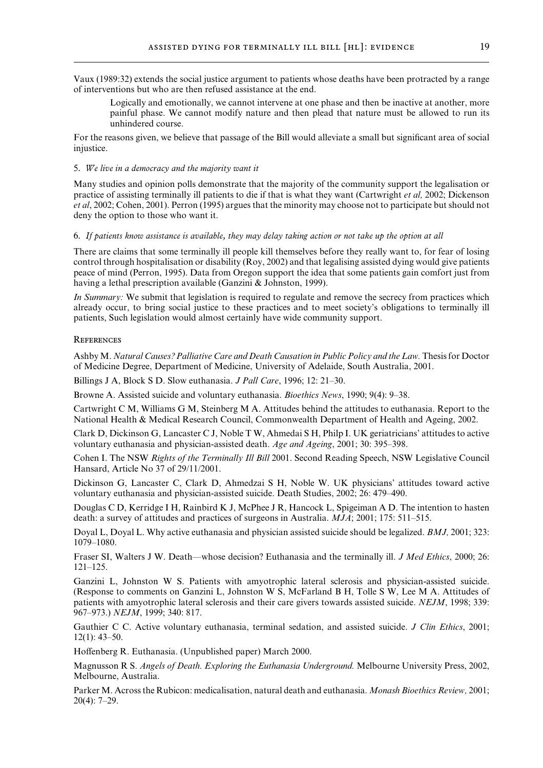Vaux (1989:32) extends the social justice argument to patients whose deaths have been protracted by a range of interventions but who are then refused assistance at the end.

> Logically and emotionally, we cannot intervene at one phase and then be inactive at another, more painful phase. We cannot modify nature and then plead that nature must be allowed to run its unhindered course.

For the reasons given, we believe that passage of the Bill would alleviate a small but significant area of social injustice.

5. *We live in a democracy and the majority want it*

Many studies and opinion polls demonstrate that the majority of the community support the legalisation or practice of assisting terminally ill patients to die if that is what they want (Cartwright *et al,* 2002; Dickenson *et al*, 2002; Cohen, 2001). Perron (1995) argues that the minority may choose not to participate but should not deny the option to those who want it.

6. *If patients know assistance is available, they may delay taking action or not take up the option at all*

There are claims that some terminally ill people kill themselves before they really want to, for fear of losing control through hospitalisation or disability (Roy, 2002) and that legalising assisted dying would give patients peace of mind (Perron, 1995). Data from Oregon support the idea that some patients gain comfort just from having a lethal prescription available (Ganzini & Johnston, 1999).

*In Summary:* We submit that legislation is required to regulate and remove the secrecy from practices which already occur, to bring social justice to these practices and to meet society's obligations to terminally ill patients, Such legislation would almost certainly have wide community support.

## References

Ashby M. *Natural Causes? Palliative Care and Death Causation in Public Policy and the Law.* Thesis for Doctor of Medicine Degree, Department of Medicine, University of Adelaide, South Australia, 2001.

Billings J A, Block S D. Slow euthanasia. *J Pall Care*, 1996; 12: 21–30.

Browne A. Assisted suicide and voluntary euthanasia. *Bioethics News*, 1990; 9(4): 9–38.

Cartwright C M, Williams G M, Steinberg M A. Attitudes behind the attitudes to euthanasia. Report to the National Health & Medical Research Council, Commonwealth Department of Health and Ageing, 2002.

Clark D, Dickinson G, Lancaster C J, Noble T W, Ahmedai S H, Philp I. UK geriatricians' attitudes to active voluntary euthanasia and physician-assisted death. *Age and Ageing*, 2001; 30: 395–398.

Cohen I. The NSW *Rights of the Terminally Ill Bill* 2001. Second Reading Speech, NSW Legislative Council Hansard, Article No 37 of 29/11/2001.

Dickinson G, Lancaster C, Clark D, Ahmedzai S H, Noble W. UK physicians' attitudes toward active voluntary euthanasia and physician-assisted suicide. Death Studies, 2002; 26: 479–490.

Douglas C D, Kerridge I H, Rainbird K J, McPhee J R, Hancock L, Spigeiman A D. The intention to hasten death: a survey of attitudes and practices of surgeons in Australia. *MJA*; 2001; 175: 511–515.

Doyal L, Doyal L. Why active euthanasia and physician assisted suicide should be legalized. *BMJ,* 2001; 323: 1079–1080.

Fraser SI, Walters J W. Death—whose decision? Euthanasia and the terminally ill. *J Med Ethics*, 2000; 26: 121–125.

Ganzini L, Johnston W S. Patients with amyotrophic lateral sclerosis and physician-assisted suicide. (Response to comments on Ganzini L, Johnston W S, McFarland B H, Tolle S W, Lee M A. Attitudes of patients with amyotrophic lateral sclerosis and their care givers towards assisted suicide. *NEJM*, 1998; 339: 967–973.) *NEJM*, 1999; 340: 817.

Gauthier C C. Active voluntary euthanasia, terminal sedation, and assisted suicide. *J Clin Ethics*, 2001; 12(1): 43–50.

Hoffenberg R. Euthanasia. (Unpublished paper) March 2000.

Magnusson R S. *Angels of Death. Exploring the Euthanasia Underground.* Melbourne University Press, 2002, Melbourne, Australia.

Parker M. Across the Rubicon: medicalisation, natural death and euthanasia. *Monash Bioethics Review,* 2001; 20(4): 7–29.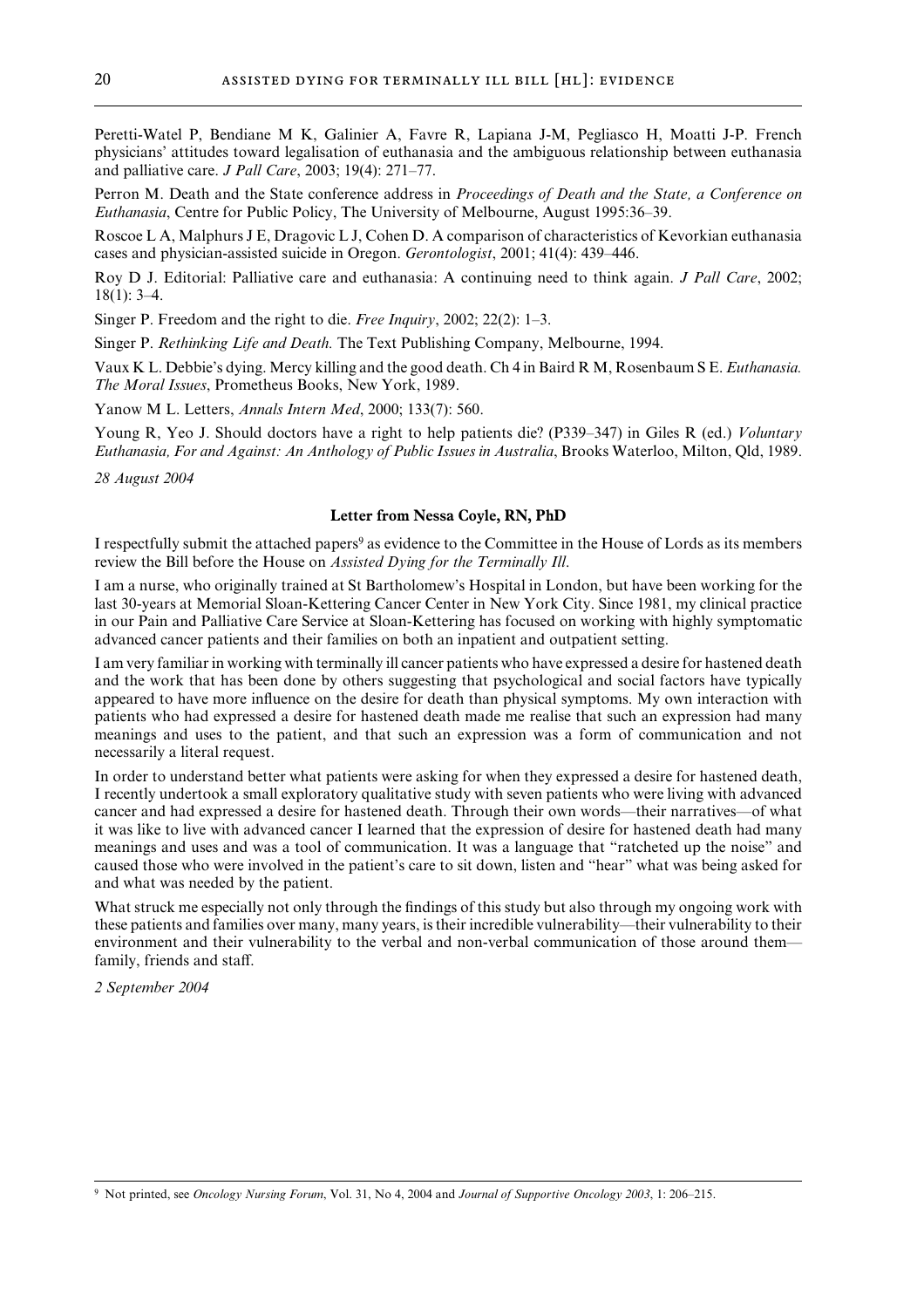Peretti-Watel P, Bendiane M K, Galinier A, Favre R, Lapiana J-M, Pegliasco H, Moatti J-P. French physicians' attitudes toward legalisation of euthanasia and the ambiguous relationship between euthanasia and palliative care. *J Pall Care*, 2003; 19(4): 271–77.

Perron M. Death and the State conference address in *Proceedings of Death and the State, a Conference on Euthanasia*, Centre for Public Policy, The University of Melbourne, August 1995:36–39.

Roscoe L A, Malphurs J E, Dragovic L J, Cohen D. A comparison of characteristics of Kevorkian euthanasia cases and physician-assisted suicide in Oregon. *Gerontologist*, 2001; 41(4): 439–446.

Roy D J. Editorial: Palliative care and euthanasia: A continuing need to think again. *J Pall Care*, 2002; 18(1): 3–4.

Singer P. Freedom and the right to die. *Free Inquiry*, 2002; 22(2): 1–3.

Singer P. *Rethinking Life and Death.* The Text Publishing Company, Melbourne, 1994.

Vaux K L. Debbie's dying. Mercy killing and the good death. Ch 4 in Baird R M, Rosenbaum S E. *Euthanasia. The Moral Issues*, Prometheus Books, New York, 1989.

Yanow M L. Letters, *Annals Intern Med*, 2000; 133(7): 560.

Young R, Yeo J. Should doctors have a right to help patients die? (P339–347) in Giles R (ed.) *Voluntary Euthanasia, For and Against: An Anthology of Public Issues in Australia*, Brooks Waterloo, Milton, Qld, 1989.

*28 August 2004*

## Letter from Nessa Coyle, RN, PhD

I respectfully submit the attached papers[9] as evidence to the Committee in the House of Lords as its members review the Bill before the House on *Assisted Dying for the Terminally Ill*.

I am a nurse, who originally trained at St Bartholomew's Hospital in London, but have been working for the last 30-years at Memorial Sloan-Kettering Cancer Center in New York City. Since 1981, my clinical practice in our Pain and Palliative Care Service at Sloan-Kettering has focused on working with highly symptomatic advanced cancer patients and their families on both an inpatient and outpatient setting.

I am very familiar in working with terminally ill cancer patients who have expressed a desire for hastened death and the work that has been done by others suggesting that psychological and social factors have typically appeared to have more influence on the desire for death than physical symptoms. My own interaction with patients who had expressed a desire for hastened death made me realise that such an expression had many meanings and uses to the patient, and that such an expression was a form of communication and not necessarily a literal request.

In order to understand better what patients were asking for when they expressed a desire for hastened death, I recently undertook a small exploratory qualitative study with seven patients who were living with advanced cancer and had expressed a desire for hastened death. Through their own words—their narratives—of what it was like to live with advanced cancer I learned that the expression of desire for hastened death had many meanings and uses and was a tool of communication. It was a language that "ratcheted up the noise" and caused those who were involved in the patient's care to sit down, listen and "hear" what was being asked for and what was needed by the patient.

What struck me especially not only through the findings of this study but also through my ongoing work with these patients and families over many, many years, is their incredible vulnerability—their vulnerability to their environment and their vulnerability to the verbal and non-verbal communication of those around them—family, friends and staff.

*2 September 2004*

---

[9] Not printed, see *Oncology Nursing Forum*, Vol. 31, No 4, 2004 and *Journal of Supportive Oncology 2003*, 1: 206–215.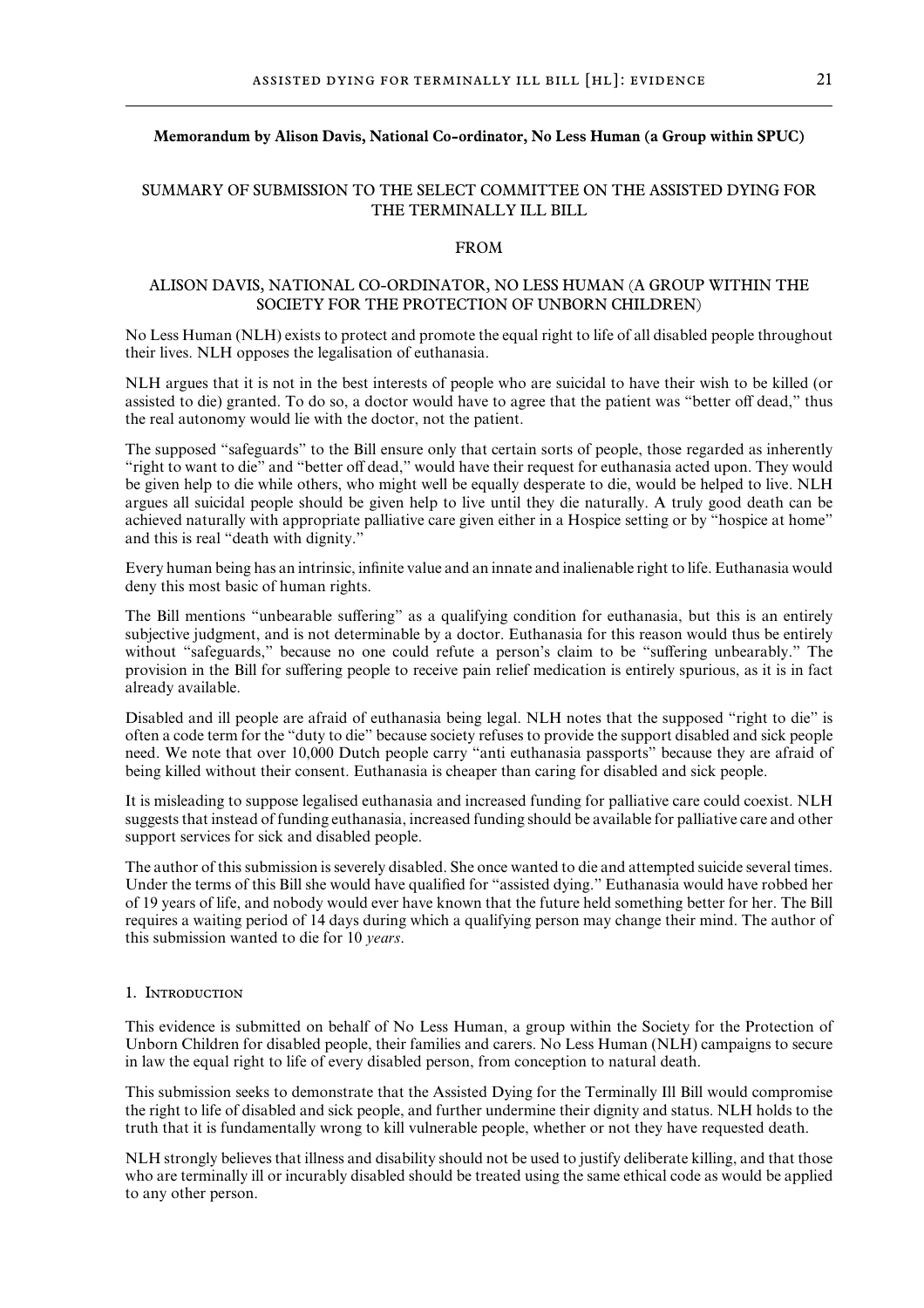**Memorandum by Alison Davis, National Co-ordinator, No Less Human (a Group within SPUC)**

## SUMMARY OF SUBMISSION TO THE SELECT COMMITTEE ON THE ASSISTED DYING FOR THE TERMINALLY ILL BILL

FROM

ALISON DAVIS, NATIONAL CO-ORDINATOR, NO LESS HUMAN (A GROUP WITHIN THE SOCIETY FOR THE PROTECTION OF UNBORN CHILDREN)

No Less Human (NLH) exists to protect and promote the equal right to life of all disabled people throughout their lives. NLH opposes the legalisation of euthanasia.

NLH argues that it is not in the best interests of people who are suicidal to have their wish to be killed (or assisted to die) granted. To do so, a doctor would have to agree that the patient was "better off dead," thus the real autonomy would lie with the doctor, not the patient.

The supposed "safeguards" to the Bill ensure only that certain sorts of people, those regarded as inherently "right to want to die" and "better off dead," would have their request for euthanasia acted upon. They would be given help to die while others, who might well be equally desperate to die, would be helped to live. NLH argues all suicidal people should be given help to live until they die naturally. A truly good death can be achieved naturally with appropriate palliative care given either in a Hospice setting or by "hospice at home" and this is real "death with dignity."

Every human being has an intrinsic, infinite value and an innate and inalienable right to life. Euthanasia would deny this most basic of human rights.

The Bill mentions "unbearable suffering" as a qualifying condition for euthanasia, but this is an entirely subjective judgment, and is not determinable by a doctor. Euthanasia for this reason would thus be entirely without "safeguards," because no one could refute a person's claim to be "suffering unbearably." The provision in the Bill for suffering people to receive pain relief medication is entirely spurious, as it is in fact already available.

Disabled and ill people are afraid of euthanasia being legal. NLH notes that the supposed "right to die" is often a code term for the "duty to die" because society refuses to provide the support disabled and sick people need. We note that over 10,000 Dutch people carry "anti euthanasia passports" because they are afraid of being killed without their consent. Euthanasia is cheaper than caring for disabled and sick people.

It is misleading to suppose legalised euthanasia and increased funding for palliative care could coexist. NLH suggests that instead of funding euthanasia, increased funding should be available for palliative care and other support services for sick and disabled people.

The author of this submission is severely disabled. She once wanted to die and attempted suicide several times. Under the terms of this Bill she would have qualified for "assisted dying." Euthanasia would have robbed her of 19 years of life, and nobody would ever have known that the future held something better for her. The Bill requires a waiting period of 14 days during which a qualifying person may change their mind. The author of this submission wanted to die for 10 *years*.

### 1. Introduction

This evidence is submitted on behalf of No Less Human, a group within the Society for the Protection of Unborn Children for disabled people, their families and carers. No Less Human (NLH) campaigns to secure in law the equal right to life of every disabled person, from conception to natural death.

This submission seeks to demonstrate that the Assisted Dying for the Terminally Ill Bill would compromise the right to life of disabled and sick people, and further undermine their dignity and status. NLH holds to the truth that it is fundamentally wrong to kill vulnerable people, whether or not they have requested death.

NLH strongly believes that illness and disability should not be used to justify deliberate killing, and that those who are terminally ill or incurably disabled should be treated using the same ethical code as would be applied to any other person.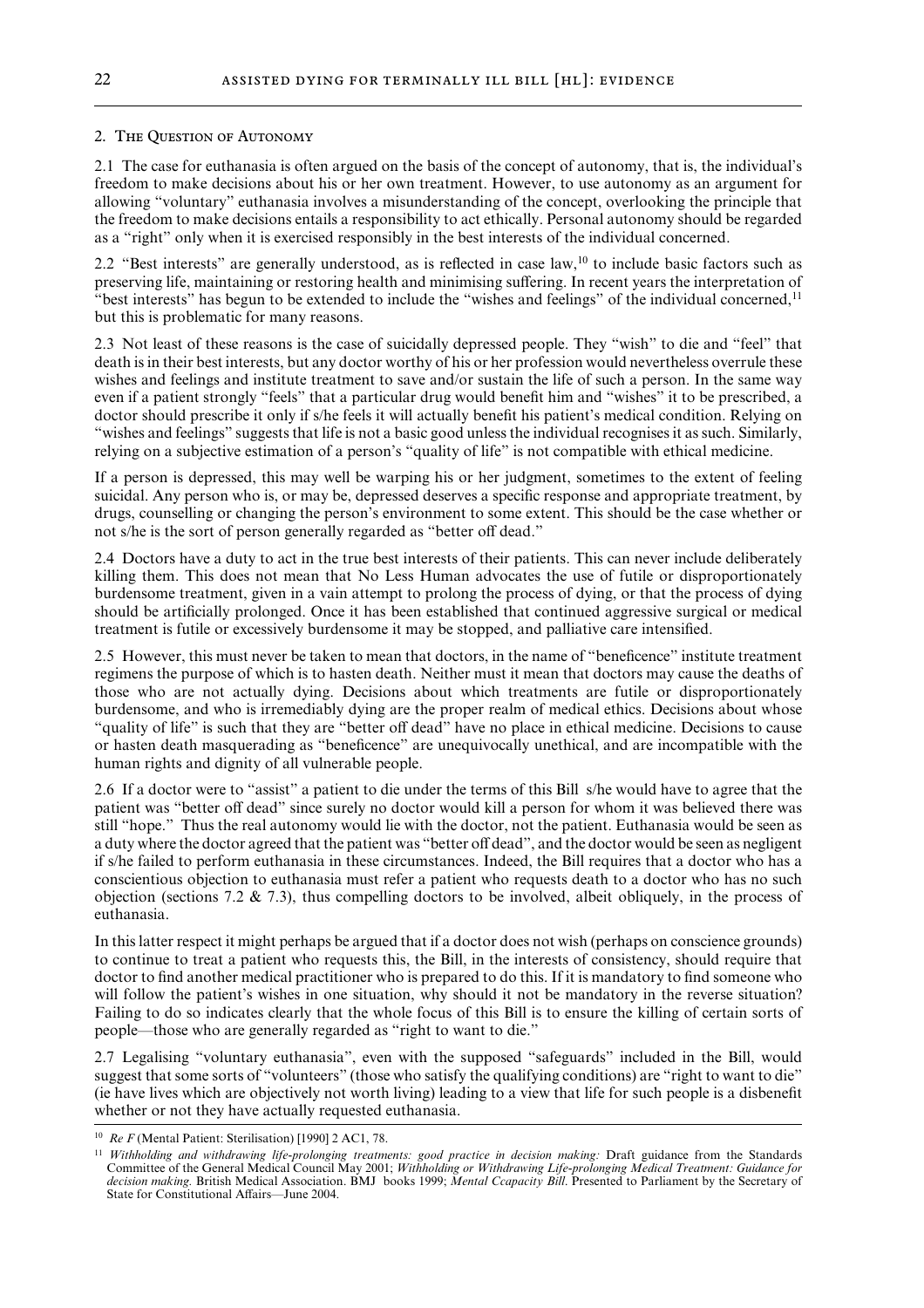## 2. The Question of Autonomy

2.1 The case for euthanasia is often argued on the basis of the concept of autonomy, that is, the individual's freedom to make decisions about his or her own treatment. However, to use autonomy as an argument for allowing "voluntary" euthanasia involves a misunderstanding of the concept, overlooking the principle that the freedom to make decisions entails a responsibility to act ethically. Personal autonomy should be regarded as a "right" only when it is exercised responsibly in the best interests of the individual concerned.

2.2 "Best interests" are generally understood, as is reflected in case law,[10] to include basic factors such as preserving life, maintaining or restoring health and minimising suffering. In recent years the interpretation of "best interests" has begun to be extended to include the "wishes and feelings" of the individual concerned,[11] but this is problematic for many reasons.

2.3 Not least of these reasons is the case of suicidally depressed people. They "wish" to die and "feel" that death is in their best interests, but any doctor worthy of his or her profession would nevertheless overrule these wishes and feelings and institute treatment to save and/or sustain the life of such a person. In the same way even if a patient strongly "feels" that a particular drug would benefit him and "wishes" it to be prescribed, a doctor should prescribe it only if s/he feels it will actually benefit his patient's medical condition. Relying on "wishes and feelings" suggests that life is not a basic good unless the individual recognises it as such. Similarly, relying on a subjective estimation of a person's "quality of life" is not compatible with ethical medicine.

If a person is depressed, this may well be warping his or her judgment, sometimes to the extent of feeling suicidal. Any person who is, or may be, depressed deserves a specific response and appropriate treatment, by drugs, counselling or changing the person's environment to some extent. This should be the case whether or not s/he is the sort of person generally regarded as "better off dead."

2.4 Doctors have a duty to act in the true best interests of their patients. This can never include deliberately killing them. This does not mean that No Less Human advocates the use of futile or disproportionately burdensome treatment, given in a vain attempt to prolong the process of dying, or that the process of dying should be artificially prolonged. Once it has been established that continued aggressive surgical or medical treatment is futile or excessively burdensome it may be stopped, and palliative care intensified.

2.5 However, this must never be taken to mean that doctors, in the name of "beneficence" institute treatment regimens the purpose of which is to hasten death. Neither must it mean that doctors may cause the deaths of those who are not actually dying. Decisions about which treatments are futile or disproportionately burdensome, and who is irremediably dying are the proper realm of medical ethics. Decisions about whose "quality of life" is such that they are "better off dead" have no place in ethical medicine. Decisions to cause or hasten death masquerading as "beneficence" are unequivocally unethical, and are incompatible with the human rights and dignity of all vulnerable people.

2.6 If a doctor were to "assist" a patient to die under the terms of this Bill s/he would have to agree that the patient was "better off dead" since surely no doctor would kill a person for whom it was believed there was still "hope." Thus the real autonomy would lie with the doctor, not the patient. Euthanasia would be seen as a duty where the doctor agreed that the patient was "better off dead", and the doctor would be seen as negligent if s/he failed to perform euthanasia in these circumstances. Indeed, the Bill requires that a doctor who has a conscientious objection to euthanasia must refer a patient who requests death to a doctor who has no such objection (sections 7.2 & 7.3), thus compelling doctors to be involved, albeit obliquely, in the process of euthanasia.

In this latter respect it might perhaps be argued that if a doctor does not wish (perhaps on conscience grounds) to continue to treat a patient who requests this, the Bill, in the interests of consistency, should require that doctor to find another medical practitioner who is prepared to do this. If it is mandatory to find someone who will follow the patient's wishes in one situation, why should it not be mandatory in the reverse situation? Failing to do so indicates clearly that the whole focus of this Bill is to ensure the killing of certain sorts of people—those who are generally regarded as "right to want to die."

2.7 Legalising "voluntary euthanasia", even with the supposed "safeguards" included in the Bill, would suggest that some sorts of "volunteers" (those who satisfy the qualifying conditions) are "right to want to die" (ie have lives which are objectively not worth living) leading to a view that life for such people is a disbenefit whether or not they have actually requested euthanasia.

---

[10] *Re F* (Mental Patient: Sterilisation) [1990] 2 AC1, 78.

[11] *Withholding and withdrawing life-prolonging treatments: good practice in decision making:* Draft guidance from the Standards Committee of the General Medical Council May 2001; *Withholding or Withdrawing Life-prolonging Medical Treatment: Guidance for decision making.* British Medical Association. BMJ books 1999; *Mental Ccapacity Bill*. Presented to Parliament by the Secretary of State for Constitutional Affairs—June 2004.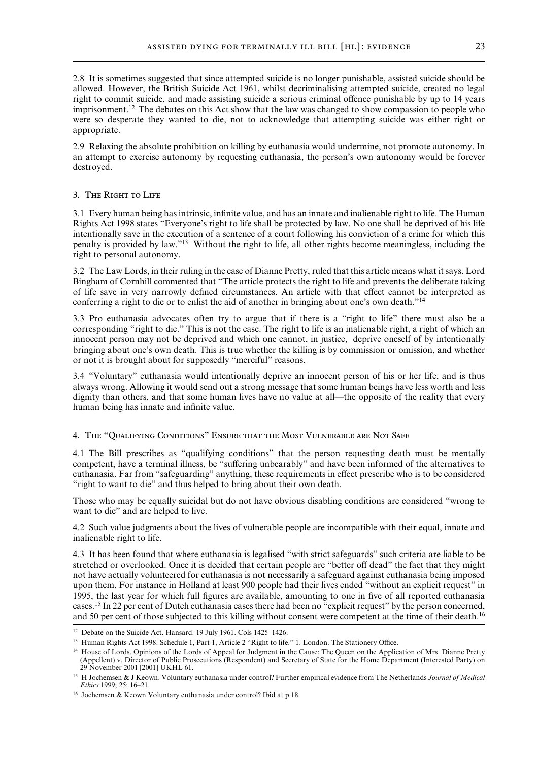2.8 It is sometimes suggested that since attempted suicide is no longer punishable, assisted suicide should be allowed. However, the British Suicide Act 1961, whilst decriminalising attempted suicide, created no legal right to commit suicide, and made assisting suicide a serious criminal offence punishable by up to 14 years imprisonment.[12] The debates on this Act show that the law was changed to show compassion to people who were so desperate they wanted to die, not to acknowledge that attempting suicide was either right or appropriate.

2.9 Relaxing the absolute prohibition on killing by euthanasia would undermine, not promote autonomy. In an attempt to exercise autonomy by requesting euthanasia, the person's own autonomy would be forever destroyed.

### 3. The Right to Life

3.1 Every human being has intrinsic, infinite value, and has an innate and inalienable right to life. The Human Rights Act 1998 states "Everyone's right to life shall be protected by law. No one shall be deprived of his life intentionally save in the execution of a sentence of a court following his conviction of a crime for which this penalty is provided by law."[13] Without the right to life, all other rights become meaningless, including the right to personal autonomy.

3.2 The Law Lords, in their ruling in the case of Dianne Pretty, ruled that this article means what it says. Lord Bingham of Cornhill commented that "The article protects the right to life and prevents the deliberate taking of life save in very narrowly defined circumstances. An article with that effect cannot be interpreted as conferring a right to die or to enlist the aid of another in bringing about one's own death."[14]

3.3 Pro euthanasia advocates often try to argue that if there is a "right to life" there must also be a corresponding "right to die." This is not the case. The right to life is an inalienable right, a right of which an innocent person may not be deprived and which one cannot, in justice, deprive oneself of by intentionally bringing about one's own death. This is true whether the killing is by commission or omission, and whether or not it is brought about for supposedly "merciful" reasons.

3.4 "Voluntary" euthanasia would intentionally deprive an innocent person of his or her life, and is thus always wrong. Allowing it would send out a strong message that some human beings have less worth and less dignity than others, and that some human lives have no value at all—the opposite of the reality that every human being has innate and infinite value.

### 4. The "Qualifying Conditions" Ensure that the Most Vulnerable are Not Safe

4.1 The Bill prescribes as "qualifying conditions" that the person requesting death must be mentally competent, have a terminal illness, be "suffering unbearably" and have been informed of the alternatives to euthanasia. Far from "safeguarding" anything, these requirements in effect prescribe who is to be considered "right to want to die" and thus helped to bring about their own death.

Those who may be equally suicidal but do not have obvious disabling conditions are considered "wrong to want to die" and are helped to live.

4.2 Such value judgments about the lives of vulnerable people are incompatible with their equal, innate and inalienable right to life.

4.3 It has been found that where euthanasia is legalised "with strict safeguards" such criteria are liable to be stretched or overlooked. Once it is decided that certain people are "better off dead" the fact that they might not have actually volunteered for euthanasia is not necessarily a safeguard against euthanasia being imposed upon them. For instance in Holland at least 900 people had their lives ended "without an explicit request" in 1995, the last year for which full figures are available, amounting to one in five of all reported euthanasia cases.[15] In 22 per cent of Dutch euthanasia cases there had been no "explicit request" by the person concerned, and 50 per cent of those subjected to this killing without consent were competent at the time of their death.[16]

---

[12] Debate on the Suicide Act. Hansard. 19 July 1961. Cols 1425–1426.

[13] Human Rights Act 1998. Schedule 1, Part 1, Article 2 "Right to life." 1. London. The Stationery Office.

[14] House of Lords. Opinions of the Lords of Appeal for Judgment in the Cause: The Queen on the Application of Mrs. Dianne Pretty (Appellent) v. Director of Public Prosecutions (Respondent) and Secretary of State for the Home Department (Interested Party) on 29 November 2001 [2001] UKHL 61.

[15] H Jochemsen & J Keown. Voluntary euthanasia under control? Further empirical evidence from The Netherlands *Journal of Medical Ethics* 1999; 25: 16–21.

[16] Jochemsen & Keown Voluntary euthanasia under control? Ibid at p 18.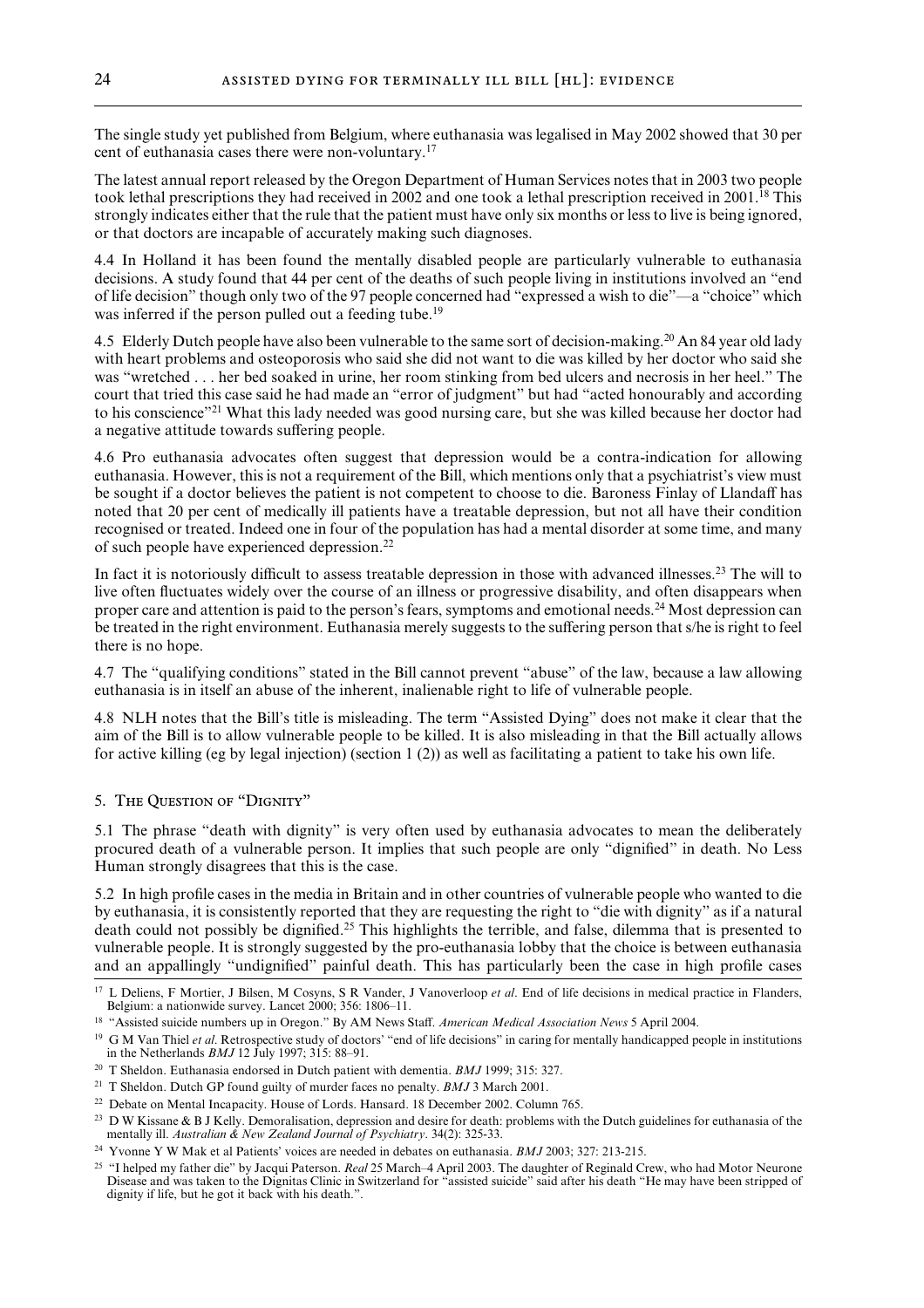The single study yet published from Belgium, where euthanasia was legalised in May 2002 showed that 30 per cent of euthanasia cases there were non-voluntary.[17]

The latest annual report released by the Oregon Department of Human Services notes that in 2003 two people took lethal prescriptions they had received in 2002 and one took a lethal prescription received in 2001.[18] This strongly indicates either that the rule that the patient must have only six months or less to live is being ignored, or that doctors are incapable of accurately making such diagnoses.

4.4 In Holland it has been found the mentally disabled people are particularly vulnerable to euthanasia decisions. A study found that 44 per cent of the deaths of such people living in institutions involved an "end of life decision" though only two of the 97 people concerned had "expressed a wish to die"—a "choice" which was inferred if the person pulled out a feeding tube.[19]

4.5 Elderly Dutch people have also been vulnerable to the same sort of decision-making.[20] An 84 year old lady with heart problems and osteoporosis who said she did not want to die was killed by her doctor who said she was "wretched . . . her bed soaked in urine, her room stinking from bed ulcers and necrosis in her heel." The court that tried this case said he had made an "error of judgment" but had "acted honourably and according to his conscience"[21] What this lady needed was good nursing care, but she was killed because her doctor had a negative attitude towards suffering people.

4.6 Pro euthanasia advocates often suggest that depression would be a contra-indication for allowing euthanasia. However, this is not a requirement of the Bill, which mentions only that a psychiatrist's view must be sought if a doctor believes the patient is not competent to choose to die. Baroness Finlay of Llandaff has noted that 20 per cent of medically ill patients have a treatable depression, but not all have their condition recognised or treated. Indeed one in four of the population has had a mental disorder at some time, and many of such people have experienced depression.[22]

In fact it is notoriously difficult to assess treatable depression in those with advanced illnesses.[23] The will to live often fluctuates widely over the course of an illness or progressive disability, and often disappears when proper care and attention is paid to the person's fears, symptoms and emotional needs.[24] Most depression can be treated in the right environment. Euthanasia merely suggests to the suffering person that s/he is right to feel there is no hope.

4.7 The "qualifying conditions" stated in the Bill cannot prevent "abuse" of the law, because a law allowing euthanasia is in itself an abuse of the inherent, inalienable right to life of vulnerable people.

4.8 NLH notes that the Bill's title is misleading. The term "Assisted Dying" does not make it clear that the aim of the Bill is to allow vulnerable people to be killed. It is also misleading in that the Bill actually allows for active killing (eg by legal injection) (section 1 (2)) as well as facilitating a patient to take his own life.

## 5. The Question of "Dignity"

5.1 The phrase "death with dignity" is very often used by euthanasia advocates to mean the deliberately procured death of a vulnerable person. It implies that such people are only "dignified" in death. No Less Human strongly disagrees that this is the case.

5.2 In high profile cases in the media in Britain and in other countries of vulnerable people who wanted to die by euthanasia, it is consistently reported that they are requesting the right to "die with dignity" as if a natural death could not possibly be dignified.[25] This highlights the terrible, and false, dilemma that is presented to vulnerable people. It is strongly suggested by the pro-euthanasia lobby that the choice is between euthanasia and an appallingly "undignified" painful death. This has particularly been the case in high profile cases

---

[17] L Deliens, F Mortier, J Bilsen, M Cosyns, S R Vander, J Vanoverloop *et al*. End of life decisions in medical practice in Flanders, Belgium: a nationwide survey. Lancet 2000; 356: 1806–11.

[18] "Assisted suicide numbers up in Oregon." By AM News Staff. *American Medical Association News* 5 April 2004.

[19] G M Van Thiel *et al*. Retrospective study of doctors' "end of life decisions" in caring for mentally handicapped people in institutions in the Netherlands *BMJ* 12 July 1997; 315: 88–91.

[20] T Sheldon. Euthanasia endorsed in Dutch patient with dementia. *BMJ* 1999; 315: 327.

[21] T Sheldon. Dutch GP found guilty of murder faces no penalty. *BMJ* 3 March 2001.

[22] Debate on Mental Incapacity. House of Lords. Hansard. 18 December 2002. Column 765.

[23] D W Kissane & B J Kelly. Demoralisation, depression and desire for death: problems with the Dutch guidelines for euthanasia of the mentally ill. *Australian & New Zealand Journal of Psychiatry*. 34(2): 325-33.

[24] Yvonne Y W Mak et al Patients' voices are needed in debates on euthanasia. *BMJ* 2003; 327: 213-215.

[25] "I helped my father die" by Jacqui Paterson. *Real* 25 March–4 April 2003. The daughter of Reginald Crew, who had Motor Neurone Disease and was taken to the Dignitas Clinic in Switzerland for "assisted suicide" said after his death "He may have been stripped of dignity if life, but he got it back with his death.".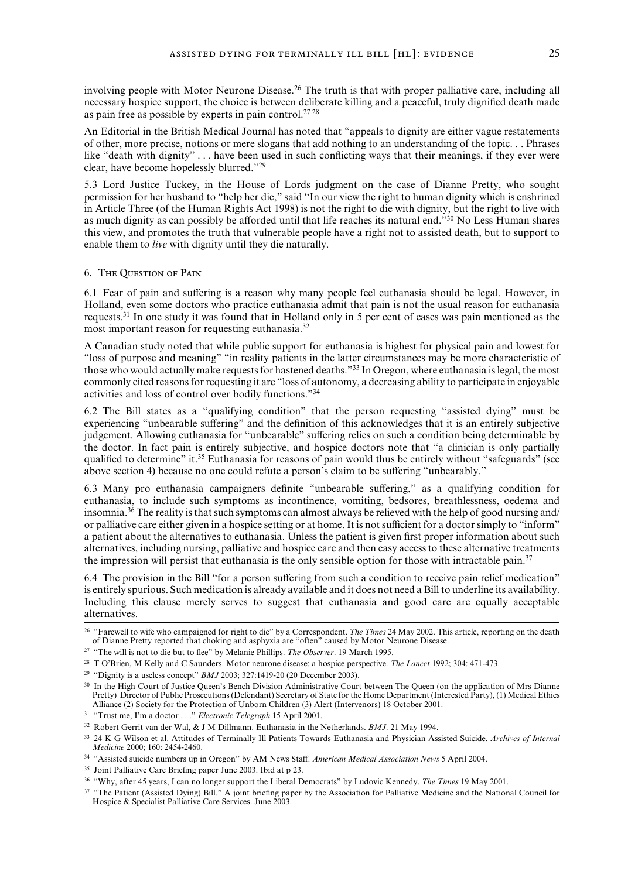involving people with Motor Neurone Disease.[26] The truth is that with proper palliative care, including all necessary hospice support, the choice is between deliberate killing and a peaceful, truly dignified death made as pain free as possible by experts in pain control.[27 28]

An Editorial in the British Medical Journal has noted that "appeals to dignity are either vague restatements of other, more precise, notions or mere slogans that add nothing to an understanding of the topic. . . Phrases like "death with dignity" . . . have been used in such conflicting ways that their meanings, if they ever were clear, have become hopelessly blurred."[29]

5.3 Lord Justice Tuckey, in the House of Lords judgment on the case of Dianne Pretty, who sought permission for her husband to "help her die," said "In our view the right to human dignity which is enshrined in Article Three (of the Human Rights Act 1998) is not the right to die with dignity, but the right to live with as much dignity as can possibly be afforded until that life reaches its natural end."[30] No Less Human shares this view, and promotes the truth that vulnerable people have a right not to assisted death, but to support to enable them to *live* with dignity until they die naturally.

## 6. The Question of Pain

6.1 Fear of pain and suffering is a reason why many people feel euthanasia should be legal. However, in Holland, even some doctors who practice euthanasia admit that pain is not the usual reason for euthanasia requests.[31] In one study it was found that in Holland only in 5 per cent of cases was pain mentioned as the most important reason for requesting euthanasia.[32]

A Canadian study noted that while public support for euthanasia is highest for physical pain and lowest for "loss of purpose and meaning" "in reality patients in the latter circumstances may be more characteristic of those who would actually make requests for hastened deaths."[33] In Oregon, where euthanasia is legal, the most commonly cited reasons for requesting it are "loss of autonomy, a decreasing ability to participate in enjoyable activities and loss of control over bodily functions."[34]

6.2 The Bill states as a "qualifying condition" that the person requesting "assisted dying" must be experiencing "unbearable suffering" and the definition of this acknowledges that it is an entirely subjective judgement. Allowing euthanasia for "unbearable" suffering relies on such a condition being determinable by the doctor. In fact pain is entirely subjective, and hospice doctors note that "a clinician is only partially qualified to determine" it.[35] Euthanasia for reasons of pain would thus be entirely without "safeguards" (see above section 4) because no one could refute a person's claim to be suffering "unbearably."

6.3 Many pro euthanasia campaigners definite "unbearable suffering," as a qualifying condition for euthanasia, to include such symptoms as incontinence, vomiting, bedsores, breathlessness, oedema and insomnia.[36] The reality is that such symptoms can almost always be relieved with the help of good nursing and/or palliative care either given in a hospice setting or at home. It is not sufficient for a doctor simply to "inform" a patient about the alternatives to euthanasia. Unless the patient is given first proper information about such alternatives, including nursing, palliative and hospice care and then easy access to these alternative treatments the impression will persist that euthanasia is the only sensible option for those with intractable pain.[37]

6.4 The provision in the Bill "for a person suffering from such a condition to receive pain relief medication" is entirely spurious. Such medication is already available and it does not need a Bill to underline its availability. Including this clause merely serves to suggest that euthanasia and good care are equally acceptable alternatives.

---

[26] "Farewell to wife who campaigned for right to die" by a Correspondent. *The Times* 24 May 2002. This article, reporting on the death of Dianne Pretty reported that choking and asphyxia are "often" caused by Motor Neurone Disease.

[27] "The will is not to die but to flee" by Melanie Phillips. *The Observer*. 19 March 1995.

[28] T O'Brien, M Kelly and C Saunders. Motor neurone disease: a hospice perspective. *The Lancet* 1992; 304: 471-473.

[29] "Dignity is a useless concept" *BMJ* 2003; 327:1419-20 (20 December 2003).

[30] In the High Court of Justice Queen's Bench Division Administrative Court between The Queen (on the application of Mrs Dianne Pretty) Director of Public Prosecutions (Defendant) Secretary of State for the Home Department (Interested Party), (1) Medical Ethics Alliance (2) Society for the Protection of Unborn Children (3) Alert (Intervenors) 18 October 2001.

[31] "Trust me, I'm a doctor . . ." *Electronic Telegraph* 15 April 2001.

[32] Robert Gerrit van der Wal, & J M Dillmann. Euthanasia in the Netherlands. *BMJ*. 21 May 1994.

[33] 24 K G Wilson et al. Attitudes of Terminally Ill Patients Towards Euthanasia and Physician Assisted Suicide. *Archives of Internal Medicine* 2000; 160: 2454-2460.

[34] "Assisted suicide numbers up in Oregon" by AM News Staff. *American Medical Association News* 5 April 2004.

[35] Joint Palliative Care Briefing paper June 2003. Ibid at p 23.

[36] "Why, after 45 years, I can no longer support the Liberal Democrats" by Ludovic Kennedy. *The Times* 19 May 2001.

[37] "The Patient (Assisted Dying) Bill." A joint briefing paper by the Association for Palliative Medicine and the National Council for Hospice & Specialist Palliative Care Services. June 2003.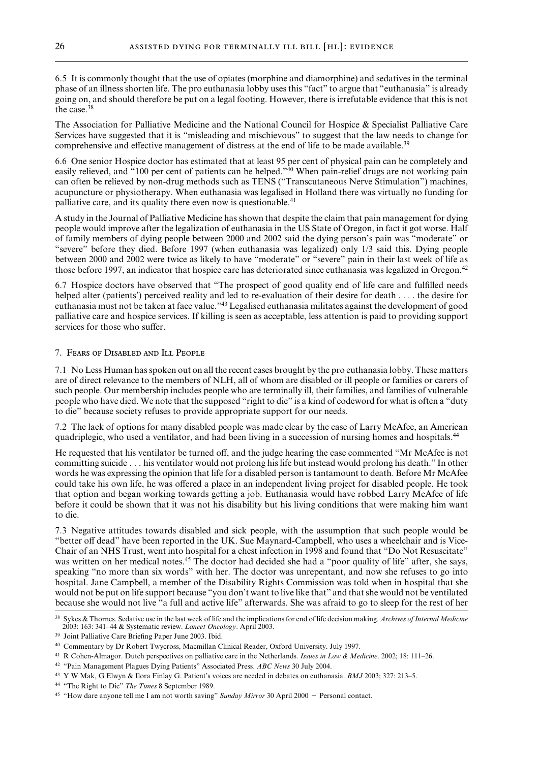6.5 It is commonly thought that the use of opiates (morphine and diamorphine) and sedatives in the terminal phase of an illness shorten life. The pro euthanasia lobby uses this "fact" to argue that "euthanasia" is already going on, and should therefore be put on a legal footing. However, there is irrefutable evidence that this is not the case.[38]

The Association for Palliative Medicine and the National Council for Hospice & Specialist Palliative Care Services have suggested that it is "misleading and mischievous" to suggest that the law needs to change for comprehensive and effective management of distress at the end of life to be made available.[39]

6.6 One senior Hospice doctor has estimated that at least 95 per cent of physical pain can be completely and easily relieved, and "100 per cent of patients can be helped."[40] When pain-relief drugs are not working pain can often be relieved by non-drug methods such as TENS ("Transcutaneous Nerve Stimulation") machines, acupuncture or physiotherapy. When euthanasia was legalised in Holland there was virtually no funding for palliative care, and its quality there even now is questionable.[41]

A study in the Journal of Palliative Medicine has shown that despite the claim that pain management for dying people would improve after the legalization of euthanasia in the US State of Oregon, in fact it got worse. Half of family members of dying people between 2000 and 2002 said the dying person's pain was "moderate" or "severe" before they died. Before 1997 (when euthanasia was legalized) only 1/3 said this. Dying people between 2000 and 2002 were twice as likely to have "moderate" or "severe" pain in their last week of life as those before 1997, an indicator that hospice care has deteriorated since euthanasia was legalized in Oregon.[42]

6.7 Hospice doctors have observed that "The prospect of good quality end of life care and fulfilled needs helped alter (patients') perceived reality and led to re-evaluation of their desire for death . . . . the desire for euthanasia must not be taken at face value."[43] Legalised euthanasia militates against the development of good palliative care and hospice services. If killing is seen as acceptable, less attention is paid to providing support services for those who suffer.

## 7. Fears of Disabled and Ill People

7.1 No Less Human has spoken out on all the recent cases brought by the pro euthanasia lobby. These matters are of direct relevance to the members of NLH, all of whom are disabled or ill people or families or carers of such people. Our membership includes people who are terminally ill, their families, and families of vulnerable people who have died. We note that the supposed "right to die" is a kind of codeword for what is often a "duty to die" because society refuses to provide appropriate support for our needs.

7.2 The lack of options for many disabled people was made clear by the case of Larry McAfee, an American quadriplegic, who used a ventilator, and had been living in a succession of nursing homes and hospitals.[44]

He requested that his ventilator be turned off, and the judge hearing the case commented "Mr McAfee is not committing suicide . . . his ventilator would not prolong his life but instead would prolong his death." In other words he was expressing the opinion that life for a disabled person is tantamount to death. Before Mr McAfee could take his own life, he was offered a place in an independent living project for disabled people. He took that option and began working towards getting a job. Euthanasia would have robbed Larry McAfee of life before it could be shown that it was not his disability but his living conditions that were making him want to die.

7.3 Negative attitudes towards disabled and sick people, with the assumption that such people would be "better off dead" have been reported in the UK. Sue Maynard-Campbell, who uses a wheelchair and is Vice-Chair of an NHS Trust, went into hospital for a chest infection in 1998 and found that "Do Not Resuscitate" was written on her medical notes.[45] The doctor had decided she had a "poor quality of life" after, she says, speaking "no more than six words" with her. The doctor was unrepentant, and now she refuses to go into hospital. Jane Campbell, a member of the Disability Rights Commission was told when in hospital that she would not be put on life support because "you don't want to live like that" and that she would not be ventilated because she would not live "a full and active life" afterwards. She was afraid to go to sleep for the rest of her

---

[38] Sykes & Thornes. Sedative use in the last week of life and the implications for end of life decision making. *Archives of Internal Medicine* 2003: 163: 341–44 & Systematic review. *Lancet Oncology*. April 2003.

[39] Joint Palliative Care Briefing Paper June 2003. Ibid.

[40] Commentary by Dr Robert Twycross, Macmillan Clinical Reader, Oxford University. July 1997.

[41] R Cohen-Almagor. Dutch perspectives on palliative care in the Netherlands. *Issues in Law & Medicine*. 2002; 18: 111–26.

[42] "Pain Management Plagues Dying Patients" Associated Press. *ABC News* 30 July 2004.

[43] Y W Mak, G Elwyn & Ilora Finlay G. Patient's voices are needed in debates on euthanasia. *BMJ* 2003; 327: 213–5.

[44] "The Right to Die" *The Times* 8 September 1989.

[45] "How dare anyone tell me I am not worth saving" *Sunday Mirror* 30 April 2000 + Personal contact.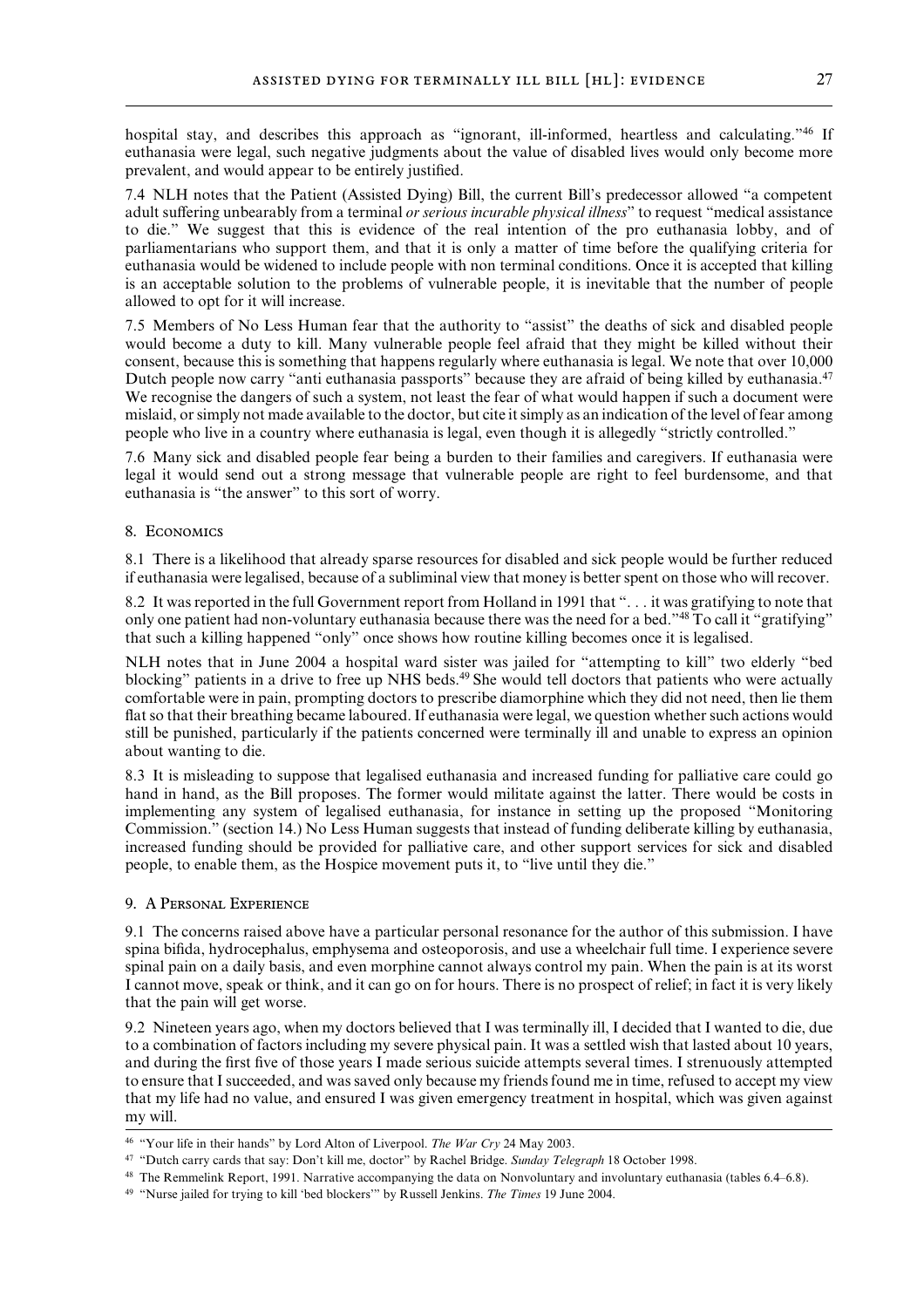hospital stay, and describes this approach as "ignorant, ill-informed, heartless and calculating."[46] If euthanasia were legal, such negative judgments about the value of disabled lives would only become more prevalent, and would appear to be entirely justified.

7.4 NLH notes that the Patient (Assisted Dying) Bill, the current Bill's predecessor allowed "a competent adult suffering unbearably from a terminal *or serious incurable physical illness*" to request "medical assistance to die." We suggest that this is evidence of the real intention of the pro euthanasia lobby, and of parliamentarians who support them, and that it is only a matter of time before the qualifying criteria for euthanasia would be widened to include people with non terminal conditions. Once it is accepted that killing is an acceptable solution to the problems of vulnerable people, it is inevitable that the number of people allowed to opt for it will increase.

7.5 Members of No Less Human fear that the authority to "assist" the deaths of sick and disabled people would become a duty to kill. Many vulnerable people feel afraid that they might be killed without their consent, because this is something that happens regularly where euthanasia is legal. We note that over 10,000 Dutch people now carry "anti euthanasia passports" because they are afraid of being killed by euthanasia.[47] We recognise the dangers of such a system, not least the fear of what would happen if such a document were mislaid, or simply not made available to the doctor, but cite it simply as an indication of the level of fear among people who live in a country where euthanasia is legal, even though it is allegedly "strictly controlled."

7.6 Many sick and disabled people fear being a burden to their families and caregivers. If euthanasia were legal it would send out a strong message that vulnerable people are right to feel burdensome, and that euthanasia is "the answer" to this sort of worry.

## 8. Economics

8.1 There is a likelihood that already sparse resources for disabled and sick people would be further reduced if euthanasia were legalised, because of a subliminal view that money is better spent on those who will recover.

8.2 It was reported in the full Government report from Holland in 1991 that ". . . it was gratifying to note that only one patient had non-voluntary euthanasia because there was the need for a bed."[48] To call it "gratifying" that such a killing happened "only" once shows how routine killing becomes once it is legalised.

NLH notes that in June 2004 a hospital ward sister was jailed for "attempting to kill" two elderly "bed blocking" patients in a drive to free up NHS beds.[49] She would tell doctors that patients who were actually comfortable were in pain, prompting doctors to prescribe diamorphine which they did not need, then lie them flat so that their breathing became laboured. If euthanasia were legal, we question whether such actions would still be punished, particularly if the patients concerned were terminally ill and unable to express an opinion about wanting to die.

8.3 It is misleading to suppose that legalised euthanasia and increased funding for palliative care could go hand in hand, as the Bill proposes. The former would militate against the latter. There would be costs in implementing any system of legalised euthanasia, for instance in setting up the proposed "Monitoring Commission." (section 14.) No Less Human suggests that instead of funding deliberate killing by euthanasia, increased funding should be provided for palliative care, and other support services for sick and disabled people, to enable them, as the Hospice movement puts it, to "live until they die."

## 9. A Personal Experience

9.1 The concerns raised above have a particular personal resonance for the author of this submission. I have spina bifida, hydrocephalus, emphysema and osteoporosis, and use a wheelchair full time. I experience severe spinal pain on a daily basis, and even morphine cannot always control my pain. When the pain is at its worst I cannot move, speak or think, and it can go on for hours. There is no prospect of relief; in fact it is very likely that the pain will get worse.

9.2 Nineteen years ago, when my doctors believed that I was terminally ill, I decided that I wanted to die, due to a combination of factors including my severe physical pain. It was a settled wish that lasted about 10 years, and during the first five of those years I made serious suicide attempts several times. I strenuously attempted to ensure that I succeeded, and was saved only because my friends found me in time, refused to accept my view that my life had no value, and ensured I was given emergency treatment in hospital, which was given against my will.

---

[46] "Your life in their hands" by Lord Alton of Liverpool. *The War Cry* 24 May 2003.

[47] "Dutch carry cards that say: Don't kill me, doctor" by Rachel Bridge. *Sunday Telegraph* 18 October 1998.

[48] The Remmelink Report, 1991. Narrative accompanying the data on Nonvoluntary and involuntary euthanasia (tables 6.4–6.8).

[49] "Nurse jailed for trying to kill 'bed blockers'" by Russell Jenkins. *The Times* 19 June 2004.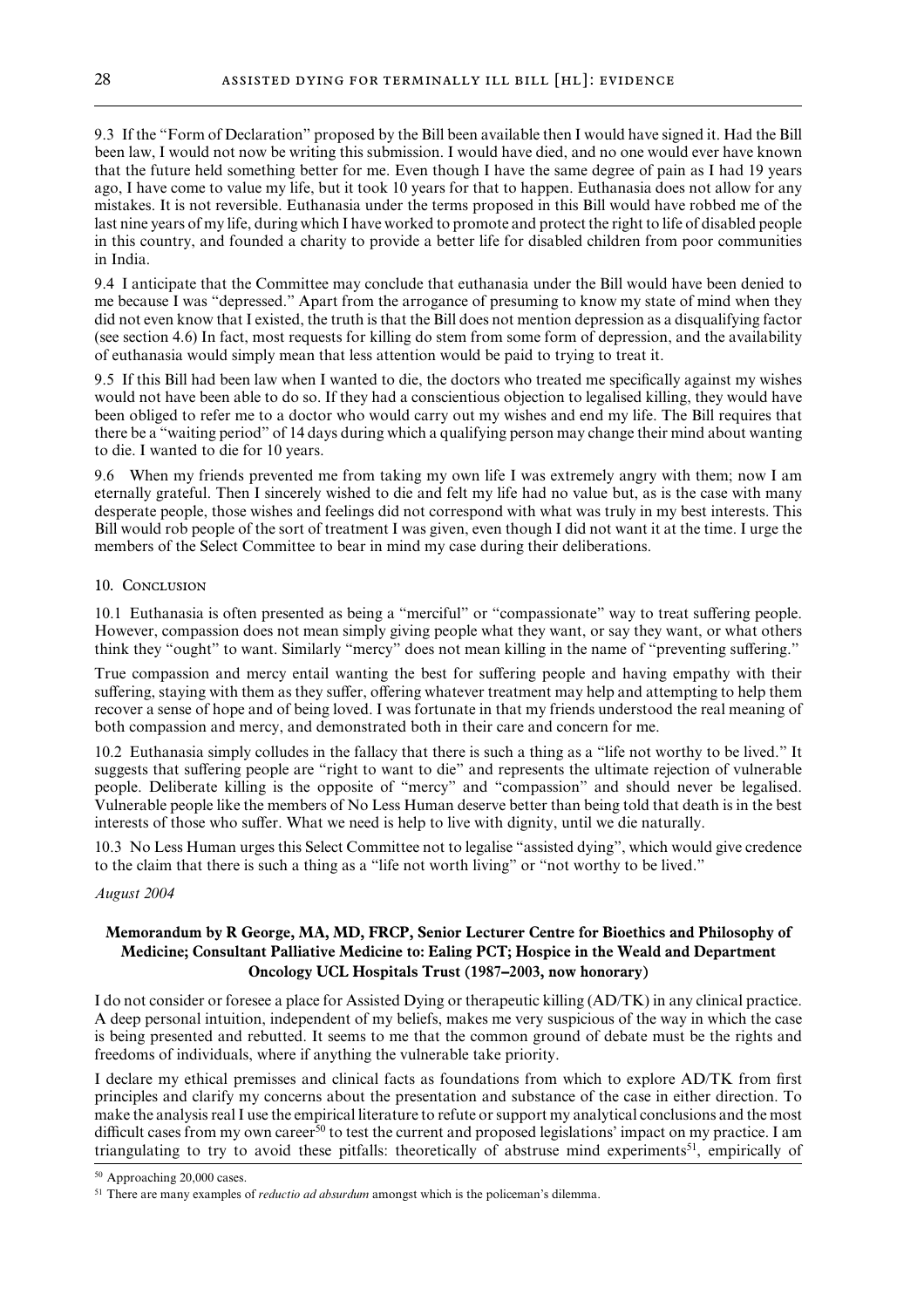9.3 If the "Form of Declaration" proposed by the Bill been available then I would have signed it. Had the Bill been law, I would not now be writing this submission. I would have died, and no one would ever have known that the future held something better for me. Even though I have the same degree of pain as I had 19 years ago, I have come to value my life, but it took 10 years for that to happen. Euthanasia does not allow for any mistakes. It is not reversible. Euthanasia under the terms proposed in this Bill would have robbed me of the last nine years of my life, during which I have worked to promote and protect the right to life of disabled people in this country, and founded a charity to provide a better life for disabled children from poor communities in India.

9.4 I anticipate that the Committee may conclude that euthanasia under the Bill would have been denied to me because I was "depressed." Apart from the arrogance of presuming to know my state of mind when they did not even know that I existed, the truth is that the Bill does not mention depression as a disqualifying factor (see section 4.6) In fact, most requests for killing do stem from some form of depression, and the availability of euthanasia would simply mean that less attention would be paid to trying to treat it.

9.5 If this Bill had been law when I wanted to die, the doctors who treated me specifically against my wishes would not have been able to do so. If they had a conscientious objection to legalised killing, they would have been obliged to refer me to a doctor who would carry out my wishes and end my life. The Bill requires that there be a "waiting period" of 14 days during which a qualifying person may change their mind about wanting to die. I wanted to die for 10 years.

9.6 When my friends prevented me from taking my own life I was extremely angry with them; now I am eternally grateful. Then I sincerely wished to die and felt my life had no value but, as is the case with many desperate people, those wishes and feelings did not correspond with what was truly in my best interests. This Bill would rob people of the sort of treatment I was given, even though I did not want it at the time. I urge the members of the Select Committee to bear in mind my case during their deliberations.

10. Conclusion

10.1 Euthanasia is often presented as being a "merciful" or "compassionate" way to treat suffering people. However, compassion does not mean simply giving people what they want, or say they want, or what others think they "ought" to want. Similarly "mercy" does not mean killing in the name of "preventing suffering."

True compassion and mercy entail wanting the best for suffering people and having empathy with their suffering, staying with them as they suffer, offering whatever treatment may help and attempting to help them recover a sense of hope and of being loved. I was fortunate in that my friends understood the real meaning of both compassion and mercy, and demonstrated both in their care and concern for me.

10.2 Euthanasia simply colludes in the fallacy that there is such a thing as a "life not worthy to be lived." It suggests that suffering people are "right to want to die" and represents the ultimate rejection of vulnerable people. Deliberate killing is the opposite of "mercy" and "compassion" and should never be legalised. Vulnerable people like the members of No Less Human deserve better than being told that death is in the best interests of those who suffer. What we need is help to live with dignity, until we die naturally.

10.3 No Less Human urges this Select Committee not to legalise "assisted dying", which would give credence to the claim that there is such a thing as a "life not worth living" or "not worthy to be lived."

*August 2004*

**Memorandum by R George, MA, MD, FRCP, Senior Lecturer Centre for Bioethics and Philosophy of Medicine; Consultant Palliative Medicine to: Ealing PCT; Hospice in the Weald and Department Oncology UCL Hospitals Trust (1987–2003, now honorary)**

I do not consider or foresee a place for Assisted Dying or therapeutic killing (AD/TK) in any clinical practice. A deep personal intuition, independent of my beliefs, makes me very suspicious of the way in which the case is being presented and rebutted. It seems to me that the common ground of debate must be the rights and freedoms of individuals, where if anything the vulnerable take priority.

I declare my ethical premisses and clinical facts as foundations from which to explore AD/TK from first principles and clarify my concerns about the presentation and substance of the case in either direction. To make the analysis real I use the empirical literature to refute or support my analytical conclusions and the most difficult cases from my own career[50] to test the current and proposed legislations' impact on my practice. I am triangulating to try to avoid these pitfalls: theoretically of abstruse mind experiments[51], empirically of

[50] Approaching 20,000 cases.

[51] There are many examples of *reductio ad absurdum* amongst which is the policeman's dilemma.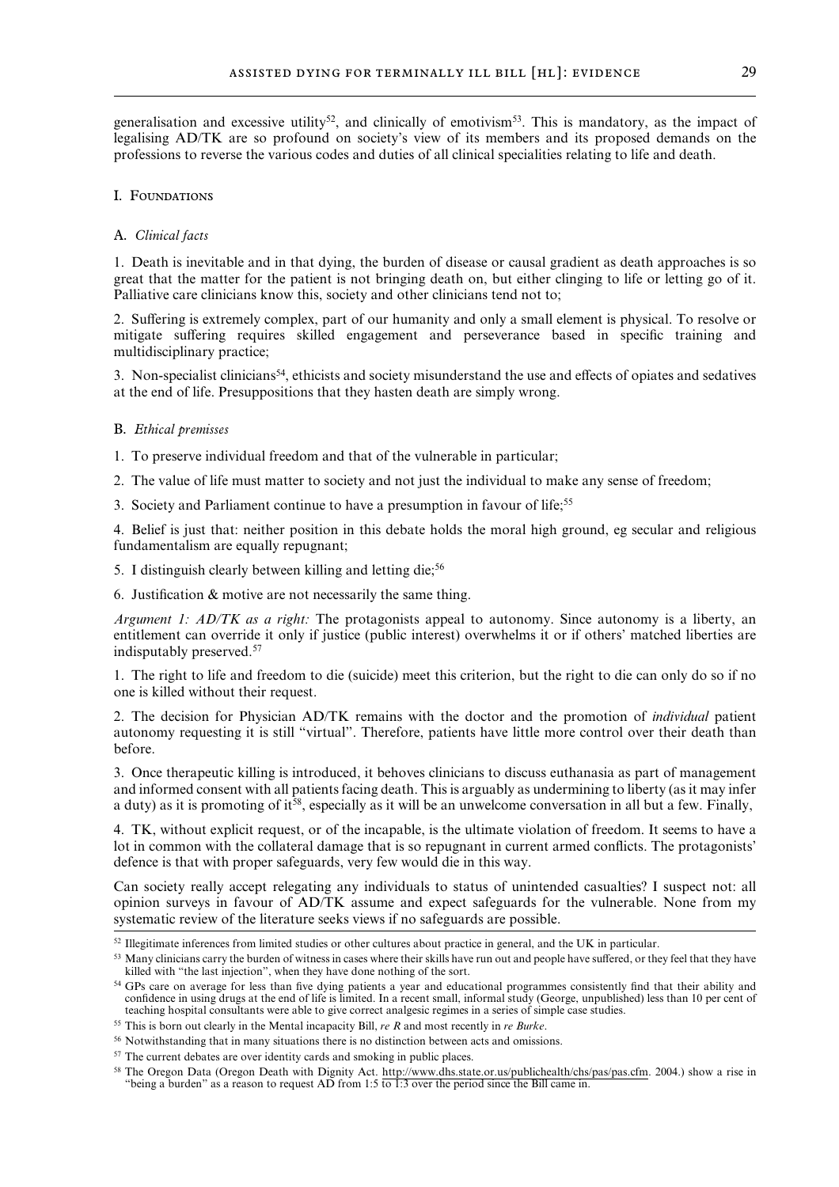generalisation and excessive utility[52], and clinically of emotivism[53]. This is mandatory, as the impact of legalising AD/TK are so profound on society's view of its members and its proposed demands on the professions to reverse the various codes and duties of all clinical specialities relating to life and death.

## I. Foundations

### A. *Clinical facts*

1. Death is inevitable and in that dying, the burden of disease or causal gradient as death approaches is so great that the matter for the patient is not bringing death on, but either clinging to life or letting go of it. Palliative care clinicians know this, society and other clinicians tend not to;

2. Suffering is extremely complex, part of our humanity and only a small element is physical. To resolve or mitigate suffering requires skilled engagement and perseverance based in specific training and multidisciplinary practice;

3. Non-specialist clinicians[54], ethicists and society misunderstand the use and effects of opiates and sedatives at the end of life. Presuppositions that they hasten death are simply wrong.

### B. *Ethical premisses*

1. To preserve individual freedom and that of the vulnerable in particular;

2. The value of life must matter to society and not just the individual to make any sense of freedom;

3. Society and Parliament continue to have a presumption in favour of life;[55]

4. Belief is just that: neither position in this debate holds the moral high ground, eg secular and religious fundamentalism are equally repugnant;

5. I distinguish clearly between killing and letting die;[56]

6. Justification & motive are not necessarily the same thing.

*Argument 1: AD/TK as a right:* The protagonists appeal to autonomy. Since autonomy is a liberty, an entitlement can override it only if justice (public interest) overwhelms it or if others' matched liberties are indisputably preserved.[57]

1. The right to life and freedom to die (suicide) meet this criterion, but the right to die can only do so if no one is killed without their request.

2. The decision for Physician AD/TK remains with the doctor and the promotion of *individual* patient autonomy requesting it is still "virtual". Therefore, patients have little more control over their death than before.

3. Once therapeutic killing is introduced, it behoves clinicians to discuss euthanasia as part of management and informed consent with all patients facing death. This is arguably as undermining to liberty (as it may infer a duty) as it is promoting of it[58], especially as it will be an unwelcome conversation in all but a few. Finally,

4. TK, without explicit request, or of the incapable, is the ultimate violation of freedom. It seems to have a lot in common with the collateral damage that is so repugnant in current armed conflicts. The protagonists' defence is that with proper safeguards, very few would die in this way.

Can society really accept relegating any individuals to status of unintended casualties? I suspect not: all opinion surveys in favour of AD/TK assume and expect safeguards for the vulnerable. None from my systematic review of the literature seeks views if no safeguards are possible.

---

[52] Illegitimate inferences from limited studies or other cultures about practice in general, and the UK in particular.

[53] Many clinicians carry the burden of witness in cases where their skills have run out and people have suffered, or they feel that they have killed with "the last injection", when they have done nothing of the sort.

[54] GPs care on average for less than five dying patients a year and educational programmes consistently find that their ability and confidence in using drugs at the end of life is limited. In a recent small, informal study (George, unpublished) less than 10 per cent of teaching hospital consultants were able to give correct analgesic regimes in a series of simple case studies.

[55] This is born out clearly in the Mental incapacity Bill, *re R* and most recently in *re Burke*.

[56] Notwithstanding that in many situations there is no distinction between acts and omissions.

[57] The current debates are over identity cards and smoking in public places.

[58] The Oregon Data (Oregon Death with Dignity Act. http://www.dhs.state.or.us/publichealth/chs/pas/pas.cfm. 2004.) show a rise in "being a burden" as a reason to request AD from 1:5 to 1:3 over the period since the Bill came in.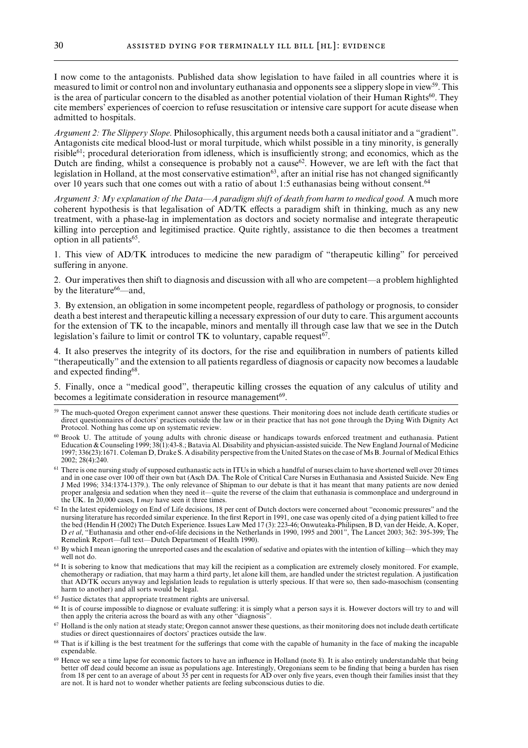I now come to the antagonists. Published data show legislation to have failed in all countries where it is measured to limit or control non and involuntary euthanasia and opponents see a slippery slope in view[59]. This is the area of particular concern to the disabled as another potential violation of their Human Rights[60]. They cite members' experiences of coercion to refuse resuscitation or intensive care support for acute disease when admitted to hospitals.

*Argument 2: The Slippery Slope.* Philosophically, this argument needs both a causal initiator and a "gradient". Antagonists cite medical blood-lust or moral turpitude, which whilst possible in a tiny minority, is generally risible[61]; procedural deterioration from idleness, which is insufficiently strong; and economics, which as the Dutch are finding, whilst a consequence is probably not a cause[62]. However, we are left with the fact that legislation in Holland, at the most conservative estimation[63], after an initial rise has not changed significantly over 10 years such that one comes out with a ratio of about 1:5 euthanasias being without consent.[64]

*Argument 3: My explanation of the Data—A paradigm shift of death from harm to medical good.* A much more coherent hypothesis is that legalisation of AD/TK effects a paradigm shift in thinking, much as any new treatment, with a phase-lag in implementation as doctors and society normalise and integrate therapeutic killing into perception and legitimised practice. Quite rightly, assistance to die then becomes a treatment option in all patients[65].

1. This view of AD/TK introduces to medicine the new paradigm of "therapeutic killing" for perceived suffering in anyone.

2. Our imperatives then shift to diagnosis and discussion with all who are competent—a problem highlighted by the literature[66]—and,

3. By extension, an obligation in some incompetent people, regardless of pathology or prognosis, to consider death a best interest and therapeutic killing a necessary expression of our duty to care. This argument accounts for the extension of TK to the incapable, minors and mentally ill through case law that we see in the Dutch legislation's failure to limit or control TK to voluntary, capable request[67].

4. It also preserves the integrity of its doctors, for the rise and equilibration in numbers of patients killed "therapeutically" and the extension to all patients regardless of diagnosis or capacity now becomes a laudable and expected finding[68].

5. Finally, once a "medical good", therapeutic killing crosses the equation of any calculus of utility and becomes a legitimate consideration in resource management[69].

---

[59] The much-quoted Oregon experiment cannot answer these questions. Their monitoring does not include death certificate studies or direct questionnaires of doctors' practices outside the law or in their practice that has not gone through the Dying With Dignity Act Protocol. Nothing has come up on systematic review.

[60] Brook U. The attitude of young adults with chronic disease or handicaps towards enforced treatment and euthanasia. Patient Education & Counseling 1999; 38(1):43-8.; Batavia AI. Disability and physician-assisted suicide. The New England Journal of Medicine 1997; 336(23):1671. Coleman D, Drake S. A disability perspective from the United States on the case of Ms B. Journal of Medical Ethics 2002; 28(4):240.

[61] There is one nursing study of supposed euthanastic acts in ITUs in which a handful of nurses claim to have shortened well over 20 times and in one case over 100 off their own bat (Asch DA. The Role of Critical Care Nurses in Euthanasia and Assisted Suicide. New Eng J Med 1996; 334:1374-1379.). The only relevance of Shipman to our debate is that it has meant that many patients are now denied proper analgesia and sedation when they need it—quite the reverse of the claim that euthanasia is commonplace and underground in the UK. In 20,000 cases, I *may* have seen it three times.

[62] In the latest epidemiology on End of Life decisions, 18 per cent of Dutch doctors were concerned about "economic pressures" and the nursing literature has recorded similar experience. In the first Report in 1991, one case was openly cited of a dying patient killed to free the bed (Hendin H (2002) The Dutch Experience. Issues Law Med 17 (3): 223-46; Onwuteaka-Philipsen, B D, van der Heide, A, Koper, D *et al*, "Euthanasia and other end-of-life decisions in the Netherlands in 1990, 1995 and 2001", The Lancet 2003; 362: 395-399; The Remelink Report—full text—Dutch Department of Health 1990).

[63] By which I mean ignoring the unreported cases and the escalation of sedative and opiates with the intention of killing—which they may well not do.

[64] It is sobering to know that medications that may kill the recipient as a complication are extremely closely monitored. For example, chemotherapy or radiation, that may harm a third party, let alone kill them, are handled under the strictest regulation. A justification that AD/TK occurs anyway and legislation leads to regulation is utterly specious. If that were so, then sado-masochism (consenting harm to another) and all sorts would be legal.

[65] Justice dictates that appropriate treatment rights are universal.

[66] It is of course impossible to diagnose or evaluate suffering: it is simply what a person says it is. However doctors will try to and will then apply the criteria across the board as with any other "diagnosis".

[67] Holland is the only nation at steady state; Oregon cannot answer these questions, as their monitoring does not include death certificate studies or direct questionnaires of doctors' practices outside the law.

[68] That is if killing is the best treatment for the sufferings that come with the capable of humanity in the face of making the incapable expendable.

[69] Hence we see a time lapse for economic factors to have an influence in Holland (note 8). It is also entirely understandable that being better off dead could become an issue as populations age. Interestingly, Oregonians seem to be finding that being a burden has risen from 18 per cent to an average of about 35 per cent in requests for AD over only five years, even though their families insist that they are not. It is hard not to wonder whether patients are feeling subconscious duties to die.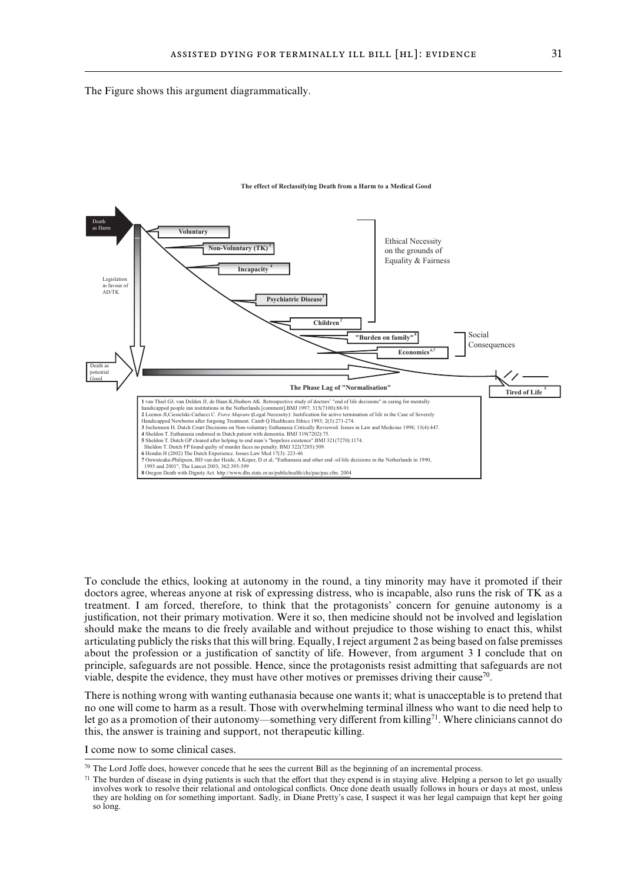The Figure shows this argument diagrammatically.

**The effect of Reclassifying Death from a Harm to a Medical Good**

Death as Harm

Legislation in favour of AD/TK

Voluntary

Non-Voluntary (TK)[3]

Incapacity[4]

Psychiatric Disease[1]

Children[2]

Ethical Necessity on the grounds of Equality & Fairness

"Burden on family"[8]

Economics[6,7]

Social Consequences

Death as potential Good

The Phase Lag of "Normalisation"

Tired of Life[5]

1 van Thiel GJ, van Delden JJ, de Haan K,Huibers AK. Retrospective study of doctors' "end of life decisions" in caring for mentally handicapped people inn institutions in the Netherlands.[comment].BMJ 1997; 315(7100):88-91
2 Leenen JI,Ciesielski-Carlucci C. *Force Majeure* (Legal Necessity): Justification for active termination of life in the Case of Severely Handicapped Newborns after forgoing Treatment. Camb Q Healthcare Ethics 1993; 2(3):271-274.
3 Jochemsen H. Dutch Court Decisions on Non-voluntary Euthanasia Critically Reviewed. Issues in Law and Medicine 1998; 13(4):447.
4 Sheldon T. Euthanasia endorsed in Dutch patient with dementia. BMJ 319(7202):75.
5 Sheldon T. Dutch GP cleared after helping to end man's "hopeless existence".BMJ 321(7270):1174.
Sheldon T. Dutch FP found quilty of murder faces no penalty. BMJ 322(7285):509.
6 Hendin H (2002) The Dutch Experience. Issues Law Med 17(3): 223-46
7 Onwuteaka-Philipsen, BD van der Heide, A Koper, D et al, "Euthanasia and other end -of-life decisions in the Netherlands in 1990, 1995 and 2001", The Lancet 2003; 362:395-399
8 Oregon Death with Dignity Act. http://www.dhs.state.or.us/publichealth/chs/pas/pas.cfm. 2004

To conclude the ethics, looking at autonomy in the round, a tiny minority may have it promoted if their doctors agree, whereas anyone at risk of expressing distress, who is incapable, also runs the risk of TK as a treatment. I am forced, therefore, to think that the protagonists' concern for genuine autonomy is a justification, not their primary motivation. Were it so, then medicine should not be involved and legislation should make the means to die freely available and without prejudice to those wishing to enact this, whilst articulating publicly the risks that this will bring. Equally, I reject argument 2 as being based on false premisses about the profession or a justification of sanctity of life. However, from argument 3 I conclude that on principle, safeguards are not possible. Hence, since the protagonists resist admitting that safeguards are not viable, despite the evidence, they must have other motives or premisses driving their cause[70].

There is nothing wrong with wanting euthanasia because one wants it; what is unacceptable is to pretend that no one will come to harm as a result. Those with overwhelming terminal illness who want to die need help to let go as a promotion of their autonomy—something very different from killing[71]. Where clinicians cannot do this, the answer is training and support, not therapeutic killing.

I come now to some clinical cases.

[70] The Lord Joffe does, however concede that he sees the current Bill as the beginning of an incremental process.

[71] The burden of disease in dying patients is such that the effort that they expend is in staying alive. Helping a person to let go usually involves work to resolve their relational and ontological conflicts. Once done death usually follows in hours or days at most, unless they are holding on for something important. Sadly, in Diane Pretty's case, I suspect it was her legal campaign that kept her going so long.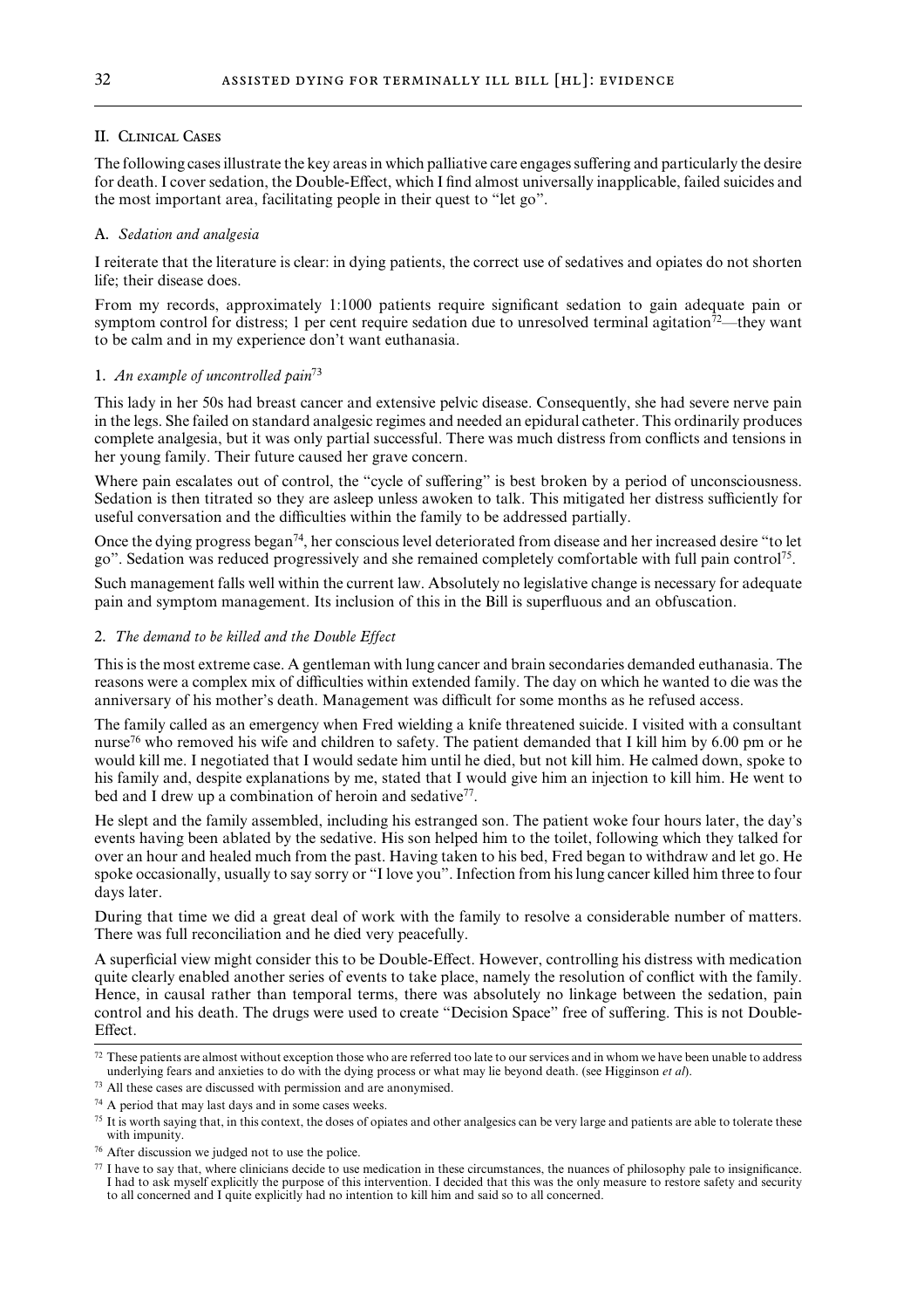## II. Clinical Cases

The following cases illustrate the key areas in which palliative care engages suffering and particularly the desire for death. I cover sedation, the Double-Effect, which I find almost universally inapplicable, failed suicides and the most important area, facilitating people in their quest to "let go".

### A. *Sedation and analgesia*

I reiterate that the literature is clear: in dying patients, the correct use of sedatives and opiates do not shorten life; their disease does.

From my records, approximately 1:1000 patients require significant sedation to gain adequate pain or symptom control for distress; 1 per cent require sedation due to unresolved terminal agitation[72]—they want to be calm and in my experience don't want euthanasia.

#### 1. *An example of uncontrolled pain*[73]

This lady in her 50s had breast cancer and extensive pelvic disease. Consequently, she had severe nerve pain in the legs. She failed on standard analgesic regimes and needed an epidural catheter. This ordinarily produces complete analgesia, but it was only partial successful. There was much distress from conflicts and tensions in her young family. Their future caused her grave concern.

Where pain escalates out of control, the "cycle of suffering" is best broken by a period of unconsciousness. Sedation is then titrated so they are asleep unless awoken to talk. This mitigated her distress sufficiently for useful conversation and the difficulties within the family to be addressed partially.

Once the dying progress began[74], her conscious level deteriorated from disease and her increased desire "to let go". Sedation was reduced progressively and she remained completely comfortable with full pain control[75].

Such management falls well within the current law. Absolutely no legislative change is necessary for adequate pain and symptom management. Its inclusion of this in the Bill is superfluous and an obfuscation.

#### 2. *The demand to be killed and the Double Effect*

This is the most extreme case. A gentleman with lung cancer and brain secondaries demanded euthanasia. The reasons were a complex mix of difficulties within extended family. The day on which he wanted to die was the anniversary of his mother's death. Management was difficult for some months as he refused access.

The family called as an emergency when Fred wielding a knife threatened suicide. I visited with a consultant nurse[76] who removed his wife and children to safety. The patient demanded that I kill him by 6.00 pm or he would kill me. I negotiated that I would sedate him until he died, but not kill him. He calmed down, spoke to his family and, despite explanations by me, stated that I would give him an injection to kill him. He went to bed and I drew up a combination of heroin and sedative[77].

He slept and the family assembled, including his estranged son. The patient woke four hours later, the day's events having been ablated by the sedative. His son helped him to the toilet, following which they talked for over an hour and healed much from the past. Having taken to his bed, Fred began to withdraw and let go. He spoke occasionally, usually to say sorry or "I love you". Infection from his lung cancer killed him three to four days later.

During that time we did a great deal of work with the family to resolve a considerable number of matters. There was full reconciliation and he died very peacefully.

A superficial view might consider this to be Double-Effect. However, controlling his distress with medication quite clearly enabled another series of events to take place, namely the resolution of conflict with the family. Hence, in causal rather than temporal terms, there was absolutely no linkage between the sedation, pain control and his death. The drugs were used to create "Decision Space" free of suffering. This is not Double-Effect.

---

[72] These patients are almost without exception those who are referred too late to our services and in whom we have been unable to address underlying fears and anxieties to do with the dying process or what may lie beyond death. (see Higginson *et al*).

[73] All these cases are discussed with permission and are anonymised.

[74] A period that may last days and in some cases weeks.

[75] It is worth saying that, in this context, the doses of opiates and other analgesics can be very large and patients are able to tolerate these with impunity.

[76] After discussion we judged not to use the police.

[77] I have to say that, where clinicians decide to use medication in these circumstances, the nuances of philosophy pale to insignificance. I had to ask myself explicitly the purpose of this intervention. I decided that this was the only measure to restore safety and security to all concerned and I quite explicitly had no intention to kill him and said so to all concerned.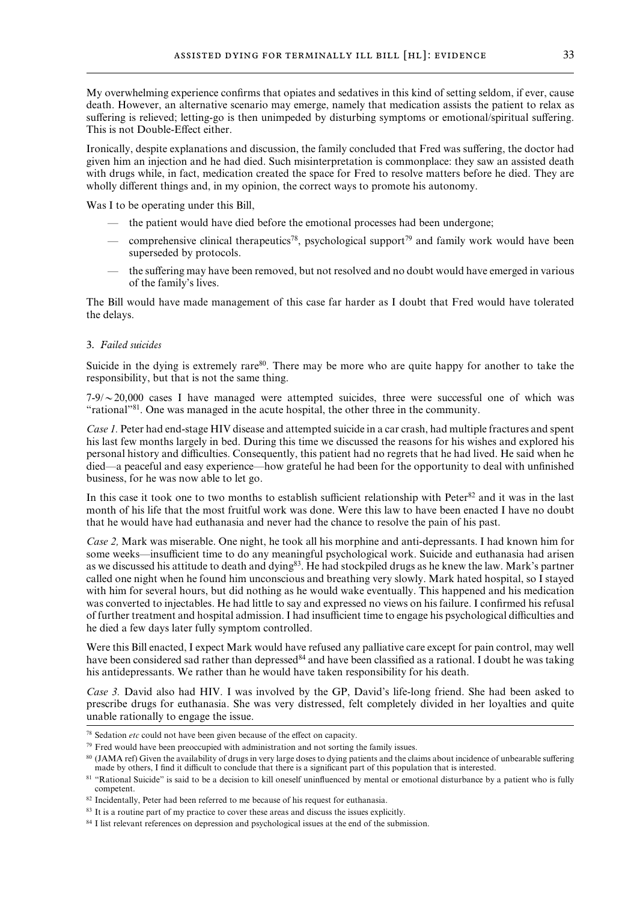My overwhelming experience confirms that opiates and sedatives in this kind of setting seldom, if ever, cause death. However, an alternative scenario may emerge, namely that medication assists the patient to relax as suffering is relieved; letting-go is then unimpeded by disturbing symptoms or emotional/spiritual suffering. This is not Double-Effect either.

Ironically, despite explanations and discussion, the family concluded that Fred was suffering, the doctor had given him an injection and he had died. Such misinterpretation is commonplace: they saw an assisted death with drugs while, in fact, medication created the space for Fred to resolve matters before he died. They are wholly different things and, in my opinion, the correct ways to promote his autonomy.

Was I to be operating under this Bill,

- the patient would have died before the emotional processes had been undergone;
- comprehensive clinical therapeutics[78], psychological support[79] and family work would have been superseded by protocols.
- the suffering may have been removed, but not resolved and no doubt would have emerged in various of the family's lives.

The Bill would have made management of this case far harder as I doubt that Fred would have tolerated the delays.

3. *Failed suicides*

Suicide in the dying is extremely rare[80]. There may be more who are quite happy for another to take the responsibility, but that is not the same thing.

7-9/~20,000 cases I have managed were attempted suicides, three were successful one of which was "rational"[81]. One was managed in the acute hospital, the other three in the community.

*Case 1.* Peter had end-stage HIV disease and attempted suicide in a car crash, had multiple fractures and spent his last few months largely in bed. During this time we discussed the reasons for his wishes and explored his personal history and difficulties. Consequently, this patient had no regrets that he had lived. He said when he died—a peaceful and easy experience—how grateful he had been for the opportunity to deal with unfinished business, for he was now able to let go.

In this case it took one to two months to establish sufficient relationship with Peter[82] and it was in the last month of his life that the most fruitful work was done. Were this law to have been enacted I have no doubt that he would have had euthanasia and never had the chance to resolve the pain of his past.

*Case 2,* Mark was miserable. One night, he took all his morphine and anti-depressants. I had known him for some weeks—insufficient time to do any meaningful psychological work. Suicide and euthanasia had arisen as we discussed his attitude to death and dying[83]. He had stockpiled drugs as he knew the law. Mark's partner called one night when he found him unconscious and breathing very slowly. Mark hated hospital, so I stayed with him for several hours, but did nothing as he would wake eventually. This happened and his medication was converted to injectables. He had little to say and expressed no views on his failure. I confirmed his refusal of further treatment and hospital admission. I had insufficient time to engage his psychological difficulties and he died a few days later fully symptom controlled.

Were this Bill enacted, I expect Mark would have refused any palliative care except for pain control, may well have been considered sad rather than depressed[84] and have been classified as a rational. I doubt he was taking his antidepressants. We rather than he would have taken responsibility for his death.

*Case 3.* David also had HIV. I was involved by the GP, David's life-long friend. She had been asked to prescribe drugs for euthanasia. She was very distressed, felt completely divided in her loyalties and quite unable rationally to engage the issue.

---

[78] Sedation *etc* could not have been given because of the effect on capacity.

[79] Fred would have been preoccupied with administration and not sorting the family issues.

[80] (JAMA ref) Given the availability of drugs in very large doses to dying patients and the claims about incidence of unbearable suffering made by others, I find it difficult to conclude that there is a significant part of this population that is interested.

[81] "Rational Suicide" is said to be a decision to kill oneself uninfluenced by mental or emotional disturbance by a patient who is fully competent.

[82] Incidentally, Peter had been referred to me because of his request for euthanasia.

[83] It is a routine part of my practice to cover these areas and discuss the issues explicitly.

[84] I list relevant references on depression and psychological issues at the end of the submission.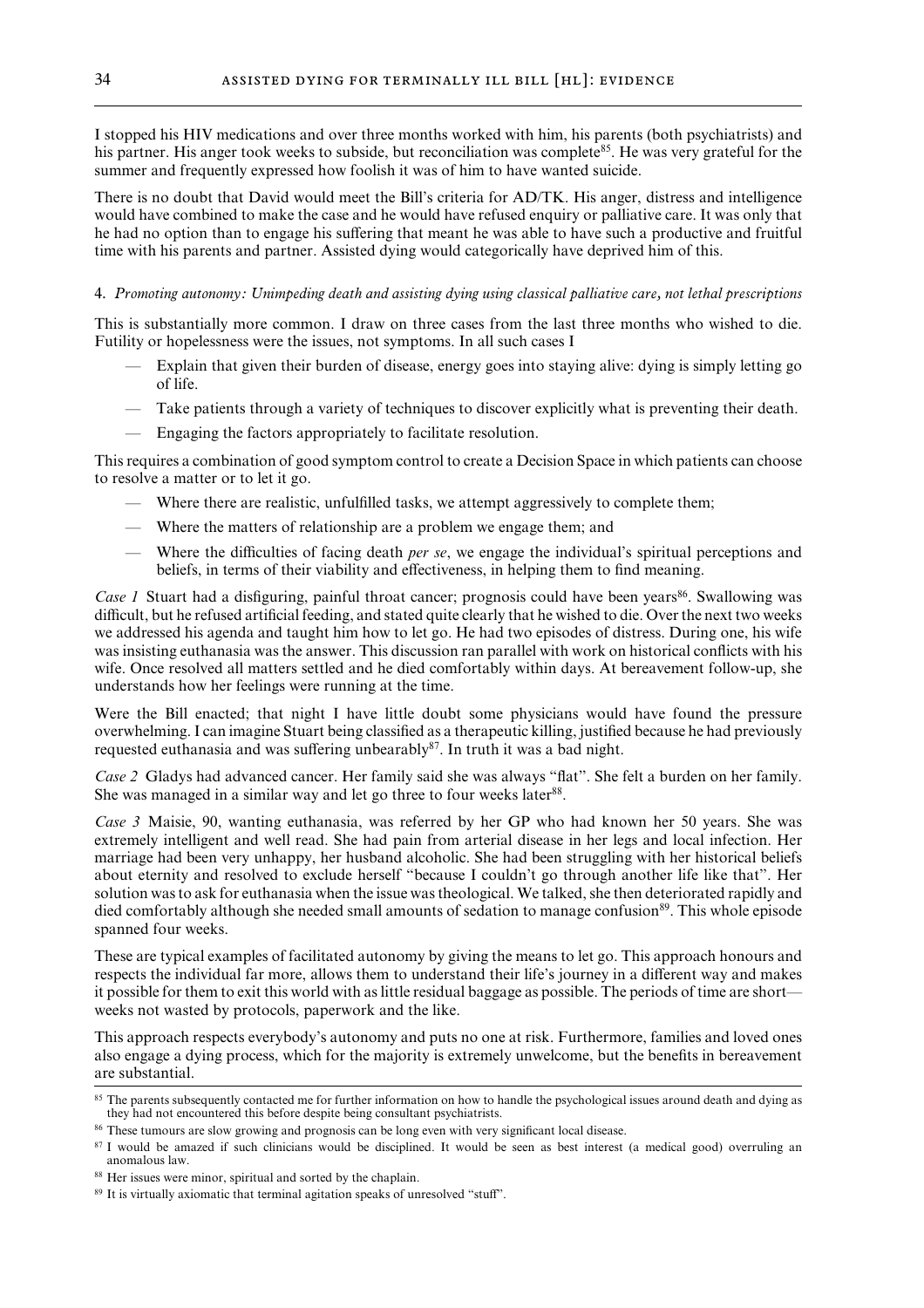I stopped his HIV medications and over three months worked with him, his parents (both psychiatrists) and his partner. His anger took weeks to subside, but reconciliation was complete[85]. He was very grateful for the summer and frequently expressed how foolish it was of him to have wanted suicide.

There is no doubt that David would meet the Bill's criteria for AD/TK. His anger, distress and intelligence would have combined to make the case and he would have refused enquiry or palliative care. It was only that he had no option than to engage his suffering that meant he was able to have such a productive and fruitful time with his parents and partner. Assisted dying would categorically have deprived him of this.

4. *Promoting autonomy: Unimpeding death and assisting dying using classical palliative care, not lethal prescriptions*

This is substantially more common. I draw on three cases from the last three months who wished to die. Futility or hopelessness were the issues, not symptoms. In all such cases I

- Explain that given their burden of disease, energy goes into staying alive: dying is simply letting go of life.
- Take patients through a variety of techniques to discover explicitly what is preventing their death.
- Engaging the factors appropriately to facilitate resolution.

This requires a combination of good symptom control to create a Decision Space in which patients can choose to resolve a matter or to let it go.

- Where there are realistic, unfulfilled tasks, we attempt aggressively to complete them;
- Where the matters of relationship are a problem we engage them; and
- Where the difficulties of facing death *per se*, we engage the individual's spiritual perceptions and beliefs, in terms of their viability and effectiveness, in helping them to find meaning.

*Case 1* Stuart had a disfiguring, painful throat cancer; prognosis could have been years[86]. Swallowing was difficult, but he refused artificial feeding, and stated quite clearly that he wished to die. Over the next two weeks we addressed his agenda and taught him how to let go. He had two episodes of distress. During one, his wife was insisting euthanasia was the answer. This discussion ran parallel with work on historical conflicts with his wife. Once resolved all matters settled and he died comfortably within days. At bereavement follow-up, she understands how her feelings were running at the time.

Were the Bill enacted; that night I have little doubt some physicians would have found the pressure overwhelming. I can imagine Stuart being classified as a therapeutic killing, justified because he had previously requested euthanasia and was suffering unbearably[87]. In truth it was a bad night.

*Case 2* Gladys had advanced cancer. Her family said she was always "flat". She felt a burden on her family. She was managed in a similar way and let go three to four weeks later[88].

*Case 3* Maisie, 90, wanting euthanasia, was referred by her GP who had known her 50 years. She was extremely intelligent and well read. She had pain from arterial disease in her legs and local infection. Her marriage had been very unhappy, her husband alcoholic. She had been struggling with her historical beliefs about eternity and resolved to exclude herself "because I couldn't go through another life like that". Her solution was to ask for euthanasia when the issue was theological. We talked, she then deteriorated rapidly and died comfortably although she needed small amounts of sedation to manage confusion[89]. This whole episode spanned four weeks.

These are typical examples of facilitated autonomy by giving the means to let go. This approach honours and respects the individual far more, allows them to understand their life's journey in a different way and makes it possible for them to exit this world with as little residual baggage as possible. The periods of time are short—weeks not wasted by protocols, paperwork and the like.

This approach respects everybody's autonomy and puts no one at risk. Furthermore, families and loved ones also engage a dying process, which for the majority is extremely unwelcome, but the benefits in bereavement are substantial.

---

[85] The parents subsequently contacted me for further information on how to handle the psychological issues around death and dying as they had not encountered this before despite being consultant psychiatrists.

[86] These tumours are slow growing and prognosis can be long even with very significant local disease.

[87] I would be amazed if such clinicians would be disciplined. It would be seen as best interest (a medical good) overruling an anomalous law.

[88] Her issues were minor, spiritual and sorted by the chaplain.

[89] It is virtually axiomatic that terminal agitation speaks of unresolved "stuff".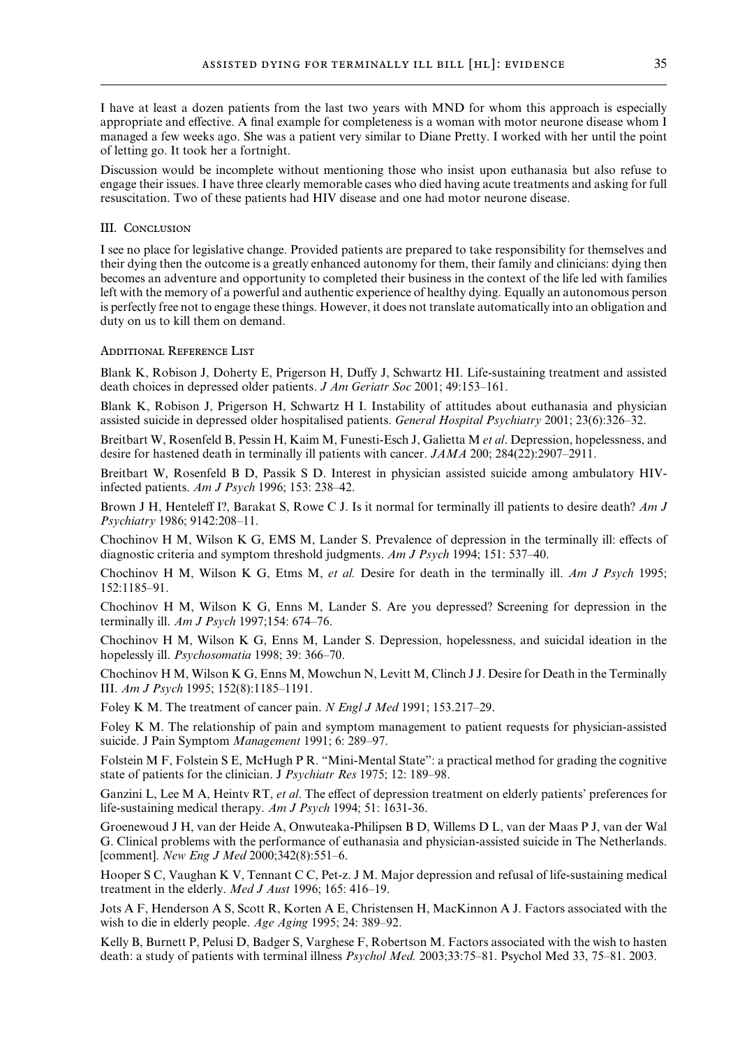I have at least a dozen patients from the last two years with MND for whom this approach is especially appropriate and effective. A final example for completeness is a woman with motor neurone disease whom I managed a few weeks ago. She was a patient very similar to Diane Pretty. I worked with her until the point of letting go. It took her a fortnight.

Discussion would be incomplete without mentioning those who insist upon euthanasia but also refuse to engage their issues. I have three clearly memorable cases who died having acute treatments and asking for full resuscitation. Two of these patients had HIV disease and one had motor neurone disease.

### III. Conclusion

I see no place for legislative change. Provided patients are prepared to take responsibility for themselves and their dying then the outcome is a greatly enhanced autonomy for them, their family and clinicians: dying then becomes an adventure and opportunity to completed their business in the context of the life led with families left with the memory of a powerful and authentic experience of healthy dying. Equally an autonomous person is perfectly free not to engage these things. However, it does not translate automatically into an obligation and duty on us to kill them on demand.

### Additional Reference List

Blank K, Robison J, Doherty E, Prigerson H, Duffy J, Schwartz HI. Life-sustaining treatment and assisted death choices in depressed older patients. *J Am Geriatr Soc* 2001; 49:153–161.

Blank K, Robison J, Prigerson H, Schwartz H I. Instability of attitudes about euthanasia and physician assisted suicide in depressed older hospitalised patients. *General Hospital Psychiatry* 2001; 23(6):326–32.

Breitbart W, Rosenfeld B, Pessin H, Kaim M, Funesti-Esch J, Galietta M *et al*. Depression, hopelessness, and desire for hastened death in terminally ill patients with cancer. *JAMA* 200; 284(22):2907–2911.

Breitbart W, Rosenfeld B D, Passik S D. Interest in physician assisted suicide among ambulatory HIV-infected patients. *Am J Psych* 1996; 153: 238–42.

Brown J H, Henteleff I?, Barakat S, Rowe C J. Is it normal for terminally ill patients to desire death? *Am J Psychiatry* 1986; 9142:208–11.

Chochinov H M, Wilson K G, EMS M, Lander S. Prevalence of depression in the terminally ill: effects of diagnostic criteria and symptom threshold judgments. *Am J Psych* 1994; 151: 537–40.

Chochinov H M, Wilson K G, Etms M, *et al.* Desire for death in the terminally ill. *Am J Psych* 1995; 152:1185–91.

Chochinov H M, Wilson K G, Enns M, Lander S. Are you depressed? Screening for depression in the terminally ill. *Am J Psych* 1997;154: 674–76.

Chochinov H M, Wilson K G, Enns M, Lander S. Depression, hopelessness, and suicidal ideation in the hopelessly ill. *Psychosomatia* 1998; 39: 366–70.

Chochinov H M, Wilson K G, Enns M, Mowchun N, Levitt M, Clinch J J. Desire for Death in the Terminally III. *Am J Psych* 1995; 152(8):1185–1191.

Foley K M. The treatment of cancer pain. *N Engl J Med* 1991; 153.217–29.

Foley K M. The relationship of pain and symptom management to patient requests for physician-assisted suicide. J Pain Symptom *Management* 1991; 6: 289–97.

Folstein M F, Folstein S E, McHugh P R. "Mini-Mental State": a practical method for grading the cognitive state of patients for the clinician. J *Psychiatr Res* 1975; 12: 189–98.

Ganzini L, Lee M A, Heintv RT, *et al*. The effect of depression treatment on elderly patients' preferences for life-sustaining medical therapy. *Am J Psych* 1994; 51: 1631-36.

Groenewoud J H, van der Heide A, Onwuteaka-Philipsen B D, Willems D L, van der Maas P J, van der Wal G. Clinical problems with the performance of euthanasia and physician-assisted suicide in The Netherlands. [comment]. *New Eng J Med* 2000;342(8):551–6.

Hooper S C, Vaughan K V, Tennant C C, Pet-z. J M. Major depression and refusal of life-sustaining medical treatment in the elderly. *Med J Aust* 1996; 165: 416–19.

Jots A F, Henderson A S, Scott R, Korten A E, Christensen H, MacKinnon A J. Factors associated with the wish to die in elderly people. *Age Aging* 1995; 24: 389–92.

Kelly B, Burnett P, Pelusi D, Badger S, Varghese F, Robertson M. Factors associated with the wish to hasten death: a study of patients with terminal illness *Psychol Med.* 2003;33:75–81. Psychol Med 33, 75–81. 2003.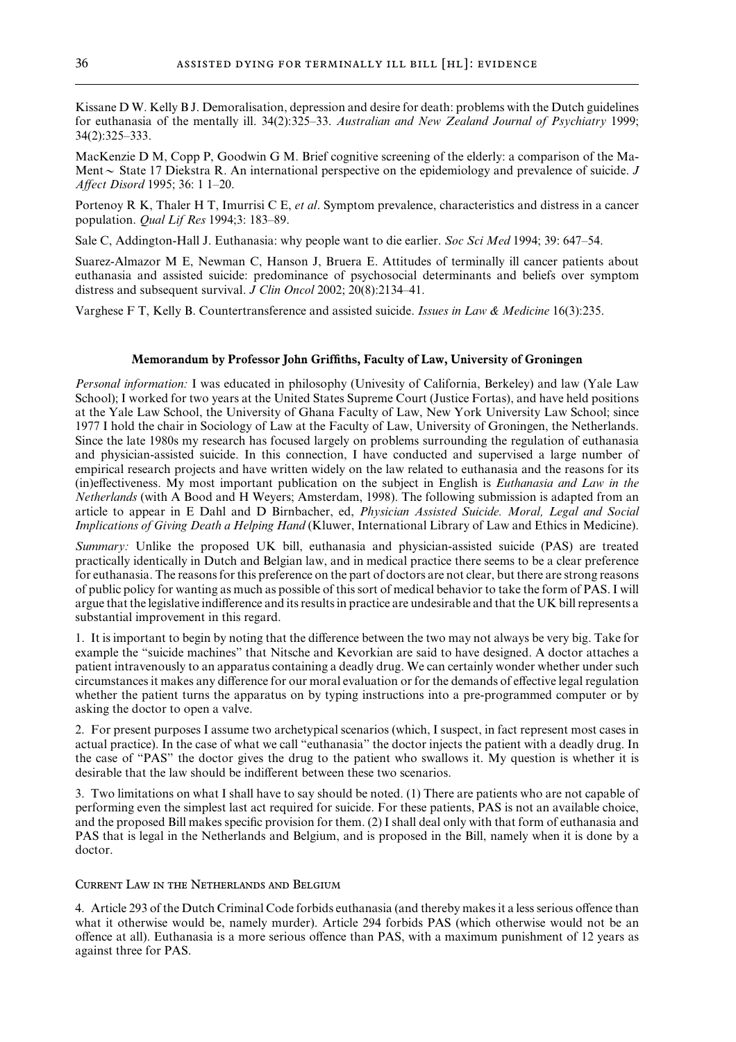Kissane D W. Kelly B J. Demoralisation, depression and desire for death: problems with the Dutch guidelines for euthanasia of the mentally ill. 34(2):325–33. *Australian and New Zealand Journal of Psychiatry* 1999; 34(2):325–333.

MacKenzie D M, Copp P, Goodwin G M. Brief cognitive screening of the elderly: a comparison of the Ma-Ment ~ State 17 Diekstra R. An international perspective on the epidemiology and prevalence of suicide. *J Affect Disord* 1995; 36: 1 1–20.

Portenoy R K, Thaler H T, Imurrisi C E, *et al*. Symptom prevalence, characteristics and distress in a cancer population. *Qual Lif Res* 1994;3: 183–89.

Sale C, Addington-Hall J. Euthanasia: why people want to die earlier. *Soc Sci Med* 1994; 39: 647–54.

Suarez-Almazor M E, Newman C, Hanson J, Bruera E. Attitudes of terminally ill cancer patients about euthanasia and assisted suicide: predominance of psychosocial determinants and beliefs over symptom distress and subsequent survival. *J Clin Oncol* 2002; 20(8):2134–41.

Varghese F T, Kelly B. Countertransference and assisted suicide. *Issues in Law & Medicine* 16(3):235.

## Memorandum by Professor John Griffiths, Faculty of Law, University of Groningen

*Personal information:* I was educated in philosophy (Univesity of California, Berkeley) and law (Yale Law School); I worked for two years at the United States Supreme Court (Justice Fortas), and have held positions at the Yale Law School, the University of Ghana Faculty of Law, New York University Law School; since 1977 I hold the chair in Sociology of Law at the Faculty of Law, University of Groningen, the Netherlands. Since the late 1980s my research has focused largely on problems surrounding the regulation of euthanasia and physician-assisted suicide. In this connection, I have conducted and supervised a large number of empirical research projects and have written widely on the law related to euthanasia and the reasons for its (in)effectiveness. My most important publication on the subject in English is *Euthanasia and Law in the Netherlands* (with A Bood and H Weyers; Amsterdam, 1998). The following submission is adapted from an article to appear in E Dahl and D Birnbacher, ed, *Physician Assisted Suicide. Moral, Legal and Social Implications of Giving Death a Helping Hand* (Kluwer, International Library of Law and Ethics in Medicine).

*Summary:* Unlike the proposed UK bill, euthanasia and physician-assisted suicide (PAS) are treated practically identically in Dutch and Belgian law, and in medical practice there seems to be a clear preference for euthanasia. The reasons for this preference on the part of doctors are not clear, but there are strong reasons of public policy for wanting as much as possible of this sort of medical behavior to take the form of PAS. I will argue that the legislative indifference and its results in practice are undesirable and that the UK bill represents a substantial improvement in this regard.

1. It is important to begin by noting that the difference between the two may not always be very big. Take for example the "suicide machines" that Nitsche and Kevorkian are said to have designed. A doctor attaches a patient intravenously to an apparatus containing a deadly drug. We can certainly wonder whether under such circumstances it makes any difference for our moral evaluation or for the demands of effective legal regulation whether the patient turns the apparatus on by typing instructions into a pre-programmed computer or by asking the doctor to open a valve.

2. For present purposes I assume two archetypical scenarios (which, I suspect, in fact represent most cases in actual practice). In the case of what we call "euthanasia" the doctor injects the patient with a deadly drug. In the case of "PAS" the doctor gives the drug to the patient who swallows it. My question is whether it is desirable that the law should be indifferent between these two scenarios.

3. Two limitations on what I shall have to say should be noted. (1) There are patients who are not capable of performing even the simplest last act required for suicide. For these patients, PAS is not an available choice, and the proposed Bill makes specific provision for them. (2) I shall deal only with that form of euthanasia and PAS that is legal in the Netherlands and Belgium, and is proposed in the Bill, namely when it is done by a doctor.

### Current Law in the Netherlands and Belgium

4. Article 293 of the Dutch Criminal Code forbids euthanasia (and thereby makes it a less serious offence than what it otherwise would be, namely murder). Article 294 forbids PAS (which otherwise would not be an offence at all). Euthanasia is a more serious offence than PAS, with a maximum punishment of 12 years as against three for PAS.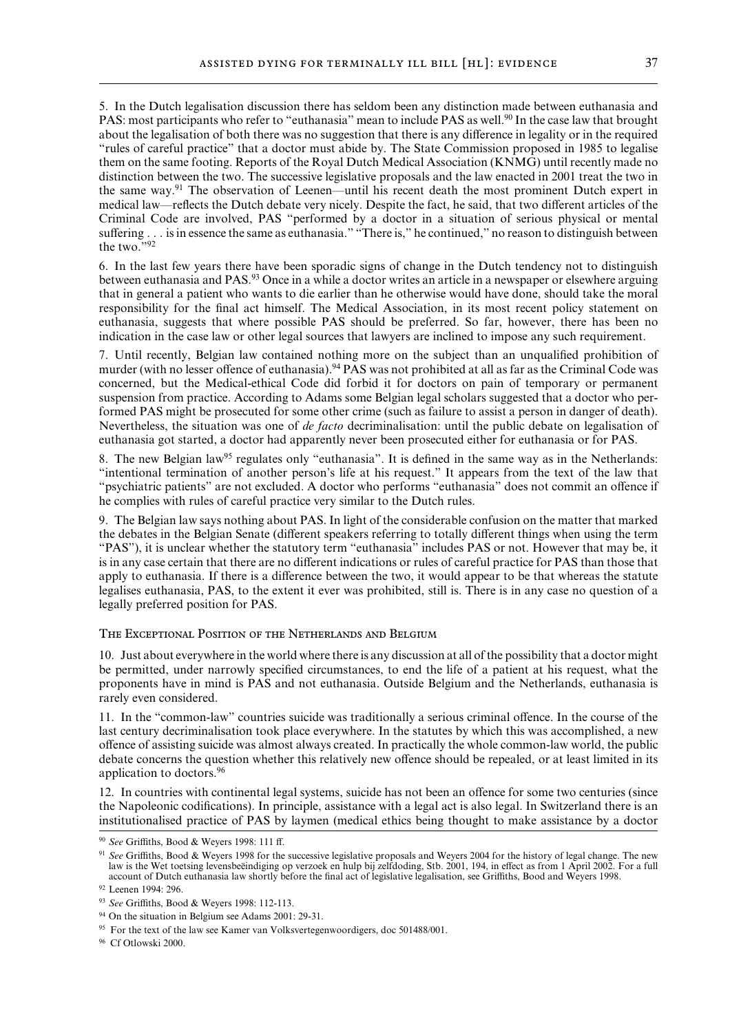5. In the Dutch legalisation discussion there has seldom been any distinction made between euthanasia and PAS: most participants who refer to "euthanasia" mean to include PAS as well.[90] In the case law that brought about the legalisation of both there was no suggestion that there is any difference in legality or in the required "rules of careful practice" that a doctor must abide by. The State Commission proposed in 1985 to legalise them on the same footing. Reports of the Royal Dutch Medical Association (KNMG) until recently made no distinction between the two. The successive legislative proposals and the law enacted in 2001 treat the two in the same way.[91] The observation of Leenen—until his recent death the most prominent Dutch expert in medical law—reflects the Dutch debate very nicely. Despite the fact, he said, that two different articles of the Criminal Code are involved, PAS "performed by a doctor in a situation of serious physical or mental suffering . . . is in essence the same as euthanasia." "There is," he continued," no reason to distinguish between the two."[92]

6. In the last few years there have been sporadic signs of change in the Dutch tendency not to distinguish between euthanasia and PAS.[93] Once in a while a doctor writes an article in a newspaper or elsewhere arguing that in general a patient who wants to die earlier than he otherwise would have done, should take the moral responsibility for the final act himself. The Medical Association, in its most recent policy statement on euthanasia, suggests that where possible PAS should be preferred. So far, however, there has been no indication in the case law or other legal sources that lawyers are inclined to impose any such requirement.

7. Until recently, Belgian law contained nothing more on the subject than an unqualified prohibition of murder (with no lesser offence of euthanasia).[94] PAS was not prohibited at all as far as the Criminal Code was concerned, but the Medical-ethical Code did forbid it for doctors on pain of temporary or permanent suspension from practice. According to Adams some Belgian legal scholars suggested that a doctor who performed PAS might be prosecuted for some other crime (such as failure to assist a person in danger of death). Nevertheless, the situation was one of *de facto* decriminalisation: until the public debate on legalisation of euthanasia got started, a doctor had apparently never been prosecuted either for euthanasia or for PAS.

8. The new Belgian law[95] regulates only "euthanasia". It is defined in the same way as in the Netherlands: "intentional termination of another person's life at his request." It appears from the text of the law that "psychiatric patients" are not excluded. A doctor who performs "euthanasia" does not commit an offence if he complies with rules of careful practice very similar to the Dutch rules.

9. The Belgian law says nothing about PAS. In light of the considerable confusion on the matter that marked the debates in the Belgian Senate (different speakers referring to totally different things when using the term "PAS"), it is unclear whether the statutory term "euthanasia" includes PAS or not. However that may be, it is in any case certain that there are no different indications or rules of careful practice for PAS than those that apply to euthanasia. If there is a difference between the two, it would appear to be that whereas the statute legalises euthanasia, PAS, to the extent it ever was prohibited, still is. There is in any case no question of a legally preferred position for PAS.

### The Exceptional Position of the Netherlands and Belgium

10. Just about everywhere in the world where there is any discussion at all of the possibility that a doctor might be permitted, under narrowly specified circumstances, to end the life of a patient at his request, what the proponents have in mind is PAS and not euthanasia. Outside Belgium and the Netherlands, euthanasia is rarely even considered.

11. In the "common-law" countries suicide was traditionally a serious criminal offence. In the course of the last century decriminalisation took place everywhere. In the statutes by which this was accomplished, a new offence of assisting suicide was almost always created. In practically the whole common-law world, the public debate concerns the question whether this relatively new offence should be repealed, or at least limited in its application to doctors.[96]

12. In countries with continental legal systems, suicide has not been an offence for some two centuries (since the Napoleonic codifications). In principle, assistance with a legal act is also legal. In Switzerland there is an institutionalised practice of PAS by laymen (medical ethics being thought to make assistance by a doctor

---

[90] *See* Griffiths, Bood & Weyers 1998: 111 ff.

[91] *See* Griffiths, Bood & Weyers 1998 for the successive legislative proposals and Weyers 2004 for the history of legal change. The new law is the Wet toetsing levensbeëindiging op verzoek en hulp bij zelfdoding, Stb. 2001, 194, in effect as from 1 April 2002. For a full account of Dutch euthanasia law shortly before the final act of legislative legalisation, see Griffiths, Bood and Weyers 1998.

[92] Leenen 1994: 296.

[93] *See* Griffiths, Bood & Weyers 1998: 112-113.

[94] On the situation in Belgium see Adams 2001: 29-31.

[95] For the text of the law see Kamer van Volksvertegenwoordigers, doc 501488/001.

[96] Cf Otlowski 2000.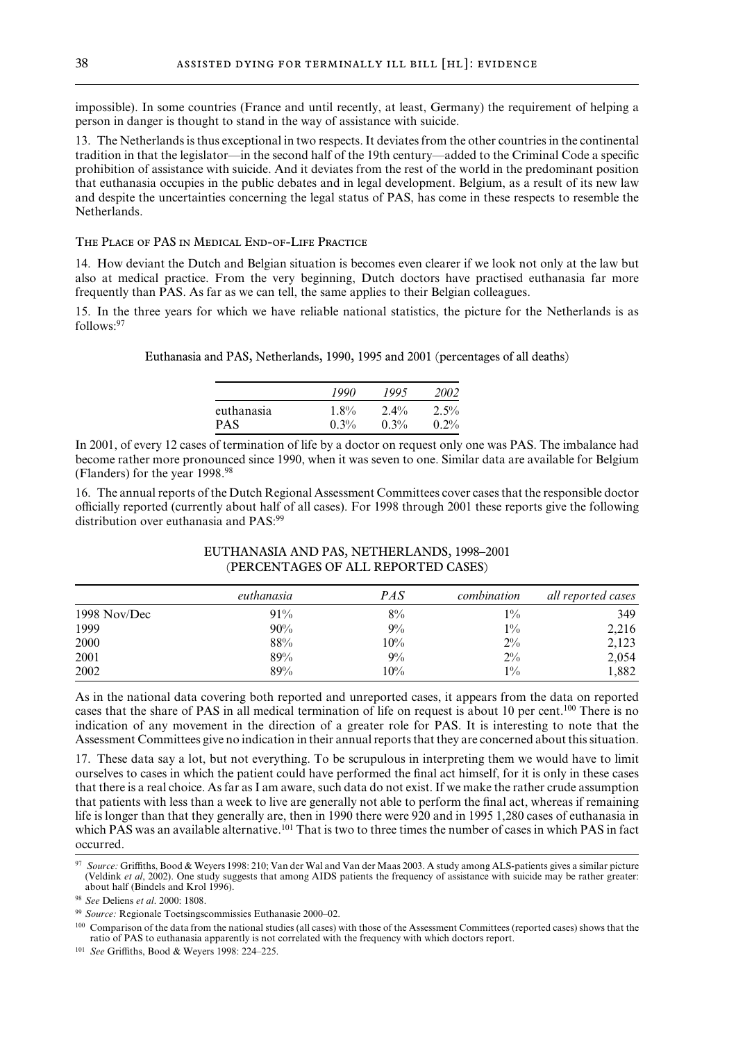impossible). In some countries (France and until recently, at least, Germany) the requirement of helping a person in danger is thought to stand in the way of assistance with suicide.

13. The Netherlands is thus exceptional in two respects. It deviates from the other countries in the continental tradition in that the legislator—in the second half of the 19th century—added to the Criminal Code a specific prohibition of assistance with suicide. And it deviates from the rest of the world in the predominant position that euthanasia occupies in the public debates and in legal development. Belgium, as a result of its new law and despite the uncertainties concerning the legal status of PAS, has come in these respects to resemble the Netherlands.

## The Place of PAS in Medical End-of-Life Practice

14. How deviant the Dutch and Belgian situation is becomes even clearer if we look not only at the law but also at medical practice. From the very beginning, Dutch doctors have practised euthanasia far more frequently than PAS. As far as we can tell, the same applies to their Belgian colleagues.

15. In the three years for which we have reliable national statistics, the picture for the Netherlands is as follows:[97]

Euthanasia and PAS, Netherlands, 1990, 1995 and 2001 (percentages of all deaths)

| | *1990* | *1995* | *2002* |
|---|---|---|---|
| euthanasia | 1.8% | 2.4% | 2.5% |
| PAS | 0.3% | 0.3% | 0.2% |

In 2001, of every 12 cases of termination of life by a doctor on request only one was PAS. The imbalance had become rather more pronounced since 1990, when it was seven to one. Similar data are available for Belgium (Flanders) for the year 1998.[98]

16. The annual reports of the Dutch Regional Assessment Committees cover cases that the responsible doctor officially reported (currently about half of all cases). For 1998 through 2001 these reports give the following distribution over euthanasia and PAS:[99]

EUTHANASIA AND PAS, NETHERLANDS, 1998–2001 (PERCENTAGES OF ALL REPORTED CASES)

| | *euthanasia* | *PAS* | *combination* | *all reported cases* |
|---|---|---|---|---|
| 1998 Nov/Dec | 91% | 8% | 1% | 349 |
| 1999 | 90% | 9% | 1% | 2,216 |
| 2000 | 88% | 10% | 2% | 2,123 |
| 2001 | 89% | 9% | 2% | 2,054 |
| 2002 | 89% | 10% | 1% | 1,882 |

As in the national data covering both reported and unreported cases, it appears from the data on reported cases that the share of PAS in all medical termination of life on request is about 10 per cent.[100] There is no indication of any movement in the direction of a greater role for PAS. It is interesting to note that the Assessment Committees give no indication in their annual reports that they are concerned about this situation.

17. These data say a lot, but not everything. To be scrupulous in interpreting them we would have to limit ourselves to cases in which the patient could have performed the final act himself, for it is only in these cases that there is a real choice. As far as I am aware, such data do not exist. If we make the rather crude assumption that patients with less than a week to live are generally not able to perform the final act, whereas if remaining life is longer than that they generally are, then in 1990 there were 920 and in 1995 1,280 cases of euthanasia in which PAS was an available alternative.[101] That is two to three times the number of cases in which PAS in fact occurred.

[97] *Source:* Griffiths, Bood & Weyers 1998: 210; Van der Wal and Van der Maas 2003. A study among ALS-patients gives a similar picture (Veldink *et al*, 2002). One study suggests that among AIDS patients the frequency of assistance with suicide may be rather greater: about half (Bindels and Krol 1996).

[98] *See* Deliens *et al*. 2000: 1808.

[99] *Source:* Regionale Toetsingscommissies Euthanasie 2000–02.

[100] Comparison of the data from the national studies (all cases) with those of the Assessment Committees (reported cases) shows that the ratio of PAS to euthanasia apparently is not correlated with the frequency with which doctors report.

[101] *See* Griffiths, Bood & Weyers 1998: 224–225.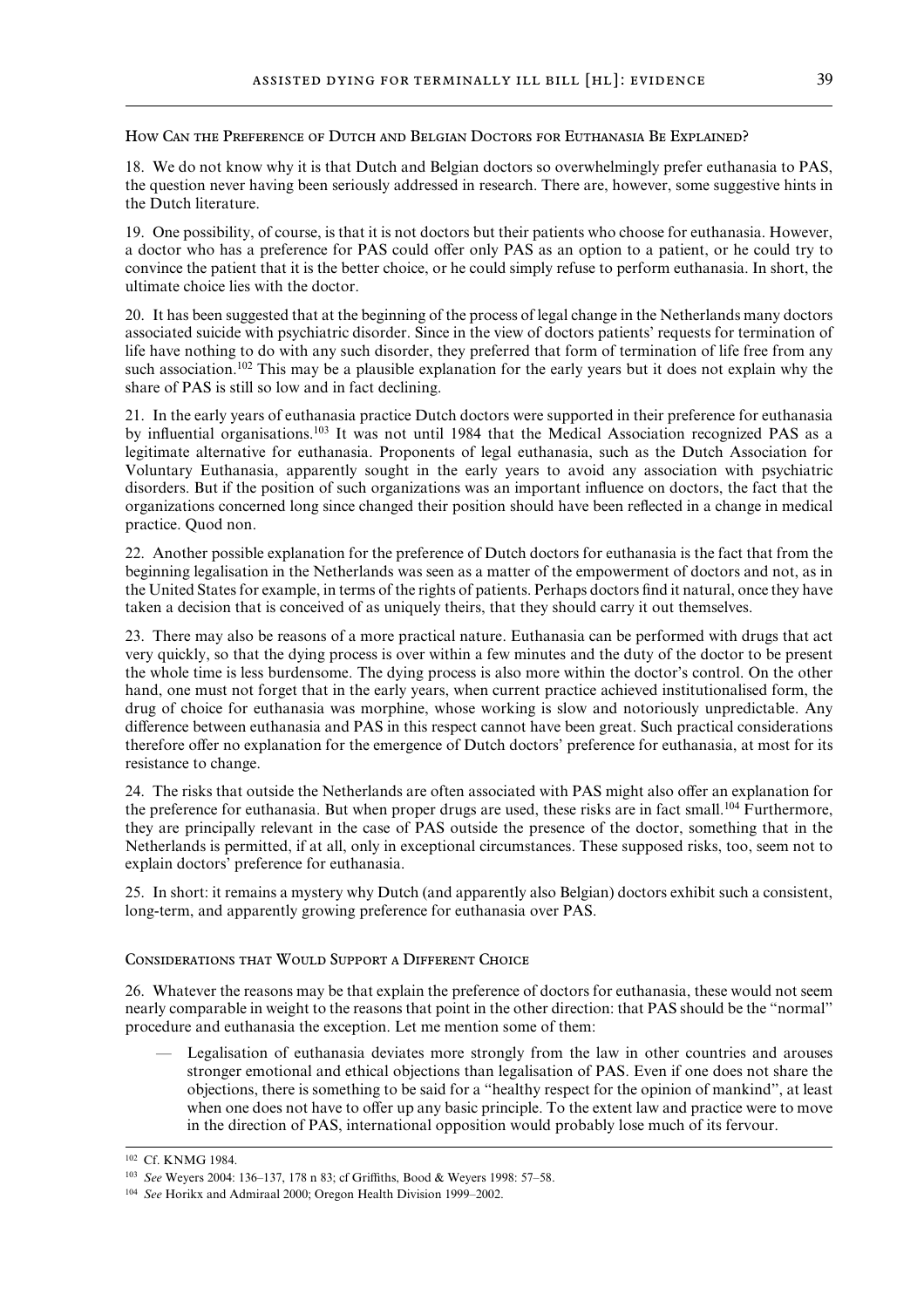### How Can the Preference of Dutch and Belgian Doctors for Euthanasia Be Explained?

18. We do not know why it is that Dutch and Belgian doctors so overwhelmingly prefer euthanasia to PAS, the question never having been seriously addressed in research. There are, however, some suggestive hints in the Dutch literature.

19. One possibility, of course, is that it is not doctors but their patients who choose for euthanasia. However, a doctor who has a preference for PAS could offer only PAS as an option to a patient, or he could try to convince the patient that it is the better choice, or he could simply refuse to perform euthanasia. In short, the ultimate choice lies with the doctor.

20. It has been suggested that at the beginning of the process of legal change in the Netherlands many doctors associated suicide with psychiatric disorder. Since in the view of doctors patients' requests for termination of life have nothing to do with any such disorder, they preferred that form of termination of life free from any such association.[102] This may be a plausible explanation for the early years but it does not explain why the share of PAS is still so low and in fact declining.

21. In the early years of euthanasia practice Dutch doctors were supported in their preference for euthanasia by influential organisations.[103] It was not until 1984 that the Medical Association recognized PAS as a legitimate alternative for euthanasia. Proponents of legal euthanasia, such as the Dutch Association for Voluntary Euthanasia, apparently sought in the early years to avoid any association with psychiatric disorders. But if the position of such organizations was an important influence on doctors, the fact that the organizations concerned long since changed their position should have been reflected in a change in medical practice. Quod non.

22. Another possible explanation for the preference of Dutch doctors for euthanasia is the fact that from the beginning legalisation in the Netherlands was seen as a matter of the empowerment of doctors and not, as in the United States for example, in terms of the rights of patients. Perhaps doctors find it natural, once they have taken a decision that is conceived of as uniquely theirs, that they should carry it out themselves.

23. There may also be reasons of a more practical nature. Euthanasia can be performed with drugs that act very quickly, so that the dying process is over within a few minutes and the duty of the doctor to be present the whole time is less burdensome. The dying process is also more within the doctor's control. On the other hand, one must not forget that in the early years, when current practice achieved institutionalised form, the drug of choice for euthanasia was morphine, whose working is slow and notoriously unpredictable. Any difference between euthanasia and PAS in this respect cannot have been great. Such practical considerations therefore offer no explanation for the emergence of Dutch doctors' preference for euthanasia, at most for its resistance to change.

24. The risks that outside the Netherlands are often associated with PAS might also offer an explanation for the preference for euthanasia. But when proper drugs are used, these risks are in fact small.[104] Furthermore, they are principally relevant in the case of PAS outside the presence of the doctor, something that in the Netherlands is permitted, if at all, only in exceptional circumstances. These supposed risks, too, seem not to explain doctors' preference for euthanasia.

25. In short: it remains a mystery why Dutch (and apparently also Belgian) doctors exhibit such a consistent, long-term, and apparently growing preference for euthanasia over PAS.

### Considerations that Would Support a Different Choice

26. Whatever the reasons may be that explain the preference of doctors for euthanasia, these would not seem nearly comparable in weight to the reasons that point in the other direction: that PAS should be the "normal" procedure and euthanasia the exception. Let me mention some of them:

- Legalisation of euthanasia deviates more strongly from the law in other countries and arouses stronger emotional and ethical objections than legalisation of PAS. Even if one does not share the objections, there is something to be said for a "healthy respect for the opinion of mankind", at least when one does not have to offer up any basic principle. To the extent law and practice were to move in the direction of PAS, international opposition would probably lose much of its fervour.

---

[102] Cf. KNMG 1984.

[103] *See* Weyers 2004: 136–137, 178 n 83; cf Griffiths, Bood & Weyers 1998: 57–58.

[104] *See* Horikx and Admiraal 2000; Oregon Health Division 1999–2002.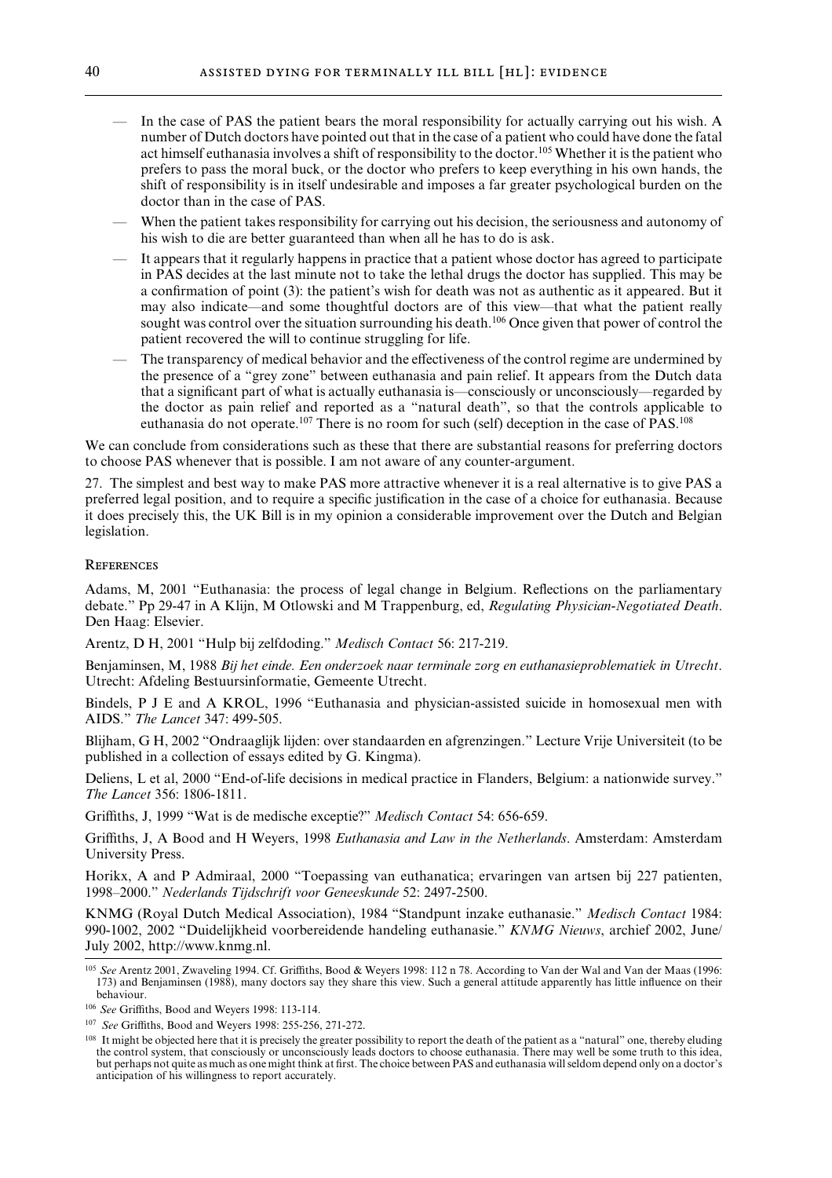- In the case of PAS the patient bears the moral responsibility for actually carrying out his wish. A number of Dutch doctors have pointed out that in the case of a patient who could have done the fatal act himself euthanasia involves a shift of responsibility to the doctor.[105] Whether it is the patient who prefers to pass the moral buck, or the doctor who prefers to keep everything in his own hands, the shift of responsibility is in itself undesirable and imposes a far greater psychological burden on the doctor than in the case of PAS.
- When the patient takes responsibility for carrying out his decision, the seriousness and autonomy of his wish to die are better guaranteed than when all he has to do is ask.
- It appears that it regularly happens in practice that a patient whose doctor has agreed to participate in PAS decides at the last minute not to take the lethal drugs the doctor has supplied. This may be a confirmation of point (3): the patient's wish for death was not as authentic as it appeared. But it may also indicate—and some thoughtful doctors are of this view—that what the patient really sought was control over the situation surrounding his death.[106] Once given that power of control the patient recovered the will to continue struggling for life.
- The transparency of medical behavior and the effectiveness of the control regime are undermined by the presence of a "grey zone" between euthanasia and pain relief. It appears from the Dutch data that a significant part of what is actually euthanasia is—consciously or unconsciously—regarded by the doctor as pain relief and reported as a "natural death", so that the controls applicable to euthanasia do not operate.[107] There is no room for such (self) deception in the case of PAS.[108]

We can conclude from considerations such as these that there are substantial reasons for preferring doctors to choose PAS whenever that is possible. I am not aware of any counter-argument.

27. The simplest and best way to make PAS more attractive whenever it is a real alternative is to give PAS a preferred legal position, and to require a specific justification in the case of a choice for euthanasia. Because it does precisely this, the UK Bill is in my opinion a considerable improvement over the Dutch and Belgian legislation.

## References

Adams, M, 2001 "Euthanasia: the process of legal change in Belgium. Reflections on the parliamentary debate." Pp 29-47 in A Klijn, M Otlowski and M Trappenburg, ed, *Regulating Physician-Negotiated Death*. Den Haag: Elsevier.

Arentz, D H, 2001 "Hulp bij zelfdoding." *Medisch Contact* 56: 217-219.

Benjaminsen, M, 1988 *Bij het einde. Een onderzoek naar terminale zorg en euthanasieproblematiek in Utrecht*. Utrecht: Afdeling Bestuursinformatie, Gemeente Utrecht.

Bindels, P J E and A KROL, 1996 "Euthanasia and physician-assisted suicide in homosexual men with AIDS." *The Lancet* 347: 499-505.

Blijham, G H, 2002 "Ondraaglijk lijden: over standaarden en afgrenzingen." Lecture Vrije Universiteit (to be published in a collection of essays edited by G. Kingma).

Deliens, L et al, 2000 "End-of-life decisions in medical practice in Flanders, Belgium: a nationwide survey." *The Lancet* 356: 1806-1811.

Griffiths, J, 1999 "Wat is de medische exceptie?" *Medisch Contact* 54: 656-659.

Griffiths, J, A Bood and H Weyers, 1998 *Euthanasia and Law in the Netherlands*. Amsterdam: Amsterdam University Press.

Horikx, A and P Admiraal, 2000 "Toepassing van euthanatica; ervaringen van artsen bij 227 patienten, 1998–2000." *Nederlands Tijdschrift voor Geneeskunde* 52: 2497-2500.

KNMG (Royal Dutch Medical Association), 1984 "Standpunt inzake euthanasie." *Medisch Contact* 1984: 990-1002, 2002 "Duidelijkheid voorbereidende handeling euthanasie." *KNMG Nieuws*, archief 2002, June/July 2002, http://www.knmg.nl.

---

[105] *See* Arentz 2001, Zwaveling 1994. Cf. Griffiths, Bood & Weyers 1998: 112 n 78. According to Van der Wal and Van der Maas (1996: 173) and Benjaminsen (1988), many doctors say they share this view. Such a general attitude apparently has little influence on their behaviour.

[106] *See* Griffiths, Bood and Weyers 1998: 113-114.

[107] *See* Griffiths, Bood and Weyers 1998: 255-256, 271-272.

[108] It might be objected here that it is precisely the greater possibility to report the death of the patient as a "natural" one, thereby eluding the control system, that consciously or unconsciously leads doctors to choose euthanasia. There may well be some truth to this idea, but perhaps not quite as much as one might think at first. The choice between PAS and euthanasia will seldom depend only on a doctor's anticipation of his willingness to report accurately.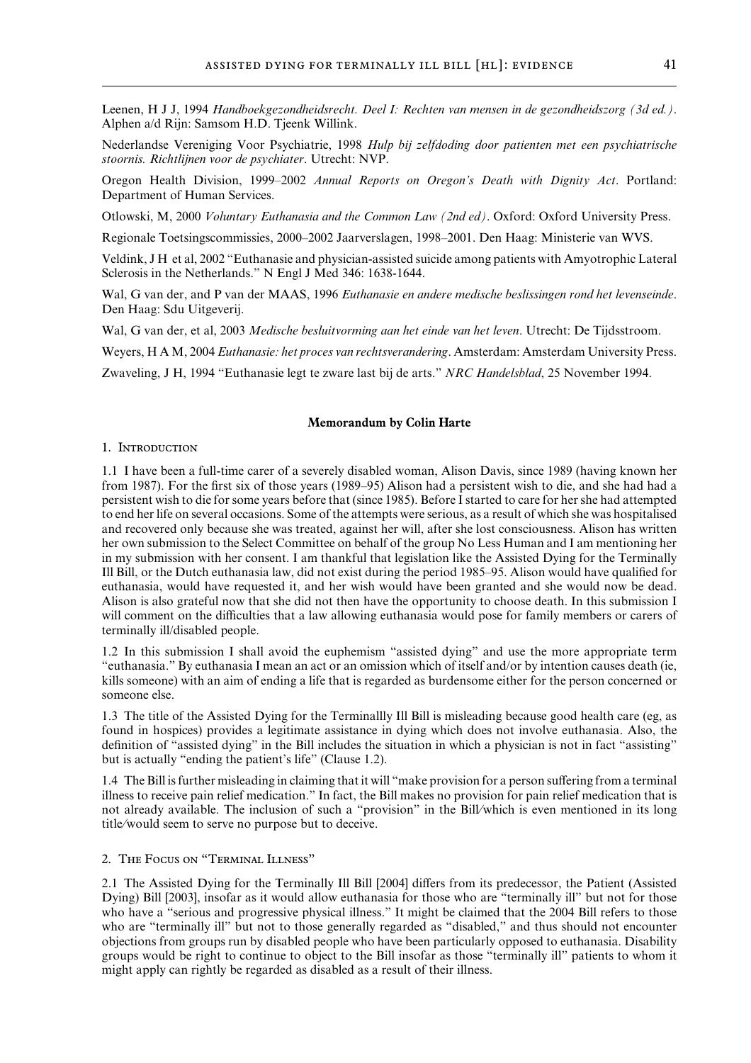Leenen, H J J, 1994 *Handboekgezondheidsrecht. Deel I: Rechten van mensen in de gezondheidszorg (3d ed.)*. Alphen a/d Rijn: Samsom H.D. Tjeenk Willink.

Nederlandse Vereniging Voor Psychiatrie, 1998 *Hulp bij zelfdoding door patienten met een psychiatrische stoornis. Richtlijnen voor de psychiater*. Utrecht: NVP.

Oregon Health Division, 1999–2002 *Annual Reports on Oregon's Death with Dignity Act*. Portland: Department of Human Services.

Otlowski, M, 2000 *Voluntary Euthanasia and the Common Law (2nd ed)*. Oxford: Oxford University Press.

Regionale Toetsingscommissies, 2000–2002 Jaarverslagen, 1998–2001. Den Haag: Ministerie van WVS.

Veldink, J H et al, 2002 "Euthanasie and physician-assisted suicide among patients with Amyotrophic Lateral Sclerosis in the Netherlands." N Engl J Med 346: 1638-1644.

Wal, G van der, and P van der MAAS, 1996 *Euthanasie en andere medische beslissingen rond het levenseinde*. Den Haag: Sdu Uitgeverij.

Wal, G van der, et al, 2003 *Medische besluitvorming aan het einde van het leven*. Utrecht: De Tijdsstroom.

Weyers, H A M, 2004 *Euthanasie: het proces van rechtsverandering*. Amsterdam: Amsterdam University Press.

Zwaveling, J H, 1994 "Euthanasie legt te zware last bij de arts." *NRC Handelsblad*, 25 November 1994.

## Memorandum by Colin Harte

### 1. Introduction

1.1 I have been a full-time carer of a severely disabled woman, Alison Davis, since 1989 (having known her from 1987). For the first six of those years (1989–95) Alison had a persistent wish to die, and she had had a persistent wish to die for some years before that (since 1985). Before I started to care for her she had attempted to end her life on several occasions. Some of the attempts were serious, as a result of which she was hospitalised and recovered only because she was treated, against her will, after she lost consciousness. Alison has written her own submission to the Select Committee on behalf of the group No Less Human and I am mentioning her in my submission with her consent. I am thankful that legislation like the Assisted Dying for the Terminally Ill Bill, or the Dutch euthanasia law, did not exist during the period 1985–95. Alison would have qualified for euthanasia, would have requested it, and her wish would have been granted and she would now be dead. Alison is also grateful now that she did not then have the opportunity to choose death. In this submission I will comment on the difficulties that a law allowing euthanasia would pose for family members or carers of terminally ill/disabled people.

1.2 In this submission I shall avoid the euphemism "assisted dying" and use the more appropriate term "euthanasia." By euthanasia I mean an act or an omission which of itself and/or by intention causes death (ie, kills someone) with an aim of ending a life that is regarded as burdensome either for the person concerned or someone else.

1.3 The title of the Assisted Dying for the Terminallly Ill Bill is misleading because good health care (eg, as found in hospices) provides a legitimate assistance in dying which does not involve euthanasia. Also, the definition of "assisted dying" in the Bill includes the situation in which a physician is not in fact "assisting" but is actually "ending the patient's life" (Clause 1.2).

1.4 The Bill is further misleading in claiming that it will "make provision for a person suffering from a terminal illness to receive pain relief medication." In fact, the Bill makes no provision for pain relief medication that is not already available. The inclusion of such a "provision" in the Bill⁄which is even mentioned in its long title⁄would seem to serve no purpose but to deceive.

### 2. The Focus on "Terminal Illness"

2.1 The Assisted Dying for the Terminally Ill Bill [2004] differs from its predecessor, the Patient (Assisted Dying) Bill [2003], insofar as it would allow euthanasia for those who are "terminally ill" but not for those who have a "serious and progressive physical illness." It might be claimed that the 2004 Bill refers to those who are "terminally ill" but not to those generally regarded as "disabled," and thus should not encounter objections from groups run by disabled people who have been particularly opposed to euthanasia. Disability groups would be right to continue to object to the Bill insofar as those "terminally ill" patients to whom it might apply can rightly be regarded as disabled as a result of their illness.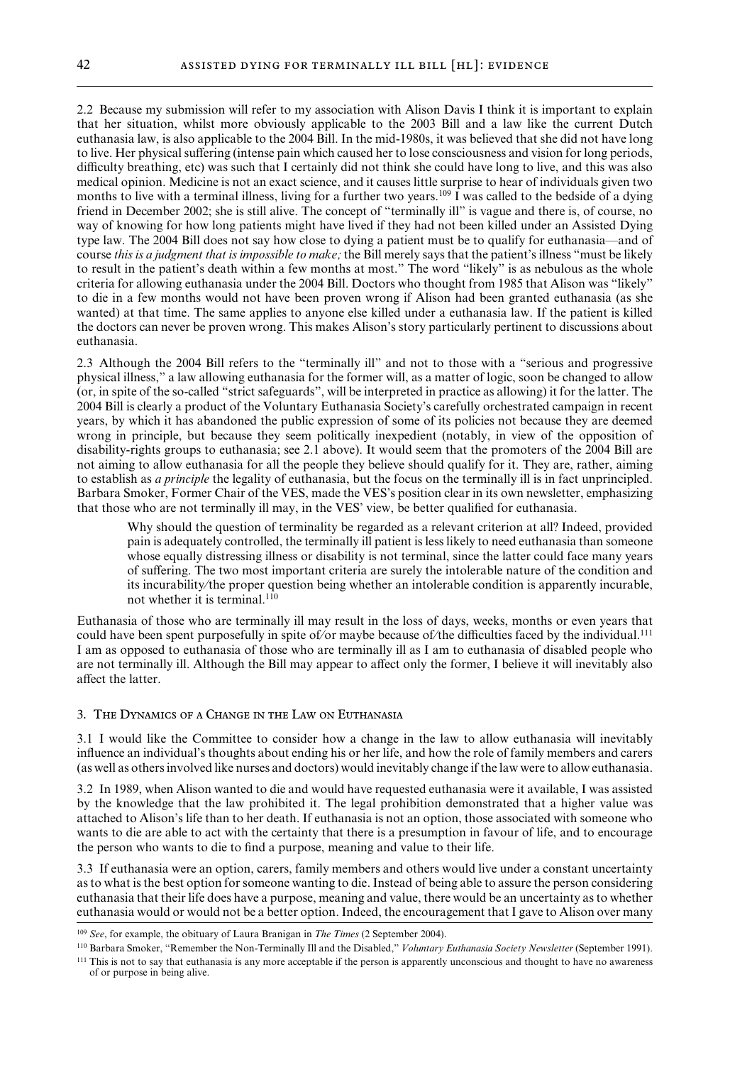2.2 Because my submission will refer to my association with Alison Davis I think it is important to explain that her situation, whilst more obviously applicable to the 2003 Bill and a law like the current Dutch euthanasia law, is also applicable to the 2004 Bill. In the mid-1980s, it was believed that she did not have long to live. Her physical suffering (intense pain which caused her to lose consciousness and vision for long periods, difficulty breathing, etc) was such that I certainly did not think she could have long to live, and this was also medical opinion. Medicine is not an exact science, and it causes little surprise to hear of individuals given two months to live with a terminal illness, living for a further two years.[109] I was called to the bedside of a dying friend in December 2002; she is still alive. The concept of "terminally ill" is vague and there is, of course, no way of knowing for how long patients might have lived if they had not been killed under an Assisted Dying type law. The 2004 Bill does not say how close to dying a patient must be to qualify for euthanasia—and of course *this is a judgment that is impossible to make;* the Bill merely says that the patient's illness "must be likely to result in the patient's death within a few months at most." The word "likely" is as nebulous as the whole criteria for allowing euthanasia under the 2004 Bill. Doctors who thought from 1985 that Alison was "likely" to die in a few months would not have been proven wrong if Alison had been granted euthanasia (as she wanted) at that time. The same applies to anyone else killed under a euthanasia law. If the patient is killed the doctors can never be proven wrong. This makes Alison's story particularly pertinent to discussions about euthanasia.

2.3 Although the 2004 Bill refers to the "terminally ill" and not to those with a "serious and progressive physical illness," a law allowing euthanasia for the former will, as a matter of logic, soon be changed to allow (or, in spite of the so-called "strict safeguards", will be interpreted in practice as allowing) it for the latter. The 2004 Bill is clearly a product of the Voluntary Euthanasia Society's carefully orchestrated campaign in recent years, by which it has abandoned the public expression of some of its policies not because they are deemed wrong in principle, but because they seem politically inexpedient (notably, in view of the opposition of disability-rights groups to euthanasia; see 2.1 above). It would seem that the promoters of the 2004 Bill are not aiming to allow euthanasia for all the people they believe should qualify for it. They are, rather, aiming to establish as *a principle* the legality of euthanasia, but the focus on the terminally ill is in fact unprincipled. Barbara Smoker, Former Chair of the VES, made the VES's position clear in its own newsletter, emphasizing that those who are not terminally ill may, in the VES' view, be better qualified for euthanasia.

> Why should the question of terminality be regarded as a relevant criterion at all? Indeed, provided pain is adequately controlled, the terminally ill patient is less likely to need euthanasia than someone whose equally distressing illness or disability is not terminal, since the latter could face many years of suffering. The two most important criteria are surely the intolerable nature of the condition and its incurability/the proper question being whether an intolerable condition is apparently incurable, not whether it is terminal.[110]

Euthanasia of those who are terminally ill may result in the loss of days, weeks, months or even years that could have been spent purposefully in spite of/or maybe because of/the difficulties faced by the individual.[111] I am as opposed to euthanasia of those who are terminally ill as I am to euthanasia of disabled people who are not terminally ill. Although the Bill may appear to affect only the former, I believe it will inevitably also affect the latter.

## 3. The Dynamics of a Change in the Law on Euthanasia

3.1 I would like the Committee to consider how a change in the law to allow euthanasia will inevitably influence an individual's thoughts about ending his or her life, and how the role of family members and carers (as well as others involved like nurses and doctors) would inevitably change if the law were to allow euthanasia.

3.2 In 1989, when Alison wanted to die and would have requested euthanasia were it available, I was assisted by the knowledge that the law prohibited it. The legal prohibition demonstrated that a higher value was attached to Alison's life than to her death. If euthanasia is not an option, those associated with someone who wants to die are able to act with the certainty that there is a presumption in favour of life, and to encourage the person who wants to die to find a purpose, meaning and value to their life.

3.3 If euthanasia were an option, carers, family members and others would live under a constant uncertainty as to what is the best option for someone wanting to die. Instead of being able to assure the person considering euthanasia that their life does have a purpose, meaning and value, there would be an uncertainty as to whether euthanasia would or would not be a better option. Indeed, the encouragement that I gave to Alison over many

---

[109] *See*, for example, the obituary of Laura Branigan in *The Times* (2 September 2004).

[110] Barbara Smoker, "Remember the Non-Terminally Ill and the Disabled," *Voluntary Euthanasia Society Newsletter* (September 1991).

[111] This is not to say that euthanasia is any more acceptable if the person is apparently unconscious and thought to have no awareness of or purpose in being alive.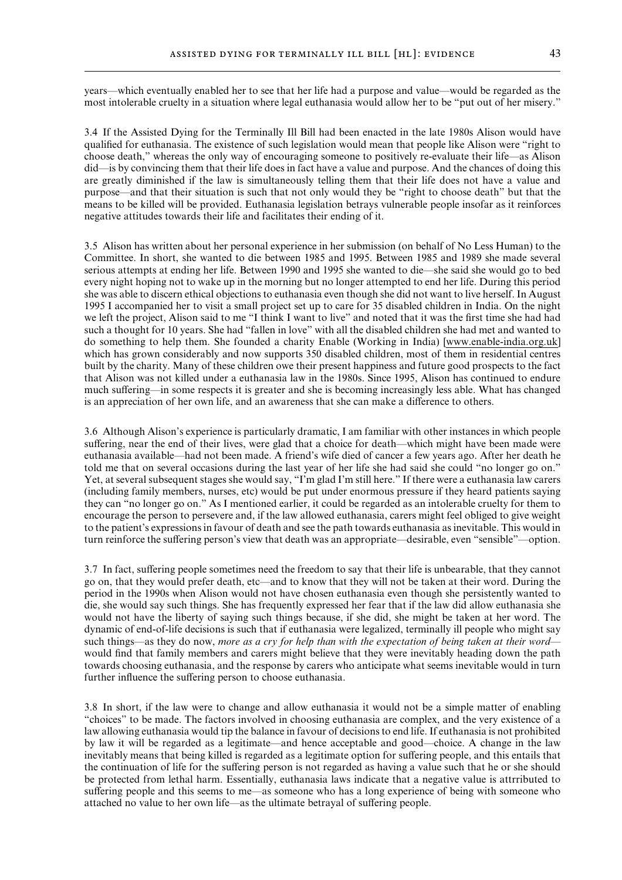years—which eventually enabled her to see that her life had a purpose and value—would be regarded as the most intolerable cruelty in a situation where legal euthanasia would allow her to be "put out of her misery."

3.4 If the Assisted Dying for the Terminally Ill Bill had been enacted in the late 1980s Alison would have qualified for euthanasia. The existence of such legislation would mean that people like Alison were "right to choose death," whereas the only way of encouraging someone to positively re-evaluate their life—as Alison did—is by convincing them that their life does in fact have a value and purpose. And the chances of doing this are greatly diminished if the law is simultaneously telling them that their life does not have a value and purpose—and that their situation is such that not only would they be "right to choose death" but that the means to be killed will be provided. Euthanasia legislation betrays vulnerable people insofar as it reinforces negative attitudes towards their life and facilitates their ending of it.

3.5 Alison has written about her personal experience in her submission (on behalf of No Less Human) to the Committee. In short, she wanted to die between 1985 and 1995. Between 1985 and 1989 she made several serious attempts at ending her life. Between 1990 and 1995 she wanted to die—she said she would go to bed every night hoping not to wake up in the morning but no longer attempted to end her life. During this period she was able to discern ethical objections to euthanasia even though she did not want to live herself. In August 1995 I accompanied her to visit a small project set up to care for 35 disabled children in India. On the night we left the project, Alison said to me "I think I want to live" and noted that it was the first time she had had such a thought for 10 years. She had "fallen in love" with all the disabled children she had met and wanted to do something to help them. She founded a charity Enable (Working in India) [www.enable-india.org.uk] which has grown considerably and now supports 350 disabled children, most of them in residential centres built by the charity. Many of these children owe their present happiness and future good prospects to the fact that Alison was not killed under a euthanasia law in the 1980s. Since 1995, Alison has continued to endure much suffering—in some respects it is greater and she is becoming increasingly less able. What has changed is an appreciation of her own life, and an awareness that she can make a difference to others.

3.6 Although Alison's experience is particularly dramatic, I am familiar with other instances in which people suffering, near the end of their lives, were glad that a choice for death—which might have been made were euthanasia available—had not been made. A friend's wife died of cancer a few years ago. After her death he told me that on several occasions during the last year of her life she had said she could "no longer go on." Yet, at several subsequent stages she would say, "I'm glad I'm still here." If there were a euthanasia law carers (including family members, nurses, etc) would be put under enormous pressure if they heard patients saying they can "no longer go on." As I mentioned earlier, it could be regarded as an intolerable cruelty for them to encourage the person to persevere and, if the law allowed euthanasia, carers might feel obliged to give weight to the patient's expressions in favour of death and see the path towards euthanasia as inevitable. This would in turn reinforce the suffering person's view that death was an appropriate—desirable, even "sensible"—option.

3.7 In fact, suffering people sometimes need the freedom to say that their life is unbearable, that they cannot go on, that they would prefer death, etc—and to know that they will not be taken at their word. During the period in the 1990s when Alison would not have chosen euthanasia even though she persistently wanted to die, she would say such things. She has frequently expressed her fear that if the law did allow euthanasia she would not have the liberty of saying such things because, if she did, she might be taken at her word. The dynamic of end-of-life decisions is such that if euthanasia were legalized, terminally ill people who might say such things—as they do now, *more as a cry for help than with the expectation of being taken at their word*—would find that family members and carers might believe that they were inevitably heading down the path towards choosing euthanasia, and the response by carers who anticipate what seems inevitable would in turn further influence the suffering person to choose euthanasia.

3.8 In short, if the law were to change and allow euthanasia it would not be a simple matter of enabling "choices" to be made. The factors involved in choosing euthanasia are complex, and the very existence of a law allowing euthanasia would tip the balance in favour of decisions to end life. If euthanasia is not prohibited by law it will be regarded as a legitimate—and hence acceptable and good—choice. A change in the law inevitably means that being killed is regarded as a legitimate option for suffering people, and this entails that the continuation of life for the suffering person is not regarded as having a value such that he or she should be protected from lethal harm. Essentially, euthanasia laws indicate that a negative value is attrributed to suffering people and this seems to me—as someone who has a long experience of being with someone who attached no value to her own life—as the ultimate betrayal of suffering people.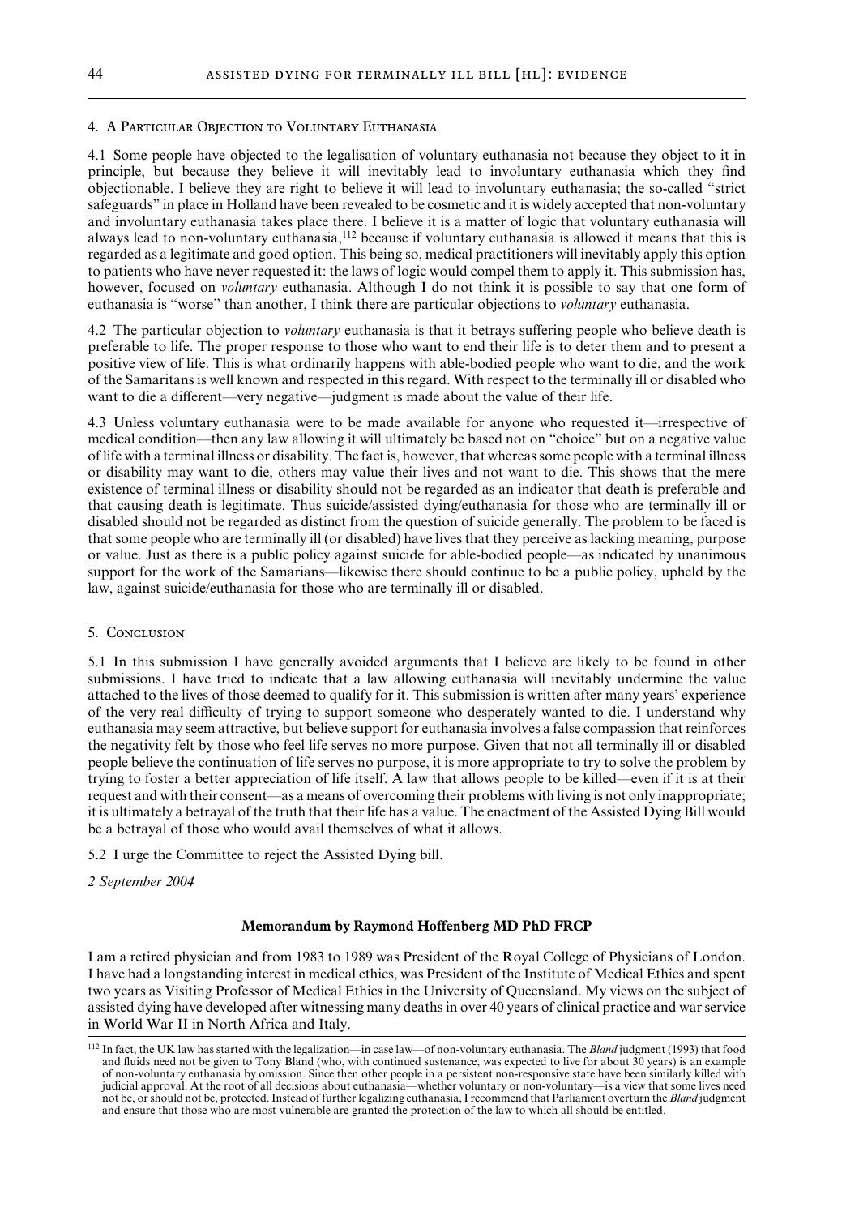### 4. A Particular Objection to Voluntary Euthanasia

4.1 Some people have objected to the legalisation of voluntary euthanasia not because they object to it in principle, but because they believe it will inevitably lead to involuntary euthanasia which they find objectionable. I believe they are right to believe it will lead to involuntary euthanasia; the so-called "strict safeguards" in place in Holland have been revealed to be cosmetic and it is widely accepted that non-voluntary and involuntary euthanasia takes place there. I believe it is a matter of logic that voluntary euthanasia will always lead to non-voluntary euthanasia,[112] because if voluntary euthanasia is allowed it means that this is regarded as a legitimate and good option. This being so, medical practitioners will inevitably apply this option to patients who have never requested it: the laws of logic would compel them to apply it. This submission has, however, focused on *voluntary* euthanasia. Although I do not think it is possible to say that one form of euthanasia is "worse" than another, I think there are particular objections to *voluntary* euthanasia.

4.2 The particular objection to *voluntary* euthanasia is that it betrays suffering people who believe death is preferable to life. The proper response to those who want to end their life is to deter them and to present a positive view of life. This is what ordinarily happens with able-bodied people who want to die, and the work of the Samaritans is well known and respected in this regard. With respect to the terminally ill or disabled who want to die a different—very negative—judgment is made about the value of their life.

4.3 Unless voluntary euthanasia were to be made available for anyone who requested it—irrespective of medical condition—then any law allowing it will ultimately be based not on "choice" but on a negative value of life with a terminal illness or disability. The fact is, however, that whereas some people with a terminal illness or disability may want to die, others may value their lives and not want to die. This shows that the mere existence of terminal illness or disability should not be regarded as an indicator that death is preferable and that causing death is legitimate. Thus suicide/assisted dying/euthanasia for those who are terminally ill or disabled should not be regarded as distinct from the question of suicide generally. The problem to be faced is that some people who are terminally ill (or disabled) have lives that they perceive as lacking meaning, purpose or value. Just as there is a public policy against suicide for able-bodied people—as indicated by unanimous support for the work of the Samarians—likewise there should continue to be a public policy, upheld by the law, against suicide/euthanasia for those who are terminally ill or disabled.

### 5. Conclusion

5.1 In this submission I have generally avoided arguments that I believe are likely to be found in other submissions. I have tried to indicate that a law allowing euthanasia will inevitably undermine the value attached to the lives of those deemed to qualify for it. This submission is written after many years' experience of the very real difficulty of trying to support someone who desperately wanted to die. I understand why euthanasia may seem attractive, but believe support for euthanasia involves a false compassion that reinforces the negativity felt by those who feel life serves no more purpose. Given that not all terminally ill or disabled people believe the continuation of life serves no purpose, it is more appropriate to try to solve the problem by trying to foster a better appreciation of life itself. A law that allows people to be killed—even if it is at their request and with their consent—as a means of overcoming their problems with living is not only inappropriate; it is ultimately a betrayal of the truth that their life has a value. The enactment of the Assisted Dying Bill would be a betrayal of those who would avail themselves of what it allows.

5.2 I urge the Committee to reject the Assisted Dying bill.

*2 September 2004*

## Memorandum by Raymond Hoffenberg MD PhD FRCP

I am a retired physician and from 1983 to 1989 was President of the Royal College of Physicians of London. I have had a longstanding interest in medical ethics, was President of the Institute of Medical Ethics and spent two years as Visiting Professor of Medical Ethics in the University of Queensland. My views on the subject of assisted dying have developed after witnessing many deaths in over 40 years of clinical practice and war service in World War II in North Africa and Italy.

[112] In fact, the UK law has started with the legalization—in case law—of non-voluntary euthanasia. The *Bland* judgment (1993) that food and fluids need not be given to Tony Bland (who, with continued sustenance, was expected to live for about 30 years) is an example of non-voluntary euthanasia by omission. Since then other people in a persistent non-responsive state have been similarly killed with judicial approval. At the root of all decisions about euthanasia—whether voluntary or non-voluntary—is a view that some lives need not be, or should not be, protected. Instead of further legalizing euthanasia, I recommend that Parliament overturn the *Bland* judgment and ensure that those who are most vulnerable are granted the protection of the law to which all should be entitled.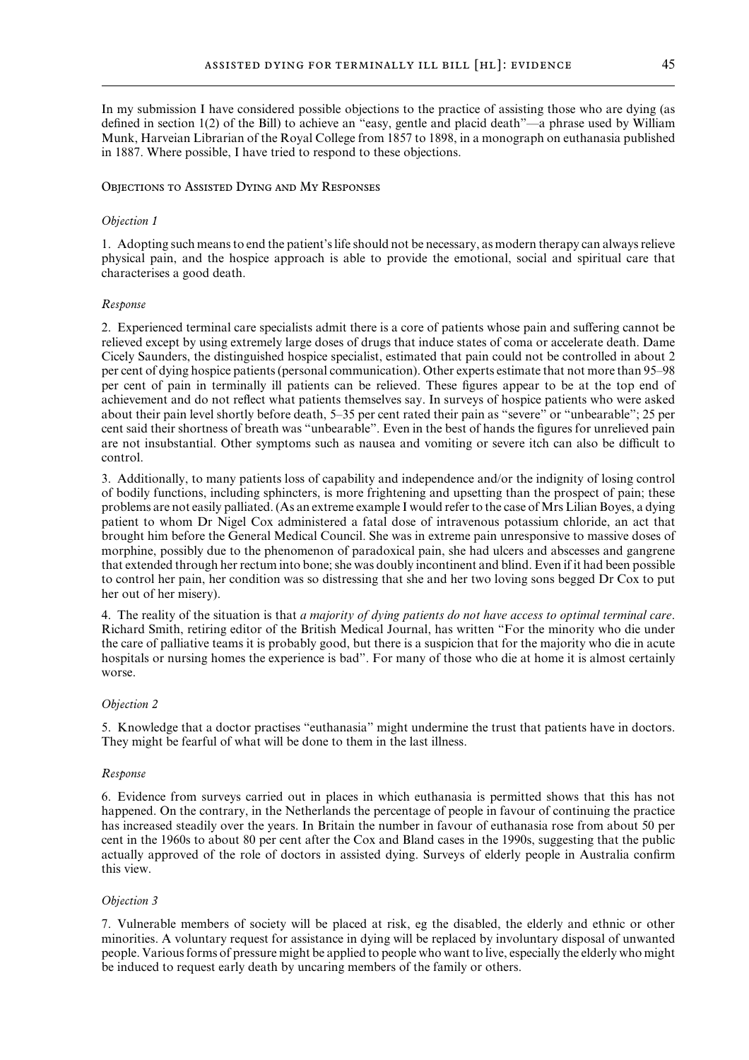In my submission I have considered possible objections to the practice of assisting those who are dying (as defined in section 1(2) of the Bill) to achieve an "easy, gentle and placid death"—a phrase used by William Munk, Harveian Librarian of the Royal College from 1857 to 1898, in a monograph on euthanasia published in 1887. Where possible, I have tried to respond to these objections.

## Objections to Assisted Dying and My Responses

*Objection 1*

1. Adopting such means to end the patient's life should not be necessary, as modern therapy can always relieve physical pain, and the hospice approach is able to provide the emotional, social and spiritual care that characterises a good death.

*Response*

2. Experienced terminal care specialists admit there is a core of patients whose pain and suffering cannot be relieved except by using extremely large doses of drugs that induce states of coma or accelerate death. Dame Cicely Saunders, the distinguished hospice specialist, estimated that pain could not be controlled in about 2 per cent of dying hospice patients (personal communication). Other experts estimate that not more than 95–98 per cent of pain in terminally ill patients can be relieved. These figures appear to be at the top end of achievement and do not reflect what patients themselves say. In surveys of hospice patients who were asked about their pain level shortly before death, 5–35 per cent rated their pain as "severe" or "unbearable"; 25 per cent said their shortness of breath was "unbearable". Even in the best of hands the figures for unrelieved pain are not insubstantial. Other symptoms such as nausea and vomiting or severe itch can also be difficult to control.

3. Additionally, to many patients loss of capability and independence and/or the indignity of losing control of bodily functions, including sphincters, is more frightening and upsetting than the prospect of pain; these problems are not easily palliated. (As an extreme example I would refer to the case of Mrs Lilian Boyes, a dying patient to whom Dr Nigel Cox administered a fatal dose of intravenous potassium chloride, an act that brought him before the General Medical Council. She was in extreme pain unresponsive to massive doses of morphine, possibly due to the phenomenon of paradoxical pain, she had ulcers and abscesses and gangrene that extended through her rectum into bone; she was doubly incontinent and blind. Even if it had been possible to control her pain, her condition was so distressing that she and her two loving sons begged Dr Cox to put her out of her misery).

4. The reality of the situation is that *a majority of dying patients do not have access to optimal terminal care*. Richard Smith, retiring editor of the British Medical Journal, has written "For the minority who die under the care of palliative teams it is probably good, but there is a suspicion that for the majority who die in acute hospitals or nursing homes the experience is bad". For many of those who die at home it is almost certainly worse.

*Objection 2*

5. Knowledge that a doctor practises "euthanasia" might undermine the trust that patients have in doctors. They might be fearful of what will be done to them in the last illness.

*Response*

6. Evidence from surveys carried out in places in which euthanasia is permitted shows that this has not happened. On the contrary, in the Netherlands the percentage of people in favour of continuing the practice has increased steadily over the years. In Britain the number in favour of euthanasia rose from about 50 per cent in the 1960s to about 80 per cent after the Cox and Bland cases in the 1990s, suggesting that the public actually approved of the role of doctors in assisted dying. Surveys of elderly people in Australia confirm this view.

*Objection 3*

7. Vulnerable members of society will be placed at risk, eg the disabled, the elderly and ethnic or other minorities. A voluntary request for assistance in dying will be replaced by involuntary disposal of unwanted people. Various forms of pressure might be applied to people who want to live, especially the elderly who might be induced to request early death by uncaring members of the family or others.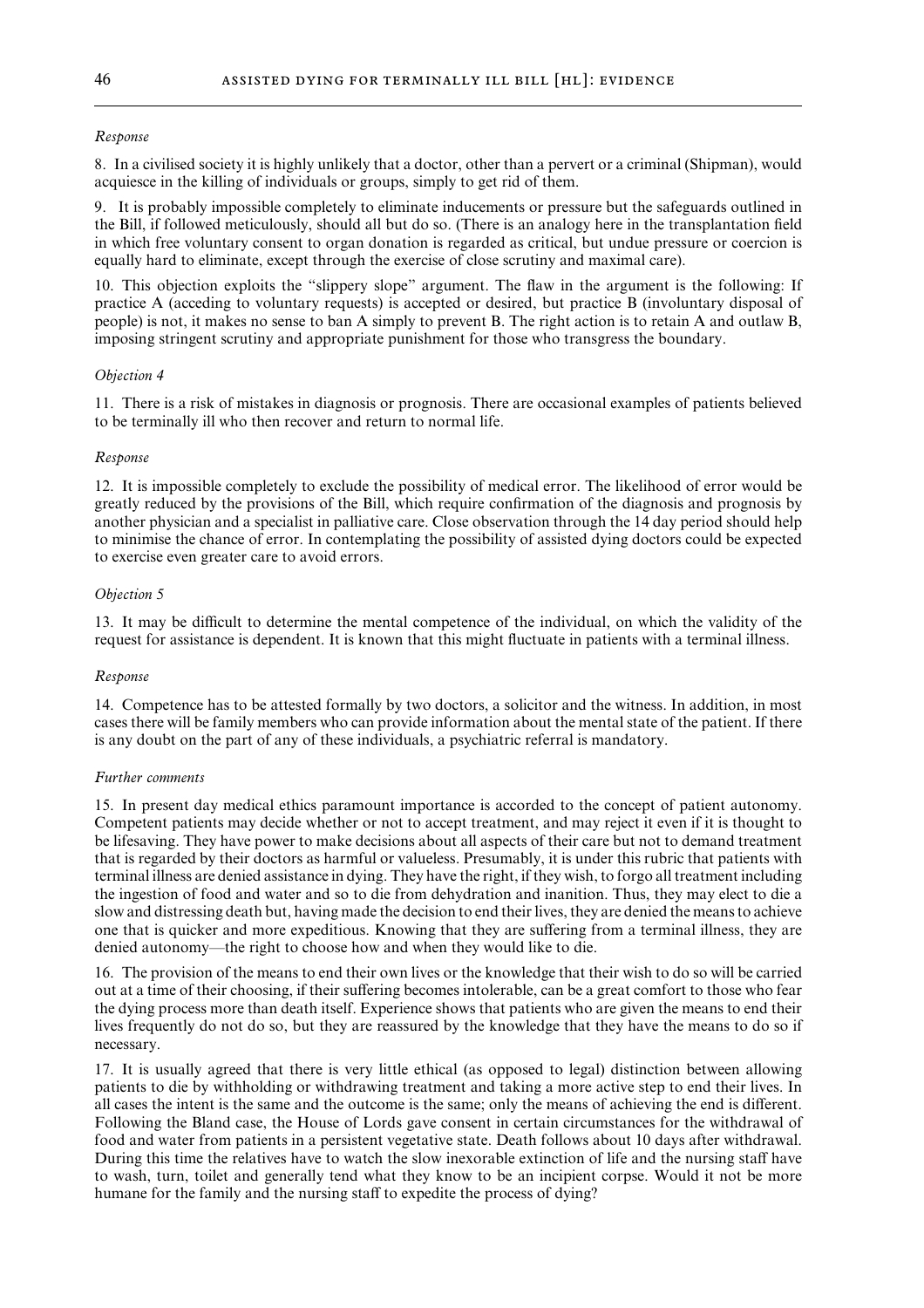*Response*

8. In a civilised society it is highly unlikely that a doctor, other than a pervert or a criminal (Shipman), would acquiesce in the killing of individuals or groups, simply to get rid of them.

9. It is probably impossible completely to eliminate inducements or pressure but the safeguards outlined in the Bill, if followed meticulously, should all but do so. (There is an analogy here in the transplantation field in which free voluntary consent to organ donation is regarded as critical, but undue pressure or coercion is equally hard to eliminate, except through the exercise of close scrutiny and maximal care).

10. This objection exploits the "slippery slope" argument. The flaw in the argument is the following: If practice A (acceding to voluntary requests) is accepted or desired, but practice B (involuntary disposal of people) is not, it makes no sense to ban A simply to prevent B. The right action is to retain A and outlaw B, imposing stringent scrutiny and appropriate punishment for those who transgress the boundary.

*Objection 4*

11. There is a risk of mistakes in diagnosis or prognosis. There are occasional examples of patients believed to be terminally ill who then recover and return to normal life.

*Response*

12. It is impossible completely to exclude the possibility of medical error. The likelihood of error would be greatly reduced by the provisions of the Bill, which require confirmation of the diagnosis and prognosis by another physician and a specialist in palliative care. Close observation through the 14 day period should help to minimise the chance of error. In contemplating the possibility of assisted dying doctors could be expected to exercise even greater care to avoid errors.

*Objection 5*

13. It may be difficult to determine the mental competence of the individual, on which the validity of the request for assistance is dependent. It is known that this might fluctuate in patients with a terminal illness.

*Response*

14. Competence has to be attested formally by two doctors, a solicitor and the witness. In addition, in most cases there will be family members who can provide information about the mental state of the patient. If there is any doubt on the part of any of these individuals, a psychiatric referral is mandatory.

*Further comments*

15. In present day medical ethics paramount importance is accorded to the concept of patient autonomy. Competent patients may decide whether or not to accept treatment, and may reject it even if it is thought to be lifesaving. They have power to make decisions about all aspects of their care but not to demand treatment that is regarded by their doctors as harmful or valueless. Presumably, it is under this rubric that patients with terminal illness are denied assistance in dying. They have the right, if they wish, to forgo all treatment including the ingestion of food and water and so to die from dehydration and inanition. Thus, they may elect to die a slow and distressing death but, having made the decision to end their lives, they are denied the means to achieve one that is quicker and more expeditious. Knowing that they are suffering from a terminal illness, they are denied autonomy—the right to choose how and when they would like to die.

16. The provision of the means to end their own lives or the knowledge that their wish to do so will be carried out at a time of their choosing, if their suffering becomes intolerable, can be a great comfort to those who fear the dying process more than death itself. Experience shows that patients who are given the means to end their lives frequently do not do so, but they are reassured by the knowledge that they have the means to do so if necessary.

17. It is usually agreed that there is very little ethical (as opposed to legal) distinction between allowing patients to die by withholding or withdrawing treatment and taking a more active step to end their lives. In all cases the intent is the same and the outcome is the same; only the means of achieving the end is different. Following the Bland case, the House of Lords gave consent in certain circumstances for the withdrawal of food and water from patients in a persistent vegetative state. Death follows about 10 days after withdrawal. During this time the relatives have to watch the slow inexorable extinction of life and the nursing staff have to wash, turn, toilet and generally tend what they know to be an incipient corpse. Would it not be more humane for the family and the nursing staff to expedite the process of dying?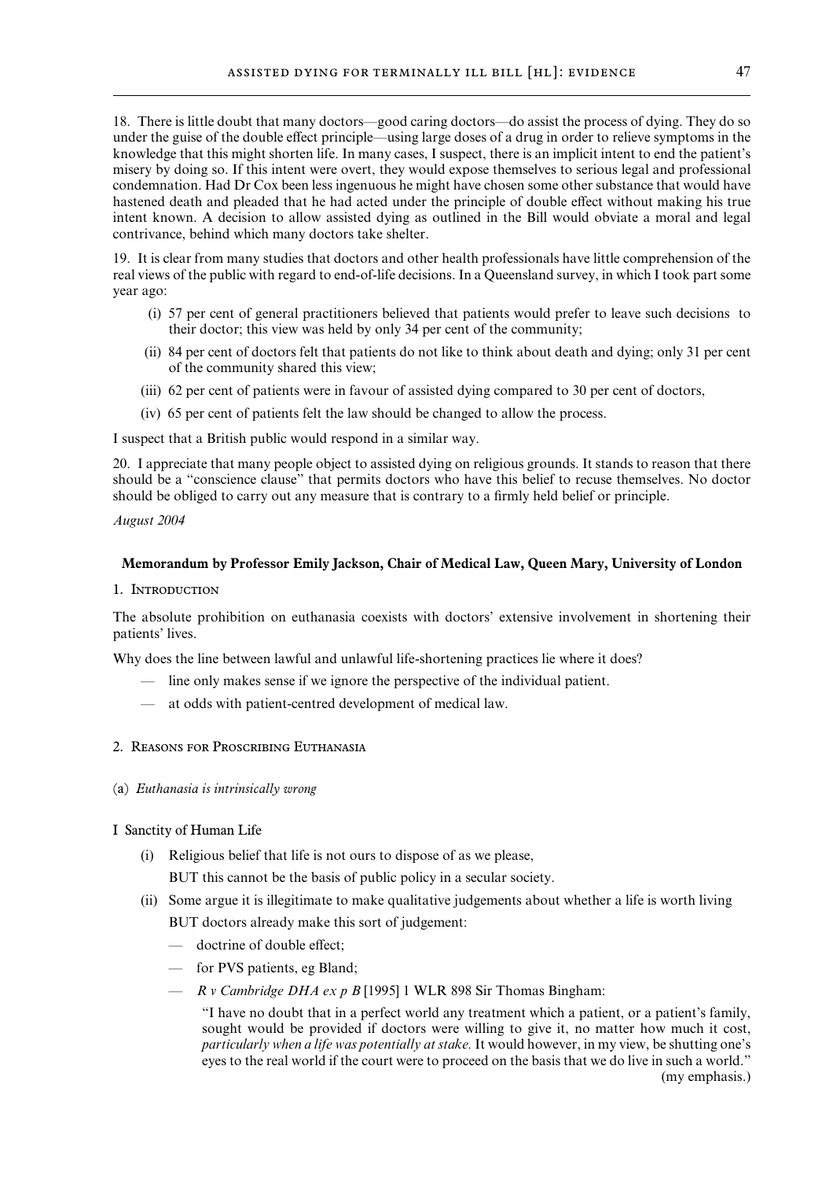18. There is little doubt that many doctors—good caring doctors—do assist the process of dying. They do so under the guise of the double effect principle—using large doses of a drug in order to relieve symptoms in the knowledge that this might shorten life. In many cases, I suspect, there is an implicit intent to end the patient's misery by doing so. If this intent were overt, they would expose themselves to serious legal and professional condemnation. Had Dr Cox been less ingenuous he might have chosen some other substance that would have hastened death and pleaded that he had acted under the principle of double effect without making his true intent known. A decision to allow assisted dying as outlined in the Bill would obviate a moral and legal contrivance, behind which many doctors take shelter.

19. It is clear from many studies that doctors and other health professionals have little comprehension of the real views of the public with regard to end-of-life decisions. In a Queensland survey, in which I took part some year ago:

- (i) 57 per cent of general practitioners believed that patients would prefer to leave such decisions to their doctor; this view was held by only 34 per cent of the community;
- (ii) 84 per cent of doctors felt that patients do not like to think about death and dying; only 31 per cent of the community shared this view;
- (iii) 62 per cent of patients were in favour of assisted dying compared to 30 per cent of doctors,
- (iv) 65 per cent of patients felt the law should be changed to allow the process.

I suspect that a British public would respond in a similar way.

20. I appreciate that many people object to assisted dying on religious grounds. It stands to reason that there should be a "conscience clause" that permits doctors who have this belief to recuse themselves. No doctor should be obliged to carry out any measure that is contrary to a firmly held belief or principle.

*August 2004*

## Memorandum by Professor Emily Jackson, Chair of Medical Law, Queen Mary, University of London

### 1. Introduction

The absolute prohibition on euthanasia coexists with doctors' extensive involvement in shortening their patients' lives.

Why does the line between lawful and unlawful life-shortening practices lie where it does?

- line only makes sense if we ignore the perspective of the individual patient.
- at odds with patient-centred development of medical law.

### 2. Reasons for Proscribing Euthanasia

(a) *Euthanasia is intrinsically wrong*

I Sanctity of Human Life

- (i) Religious belief that life is not ours to dispose of as we please,

  BUT this cannot be the basis of public policy in a secular society.
- (ii) Some argue it is illegitimate to make qualitative judgements about whether a life is worth living

  BUT doctors already make this sort of judgement:

  - doctrine of double effect;
  - for PVS patients, eg Bland;
  - *R v Cambridge DHA ex p B* [1995] 1 WLR 898 Sir Thomas Bingham:

    "I have no doubt that in a perfect world any treatment which a patient, or a patient's family, sought would be provided if doctors were willing to give it, no matter how much it cost, *particularly when a life was potentially at stake.* It would however, in my view, be shutting one's eyes to the real world if the court were to proceed on the basis that we do live in such a world." (my emphasis.)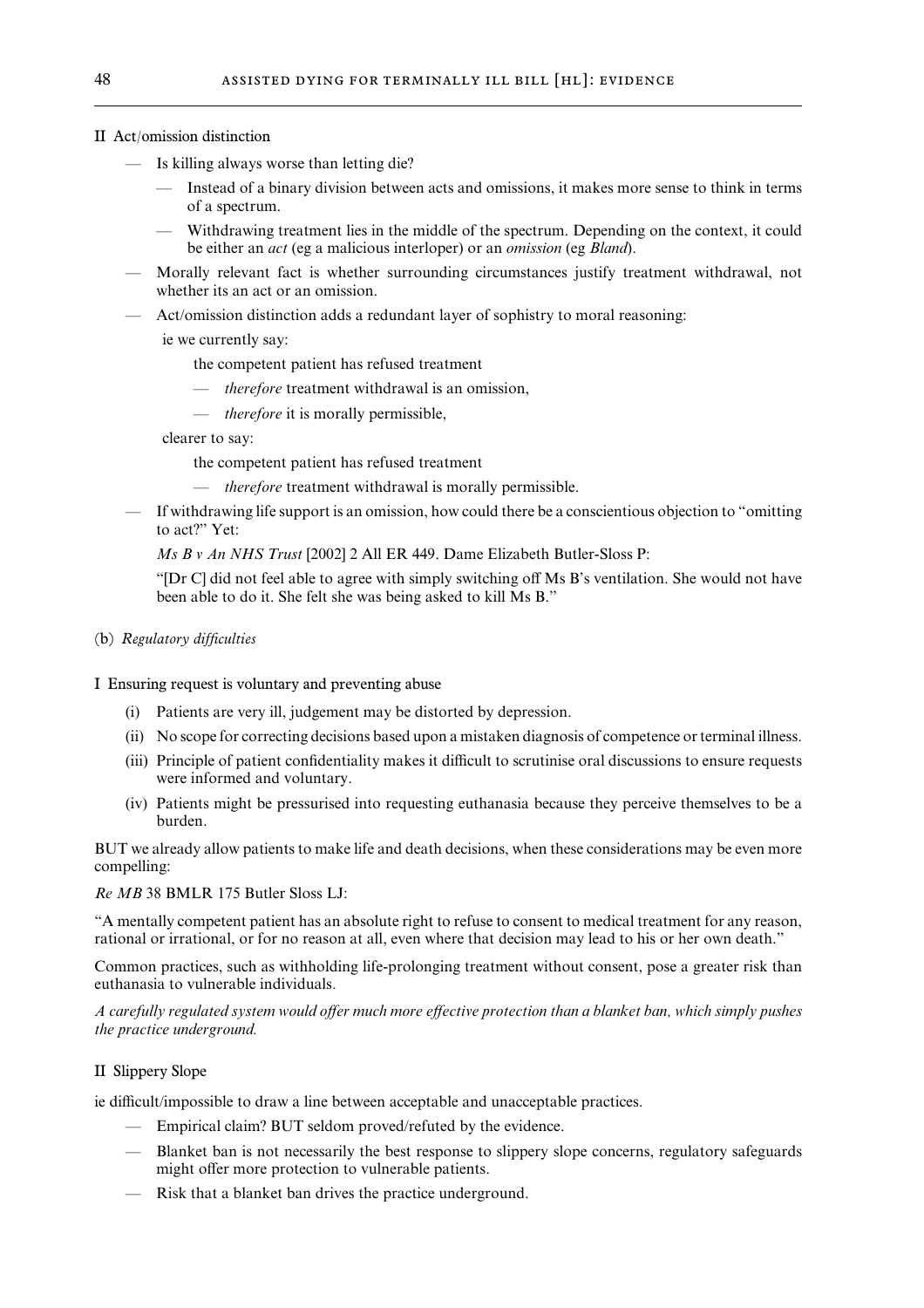II Act/omission distinction

- Is killing always worse than letting die?
    - Instead of a binary division between acts and omissions, it makes more sense to think in terms of a spectrum.
    - Withdrawing treatment lies in the middle of the spectrum. Depending on the context, it could be either an *act* (eg a malicious interloper) or an *omission* (eg *Bland*).
- Morally relevant fact is whether surrounding circumstances justify treatment withdrawal, not whether its an act or an omission.
- Act/omission distinction adds a redundant layer of sophistry to moral reasoning:

    ie we currently say:

    the competent patient has refused treatment

    - *therefore* treatment withdrawal is an omission,
    - *therefore* it is morally permissible,

    clearer to say:

    the competent patient has refused treatment

    - *therefore* treatment withdrawal is morally permissible.
- If withdrawing life support is an omission, how could there be a conscientious objection to "omitting to act?" Yet:

    *Ms B v An NHS Trust* [2002] 2 All ER 449. Dame Elizabeth Butler-Sloss P:

    "[Dr C] did not feel able to agree with simply switching off Ms B's ventilation. She would not have been able to do it. She felt she was being asked to kill Ms B."

(b) *Regulatory difficulties*

I Ensuring request is voluntary and preventing abuse

(i) Patients are very ill, judgement may be distorted by depression.
(ii) No scope for correcting decisions based upon a mistaken diagnosis of competence or terminal illness.
(iii) Principle of patient confidentiality makes it difficult to scrutinise oral discussions to ensure requests were informed and voluntary.
(iv) Patients might be pressurised into requesting euthanasia because they perceive themselves to be a burden.

BUT we already allow patients to make life and death decisions, when these considerations may be even more compelling:

*Re MB* 38 BMLR 175 Butler Sloss LJ:

"A mentally competent patient has an absolute right to refuse to consent to medical treatment for any reason, rational or irrational, or for no reason at all, even where that decision may lead to his or her own death."

Common practices, such as withholding life-prolonging treatment without consent, pose a greater risk than euthanasia to vulnerable individuals.

*A carefully regulated system would offer much more effective protection than a blanket ban, which simply pushes the practice underground.*

II Slippery Slope

ie difficult/impossible to draw a line between acceptable and unacceptable practices.

- Empirical claim? BUT seldom proved/refuted by the evidence.
- Blanket ban is not necessarily the best response to slippery slope concerns, regulatory safeguards might offer more protection to vulnerable patients.
- Risk that a blanket ban drives the practice underground.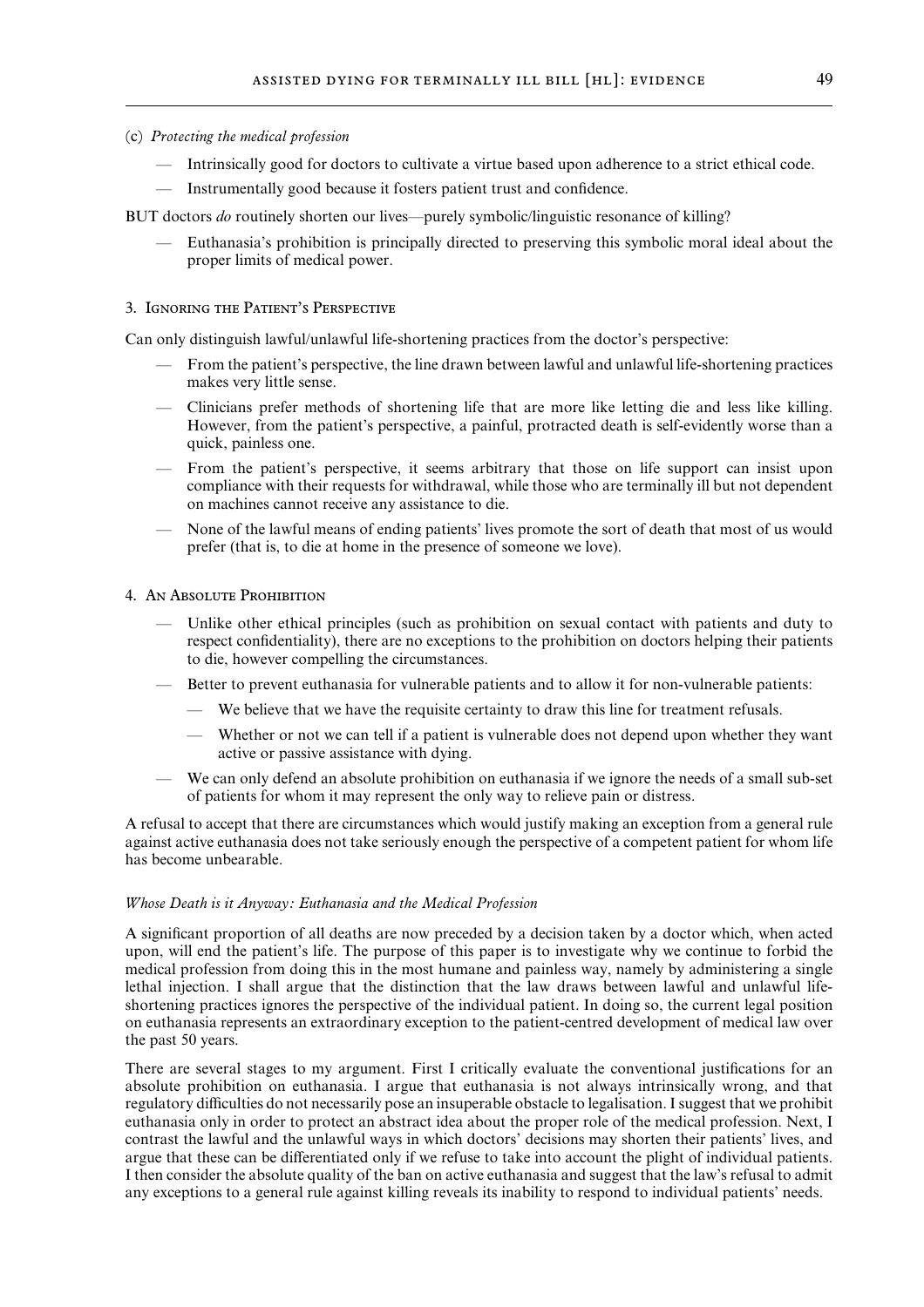(c) *Protecting the medical profession*

- Intrinsically good for doctors to cultivate a virtue based upon adherence to a strict ethical code.
- Instrumentally good because it fosters patient trust and confidence.

BUT doctors *do* routinely shorten our lives—purely symbolic/linguistic resonance of killing?

- Euthanasia's prohibition is principally directed to preserving this symbolic moral ideal about the proper limits of medical power.

### 3. Ignoring the Patient's Perspective

Can only distinguish lawful/unlawful life-shortening practices from the doctor's perspective:

- From the patient's perspective, the line drawn between lawful and unlawful life-shortening practices makes very little sense.
- Clinicians prefer methods of shortening life that are more like letting die and less like killing. However, from the patient's perspective, a painful, protracted death is self-evidently worse than a quick, painless one.
- From the patient's perspective, it seems arbitrary that those on life support can insist upon compliance with their requests for withdrawal, while those who are terminally ill but not dependent on machines cannot receive any assistance to die.
- None of the lawful means of ending patients' lives promote the sort of death that most of us would prefer (that is, to die at home in the presence of someone we love).

### 4. An Absolute Prohibition

- Unlike other ethical principles (such as prohibition on sexual contact with patients and duty to respect confidentiality), there are no exceptions to the prohibition on doctors helping their patients to die, however compelling the circumstances.
- Better to prevent euthanasia for vulnerable patients and to allow it for non-vulnerable patients:
  - We believe that we have the requisite certainty to draw this line for treatment refusals.
  - Whether or not we can tell if a patient is vulnerable does not depend upon whether they want active or passive assistance with dying.
- We can only defend an absolute prohibition on euthanasia if we ignore the needs of a small sub-set of patients for whom it may represent the only way to relieve pain or distress.

A refusal to accept that there are circumstances which would justify making an exception from a general rule against active euthanasia does not take seriously enough the perspective of a competent patient for whom life has become unbearable.

#### *Whose Death is it Anyway: Euthanasia and the Medical Profession*

A significant proportion of all deaths are now preceded by a decision taken by a doctor which, when acted upon, will end the patient's life. The purpose of this paper is to investigate why we continue to forbid the medical profession from doing this in the most humane and painless way, namely by administering a single lethal injection. I shall argue that the distinction that the law draws between lawful and unlawful life-shortening practices ignores the perspective of the individual patient. In doing so, the current legal position on euthanasia represents an extraordinary exception to the patient-centred development of medical law over the past 50 years.

There are several stages to my argument. First I critically evaluate the conventional justifications for an absolute prohibition on euthanasia. I argue that euthanasia is not always intrinsically wrong, and that regulatory difficulties do not necessarily pose an insuperable obstacle to legalisation. I suggest that we prohibit euthanasia only in order to protect an abstract idea about the proper role of the medical profession. Next, I contrast the lawful and the unlawful ways in which doctors' decisions may shorten their patients' lives, and argue that these can be differentiated only if we refuse to take into account the plight of individual patients. I then consider the absolute quality of the ban on active euthanasia and suggest that the law's refusal to admit any exceptions to a general rule against killing reveals its inability to respond to individual patients' needs.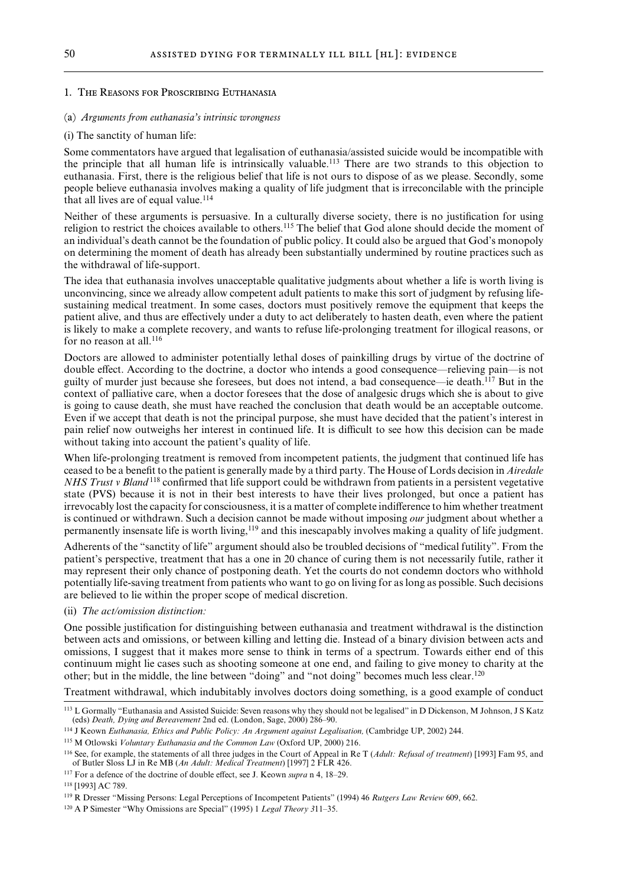## 1. The Reasons for Proscribing Euthanasia

### (a) *Arguments from euthanasia's intrinsic wrongness*

(i) The sanctity of human life:

Some commentators have argued that legalisation of euthanasia/assisted suicide would be incompatible with the principle that all human life is intrinsically valuable.[113] There are two strands to this objection to euthanasia. First, there is the religious belief that life is not ours to dispose of as we please. Secondly, some people believe euthanasia involves making a quality of life judgment that is irreconcilable with the principle that all lives are of equal value.[114]

Neither of these arguments is persuasive. In a culturally diverse society, there is no justification for using religion to restrict the choices available to others.[115] The belief that God alone should decide the moment of an individual's death cannot be the foundation of public policy. It could also be argued that God's monopoly on determining the moment of death has already been substantially undermined by routine practices such as the withdrawal of life-support.

The idea that euthanasia involves unacceptable qualitative judgments about whether a life is worth living is unconvincing, since we already allow competent adult patients to make this sort of judgment by refusing life-sustaining medical treatment. In some cases, doctors must positively remove the equipment that keeps the patient alive, and thus are effectively under a duty to act deliberately to hasten death, even where the patient is likely to make a complete recovery, and wants to refuse life-prolonging treatment for illogical reasons, or for no reason at all.[116]

Doctors are allowed to administer potentially lethal doses of painkilling drugs by virtue of the doctrine of double effect. According to the doctrine, a doctor who intends a good consequence—relieving pain—is not guilty of murder just because she foresees, but does not intend, a bad consequence—ie death.[117] But in the context of palliative care, when a doctor foresees that the dose of analgesic drugs which she is about to give is going to cause death, she must have reached the conclusion that death would be an acceptable outcome. Even if we accept that death is not the principal purpose, she must have decided that the patient's interest in pain relief now outweighs her interest in continued life. It is difficult to see how this decision can be made without taking into account the patient's quality of life.

When life-prolonging treatment is removed from incompetent patients, the judgment that continued life has ceased to be a benefit to the patient is generally made by a third party. The House of Lords decision in *Airedale NHS Trust v Bland*[118] confirmed that life support could be withdrawn from patients in a persistent vegetative state (PVS) because it is not in their best interests to have their lives prolonged, but once a patient has irrevocably lost the capacity for consciousness, it is a matter of complete indifference to him whether treatment is continued or withdrawn. Such a decision cannot be made without imposing *our* judgment about whether a permanently insensate life is worth living,[119] and this inescapably involves making a quality of life judgment.

Adherents of the "sanctity of life" argument should also be troubled decisions of "medical futility". From the patient's perspective, treatment that has a one in 20 chance of curing them is not necessarily futile, rather it may represent their only chance of postponing death. Yet the courts do not condemn doctors who withhold potentially life-saving treatment from patients who want to go on living for as long as possible. Such decisions are believed to lie within the proper scope of medical discretion.

(ii) *The act/omission distinction:*

One possible justification for distinguishing between euthanasia and treatment withdrawal is the distinction between acts and omissions, or between killing and letting die. Instead of a binary division between acts and omissions, I suggest that it makes more sense to think in terms of a spectrum. Towards either end of this continuum might lie cases such as shooting someone at one end, and failing to give money to charity at the other; but in the middle, the line between "doing" and "not doing" becomes much less clear.[120]

Treatment withdrawal, which indubitably involves doctors doing something, is a good example of conduct

---

[113] L Gormally "Euthanasia and Assisted Suicide: Seven reasons why they should not be legalised" in D Dickenson, M Johnson, J S Katz (eds) *Death, Dying and Bereavement* 2nd ed. (London, Sage, 2000) 286–90.

[114] J Keown *Euthanasia, Ethics and Public Policy: An Argument against Legalisation,* (Cambridge UP, 2002) 244.

[115] M Otlowski *Voluntary Euthanasia and the Common Law* (Oxford UP, 2000) 216.

[116] See, for example, the statements of all three judges in the Court of Appeal in Re T (*Adult: Refusal of treatment*) [1993] Fam 95, and of Butler Sloss LJ in Re MB (*An Adult: Medical Treatment*) [1997] 2 FLR 426.

[117] For a defence of the doctrine of double effect, see J. Keown *supra* n 4, 18–29.

[118] [1993] AC 789.

[119] R Dresser "Missing Persons: Legal Perceptions of Incompetent Patients" (1994) 46 *Rutgers Law Review* 609, 662.

[120] A P Simester "Why Omissions are Special" (1995) 1 *Legal Theory 3*11–35.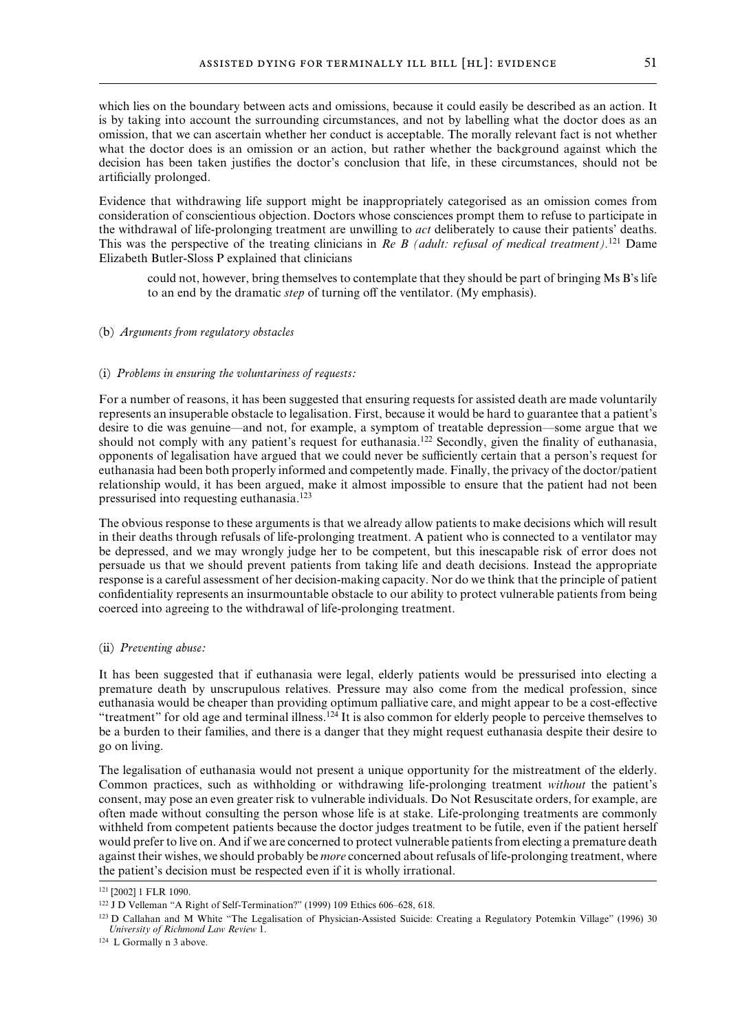which lies on the boundary between acts and omissions, because it could easily be described as an action. It is by taking into account the surrounding circumstances, and not by labelling what the doctor does as an omission, that we can ascertain whether her conduct is acceptable. The morally relevant fact is not whether what the doctor does is an omission or an action, but rather whether the background against which the decision has been taken justifies the doctor's conclusion that life, in these circumstances, should not be artificially prolonged.

Evidence that withdrawing life support might be inappropriately categorised as an omission comes from consideration of conscientious objection. Doctors whose consciences prompt them to refuse to participate in the withdrawal of life-prolonging treatment are unwilling to *act* deliberately to cause their patients' deaths. This was the perspective of the treating clinicians in *Re B (adult: refusal of medical treatment)*.[121] Dame Elizabeth Butler-Sloss P explained that clinicians

> could not, however, bring themselves to contemplate that they should be part of bringing Ms B's life to an end by the dramatic *step* of turning off the ventilator. (My emphasis).

(b) *Arguments from regulatory obstacles*

(i) *Problems in ensuring the voluntariness of requests:*

For a number of reasons, it has been suggested that ensuring requests for assisted death are made voluntarily represents an insuperable obstacle to legalisation. First, because it would be hard to guarantee that a patient's desire to die was genuine—and not, for example, a symptom of treatable depression—some argue that we should not comply with any patient's request for euthanasia.[122] Secondly, given the finality of euthanasia, opponents of legalisation have argued that we could never be sufficiently certain that a person's request for euthanasia had been both properly informed and competently made. Finally, the privacy of the doctor/patient relationship would, it has been argued, make it almost impossible to ensure that the patient had not been pressurised into requesting euthanasia.[123]

The obvious response to these arguments is that we already allow patients to make decisions which will result in their deaths through refusals of life-prolonging treatment. A patient who is connected to a ventilator may be depressed, and we may wrongly judge her to be competent, but this inescapable risk of error does not persuade us that we should prevent patients from taking life and death decisions. Instead the appropriate response is a careful assessment of her decision-making capacity. Nor do we think that the principle of patient confidentiality represents an insurmountable obstacle to our ability to protect vulnerable patients from being coerced into agreeing to the withdrawal of life-prolonging treatment.

(ii) *Preventing abuse:*

It has been suggested that if euthanasia were legal, elderly patients would be pressurised into electing a premature death by unscrupulous relatives. Pressure may also come from the medical profession, since euthanasia would be cheaper than providing optimum palliative care, and might appear to be a cost-effective "treatment" for old age and terminal illness.[124] It is also common for elderly people to perceive themselves to be a burden to their families, and there is a danger that they might request euthanasia despite their desire to go on living.

The legalisation of euthanasia would not present a unique opportunity for the mistreatment of the elderly. Common practices, such as withholding or withdrawing life-prolonging treatment *without* the patient's consent, may pose an even greater risk to vulnerable individuals. Do Not Resuscitate orders, for example, are often made without consulting the person whose life is at stake. Life-prolonging treatments are commonly withheld from competent patients because the doctor judges treatment to be futile, even if the patient herself would prefer to live on. And if we are concerned to protect vulnerable patients from electing a premature death against their wishes, we should probably be *more* concerned about refusals of life-prolonging treatment, where the patient's decision must be respected even if it is wholly irrational.

---

[121] [2002] 1 FLR 1090.

[122] J D Velleman "A Right of Self-Termination?" (1999) 109 Ethics 606–628, 618.

[123] D Callahan and M White "The Legalisation of Physician-Assisted Suicide: Creating a Regulatory Potemkin Village" (1996) 30 *University of Richmond Law Review* 1.

[124] L Gormally n 3 above.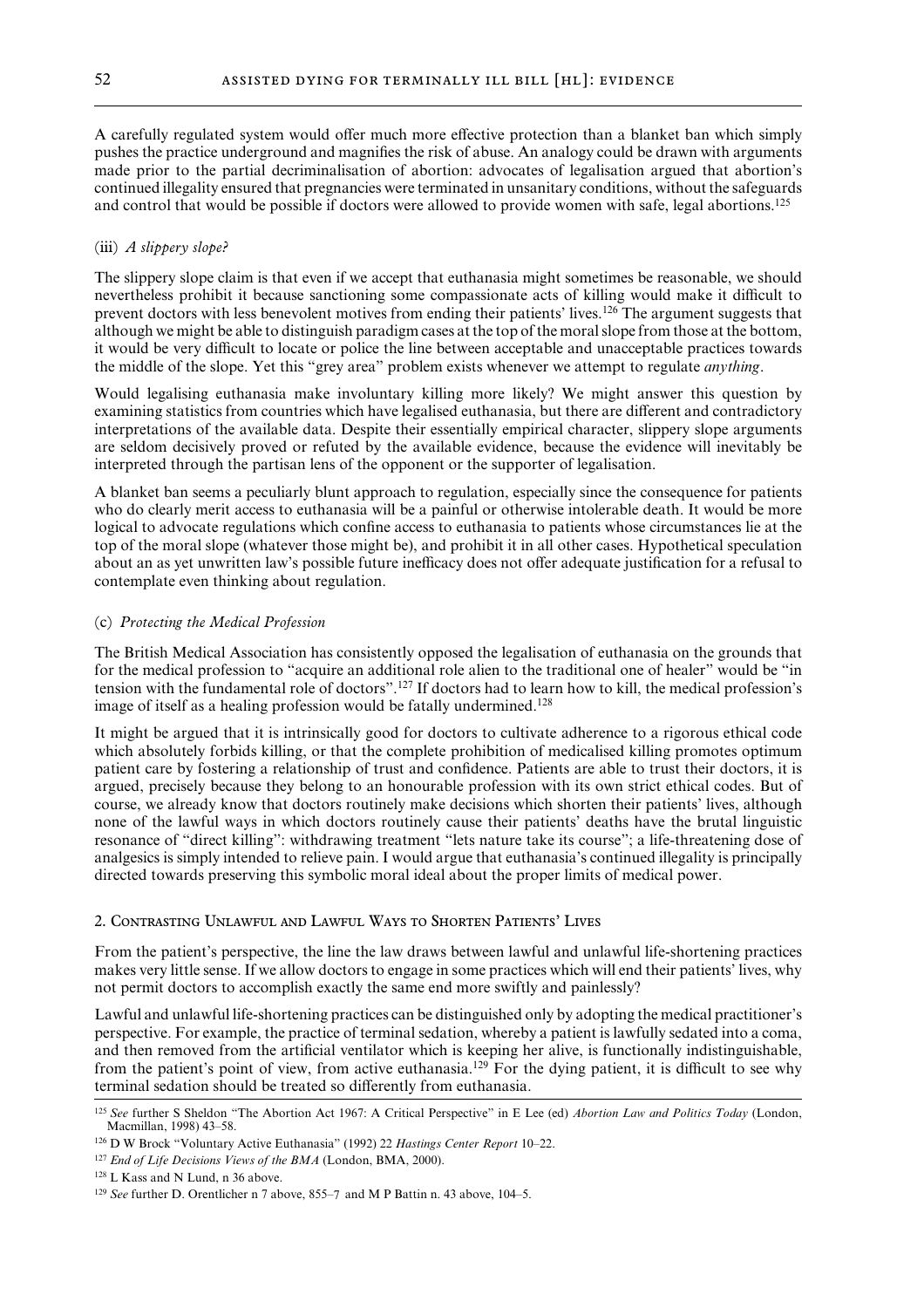A carefully regulated system would offer much more effective protection than a blanket ban which simply pushes the practice underground and magnifies the risk of abuse. An analogy could be drawn with arguments made prior to the partial decriminalisation of abortion: advocates of legalisation argued that abortion's continued illegality ensured that pregnancies were terminated in unsanitary conditions, without the safeguards and control that would be possible if doctors were allowed to provide women with safe, legal abortions.[125]

#### (iii) *A slippery slope?*

The slippery slope claim is that even if we accept that euthanasia might sometimes be reasonable, we should nevertheless prohibit it because sanctioning some compassionate acts of killing would make it difficult to prevent doctors with less benevolent motives from ending their patients' lives.[126] The argument suggests that although we might be able to distinguish paradigm cases at the top of the moral slope from those at the bottom, it would be very difficult to locate or police the line between acceptable and unacceptable practices towards the middle of the slope. Yet this "grey area" problem exists whenever we attempt to regulate *anything*.

Would legalising euthanasia make involuntary killing more likely? We might answer this question by examining statistics from countries which have legalised euthanasia, but there are different and contradictory interpretations of the available data. Despite their essentially empirical character, slippery slope arguments are seldom decisively proved or refuted by the available evidence, because the evidence will inevitably be interpreted through the partisan lens of the opponent or the supporter of legalisation.

A blanket ban seems a peculiarly blunt approach to regulation, especially since the consequence for patients who do clearly merit access to euthanasia will be a painful or otherwise intolerable death. It would be more logical to advocate regulations which confine access to euthanasia to patients whose circumstances lie at the top of the moral slope (whatever those might be), and prohibit it in all other cases. Hypothetical speculation about an as yet unwritten law's possible future inefficacy does not offer adequate justification for a refusal to contemplate even thinking about regulation.

### (c) *Protecting the Medical Profession*

The British Medical Association has consistently opposed the legalisation of euthanasia on the grounds that for the medical profession to "acquire an additional role alien to the traditional one of healer" would be "in tension with the fundamental role of doctors".[127] If doctors had to learn how to kill, the medical profession's image of itself as a healing profession would be fatally undermined.[128]

It might be argued that it is intrinsically good for doctors to cultivate adherence to a rigorous ethical code which absolutely forbids killing, or that the complete prohibition of medicalised killing promotes optimum patient care by fostering a relationship of trust and confidence. Patients are able to trust their doctors, it is argued, precisely because they belong to an honourable profession with its own strict ethical codes. But of course, we already know that doctors routinely make decisions which shorten their patients' lives, although none of the lawful ways in which doctors routinely cause their patients' deaths have the brutal linguistic resonance of "direct killing": withdrawing treatment "lets nature take its course"; a life-threatening dose of analgesics is simply intended to relieve pain. I would argue that euthanasia's continued illegality is principally directed towards preserving this symbolic moral ideal about the proper limits of medical power.

## 2. Contrasting Unlawful and Lawful Ways to Shorten Patients' Lives

From the patient's perspective, the line the law draws between lawful and unlawful life-shortening practices makes very little sense. If we allow doctors to engage in some practices which will end their patients' lives, why not permit doctors to accomplish exactly the same end more swiftly and painlessly?

Lawful and unlawful life-shortening practices can be distinguished only by adopting the medical practitioner's perspective. For example, the practice of terminal sedation, whereby a patient is lawfully sedated into a coma, and then removed from the artificial ventilator which is keeping her alive, is functionally indistinguishable, from the patient's point of view, from active euthanasia.[129] For the dying patient, it is difficult to see why terminal sedation should be treated so differently from euthanasia.

---

[125] *See* further S Sheldon "The Abortion Act 1967: A Critical Perspective" in E Lee (ed) *Abortion Law and Politics Today* (London, Macmillan, 1998) 43–58.

[126] D W Brock "Voluntary Active Euthanasia" (1992) 22 *Hastings Center Report* 10–22.

[127] *End of Life Decisions Views of the BMA* (London, BMA, 2000).

[128] L Kass and N Lund, n 36 above.

[129] *See* further D. Orentlicher n 7 above, 855–7 and M P Battin n. 43 above, 104–5.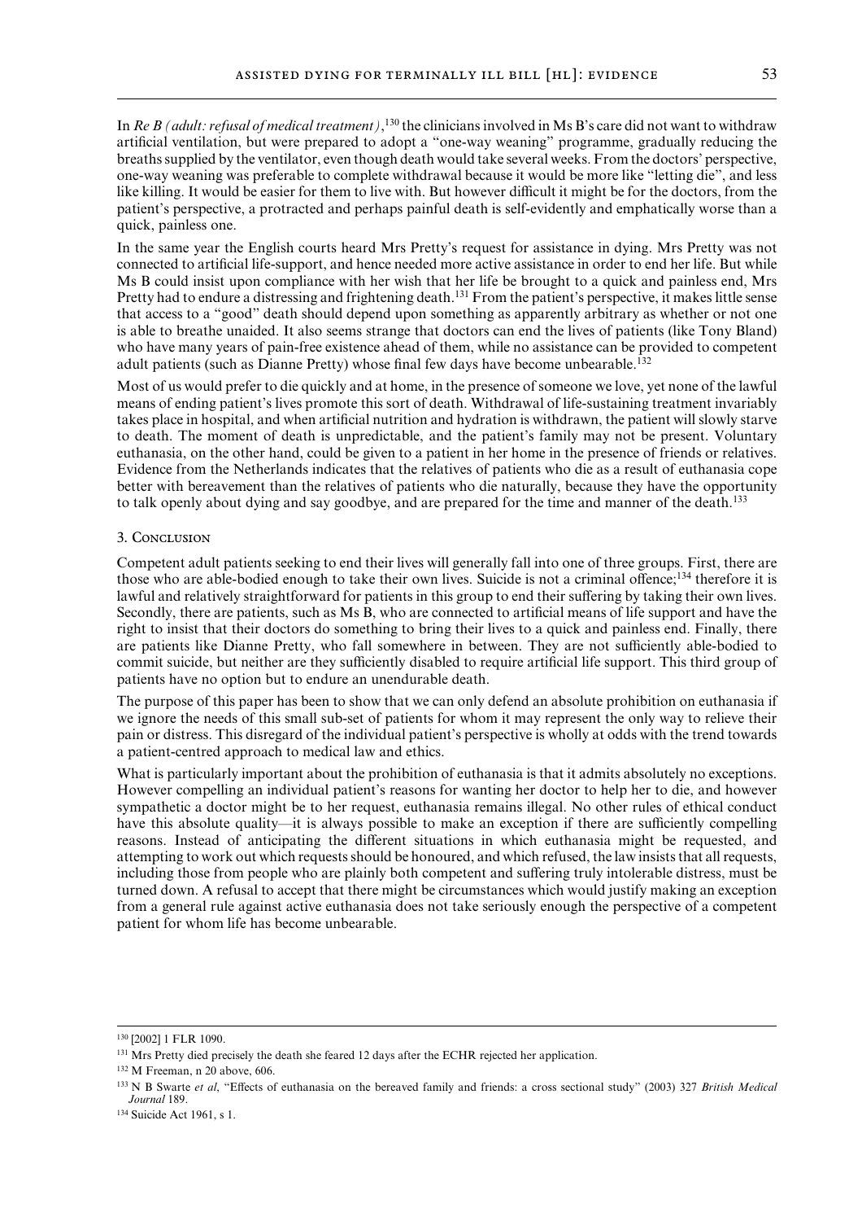In *Re B (adult: refusal of medical treatment)*,[130] the clinicians involved in Ms B's care did not want to withdraw artificial ventilation, but were prepared to adopt a "one-way weaning" programme, gradually reducing the breaths supplied by the ventilator, even though death would take several weeks. From the doctors' perspective, one-way weaning was preferable to complete withdrawal because it would be more like "letting die", and less like killing. It would be easier for them to live with. But however difficult it might be for the doctors, from the patient's perspective, a protracted and perhaps painful death is self-evidently and emphatically worse than a quick, painless one.

In the same year the English courts heard Mrs Pretty's request for assistance in dying. Mrs Pretty was not connected to artificial life-support, and hence needed more active assistance in order to end her life. But while Ms B could insist upon compliance with her wish that her life be brought to a quick and painless end, Mrs Pretty had to endure a distressing and frightening death.[131] From the patient's perspective, it makes little sense that access to a "good" death should depend upon something as apparently arbitrary as whether or not one is able to breathe unaided. It also seems strange that doctors can end the lives of patients (like Tony Bland) who have many years of pain-free existence ahead of them, while no assistance can be provided to competent adult patients (such as Dianne Pretty) whose final few days have become unbearable.[132]

Most of us would prefer to die quickly and at home, in the presence of someone we love, yet none of the lawful means of ending patient's lives promote this sort of death. Withdrawal of life-sustaining treatment invariably takes place in hospital, and when artificial nutrition and hydration is withdrawn, the patient will slowly starve to death. The moment of death is unpredictable, and the patient's family may not be present. Voluntary euthanasia, on the other hand, could be given to a patient in her home in the presence of friends or relatives. Evidence from the Netherlands indicates that the relatives of patients who die as a result of euthanasia cope better with bereavement than the relatives of patients who die naturally, because they have the opportunity to talk openly about dying and say goodbye, and are prepared for the time and manner of the death.[133]

### 3. Conclusion

Competent adult patients seeking to end their lives will generally fall into one of three groups. First, there are those who are able-bodied enough to take their own lives. Suicide is not a criminal offence;[134] therefore it is lawful and relatively straightforward for patients in this group to end their suffering by taking their own lives. Secondly, there are patients, such as Ms B, who are connected to artificial means of life support and have the right to insist that their doctors do something to bring their lives to a quick and painless end. Finally, there are patients like Dianne Pretty, who fall somewhere in between. They are not sufficiently able-bodied to commit suicide, but neither are they sufficiently disabled to require artificial life support. This third group of patients have no option but to endure an unendurable death.

The purpose of this paper has been to show that we can only defend an absolute prohibition on euthanasia if we ignore the needs of this small sub-set of patients for whom it may represent the only way to relieve their pain or distress. This disregard of the individual patient's perspective is wholly at odds with the trend towards a patient-centred approach to medical law and ethics.

What is particularly important about the prohibition of euthanasia is that it admits absolutely no exceptions. However compelling an individual patient's reasons for wanting her doctor to help her to die, and however sympathetic a doctor might be to her request, euthanasia remains illegal. No other rules of ethical conduct have this absolute quality—it is always possible to make an exception if there are sufficiently compelling reasons. Instead of anticipating the different situations in which euthanasia might be requested, and attempting to work out which requests should be honoured, and which refused, the law insists that all requests, including those from people who are plainly both competent and suffering truly intolerable distress, must be turned down. A refusal to accept that there might be circumstances which would justify making an exception from a general rule against active euthanasia does not take seriously enough the perspective of a competent patient for whom life has become unbearable.

---

[130] [2002] 1 FLR 1090.

[131] Mrs Pretty died precisely the death she feared 12 days after the ECHR rejected her application.

[132] M Freeman, n 20 above, 606.

[133] N B Swarte *et al*, "Effects of euthanasia on the bereaved family and friends: a cross sectional study" (2003) 327 *British Medical Journal* 189.

[134] Suicide Act 1961, s 1.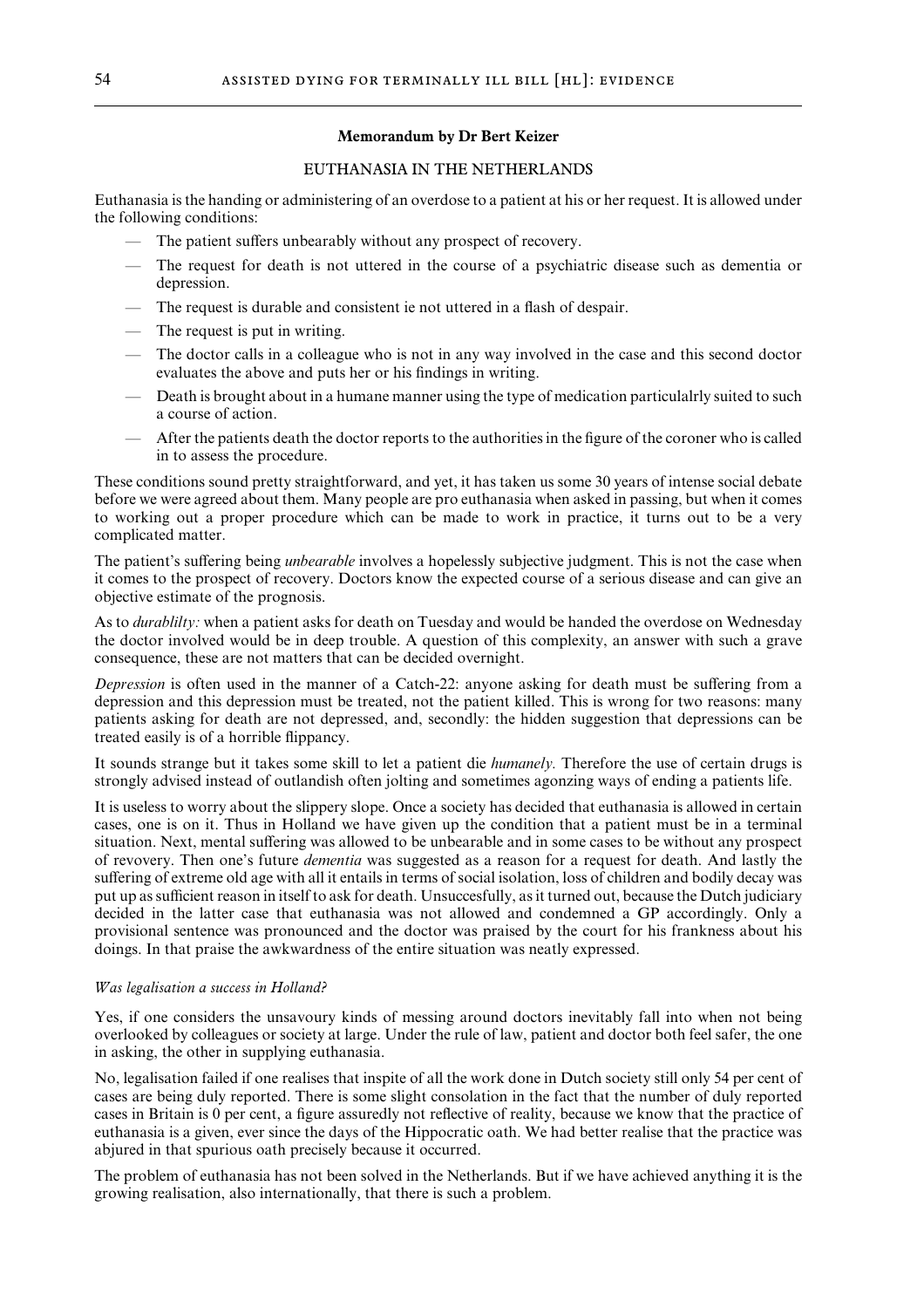**Memorandum by Dr Bert Keizer**

## EUTHANASIA IN THE NETHERLANDS

Euthanasia is the handing or administering of an overdose to a patient at his or her request. It is allowed under the following conditions:

- The patient suffers unbearably without any prospect of recovery.
- The request for death is not uttered in the course of a psychiatric disease such as dementia or depression.
- The request is durable and consistent ie not uttered in a flash of despair.
- The request is put in writing.
- The doctor calls in a colleague who is not in any way involved in the case and this second doctor evaluates the above and puts her or his findings in writing.
- Death is brought about in a humane manner using the type of medication particulalrly suited to such a course of action.
- After the patients death the doctor reports to the authorities in the figure of the coroner who is called in to assess the procedure.

These conditions sound pretty straightforward, and yet, it has taken us some 30 years of intense social debate before we were agreed about them. Many people are pro euthanasia when asked in passing, but when it comes to working out a proper procedure which can be made to work in practice, it turns out to be a very complicated matter.

The patient's suffering being *unbearable* involves a hopelessly subjective judgment. This is not the case when it comes to the prospect of recovery. Doctors know the expected course of a serious disease and can give an objective estimate of the prognosis.

As to *durablilty:* when a patient asks for death on Tuesday and would be handed the overdose on Wednesday the doctor involved would be in deep trouble. A question of this complexity, an answer with such a grave consequence, these are not matters that can be decided overnight.

*Depression* is often used in the manner of a Catch-22: anyone asking for death must be suffering from a depression and this depression must be treated, not the patient killed. This is wrong for two reasons: many patients asking for death are not depressed, and, secondly: the hidden suggestion that depressions can be treated easily is of a horrible flippancy.

It sounds strange but it takes some skill to let a patient die *humanely.* Therefore the use of certain drugs is strongly advised instead of outlandish often jolting and sometimes agonzing ways of ending a patients life.

It is useless to worry about the slippery slope. Once a society has decided that euthanasia is allowed in certain cases, one is on it. Thus in Holland we have given up the condition that a patient must be in a terminal situation. Next, mental suffering was allowed to be unbearable and in some cases to be without any prospect of revovery. Then one's future *dementia* was suggested as a reason for a request for death. And lastly the suffering of extreme old age with all it entails in terms of social isolation, loss of children and bodily decay was put up as sufficient reason in itself to ask for death. Unsuccesfully, as it turned out, because the Dutch judiciary decided in the latter case that euthanasia was not allowed and condemned a GP accordingly. Only a provisional sentence was pronounced and the doctor was praised by the court for his frankness about his doings. In that praise the awkwardness of the entire situation was neatly expressed.

*Was legalisation a success in Holland?*

Yes, if one considers the unsavoury kinds of messing around doctors inevitably fall into when not being overlooked by colleagues or society at large. Under the rule of law, patient and doctor both feel safer, the one in asking, the other in supplying euthanasia.

No, legalisation failed if one realises that inspite of all the work done in Dutch society still only 54 per cent of cases are being duly reported. There is some slight consolation in the fact that the number of duly reported cases in Britain is 0 per cent, a figure assuredly not reflective of reality, because we know that the practice of euthanasia is a given, ever since the days of the Hippocratic oath. We had better realise that the practice was abjured in that spurious oath precisely because it occurred.

The problem of euthanasia has not been solved in the Netherlands. But if we have achieved anything it is the growing realisation, also internationally, that there is such a problem.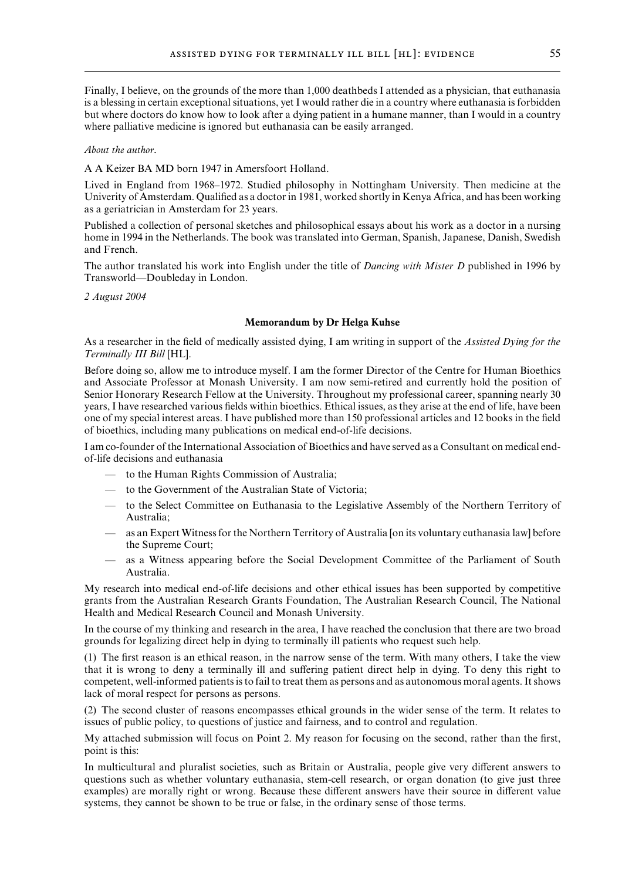Finally, I believe, on the grounds of the more than 1,000 deathbeds I attended as a physician, that euthanasia is a blessing in certain exceptional situations, yet I would rather die in a country where euthanasia is forbidden but where doctors do know how to look after a dying patient in a humane manner, than I would in a country where palliative medicine is ignored but euthanasia can be easily arranged.

*About the author*.

A A Keizer BA MD born 1947 in Amersfoort Holland.

Lived in England from 1968–1972. Studied philosophy in Nottingham University. Then medicine at the Univerity of Amsterdam. Qualified as a doctor in 1981, worked shortly in Kenya Africa, and has been working as a geriatrician in Amsterdam for 23 years.

Published a collection of personal sketches and philosophical essays about his work as a doctor in a nursing home in 1994 in the Netherlands. The book was translated into German, Spanish, Japanese, Danish, Swedish and French.

The author translated his work into English under the title of *Dancing with Mister D* published in 1996 by Transworld—Doubleday in London.

*2 August 2004*

## Memorandum by Dr Helga Kuhse

As a researcher in the field of medically assisted dying, I am writing in support of the *Assisted Dying for the Terminally III Bill* [HL].

Before doing so, allow me to introduce myself. I am the former Director of the Centre for Human Bioethics and Associate Professor at Monash University. I am now semi-retired and currently hold the position of Senior Honorary Research Fellow at the University. Throughout my professional career, spanning nearly 30 years, I have researched various fields within bioethics. Ethical issues, as they arise at the end of life, have been one of my special interest areas. I have published more than 150 professional articles and 12 books in the field of bioethics, including many publications on medical end-of-life decisions.

I am co-founder of the International Association of Bioethics and have served as a Consultant on medical end-of-life decisions and euthanasia

- to the Human Rights Commission of Australia;
- to the Government of the Australian State of Victoria;
- to the Select Committee on Euthanasia to the Legislative Assembly of the Northern Territory of Australia;
- as an Expert Witness for the Northern Territory of Australia [on its voluntary euthanasia law] before the Supreme Court;
- as a Witness appearing before the Social Development Committee of the Parliament of South Australia.

My research into medical end-of-life decisions and other ethical issues has been supported by competitive grants from the Australian Research Grants Foundation, The Australian Research Council, The National Health and Medical Research Council and Monash University.

In the course of my thinking and research in the area, I have reached the conclusion that there are two broad grounds for legalizing direct help in dying to terminally ill patients who request such help.

(1) The first reason is an ethical reason, in the narrow sense of the term. With many others, I take the view that it is wrong to deny a terminally ill and suffering patient direct help in dying. To deny this right to competent, well-informed patients is to fail to treat them as persons and as autonomous moral agents. It shows lack of moral respect for persons as persons.

(2) The second cluster of reasons encompasses ethical grounds in the wider sense of the term. It relates to issues of public policy, to questions of justice and fairness, and to control and regulation.

My attached submission will focus on Point 2. My reason for focusing on the second, rather than the first, point is this:

In multicultural and pluralist societies, such as Britain or Australia, people give very different answers to questions such as whether voluntary euthanasia, stem-cell research, or organ donation (to give just three examples) are morally right or wrong. Because these different answers have their source in different value systems, they cannot be shown to be true or false, in the ordinary sense of those terms.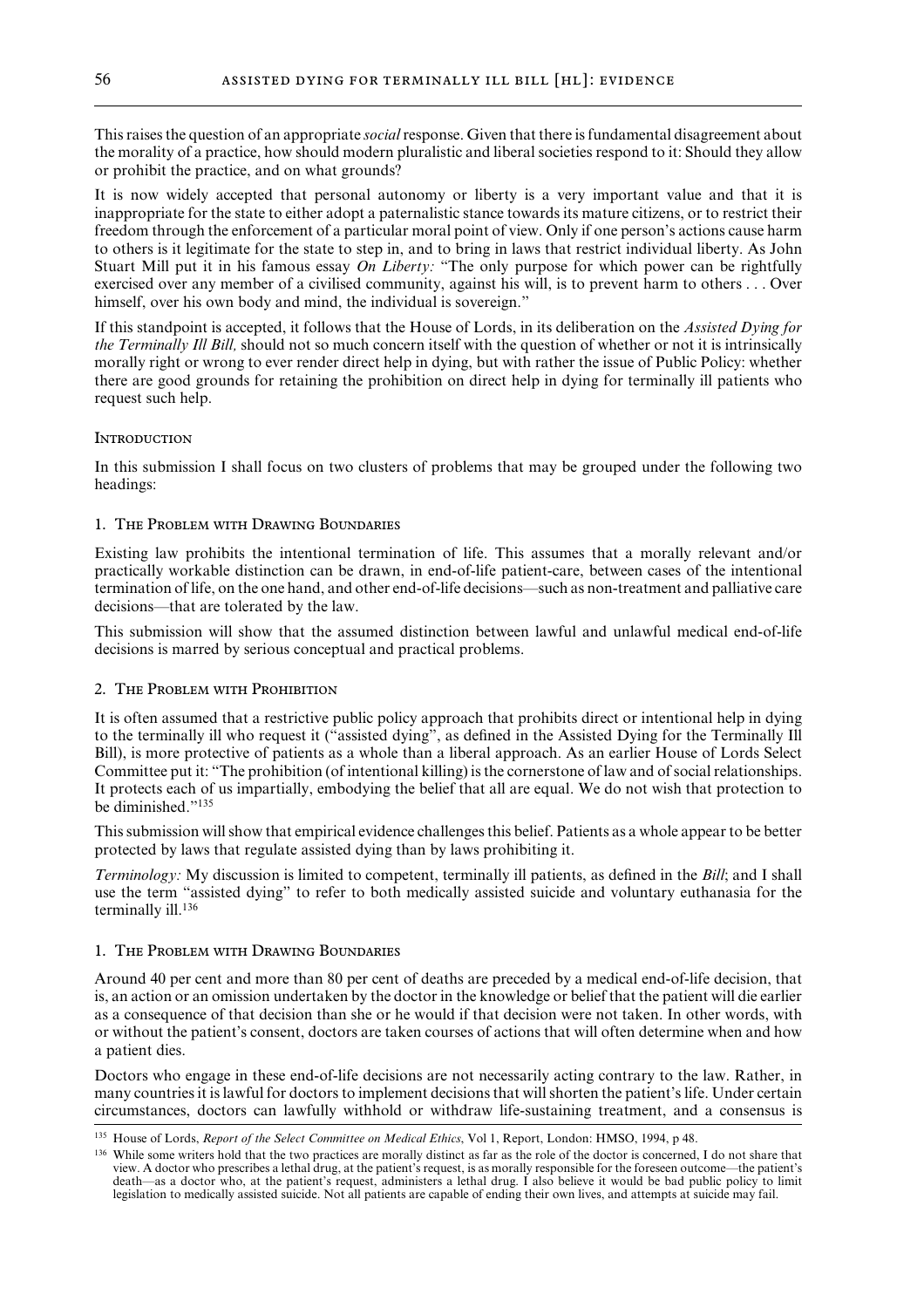This raises the question of an appropriate *social* response. Given that there is fundamental disagreement about the morality of a practice, how should modern pluralistic and liberal societies respond to it: Should they allow or prohibit the practice, and on what grounds?

It is now widely accepted that personal autonomy or liberty is a very important value and that it is inappropriate for the state to either adopt a paternalistic stance towards its mature citizens, or to restrict their freedom through the enforcement of a particular moral point of view. Only if one person's actions cause harm to others is it legitimate for the state to step in, and to bring in laws that restrict individual liberty. As John Stuart Mill put it in his famous essay *On Liberty:* "The only purpose for which power can be rightfully exercised over any member of a civilised community, against his will, is to prevent harm to others . . . Over himself, over his own body and mind, the individual is sovereign."

If this standpoint is accepted, it follows that the House of Lords, in its deliberation on the *Assisted Dying for the Terminally Ill Bill,* should not so much concern itself with the question of whether or not it is intrinsically morally right or wrong to ever render direct help in dying, but with rather the issue of Public Policy: whether there are good grounds for retaining the prohibition on direct help in dying for terminally ill patients who request such help.

## Introduction

In this submission I shall focus on two clusters of problems that may be grouped under the following two headings:

### 1. The Problem with Drawing Boundaries

Existing law prohibits the intentional termination of life. This assumes that a morally relevant and/or practically workable distinction can be drawn, in end-of-life patient-care, between cases of the intentional termination of life, on the one hand, and other end-of-life decisions—such as non-treatment and palliative care decisions—that are tolerated by the law.

This submission will show that the assumed distinction between lawful and unlawful medical end-of-life decisions is marred by serious conceptual and practical problems.

### 2. The Problem with Prohibition

It is often assumed that a restrictive public policy approach that prohibits direct or intentional help in dying to the terminally ill who request it ("assisted dying", as defined in the Assisted Dying for the Terminally Ill Bill), is more protective of patients as a whole than a liberal approach. As an earlier House of Lords Select Committee put it: "The prohibition (of intentional killing) is the cornerstone of law and of social relationships. It protects each of us impartially, embodying the belief that all are equal. We do not wish that protection to be diminished."[135]

This submission will show that empirical evidence challenges this belief. Patients as a whole appear to be better protected by laws that regulate assisted dying than by laws prohibiting it.

*Terminology:* My discussion is limited to competent, terminally ill patients, as defined in the *Bill*; and I shall use the term "assisted dying" to refer to both medically assisted suicide and voluntary euthanasia for the terminally ill.[136]

## 1. The Problem with Drawing Boundaries

Around 40 per cent and more than 80 per cent of deaths are preceded by a medical end-of-life decision, that is, an action or an omission undertaken by the doctor in the knowledge or belief that the patient will die earlier as a consequence of that decision than she or he would if that decision were not taken. In other words, with or without the patient's consent, doctors are taken courses of actions that will often determine when and how a patient dies.

Doctors who engage in these end-of-life decisions are not necessarily acting contrary to the law. Rather, in many countries it is lawful for doctors to implement decisions that will shorten the patient's life. Under certain circumstances, doctors can lawfully withhold or withdraw life-sustaining treatment, and a consensus is

---

[135] House of Lords, *Report of the Select Committee on Medical Ethics*, Vol 1, Report, London: HMSO, 1994, p 48.

[136] While some writers hold that the two practices are morally distinct as far as the role of the doctor is concerned, I do not share that view. A doctor who prescribes a lethal drug, at the patient's request, is as morally responsible for the foreseen outcome—the patient's death—as a doctor who, at the patient's request, administers a lethal drug. I also believe it would be bad public policy to limit legislation to medically assisted suicide. Not all patients are capable of ending their own lives, and attempts at suicide may fail.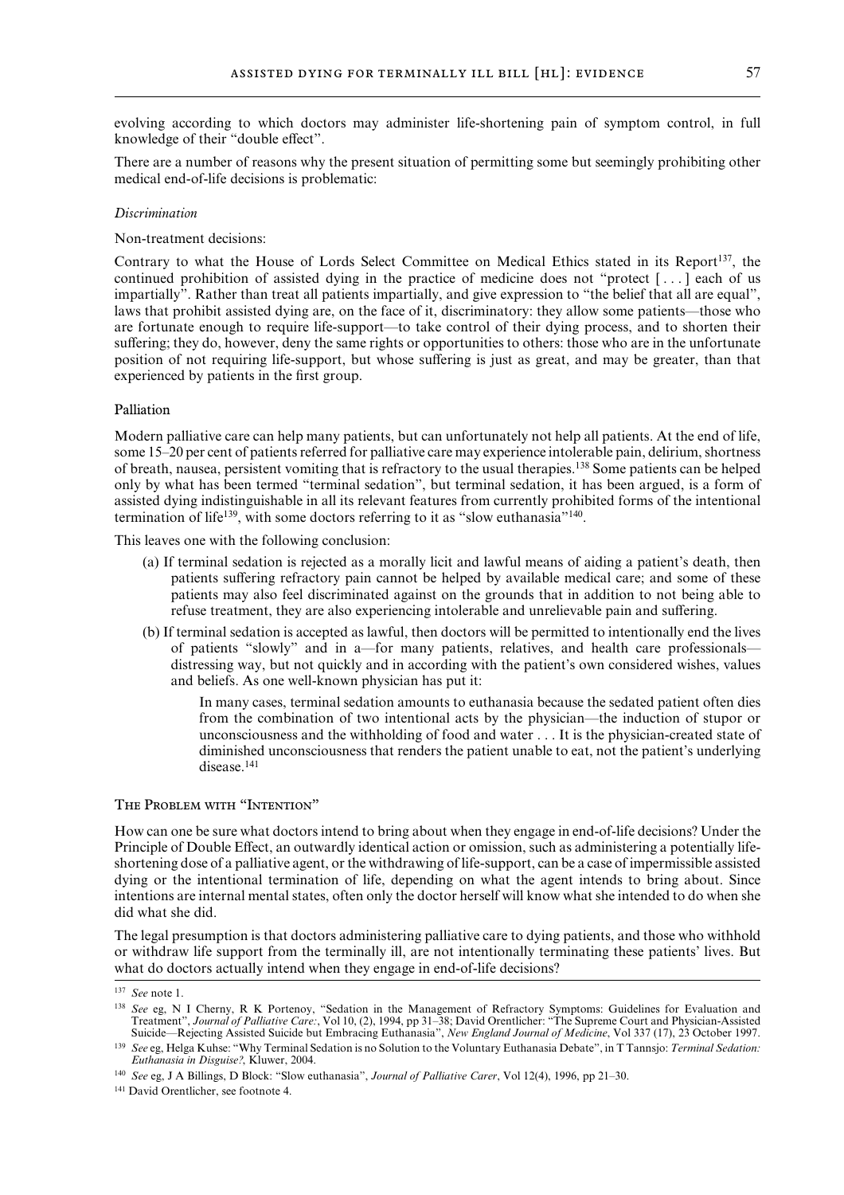evolving according to which doctors may administer life-shortening pain of symptom control, in full knowledge of their "double effect".

There are a number of reasons why the present situation of permitting some but seemingly prohibiting other medical end-of-life decisions is problematic:

*Discrimination*

Non-treatment decisions:

Contrary to what the House of Lords Select Committee on Medical Ethics stated in its Report[137], the continued prohibition of assisted dying in the practice of medicine does not "protect [ . . . ] each of us impartially". Rather than treat all patients impartially, and give expression to "the belief that all are equal", laws that prohibit assisted dying are, on the face of it, discriminatory: they allow some patients—those who are fortunate enough to require life-support—to take control of their dying process, and to shorten their suffering; they do, however, deny the same rights or opportunities to others: those who are in the unfortunate position of not requiring life-support, but whose suffering is just as great, and may be greater, than that experienced by patients in the first group.

### Palliation

Modern palliative care can help many patients, but can unfortunately not help all patients. At the end of life, some 15–20 per cent of patients referred for palliative care may experience intolerable pain, delirium, shortness of breath, nausea, persistent vomiting that is refractory to the usual therapies.[138] Some patients can be helped only by what has been termed "terminal sedation", but terminal sedation, it has been argued, is a form of assisted dying indistinguishable in all its relevant features from currently prohibited forms of the intentional termination of life[139], with some doctors referring to it as "slow euthanasia"[140].

This leaves one with the following conclusion:

(a) If terminal sedation is rejected as a morally licit and lawful means of aiding a patient's death, then patients suffering refractory pain cannot be helped by available medical care; and some of these patients may also feel discriminated against on the grounds that in addition to not being able to refuse treatment, they are also experiencing intolerable and unrelievable pain and suffering.

(b) If terminal sedation is accepted as lawful, then doctors will be permitted to intentionally end the lives of patients "slowly" and in a—for many patients, relatives, and health care professionals—distressing way, but not quickly and in according with the patient's own considered wishes, values and beliefs. As one well-known physician has put it:

> In many cases, terminal sedation amounts to euthanasia because the sedated patient often dies from the combination of two intentional acts by the physician—the induction of stupor or unconsciousness and the withholding of food and water . . . It is the physician-created state of diminished unconsciousness that renders the patient unable to eat, not the patient's underlying disease.[141]

### The Problem with "Intention"

How can one be sure what doctors intend to bring about when they engage in end-of-life decisions? Under the Principle of Double Effect, an outwardly identical action or omission, such as administering a potentially life-shortening dose of a palliative agent, or the withdrawing of life-support, can be a case of impermissible assisted dying or the intentional termination of life, depending on what the agent intends to bring about. Since intentions are internal mental states, often only the doctor herself will know what she intended to do when she did what she did.

The legal presumption is that doctors administering palliative care to dying patients, and those who withhold or withdraw life support from the terminally ill, are not intentionally terminating these patients' lives. But what do doctors actually intend when they engage in end-of-life decisions?

---

[137] *See* note 1.

[138] *See* eg, N I Cherny, R K Portenoy, "Sedation in the Management of Refractory Symptoms: Guidelines for Evaluation and Treatment", *Journal of Palliative Care:*, Vol 10, (2), 1994, pp 31–38; David Orentlicher: "The Supreme Court and Physician-Assisted Suicide—Rejecting Assisted Suicide but Embracing Euthanasia", *New England Journal of Medicine*, Vol 337 (17), 23 October 1997.

[139] *See* eg, Helga Kuhse: "Why Terminal Sedation is no Solution to the Voluntary Euthanasia Debate", in T Tannsjo: *Terminal Sedation: Euthanasia in Disguise?*, Kluwer, 2004.

[140] *See* eg, J A Billings, D Block: "Slow euthanasia", *Journal of Palliative Carer*, Vol 12(4), 1996, pp 21–30.

[141] David Orentlicher, see footnote 4.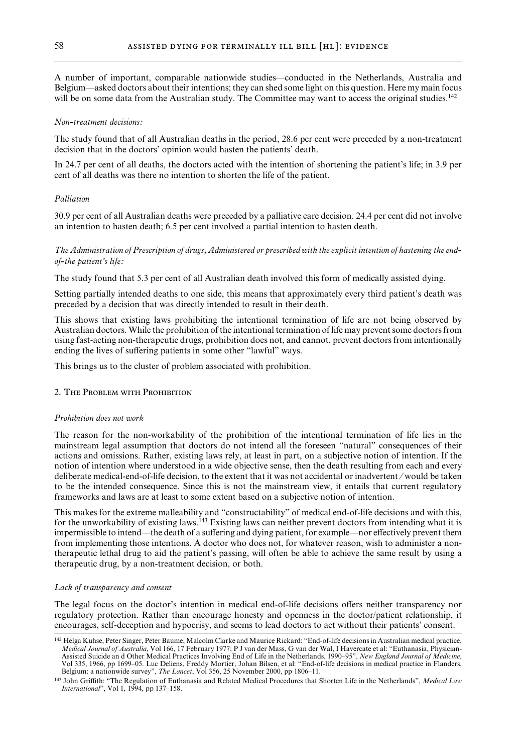A number of important, comparable nationwide studies—conducted in the Netherlands, Australia and Belgium—asked doctors about their intentions; they can shed some light on this question. Here my main focus will be on some data from the Australian study. The Committee may want to access the original studies.[142]

*Non-treatment decisions:*

The study found that of all Australian deaths in the period, 28.6 per cent were preceded by a non-treatment decision that in the doctors' opinion would hasten the patients' death.

In 24.7 per cent of all deaths, the doctors acted with the intention of shortening the patient's life; in 3.9 per cent of all deaths was there no intention to shorten the life of the patient.

*Palliation*

30.9 per cent of all Australian deaths were preceded by a palliative care decision. 24.4 per cent did not involve an intention to hasten death; 6.5 per cent involved a partial intention to hasten death.

*The Administration of Prescription of drugs, Administered or prescribed with the explicit intention of hastening the end-of-the patient's life:*

The study found that 5.3 per cent of all Australian death involved this form of medically assisted dying.

Setting partially intended deaths to one side, this means that approximately every third patient's death was preceded by a decision that was directly intended to result in their death.

This shows that existing laws prohibiting the intentional termination of life are not being observed by Australian doctors. While the prohibition of the intentional termination of life may prevent some doctors from using fast-acting non-therapeutic drugs, prohibition does not, and cannot, prevent doctors from intentionally ending the lives of suffering patients in some other "lawful" ways.

This brings us to the cluster of problem associated with prohibition.

## 2. The Problem with Prohibition

*Prohibition does not work*

The reason for the non-workability of the prohibition of the intentional termination of life lies in the mainstream legal assumption that doctors do not intend all the foreseen "natural" consequences of their actions and omissions. Rather, existing laws rely, at least in part, on a subjective notion of intention. If the notion of intention where understood in a wide objective sense, then the death resulting from each and every deliberate medical-end-of-life decision, to the extent that it was not accidental or inadvertent / would be taken to be the intended consequence. Since this is not the mainstream view, it entails that current regulatory frameworks and laws are at least to some extent based on a subjective notion of intention.

This makes for the extreme malleability and "constructability" of medical end-of-life decisions and with this, for the unworkability of existing laws.[143] Existing laws can neither prevent doctors from intending what it is impermissible to intend—the death of a suffering and dying patient, for example—nor effectively prevent them from implementing those intentions. A doctor who does not, for whatever reason, wish to administer a non-therapeutic lethal drug to aid the patient's passing, will often be able to achieve the same result by using a therapeutic drug, by a non-treatment decision, or both.

*Lack of transparency and consent*

The legal focus on the doctor's intention in medical end-of-life decisions offers neither transparency nor regulatory protection. Rather than encourage honesty and openness in the doctor/patient relationship, it encourages, self-deception and hypocrisy, and seems to lead doctors to act without their patients' consent.

[142] Helga Kuhse, Peter Singer, Peter Baume, Malcolm Clarke and Maurice Rickard: "End-of-life decisions in Australian medical practice, *Medical Journal of Australia*, Vol 166, 17 February 1977; P J van der Mass, G van der Wal, I Havercate et al: "Euthanasia, Physician-Assisted Suicide an d Other Medical Practices Involving End of Life in the Netherlands, 1990–95", *New England Journal of Medicine*, Vol 335, 1966, pp 1699–05. Luc Deliens, Freddy Mortier, Johan Bilsen, et al: "End-of-life decisions in medical practice in Flanders, Belgium: a nationwide survey", *The Lancet*, Vol 356, 25 November 2000, pp 1806–11.

[143] John Griffith: "The Regulation of Euthanasia and Related Medical Procedures that Shorten Life in the Netherlands", *Medical Law International*", Vol 1, 1994, pp 137–158.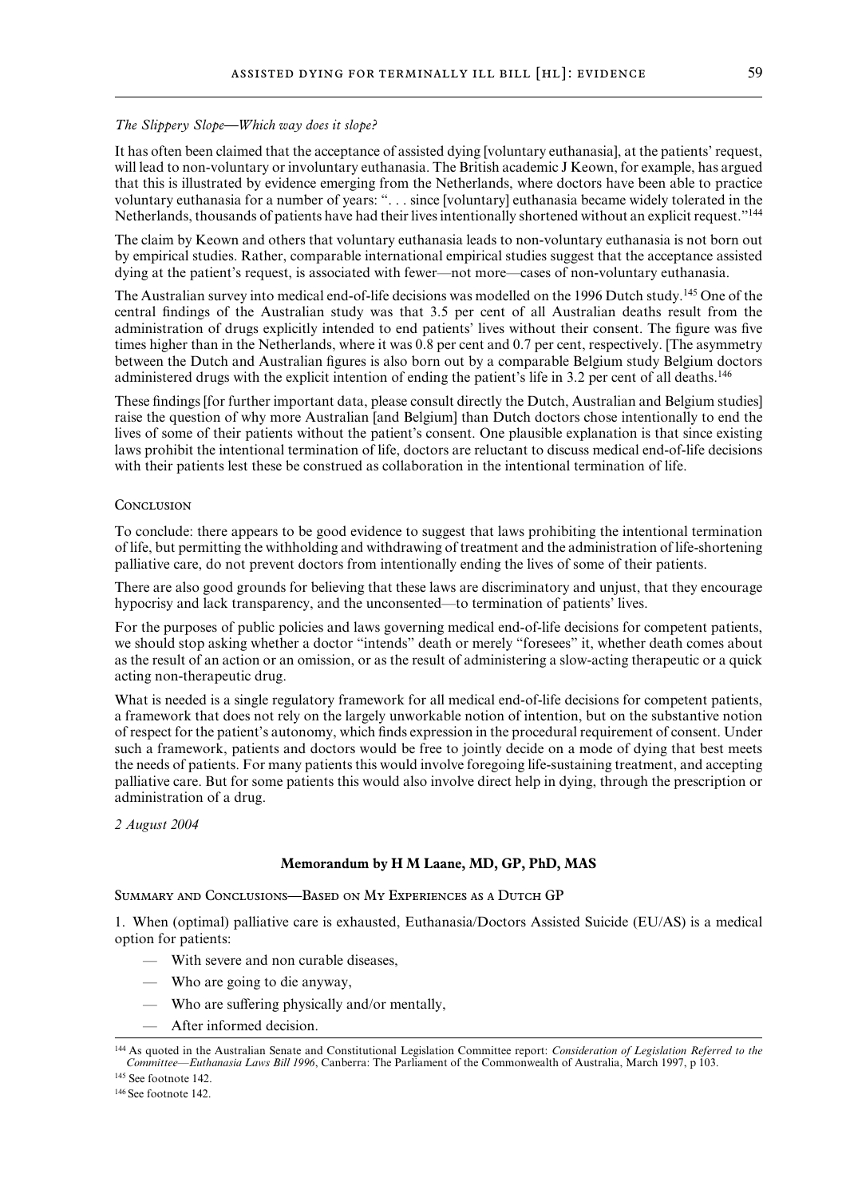*The Slippery Slope—Which way does it slope?*

It has often been claimed that the acceptance of assisted dying [voluntary euthanasia], at the patients' request, will lead to non-voluntary or involuntary euthanasia. The British academic J Keown, for example, has argued that this is illustrated by evidence emerging from the Netherlands, where doctors have been able to practice voluntary euthanasia for a number of years: ". . . since [voluntary] euthanasia became widely tolerated in the Netherlands, thousands of patients have had their lives intentionally shortened without an explicit request."[144]

The claim by Keown and others that voluntary euthanasia leads to non-voluntary euthanasia is not born out by empirical studies. Rather, comparable international empirical studies suggest that the acceptance assisted dying at the patient's request, is associated with fewer—not more—cases of non-voluntary euthanasia.

The Australian survey into medical end-of-life decisions was modelled on the 1996 Dutch study.[145] One of the central findings of the Australian study was that 3.5 per cent of all Australian deaths result from the administration of drugs explicitly intended to end patients' lives without their consent. The figure was five times higher than in the Netherlands, where it was 0.8 per cent and 0.7 per cent, respectively. [The asymmetry between the Dutch and Australian figures is also born out by a comparable Belgium study Belgium doctors administered drugs with the explicit intention of ending the patient's life in 3.2 per cent of all deaths.[146]

These findings [for further important data, please consult directly the Dutch, Australian and Belgium studies] raise the question of why more Australian [and Belgium] than Dutch doctors chose intentionally to end the lives of some of their patients without the patient's consent. One plausible explanation is that since existing laws prohibit the intentional termination of life, doctors are reluctant to discuss medical end-of-life decisions with their patients lest these be construed as collaboration in the intentional termination of life.

Conclusion

To conclude: there appears to be good evidence to suggest that laws prohibiting the intentional termination of life, but permitting the withholding and withdrawing of treatment and the administration of life-shortening palliative care, do not prevent doctors from intentionally ending the lives of some of their patients.

There are also good grounds for believing that these laws are discriminatory and unjust, that they encourage hypocrisy and lack transparency, and the unconsented—to termination of patients' lives.

For the purposes of public policies and laws governing medical end-of-life decisions for competent patients, we should stop asking whether a doctor "intends" death or merely "foresees" it, whether death comes about as the result of an action or an omission, or as the result of administering a slow-acting therapeutic or a quick acting non-therapeutic drug.

What is needed is a single regulatory framework for all medical end-of-life decisions for competent patients, a framework that does not rely on the largely unworkable notion of intention, but on the substantive notion of respect for the patient's autonomy, which finds expression in the procedural requirement of consent. Under such a framework, patients and doctors would be free to jointly decide on a mode of dying that best meets the needs of patients. For many patients this would involve foregoing life-sustaining treatment, and accepting palliative care. But for some patients this would also involve direct help in dying, through the prescription or administration of a drug.

*2 August 2004*

## Memorandum by H M Laane, MD, GP, PhD, MAS

Summary and Conclusions—Based on My Experiences as a Dutch GP

1. When (optimal) palliative care is exhausted, Euthanasia/Doctors Assisted Suicide (EU/AS) is a medical option for patients:

- With severe and non curable diseases,
- Who are going to die anyway,
- Who are suffering physically and/or mentally,
- After informed decision.

---

[144] As quoted in the Australian Senate and Constitutional Legislation Committee report: *Consideration of Legislation Referred to the Committee—Euthanasia Laws Bill 1996*, Canberra: The Parliament of the Commonwealth of Australia, March 1997, p 103.

[145] See footnote 142.

[146] See footnote 142.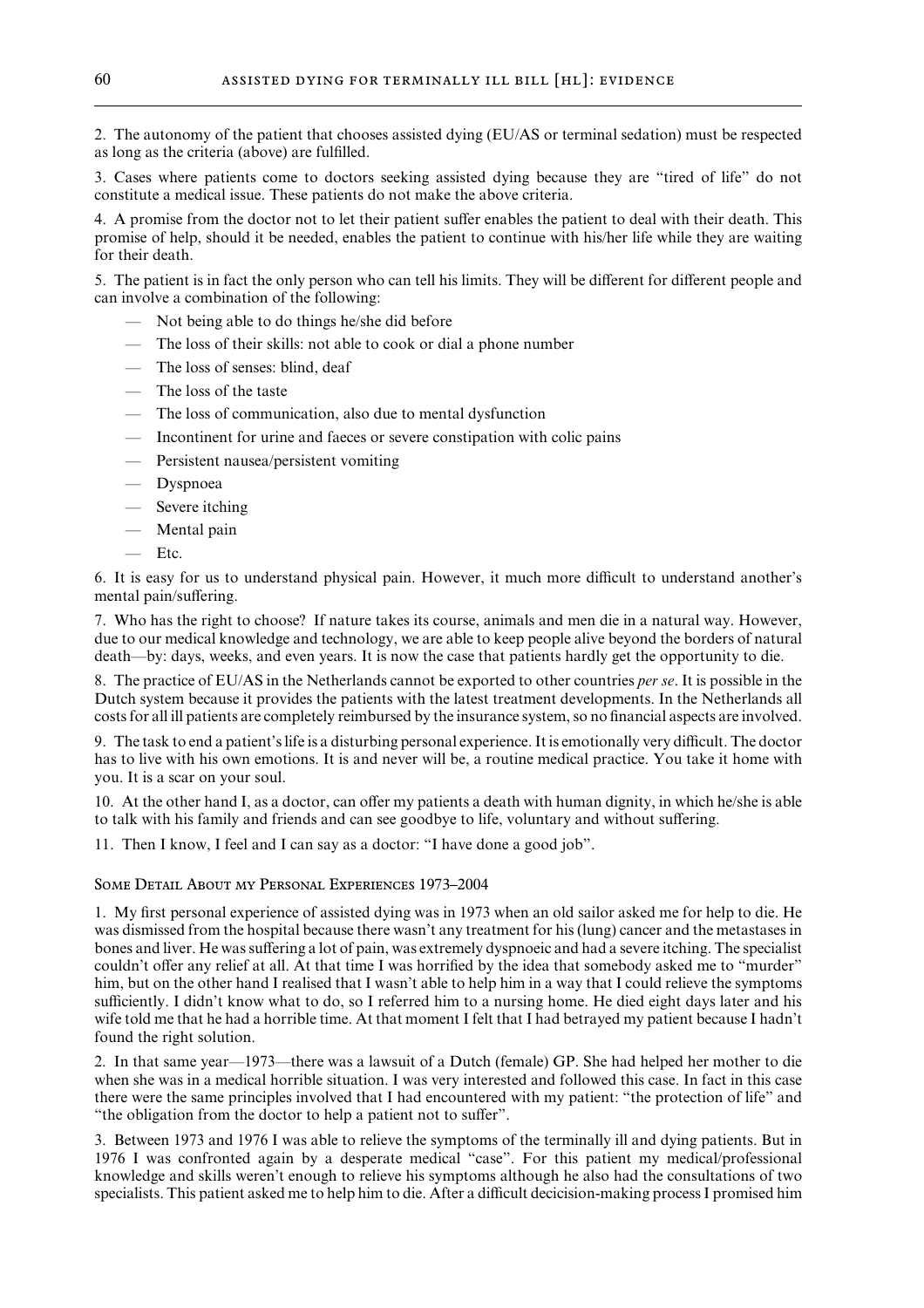2. The autonomy of the patient that chooses assisted dying (EU/AS or terminal sedation) must be respected as long as the criteria (above) are fulfilled.

3. Cases where patients come to doctors seeking assisted dying because they are "tired of life" do not constitute a medical issue. These patients do not make the above criteria.

4. A promise from the doctor not to let their patient suffer enables the patient to deal with their death. This promise of help, should it be needed, enables the patient to continue with his/her life while they are waiting for their death.

5. The patient is in fact the only person who can tell his limits. They will be different for different people and can involve a combination of the following:

- Not being able to do things he/she did before
- The loss of their skills: not able to cook or dial a phone number
- The loss of senses: blind, deaf
- The loss of the taste
- The loss of communication, also due to mental dysfunction
- Incontinent for urine and faeces or severe constipation with colic pains
- Persistent nausea/persistent vomiting
- Dyspnoea
- Severe itching
- Mental pain
- Etc.

6. It is easy for us to understand physical pain. However, it much more difficult to understand another's mental pain/suffering.

7. Who has the right to choose? If nature takes its course, animals and men die in a natural way. However, due to our medical knowledge and technology, we are able to keep people alive beyond the borders of natural death—by: days, weeks, and even years. It is now the case that patients hardly get the opportunity to die.

8. The practice of EU/AS in the Netherlands cannot be exported to other countries *per se*. It is possible in the Dutch system because it provides the patients with the latest treatment developments. In the Netherlands all costs for all ill patients are completely reimbursed by the insurance system, so no financial aspects are involved.

9. The task to end a patient's life is a disturbing personal experience. It is emotionally very difficult. The doctor has to live with his own emotions. It is and never will be, a routine medical practice. You take it home with you. It is a scar on your soul.

10. At the other hand I, as a doctor, can offer my patients a death with human dignity, in which he/she is able to talk with his family and friends and can see goodbye to life, voluntary and without suffering.

11. Then I know, I feel and I can say as a doctor: "I have done a good job".

### Some Detail About my Personal Experiences 1973–2004

1. My first personal experience of assisted dying was in 1973 when an old sailor asked me for help to die. He was dismissed from the hospital because there wasn't any treatment for his (lung) cancer and the metastases in bones and liver. He was suffering a lot of pain, was extremely dyspnoeic and had a severe itching. The specialist couldn't offer any relief at all. At that time I was horrified by the idea that somebody asked me to "murder" him, but on the other hand I realised that I wasn't able to help him in a way that I could relieve the symptoms sufficiently. I didn't know what to do, so I referred him to a nursing home. He died eight days later and his wife told me that he had a horrible time. At that moment I felt that I had betrayed my patient because I hadn't found the right solution.

2. In that same year—1973—there was a lawsuit of a Dutch (female) GP. She had helped her mother to die when she was in a medical horrible situation. I was very interested and followed this case. In fact in this case there were the same principles involved that I had encountered with my patient: "the protection of life" and "the obligation from the doctor to help a patient not to suffer".

3. Between 1973 and 1976 I was able to relieve the symptoms of the terminally ill and dying patients. But in 1976 I was confronted again by a desperate medical "case". For this patient my medical/professional knowledge and skills weren't enough to relieve his symptoms although he also had the consultations of two specialists. This patient asked me to help him to die. After a difficult decicision-making process I promised him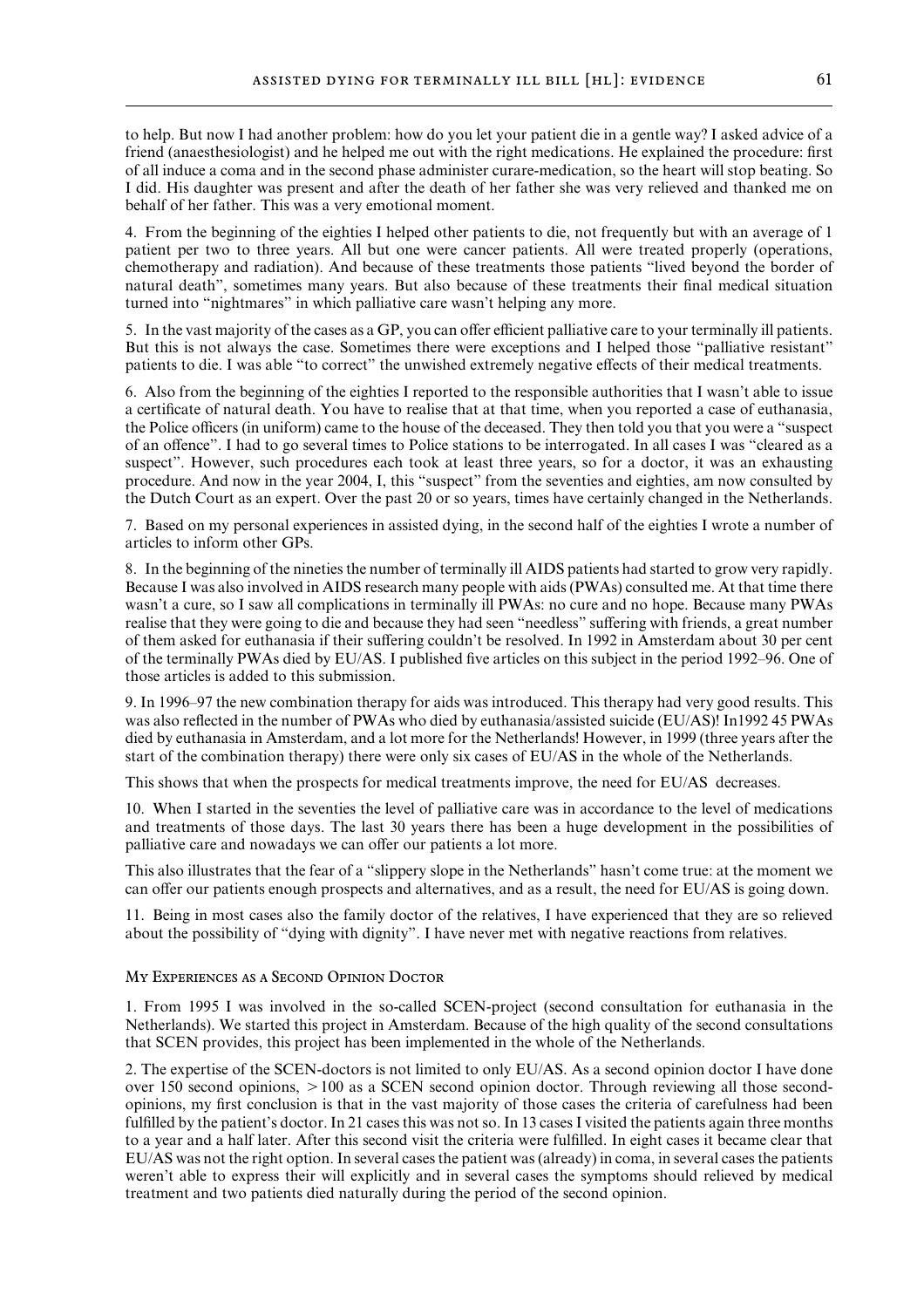to help. But now I had another problem: how do you let your patient die in a gentle way? I asked advice of a friend (anaesthesiologist) and he helped me out with the right medications. He explained the procedure: first of all induce a coma and in the second phase administer curare-medication, so the heart will stop beating. So I did. His daughter was present and after the death of her father she was very relieved and thanked me on behalf of her father. This was a very emotional moment.

4. From the beginning of the eighties I helped other patients to die, not frequently but with an average of 1 patient per two to three years. All but one were cancer patients. All were treated properly (operations, chemotherapy and radiation). And because of these treatments those patients "lived beyond the border of natural death", sometimes many years. But also because of these treatments their final medical situation turned into "nightmares" in which palliative care wasn't helping any more.

5. In the vast majority of the cases as a GP, you can offer efficient palliative care to your terminally ill patients. But this is not always the case. Sometimes there were exceptions and I helped those "palliative resistant" patients to die. I was able "to correct" the unwished extremely negative effects of their medical treatments.

6. Also from the beginning of the eighties I reported to the responsible authorities that I wasn't able to issue a certificate of natural death. You have to realise that at that time, when you reported a case of euthanasia, the Police officers (in uniform) came to the house of the deceased. They then told you that you were a "suspect of an offence". I had to go several times to Police stations to be interrogated. In all cases I was "cleared as a suspect". However, such procedures each took at least three years, so for a doctor, it was an exhausting procedure. And now in the year 2004, I, this "suspect" from the seventies and eighties, am now consulted by the Dutch Court as an expert. Over the past 20 or so years, times have certainly changed in the Netherlands.

7. Based on my personal experiences in assisted dying, in the second half of the eighties I wrote a number of articles to inform other GPs.

8. In the beginning of the nineties the number of terminally ill AIDS patients had started to grow very rapidly. Because I was also involved in AIDS research many people with aids (PWAs) consulted me. At that time there wasn't a cure, so I saw all complications in terminally ill PWAs: no cure and no hope. Because many PWAs realise that they were going to die and because they had seen "needless" suffering with friends, a great number of them asked for euthanasia if their suffering couldn't be resolved. In 1992 in Amsterdam about 30 per cent of the terminally PWAs died by EU/AS. I published five articles on this subject in the period 1992–96. One of those articles is added to this submission.

9. In 1996–97 the new combination therapy for aids was introduced. This therapy had very good results. This was also reflected in the number of PWAs who died by euthanasia/assisted suicide (EU/AS)! In1992 45 PWAs died by euthanasia in Amsterdam, and a lot more for the Netherlands! However, in 1999 (three years after the start of the combination therapy) there were only six cases of EU/AS in the whole of the Netherlands.

This shows that when the prospects for medical treatments improve, the need for EU/AS decreases.

10. When I started in the seventies the level of palliative care was in accordance to the level of medications and treatments of those days. The last 30 years there has been a huge development in the possibilities of palliative care and nowadays we can offer our patients a lot more.

This also illustrates that the fear of a "slippery slope in the Netherlands" hasn't come true: at the moment we can offer our patients enough prospects and alternatives, and as a result, the need for EU/AS is going down.

11. Being in most cases also the family doctor of the relatives, I have experienced that they are so relieved about the possibility of "dying with dignity". I have never met with negative reactions from relatives.

### My Experiences as a Second Opinion Doctor

1. From 1995 I was involved in the so-called SCEN-project (second consultation for euthanasia in the Netherlands). We started this project in Amsterdam. Because of the high quality of the second consultations that SCEN provides, this project has been implemented in the whole of the Netherlands.

2. The expertise of the SCEN-doctors is not limited to only EU/AS. As a second opinion doctor I have done over 150 second opinions, >100 as a SCEN second opinion doctor. Through reviewing all those second-opinions, my first conclusion is that in the vast majority of those cases the criteria of carefulness had been fulfilled by the patient's doctor. In 21 cases this was not so. In 13 cases I visited the patients again three months to a year and a half later. After this second visit the criteria were fulfilled. In eight cases it became clear that EU/AS was not the right option. In several cases the patient was (already) in coma, in several cases the patients weren't able to express their will explicitly and in several cases the symptoms should relieved by medical treatment and two patients died naturally during the period of the second opinion.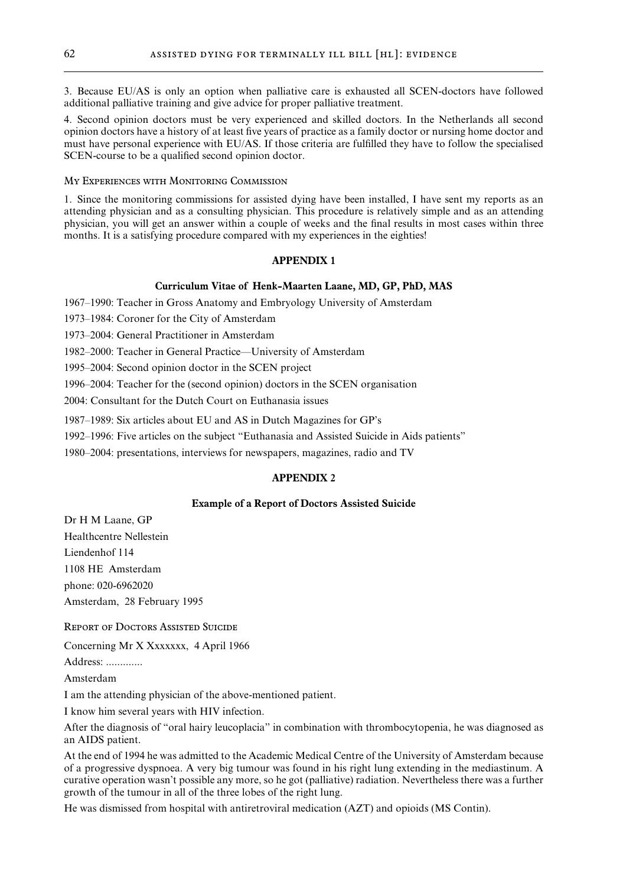3. Because EU/AS is only an option when palliative care is exhausted all SCEN-doctors have followed additional palliative training and give advice for proper palliative treatment.

4. Second opinion doctors must be very experienced and skilled doctors. In the Netherlands all second opinion doctors have a history of at least five years of practice as a family doctor or nursing home doctor and must have personal experience with EU/AS. If those criteria are fulfilled they have to follow the specialised SCEN-course to be a qualified second opinion doctor.

### My Experiences with Monitoring Commission

1. Since the monitoring commissions for assisted dying have been installed, I have sent my reports as an attending physician and as a consulting physician. This procedure is relatively simple and as an attending physician, you will get an answer within a couple of weeks and the final results in most cases within three months. It is a satisfying procedure compared with my experiences in the eighties!

## APPENDIX 1

### Curriculum Vitae of Henk-Maarten Laane, MD, GP, PhD, MAS

1967–1990: Teacher in Gross Anatomy and Embryology University of Amsterdam

1973–1984: Coroner for the City of Amsterdam

1973–2004: General Practitioner in Amsterdam

1982–2000: Teacher in General Practice—University of Amsterdam

1995–2004: Second opinion doctor in the SCEN project

1996–2004: Teacher for the (second opinion) doctors in the SCEN organisation

2004: Consultant for the Dutch Court on Euthanasia issues

1987–1989: Six articles about EU and AS in Dutch Magazines for GP's

1992–1996: Five articles on the subject "Euthanasia and Assisted Suicide in Aids patients"

1980–2004: presentations, interviews for newspapers, magazines, radio and TV

## APPENDIX 2

### Example of a Report of Doctors Assisted Suicide

Dr H M Laane, GP

Healthcentre Nellestein

Liendenhof 114

1108 HE Amsterdam

phone: 020-6962020

Amsterdam, 28 February 1995

Report of Doctors Assisted Suicide

Concerning Mr X Xxxxxxx, 4 April 1966

Address: .............

Amsterdam

I am the attending physician of the above-mentioned patient.

I know him several years with HIV infection.

After the diagnosis of "oral hairy leucoplacia" in combination with thrombocytopenia, he was diagnosed as an AIDS patient.

At the end of 1994 he was admitted to the Academic Medical Centre of the University of Amsterdam because of a progressive dyspnoea. A very big tumour was found in his right lung extending in the mediastinum. A curative operation wasn't possible any more, so he got (palliative) radiation. Nevertheless there was a further growth of the tumour in all of the three lobes of the right lung.

He was dismissed from hospital with antiretroviral medication (AZT) and opioids (MS Contin).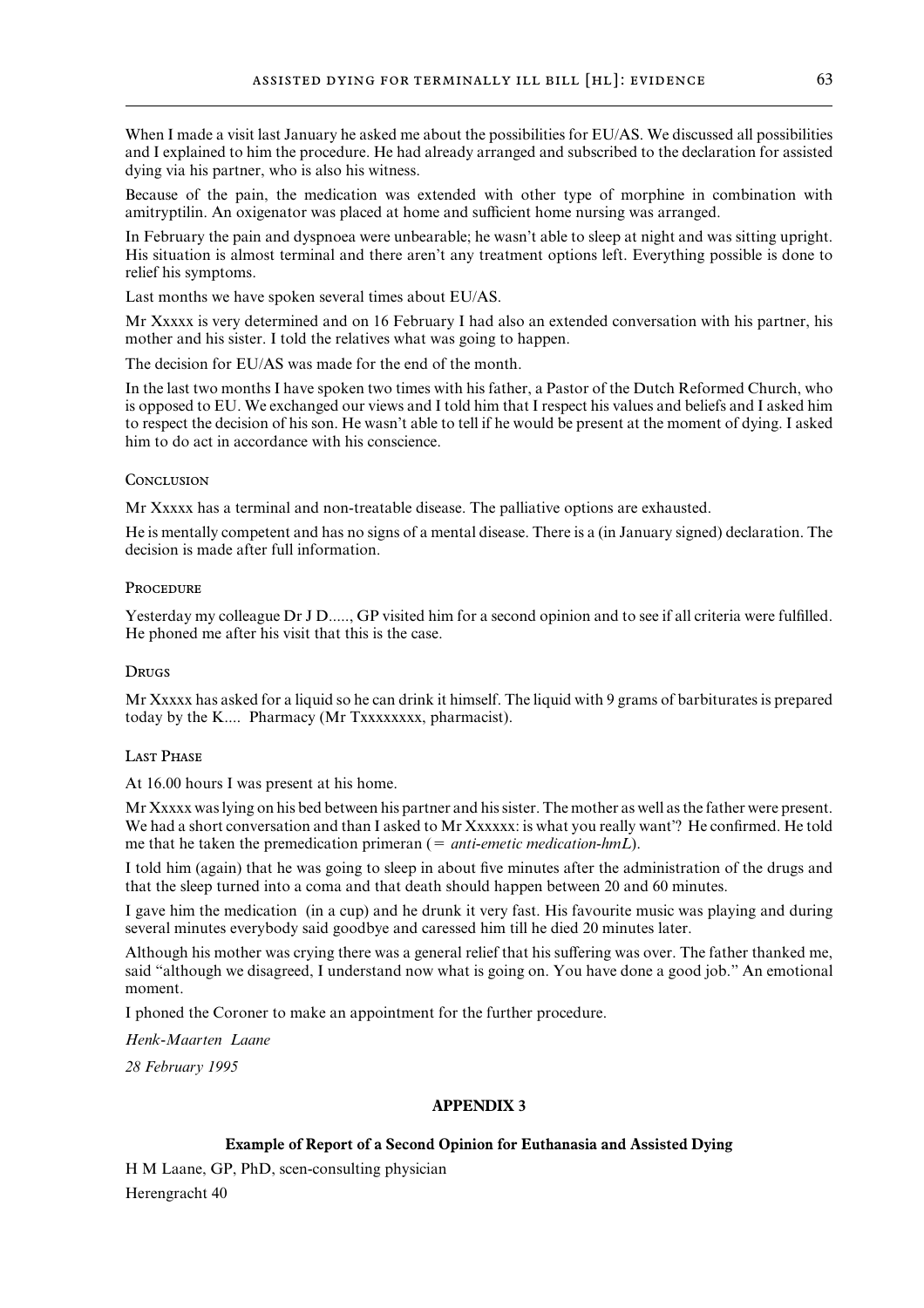When I made a visit last January he asked me about the possibilities for EU/AS. We discussed all possibilities and I explained to him the procedure. He had already arranged and subscribed to the declaration for assisted dying via his partner, who is also his witness.

Because of the pain, the medication was extended with other type of morphine in combination with amitryptilin. An oxigenator was placed at home and sufficient home nursing was arranged.

In February the pain and dyspnoea were unbearable; he wasn't able to sleep at night and was sitting upright. His situation is almost terminal and there aren't any treatment options left. Everything possible is done to relief his symptoms.

Last months we have spoken several times about EU/AS.

Mr Xxxxx is very determined and on 16 February I had also an extended conversation with his partner, his mother and his sister. I told the relatives what was going to happen.

The decision for EU/AS was made for the end of the month.

In the last two months I have spoken two times with his father, a Pastor of the Dutch Reformed Church, who is opposed to EU. We exchanged our views and I told him that I respect his values and beliefs and I asked him to respect the decision of his son. He wasn't able to tell if he would be present at the moment of dying. I asked him to do act in accordance with his conscience.

#### Conclusion

Mr Xxxxx has a terminal and non-treatable disease. The palliative options are exhausted.

He is mentally competent and has no signs of a mental disease. There is a (in January signed) declaration. The decision is made after full information.

#### Procedure

Yesterday my colleague Dr J D....., GP visited him for a second opinion and to see if all criteria were fulfilled. He phoned me after his visit that this is the case.

#### Drugs

Mr Xxxxx has asked for a liquid so he can drink it himself. The liquid with 9 grams of barbiturates is prepared today by the K.... Pharmacy (Mr Txxxxxxxx, pharmacist).

#### Last Phase

At 16.00 hours I was present at his home.

Mr Xxxxx was lying on his bed between his partner and his sister. The mother as well as the father were present. We had a short conversation and than I asked to Mr Xxxxxx: is what you really want'? He confirmed. He told me that he taken the premedication primeran (= *anti-emetic medication-hmL*).

I told him (again) that he was going to sleep in about five minutes after the administration of the drugs and that the sleep turned into a coma and that death should happen between 20 and 60 minutes.

I gave him the medication (in a cup) and he drunk it very fast. His favourite music was playing and during several minutes everybody said goodbye and caressed him till he died 20 minutes later.

Although his mother was crying there was a general relief that his suffering was over. The father thanked me, said "although we disagreed, I understand now what is going on. You have done a good job." An emotional moment.

I phoned the Coroner to make an appointment for the further procedure.

*Henk-Maarten Laane*

*28 February 1995*

## APPENDIX 3

### Example of Report of a Second Opinion for Euthanasia and Assisted Dying

H M Laane, GP, PhD, scen-consulting physician

Herengracht 40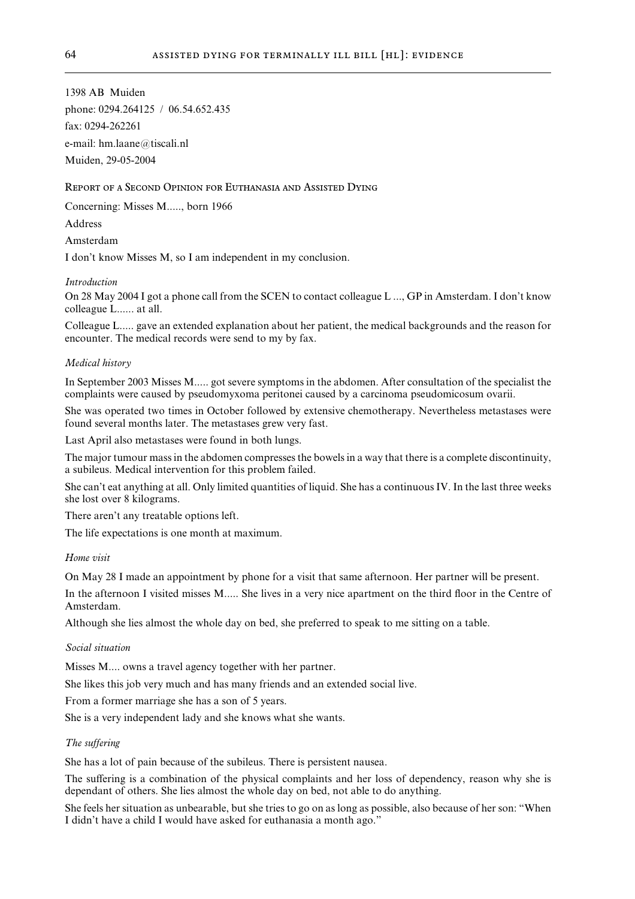1398 AB Muiden

phone: 0294.264125 / 06.54.652.435

fax: 0294-262261

e-mail: hm.laane@tiscali.nl

Muiden, 29-05-2004

## Report of a Second Opinion for Euthanasia and Assisted Dying

Concerning: Misses M....., born 1966

Address

Amsterdam

I don't know Misses M, so I am independent in my conclusion.

*Introduction*

On 28 May 2004 I got a phone call from the SCEN to contact colleague L ..., GP in Amsterdam. I don't know colleague L...... at all.

Colleague L..... gave an extended explanation about her patient, the medical backgrounds and the reason for encounter. The medical records were send to my by fax.

*Medical history*

In September 2003 Misses M..... got severe symptoms in the abdomen. After consultation of the specialist the complaints were caused by pseudomyxoma peritonei caused by a carcinoma pseudomicosum ovarii.

She was operated two times in October followed by extensive chemotherapy. Nevertheless metastases were found several months later. The metastases grew very fast.

Last April also metastases were found in both lungs.

The major tumour mass in the abdomen compresses the bowels in a way that there is a complete discontinuity, a subileus. Medical intervention for this problem failed.

She can't eat anything at all. Only limited quantities of liquid. She has a continuous IV. In the last three weeks she lost over 8 kilograms.

There aren't any treatable options left.

The life expectations is one month at maximum.

*Home visit*

On May 28 I made an appointment by phone for a visit that same afternoon. Her partner will be present.

In the afternoon I visited misses M..... She lives in a very nice apartment on the third floor in the Centre of Amsterdam.

Although she lies almost the whole day on bed, she preferred to speak to me sitting on a table.

*Social situation*

Misses M.... owns a travel agency together with her partner.

She likes this job very much and has many friends and an extended social live.

From a former marriage she has a son of 5 years.

She is a very independent lady and she knows what she wants.

*The suffering*

She has a lot of pain because of the subileus. There is persistent nausea.

The suffering is a combination of the physical complaints and her loss of dependency, reason why she is dependant of others. She lies almost the whole day on bed, not able to do anything.

She feels her situation as unbearable, but she tries to go on as long as possible, also because of her son: "When I didn't have a child I would have asked for euthanasia a month ago."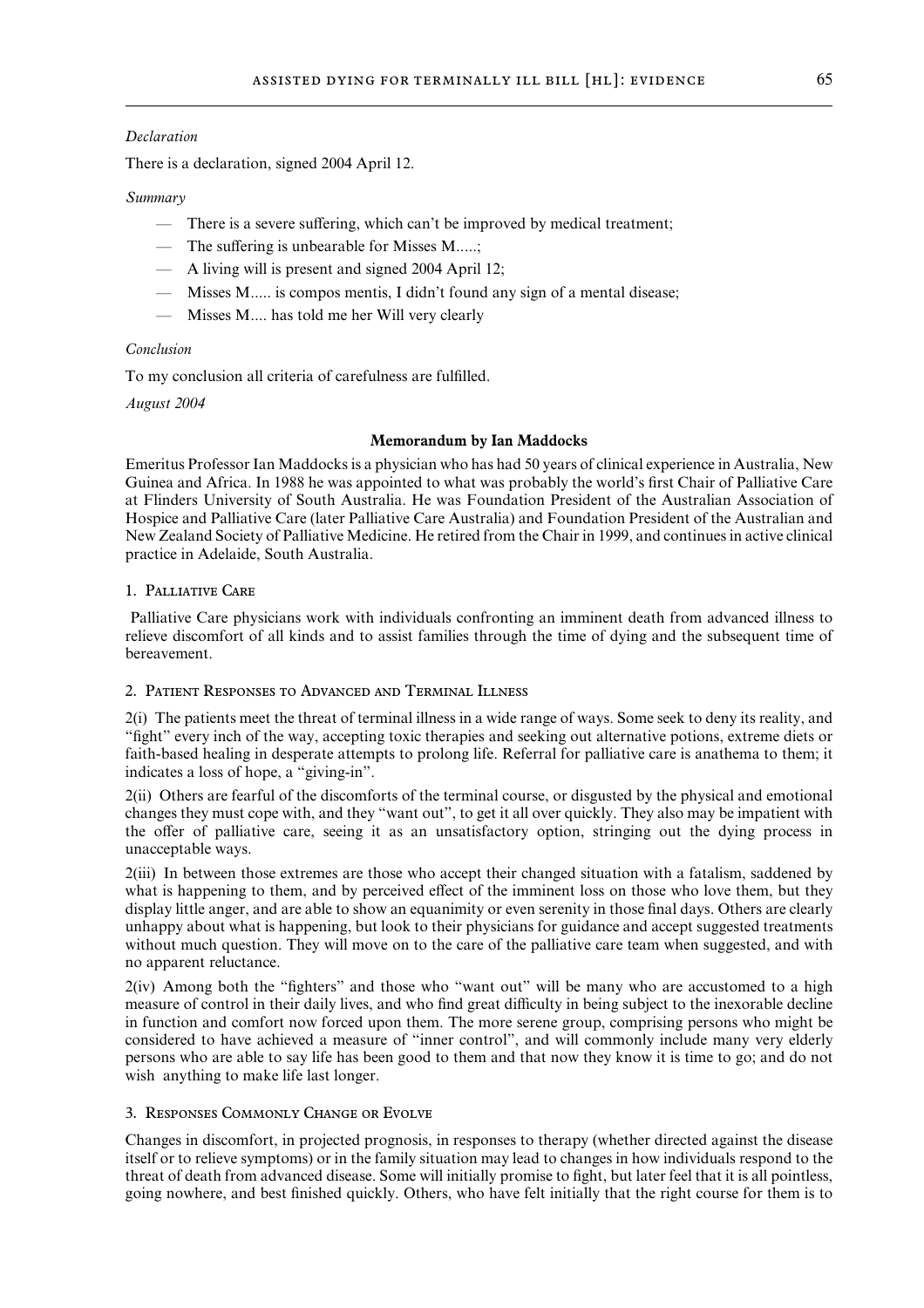*Declaration*

There is a declaration, signed 2004 April 12.

*Summary*

- There is a severe suffering, which can't be improved by medical treatment;
- The suffering is unbearable for Misses M.....;
- A living will is present and signed 2004 April 12;
- Misses M..... is compos mentis, I didn't found any sign of a mental disease;
- Misses M.... has told me her Will very clearly

*Conclusion*

To my conclusion all criteria of carefulness are fulfilled.

*August 2004*

### Memorandum by Ian Maddocks

Emeritus Professor Ian Maddocks is a physician who has had 50 years of clinical experience in Australia, New Guinea and Africa. In 1988 he was appointed to what was probably the world's first Chair of Palliative Care at Flinders University of South Australia. He was Foundation President of the Australian Association of Hospice and Palliative Care (later Palliative Care Australia) and Foundation President of the Australian and New Zealand Society of Palliative Medicine. He retired from the Chair in 1999, and continues in active clinical practice in Adelaide, South Australia.

#### 1. Palliative Care

Palliative Care physicians work with individuals confronting an imminent death from advanced illness to relieve discomfort of all kinds and to assist families through the time of dying and the subsequent time of bereavement.

#### 2. Patient Responses to Advanced and Terminal Illness

2(i) The patients meet the threat of terminal illness in a wide range of ways. Some seek to deny its reality, and "fight" every inch of the way, accepting toxic therapies and seeking out alternative potions, extreme diets or faith-based healing in desperate attempts to prolong life. Referral for palliative care is anathema to them; it indicates a loss of hope, a "giving-in".

2(ii) Others are fearful of the discomforts of the terminal course, or disgusted by the physical and emotional changes they must cope with, and they "want out", to get it all over quickly. They also may be impatient with the offer of palliative care, seeing it as an unsatisfactory option, stringing out the dying process in unacceptable ways.

2(iii) In between those extremes are those who accept their changed situation with a fatalism, saddened by what is happening to them, and by perceived effect of the imminent loss on those who love them, but they display little anger, and are able to show an equanimity or even serenity in those final days. Others are clearly unhappy about what is happening, but look to their physicians for guidance and accept suggested treatments without much question. They will move on to the care of the palliative care team when suggested, and with no apparent reluctance.

2(iv) Among both the "fighters" and those who "want out" will be many who are accustomed to a high measure of control in their daily lives, and who find great difficulty in being subject to the inexorable decline in function and comfort now forced upon them. The more serene group, comprising persons who might be considered to have achieved a measure of "inner control", and will commonly include many very elderly persons who are able to say life has been good to them and that now they know it is time to go; and do not wish anything to make life last longer.

#### 3. Responses Commonly Change or Evolve

Changes in discomfort, in projected prognosis, in responses to therapy (whether directed against the disease itself or to relieve symptoms) or in the family situation may lead to changes in how individuals respond to the threat of death from advanced disease. Some will initially promise to fight, but later feel that it is all pointless, going nowhere, and best finished quickly. Others, who have felt initially that the right course for them is to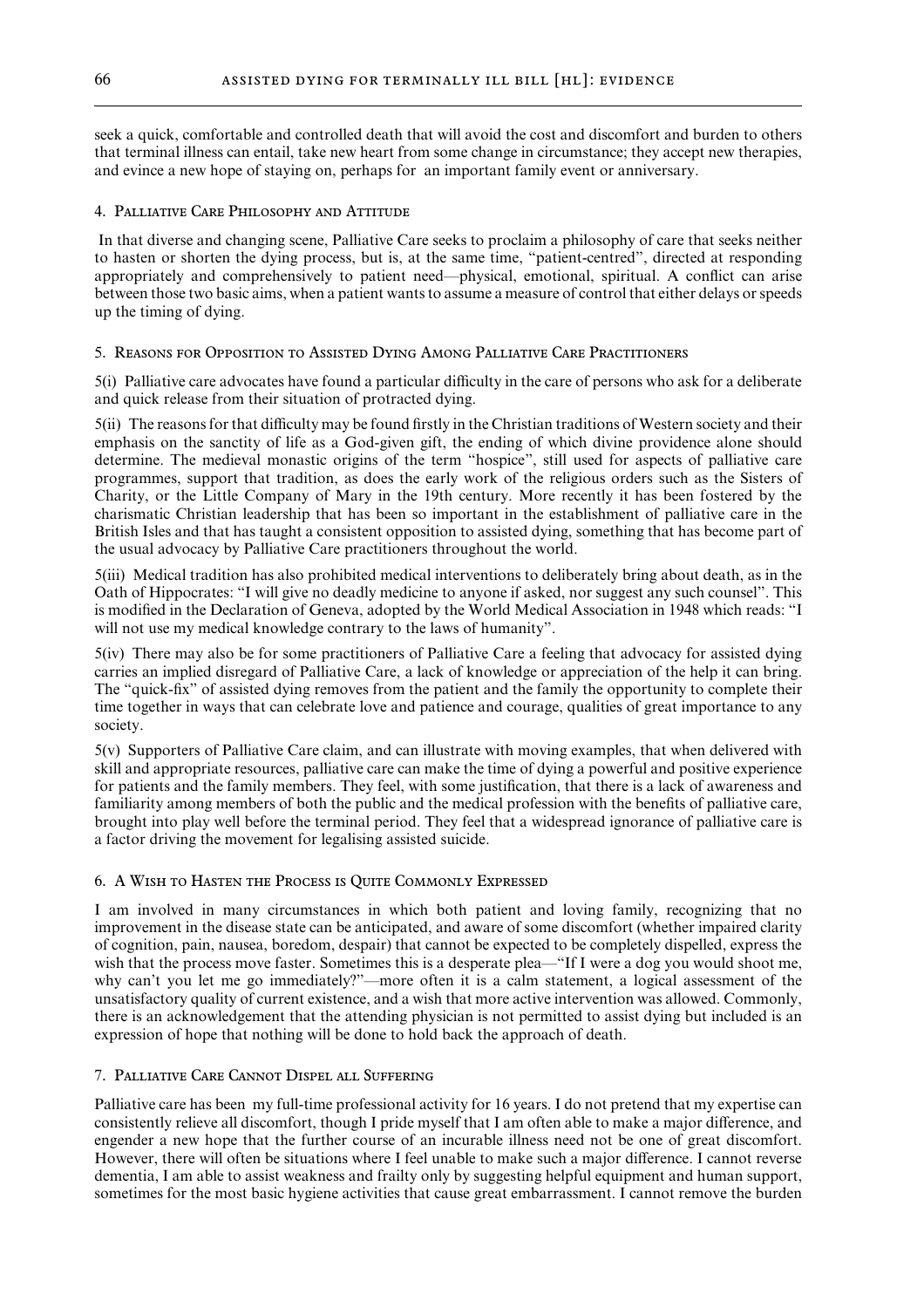seek a quick, comfortable and controlled death that will avoid the cost and discomfort and burden to others that terminal illness can entail, take new heart from some change in circumstance; they accept new therapies, and evince a new hope of staying on, perhaps for an important family event or anniversary.

### 4. Palliative Care Philosophy and Attitude

In that diverse and changing scene, Palliative Care seeks to proclaim a philosophy of care that seeks neither to hasten or shorten the dying process, but is, at the same time, "patient-centred", directed at responding appropriately and comprehensively to patient need—physical, emotional, spiritual. A conflict can arise between those two basic aims, when a patient wants to assume a measure of control that either delays or speeds up the timing of dying.

### 5. Reasons for Opposition to Assisted Dying Among Palliative Care Practitioners

5(i) Palliative care advocates have found a particular difficulty in the care of persons who ask for a deliberate and quick release from their situation of protracted dying.

5(ii) The reasons for that difficulty may be found firstly in the Christian traditions of Western society and their emphasis on the sanctity of life as a God-given gift, the ending of which divine providence alone should determine. The medieval monastic origins of the term "hospice", still used for aspects of palliative care programmes, support that tradition, as does the early work of the religious orders such as the Sisters of Charity, or the Little Company of Mary in the 19th century. More recently it has been fostered by the charismatic Christian leadership that has been so important in the establishment of palliative care in the British Isles and that has taught a consistent opposition to assisted dying, something that has become part of the usual advocacy by Palliative Care practitioners throughout the world.

5(iii) Medical tradition has also prohibited medical interventions to deliberately bring about death, as in the Oath of Hippocrates: "I will give no deadly medicine to anyone if asked, nor suggest any such counsel". This is modified in the Declaration of Geneva, adopted by the World Medical Association in 1948 which reads: "I will not use my medical knowledge contrary to the laws of humanity".

5(iv) There may also be for some practitioners of Palliative Care a feeling that advocacy for assisted dying carries an implied disregard of Palliative Care, a lack of knowledge or appreciation of the help it can bring. The "quick-fix" of assisted dying removes from the patient and the family the opportunity to complete their time together in ways that can celebrate love and patience and courage, qualities of great importance to any society.

5(v) Supporters of Palliative Care claim, and can illustrate with moving examples, that when delivered with skill and appropriate resources, palliative care can make the time of dying a powerful and positive experience for patients and the family members. They feel, with some justification, that there is a lack of awareness and familiarity among members of both the public and the medical profession with the benefits of palliative care, brought into play well before the terminal period. They feel that a widespread ignorance of palliative care is a factor driving the movement for legalising assisted suicide.

### 6. A Wish to Hasten the Process is Quite Commonly Expressed

I am involved in many circumstances in which both patient and loving family, recognizing that no improvement in the disease state can be anticipated, and aware of some discomfort (whether impaired clarity of cognition, pain, nausea, boredom, despair) that cannot be expected to be completely dispelled, express the wish that the process move faster. Sometimes this is a desperate plea—"If I were a dog you would shoot me, why can't you let me go immediately?"—more often it is a calm statement, a logical assessment of the unsatisfactory quality of current existence, and a wish that more active intervention was allowed. Commonly, there is an acknowledgement that the attending physician is not permitted to assist dying but included is an expression of hope that nothing will be done to hold back the approach of death.

### 7. Palliative Care Cannot Dispel all Suffering

Palliative care has been my full-time professional activity for 16 years. I do not pretend that my expertise can consistently relieve all discomfort, though I pride myself that I am often able to make a major difference, and engender a new hope that the further course of an incurable illness need not be one of great discomfort. However, there will often be situations where I feel unable to make such a major difference. I cannot reverse dementia, I am able to assist weakness and frailty only by suggesting helpful equipment and human support, sometimes for the most basic hygiene activities that cause great embarrassment. I cannot remove the burden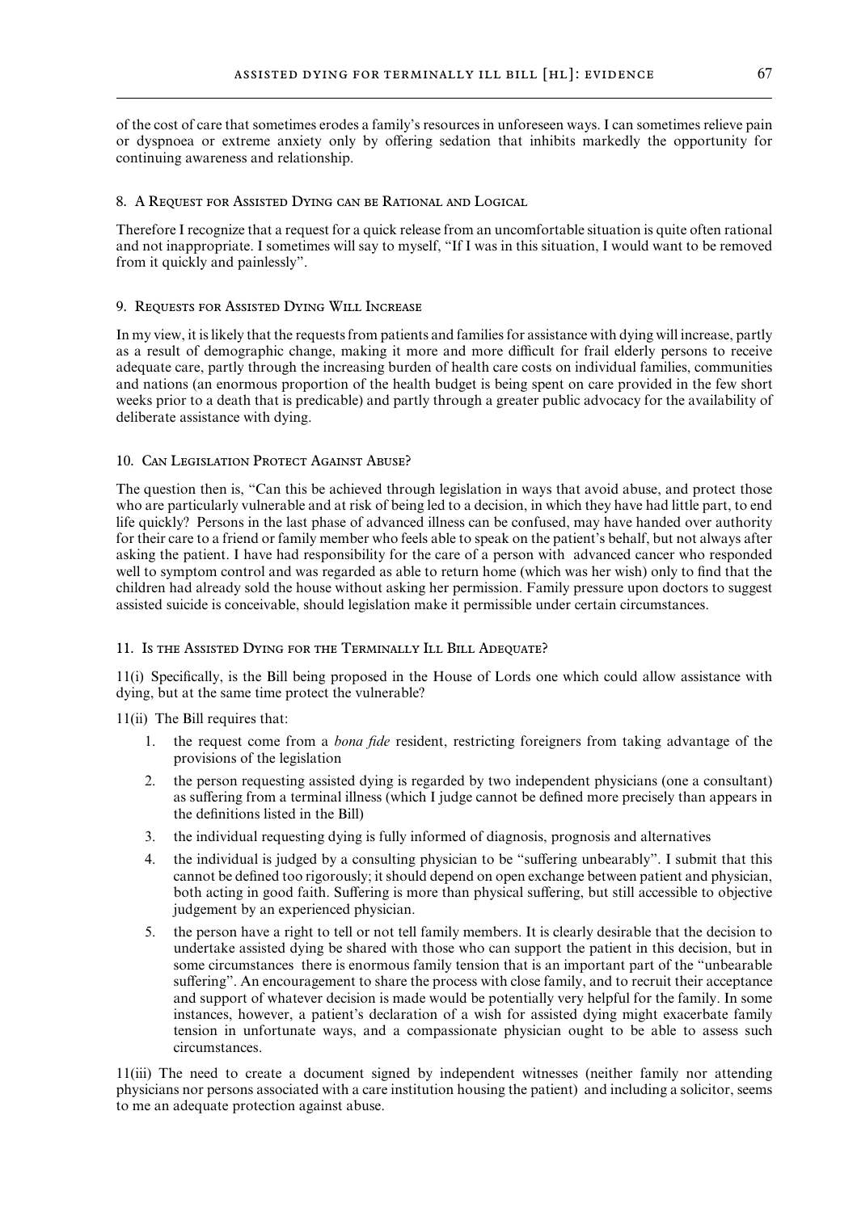of the cost of care that sometimes erodes a family's resources in unforeseen ways. I can sometimes relieve pain or dyspnoea or extreme anxiety only by offering sedation that inhibits markedly the opportunity for continuing awareness and relationship.

### 8. A Request for Assisted Dying can be Rational and Logical

Therefore I recognize that a request for a quick release from an uncomfortable situation is quite often rational and not inappropriate. I sometimes will say to myself, "If I was in this situation, I would want to be removed from it quickly and painlessly".

### 9. Requests for Assisted Dying Will Increase

In my view, it is likely that the requests from patients and families for assistance with dying will increase, partly as a result of demographic change, making it more and more difficult for frail elderly persons to receive adequate care, partly through the increasing burden of health care costs on individual families, communities and nations (an enormous proportion of the health budget is being spent on care provided in the few short weeks prior to a death that is predicable) and partly through a greater public advocacy for the availability of deliberate assistance with dying.

### 10. Can Legislation Protect Against Abuse?

The question then is, "Can this be achieved through legislation in ways that avoid abuse, and protect those who are particularly vulnerable and at risk of being led to a decision, in which they have had little part, to end life quickly? Persons in the last phase of advanced illness can be confused, may have handed over authority for their care to a friend or family member who feels able to speak on the patient's behalf, but not always after asking the patient. I have had responsibility for the care of a person with advanced cancer who responded well to symptom control and was regarded as able to return home (which was her wish) only to find that the children had already sold the house without asking her permission. Family pressure upon doctors to suggest assisted suicide is conceivable, should legislation make it permissible under certain circumstances.

### 11. Is the Assisted Dying for the Terminally Ill Bill Adequate?

11(i) Specifically, is the Bill being proposed in the House of Lords one which could allow assistance with dying, but at the same time protect the vulnerable?

11(ii) The Bill requires that:

1. the request come from a *bona fide* resident, restricting foreigners from taking advantage of the provisions of the legislation
2. the person requesting assisted dying is regarded by two independent physicians (one a consultant) as suffering from a terminal illness (which I judge cannot be defined more precisely than appears in the definitions listed in the Bill)
3. the individual requesting dying is fully informed of diagnosis, prognosis and alternatives
4. the individual is judged by a consulting physician to be "suffering unbearably". I submit that this cannot be defined too rigorously; it should depend on open exchange between patient and physician, both acting in good faith. Suffering is more than physical suffering, but still accessible to objective judgement by an experienced physician.
5. the person have a right to tell or not tell family members. It is clearly desirable that the decision to undertake assisted dying be shared with those who can support the patient in this decision, but in some circumstances there is enormous family tension that is an important part of the "unbearable suffering". An encouragement to share the process with close family, and to recruit their acceptance and support of whatever decision is made would be potentially very helpful for the family. In some instances, however, a patient's declaration of a wish for assisted dying might exacerbate family tension in unfortunate ways, and a compassionate physician ought to be able to assess such circumstances.

11(iii) The need to create a document signed by independent witnesses (neither family nor attending physicians nor persons associated with a care institution housing the patient) and including a solicitor, seems to me an adequate protection against abuse.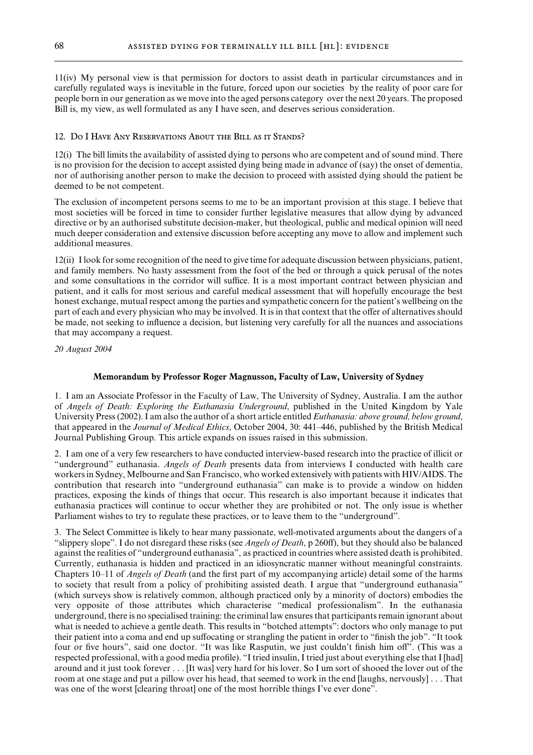11(iv) My personal view is that permission for doctors to assist death in particular circumstances and in carefully regulated ways is inevitable in the future, forced upon our societies by the reality of poor care for people born in our generation as we move into the aged persons category over the next 20 years. The proposed Bill is, my view, as well formulated as any I have seen, and deserves serious consideration.

## 12. Do I Have Any Reservations About the Bill as it Stands?

12(i) The bill limits the availability of assisted dying to persons who are competent and of sound mind. There is no provision for the decision to accept assisted dying being made in advance of (say) the onset of dementia, nor of authorising another person to make the decision to proceed with assisted dying should the patient be deemed to be not competent.

The exclusion of incompetent persons seems to me to be an important provision at this stage. I believe that most societies will be forced in time to consider further legislative measures that allow dying by advanced directive or by an authorised substitute decision-maker, but theological, public and medical opinion will need much deeper consideration and extensive discussion before accepting any move to allow and implement such additional measures.

12(ii) I look for some recognition of the need to give time for adequate discussion between physicians, patient, and family members. No hasty assessment from the foot of the bed or through a quick perusal of the notes and some consultations in the corridor will suffice. It is a most important contract between physician and patient, and it calls for most serious and careful medical assessment that will hopefully encourage the best honest exchange, mutual respect among the parties and sympathetic concern for the patient's wellbeing on the part of each and every physician who may be involved. It is in that context that the offer of alternatives should be made, not seeking to influence a decision, but listening very carefully for all the nuances and associations that may accompany a request.

*20 August 2004*

## Memorandum by Professor Roger Magnusson, Faculty of Law, University of Sydney

1. I am an Associate Professor in the Faculty of Law, The University of Sydney, Australia. I am the author of *Angels of Death: Exploring the Euthanasia Underground*, published in the United Kingdom by Yale University Press (2002). I am also the author of a short article entitled *Euthanasia: above ground, below ground*, that appeared in the *Journal of Medical Ethics*, October 2004, 30: 441–446, published by the British Medical Journal Publishing Group. This article expands on issues raised in this submission.

2. I am one of a very few researchers to have conducted interview-based research into the practice of illicit or "underground" euthanasia. *Angels of Death* presents data from interviews I conducted with health care workers in Sydney, Melbourne and San Francisco, who worked extensively with patients with HIV/AIDS. The contribution that research into "underground euthanasia" can make is to provide a window on hidden practices, exposing the kinds of things that occur. This research is also important because it indicates that euthanasia practices will continue to occur whether they are prohibited or not. The only issue is whether Parliament wishes to try to regulate these practices, or to leave them to the "underground".

3. The Select Committee is likely to hear many passionate, well-motivated arguments about the dangers of a "slippery slope". I do not disregard these risks (see *Angels of Death*, p 260ff), but they should also be balanced against the realities of "underground euthanasia", as practiced in countries where assisted death is prohibited. Currently, euthanasia is hidden and practiced in an idiosyncratic manner without meaningful constraints. Chapters 10–11 of *Angels of Death* (and the first part of my accompanying article) detail some of the harms to society that result from a policy of prohibiting assisted death. I argue that "underground euthanasia" (which surveys show is relatively common, although practiced only by a minority of doctors) embodies the very opposite of those attributes which characterise "medical professionalism". In the euthanasia underground, there is no specialised training: the criminal law ensures that participants remain ignorant about what is needed to achieve a gentle death. This results in "botched attempts": doctors who only manage to put their patient into a coma and end up suffocating or strangling the patient in order to "finish the job". "It took four or five hours", said one doctor. "It was like Rasputin, we just couldn't finish him off". (This was a respected professional, with a good media profile). "I tried insulin, I tried just about everything else that I [had] around and it just took forever . . . [It was] very hard for his lover. So I um sort of shooed the lover out of the room at one stage and put a pillow over his head, that seemed to work in the end [laughs, nervously] . . . That was one of the worst [clearing throat] one of the most horrible things I've ever done".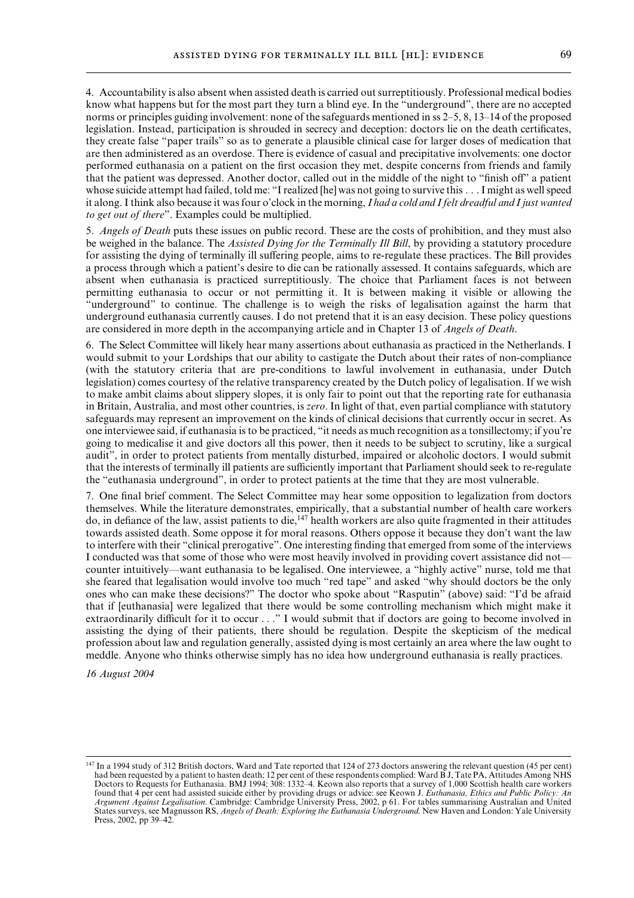4. Accountability is also absent when assisted death is carried out surreptitiously. Professional medical bodies know what happens but for the most part they turn a blind eye. In the "underground", there are no accepted norms or principles guiding involvement: none of the safeguards mentioned in ss 2–5, 8, 13–14 of the proposed legislation. Instead, participation is shrouded in secrecy and deception: doctors lie on the death certificates, they create false "paper trails" so as to generate a plausible clinical case for larger doses of medication that are then administered as an overdose. There is evidence of casual and precipitative involvements: one doctor performed euthanasia on a patient on the first occasion they met, despite concerns from friends and family that the patient was depressed. Another doctor, called out in the middle of the night to "finish off" a patient whose suicide attempt had failed, told me: "I realized [he] was not going to survive this . . . I might as well speed it along. I think also because it was four o'clock in the morning, *I had a cold and I felt dreadful and I just wanted to get out of there*". Examples could be multiplied.

5. *Angels of Death* puts these issues on public record. These are the costs of prohibition, and they must also be weighed in the balance. The *Assisted Dying for the Terminally Ill Bill*, by providing a statutory procedure for assisting the dying of terminally ill suffering people, aims to re-regulate these practices. The Bill provides a process through which a patient's desire to die can be rationally assessed. It contains safeguards, which are absent when euthanasia is practiced surreptitiously. The choice that Parliament faces is not between permitting euthanasia to occur or not permitting it. It is between making it visible or allowing the "underground" to continue. The challenge is to weigh the risks of legalisation against the harm that underground euthanasia currently causes. I do not pretend that it is an easy decision. These policy questions are considered in more depth in the accompanying article and in Chapter 13 of *Angels of Death*.

6. The Select Committee will likely hear many assertions about euthanasia as practiced in the Netherlands. I would submit to your Lordships that our ability to castigate the Dutch about their rates of non-compliance (with the statutory criteria that are pre-conditions to lawful involvement in euthanasia, under Dutch legislation) comes courtesy of the relative transparency created by the Dutch policy of legalisation. If we wish to make ambit claims about slippery slopes, it is only fair to point out that the reporting rate for euthanasia in Britain, Australia, and most other countries, is *zero*. In light of that, even partial compliance with statutory safeguards may represent an improvement on the kinds of clinical decisions that currently occur in secret. As one interviewee said, if euthanasia is to be practiced, "it needs as much recognition as a tonsillectomy; if you're going to medicalise it and give doctors all this power, then it needs to be subject to scrutiny, like a surgical audit", in order to protect patients from mentally disturbed, impaired or alcoholic doctors. I would submit that the interests of terminally ill patients are sufficiently important that Parliament should seek to re-regulate the "euthanasia underground", in order to protect patients at the time that they are most vulnerable.

7. One final brief comment. The Select Committee may hear some opposition to legalization from doctors themselves. While the literature demonstrates, empirically, that a substantial number of health care workers do, in defiance of the law, assist patients to die,[147] health workers are also quite fragmented in their attitudes towards assisted death. Some oppose it for moral reasons. Others oppose it because they don't want the law to interfere with their "clinical prerogative". One interesting finding that emerged from some of the interviews I conducted was that some of those who were most heavily involved in providing covert assistance did not—counter intuitively—want euthanasia to be legalised. One interviewee, a "highly active" nurse, told me that she feared that legalisation would involve too much "red tape" and asked "why should doctors be the only ones who can make these decisions?" The doctor who spoke about "Rasputin" (above) said: "I'd be afraid that if [euthanasia] were legalized that there would be some controlling mechanism which might make it extraordinarily difficult for it to occur . . ." I would submit that if doctors are going to become involved in assisting the dying of their patients, there should be regulation. Despite the skepticism of the medical profession about law and regulation generally, assisted dying is most certainly an area where the law ought to meddle. Anyone who thinks otherwise simply has no idea how underground euthanasia is really practices.

*16 August 2004*

---

[147] In a 1994 study of 312 British doctors, Ward and Tate reported that 124 of 273 doctors answering the relevant question (45 per cent) had been requested by a patient to hasten death; 12 per cent of these respondents complied: Ward B J, Tate PA, Attitudes Among NHS Doctors to Requests for Euthanasia. BMJ 1994; 308: 1332–4. Keown also reports that a survey of 1,000 Scottish health care workers found that 4 per cent had assisted suicide either by providing drugs or advice: see Keown J. *Euthanasia, Ethics and Public Policy: An Argument Against Legalisation*. Cambridge: Cambridge University Press, 2002, p 61. For tables summarising Australian and United States surveys, see Magnusson RS, *Angels of Death: Exploring the Euthanasia Underground*. New Haven and London: Yale University Press, 2002, pp 39–42.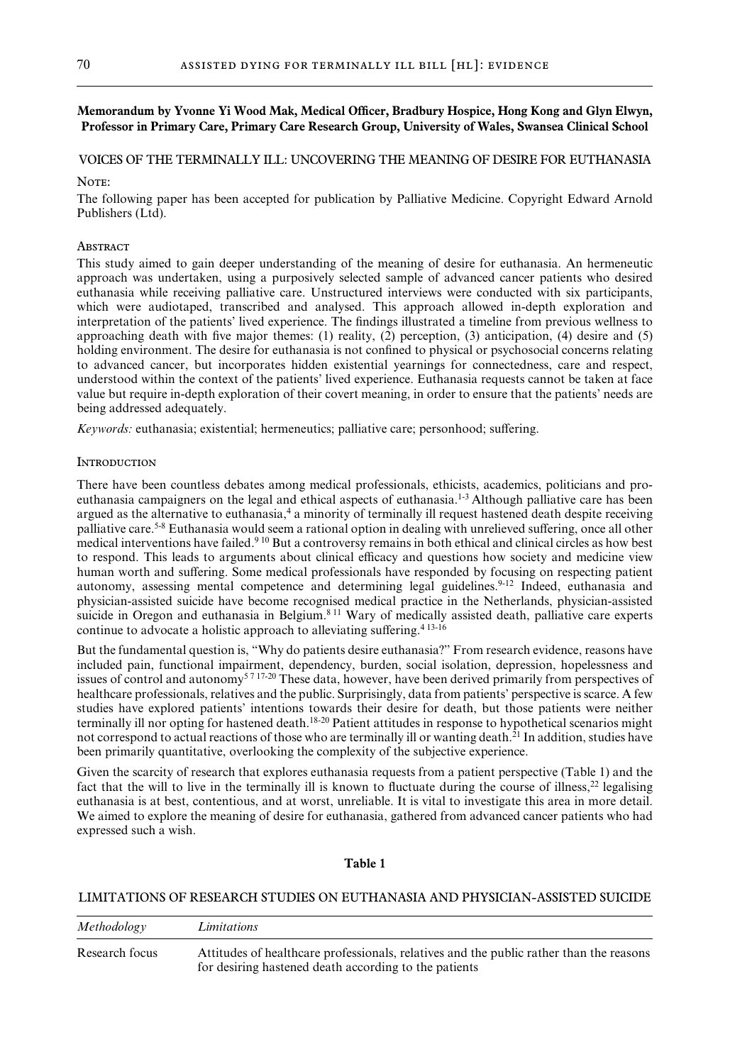**Memorandum by Yvonne Yi Wood Mak, Medical Officer, Bradbury Hospice, Hong Kong and Glyn Elwyn, Professor in Primary Care, Primary Care Research Group, University of Wales, Swansea Clinical School**

## VOICES OF THE TERMINALLY ILL: UNCOVERING THE MEANING OF DESIRE FOR EUTHANASIA

NOTE:

The following paper has been accepted for publication by Palliative Medicine. Copyright Edward Arnold Publishers (Ltd).

ABSTRACT

This study aimed to gain deeper understanding of the meaning of desire for euthanasia. An hermeneutic approach was undertaken, using a purposively selected sample of advanced cancer patients who desired euthanasia while receiving palliative care. Unstructured interviews were conducted with six participants, which were audiotaped, transcribed and analysed. This approach allowed in-depth exploration and interpretation of the patients' lived experience. The findings illustrated a timeline from previous wellness to approaching death with five major themes: (1) reality, (2) perception, (3) anticipation, (4) desire and (5) holding environment. The desire for euthanasia is not confined to physical or psychosocial concerns relating to advanced cancer, but incorporates hidden existential yearnings for connectedness, care and respect, understood within the context of the patients' lived experience. Euthanasia requests cannot be taken at face value but require in-depth exploration of their covert meaning, in order to ensure that the patients' needs are being addressed adequately.

*Keywords:* euthanasia; existential; hermeneutics; palliative care; personhood; suffering.

INTRODUCTION

There have been countless debates among medical professionals, ethicists, academics, politicians and pro-euthanasia campaigners on the legal and ethical aspects of euthanasia.[1-3] Although palliative care has been argued as the alternative to euthanasia,[4] a minority of terminally ill request hastened death despite receiving palliative care.[5-8] Euthanasia would seem a rational option in dealing with unrelieved suffering, once all other medical interventions have failed.[9 10] But a controversy remains in both ethical and clinical circles as how best to respond. This leads to arguments about clinical efficacy and questions how society and medicine view human worth and suffering. Some medical professionals have responded by focusing on respecting patient autonomy, assessing mental competence and determining legal guidelines.[9-12] Indeed, euthanasia and physician-assisted suicide have become recognised medical practice in the Netherlands, physician-assisted suicide in Oregon and euthanasia in Belgium.[8 11] Wary of medically assisted death, palliative care experts continue to advocate a holistic approach to alleviating suffering.[4 13-16]

But the fundamental question is, "Why do patients desire euthanasia?" From research evidence, reasons have included pain, functional impairment, dependency, burden, social isolation, depression, hopelessness and issues of control and autonomy[5 7 17-20] These data, however, have been derived primarily from perspectives of healthcare professionals, relatives and the public. Surprisingly, data from patients' perspective is scarce. A few studies have explored patients' intentions towards their desire for death, but those patients were neither terminally ill nor opting for hastened death.[18-20] Patient attitudes in response to hypothetical scenarios might not correspond to actual reactions of those who are terminally ill or wanting death.[21] In addition, studies have been primarily quantitative, overlooking the complexity of the subjective experience.

Given the scarcity of research that explores euthanasia requests from a patient perspective (Table 1) and the fact that the will to live in the terminally ill is known to fluctuate during the course of illness,[22] legalising euthanasia is at best, contentious, and at worst, unreliable. It is vital to investigate this area in more detail. We aimed to explore the meaning of desire for euthanasia, gathered from advanced cancer patients who had expressed such a wish.

**Table 1**

LIMITATIONS OF RESEARCH STUDIES ON EUTHANASIA AND PHYSICIAN-ASSISTED SUICIDE

| *Methodology* | *Limitations* |
|---|---|
| Research focus | Attitudes of healthcare professionals, relatives and the public rather than the reasons for desiring hastened death according to the patients |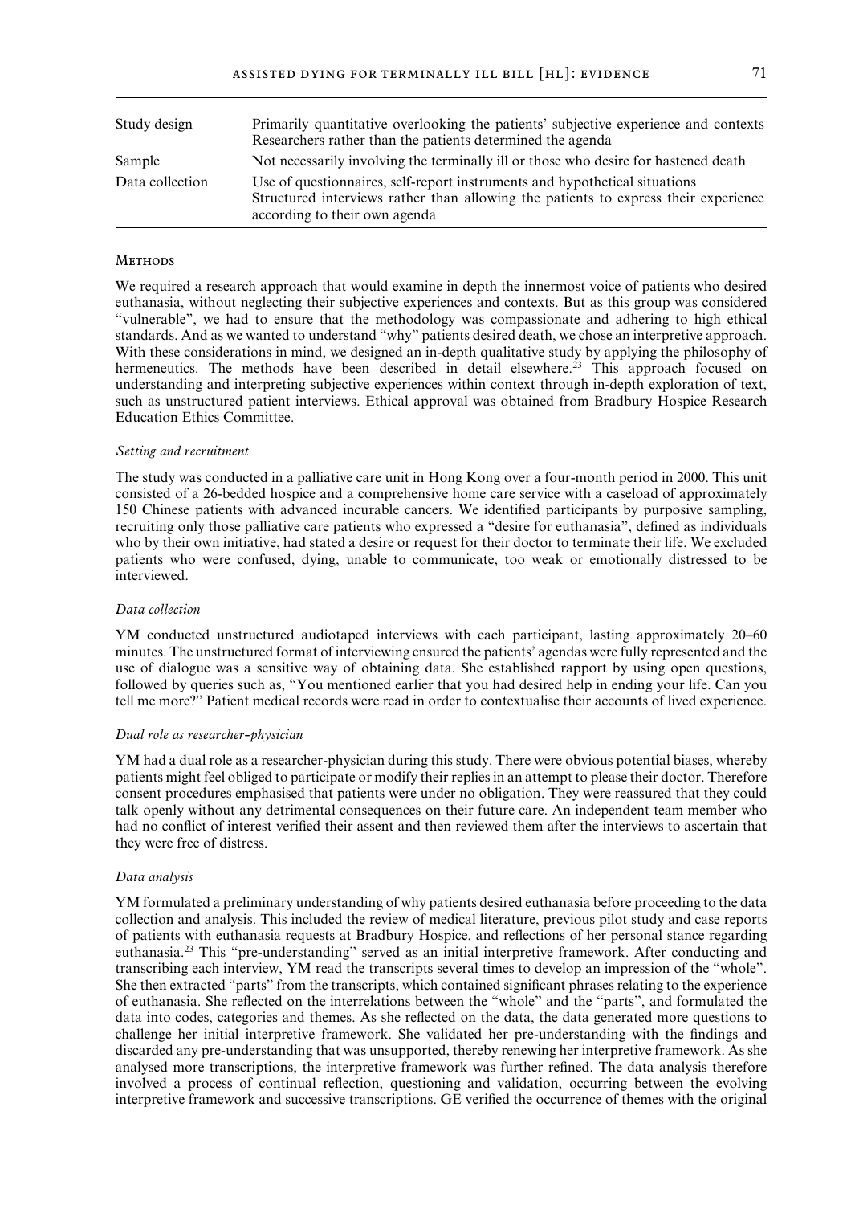| | |
|---|---|
| Study design | Primarily quantitative overlooking the patients' subjective experience and contexts<br>Researchers rather than the patients determined the agenda |
| Sample | Not necessarily involving the terminally ill or those who desire for hastened death |
| Data collection | Use of questionnaires, self-report instruments and hypothetical situations<br>Structured interviews rather than allowing the patients to express their experience according to their own agenda |

### Methods

We required a research approach that would examine in depth the innermost voice of patients who desired euthanasia, without neglecting their subjective experiences and contexts. But as this group was considered "vulnerable", we had to ensure that the methodology was compassionate and adhering to high ethical standards. And as we wanted to understand "why" patients desired death, we chose an interpretive approach. With these considerations in mind, we designed an in-depth qualitative study by applying the philosophy of hermeneutics. The methods have been described in detail elsewhere.[23] This approach focused on understanding and interpreting subjective experiences within context through in-depth exploration of text, such as unstructured patient interviews. Ethical approval was obtained from Bradbury Hospice Research Education Ethics Committee.

#### *Setting and recruitment*

The study was conducted in a palliative care unit in Hong Kong over a four-month period in 2000. This unit consisted of a 26-bedded hospice and a comprehensive home care service with a caseload of approximately 150 Chinese patients with advanced incurable cancers. We identified participants by purposive sampling, recruiting only those palliative care patients who expressed a "desire for euthanasia", defined as individuals who by their own initiative, had stated a desire or request for their doctor to terminate their life. We excluded patients who were confused, dying, unable to communicate, too weak or emotionally distressed to be interviewed.

#### *Data collection*

YM conducted unstructured audiotaped interviews with each participant, lasting approximately 20–60 minutes. The unstructured format of interviewing ensured the patients' agendas were fully represented and the use of dialogue was a sensitive way of obtaining data. She established rapport by using open questions, followed by queries such as, "You mentioned earlier that you had desired help in ending your life. Can you tell me more?" Patient medical records were read in order to contextualise their accounts of lived experience.

#### *Dual role as researcher-physician*

YM had a dual role as a researcher-physician during this study. There were obvious potential biases, whereby patients might feel obliged to participate or modify their replies in an attempt to please their doctor. Therefore consent procedures emphasised that patients were under no obligation. They were reassured that they could talk openly without any detrimental consequences on their future care. An independent team member who had no conflict of interest verified their assent and then reviewed them after the interviews to ascertain that they were free of distress.

#### *Data analysis*

YM formulated a preliminary understanding of why patients desired euthanasia before proceeding to the data collection and analysis. This included the review of medical literature, previous pilot study and case reports of patients with euthanasia requests at Bradbury Hospice, and reflections of her personal stance regarding euthanasia.[23] This "pre-understanding" served as an initial interpretive framework. After conducting and transcribing each interview, YM read the transcripts several times to develop an impression of the "whole". She then extracted "parts" from the transcripts, which contained significant phrases relating to the experience of euthanasia. She reflected on the interrelations between the "whole" and the "parts", and formulated the data into codes, categories and themes. As she reflected on the data, the data generated more questions to challenge her initial interpretive framework. She validated her pre-understanding with the findings and discarded any pre-understanding that was unsupported, thereby renewing her interpretive framework. As she analysed more transcriptions, the interpretive framework was further refined. The data analysis therefore involved a process of continual reflection, questioning and validation, occurring between the evolving interpretive framework and successive transcriptions. GE verified the occurrence of themes with the original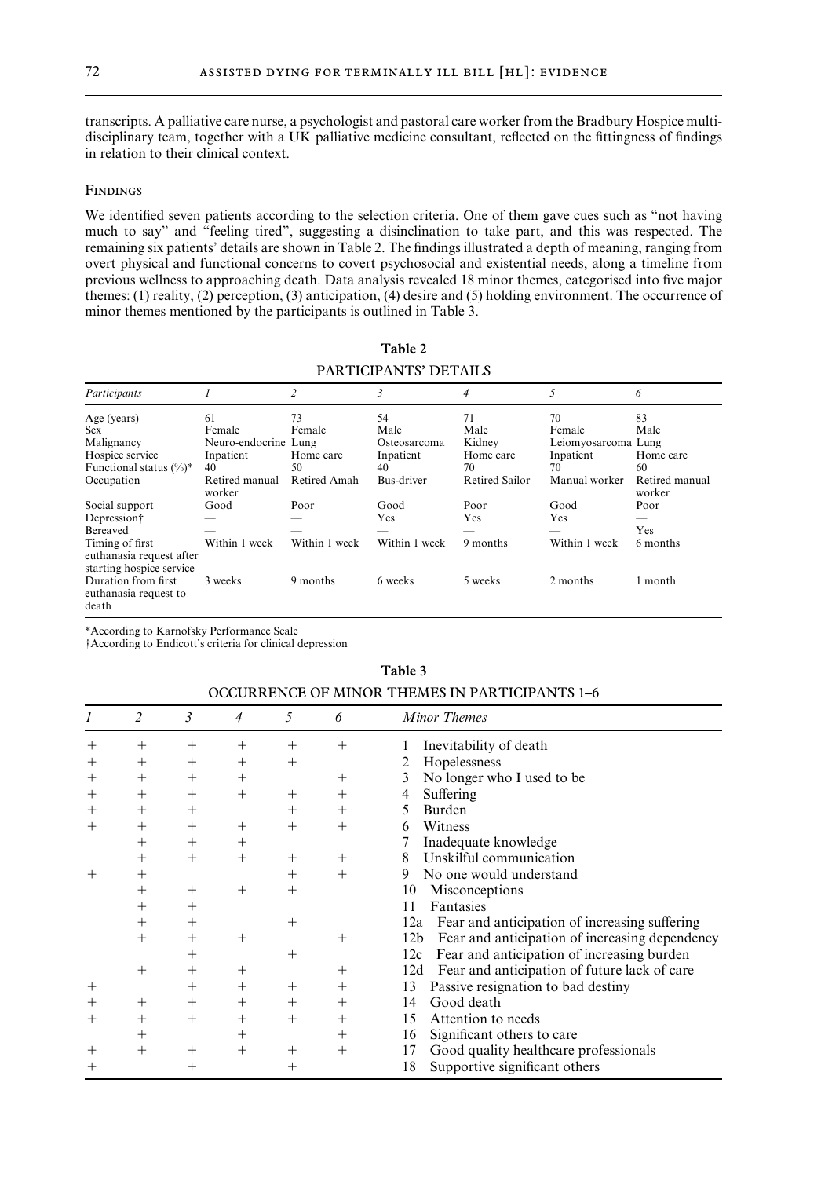transcripts. A palliative care nurse, a psychologist and pastoral care worker from the Bradbury Hospice multi-disciplinary team, together with a UK palliative medicine consultant, reflected on the fittingness of findings in relation to their clinical context.

### Findings

We identified seven patients according to the selection criteria. One of them gave cues such as "not having much to say" and "feeling tired", suggesting a disinclination to take part, and this was respected. The remaining six patients' details are shown in Table 2. The findings illustrated a depth of meaning, ranging from overt physical and functional concerns to covert psychosocial and existential needs, along a timeline from previous wellness to approaching death. Data analysis revealed 18 minor themes, categorised into five major themes: (1) reality, (2) perception, (3) anticipation, (4) desire and (5) holding environment. The occurrence of minor themes mentioned by the participants is outlined in Table 3.

**Table 2**

PARTICIPANTS' DETAILS

| *Participants* | *1* | *2* | *3* | *4* | *5* | *6* |
|---|---|---|---|---|---|---|
| Age (years) | 61 | 73 | 54 | 71 | 70 | 83 |
| Sex | Female | Female | Male | Male | Female | Male |
| Malignancy | Neuro-endocrine | Lung | Osteosarcoma | Kidney | Leiomyosarcoma | Lung |
| Hospice service | Inpatient | Home care | Inpatient | Home care | Inpatient | Home care |
| Functional status (%)* | 40 | 50 | 40 | 70 | 70 | 60 |
| Occupation | Retired manual worker | Retired Amah | Bus-driver | Retired Sailor | Manual worker | Retired manual worker |
| Social support | Good | Poor | Good | Poor | Good | Poor |
| Depression† | — | — | Yes | Yes | Yes | — |
| Bereaved | — | — | — | — | — | Yes |
| Timing of first euthanasia request after starting hospice service | Within 1 week | Within 1 week | Within 1 week | 9 months | Within 1 week | 6 months |
| Duration from first euthanasia request to death | 3 weeks | 9 months | 6 weeks | 5 weeks | 2 months | 1 month |

*According to Karnofsky Performance Scale

†According to Endicott's criteria for clinical depression

**Table 3**

OCCURRENCE OF MINOR THEMES IN PARTICIPANTS 1–6

| *1* | *2* | *3* | *4* | *5* | *6* | *Minor Themes* |
|---|---|---|---|---|---|---|
| + | + | + | + | + | + | 1 Inevitability of death |
| + | + | + | + | + | | 2 Hopelessness |
| + | + | + | + | | + | 3 No longer who I used to be |
| + | + | + | + | + | + | 4 Suffering |
| + | + | + | | + | + | 5 Burden |
| + | + | + | + | + | + | 6 Witness |
| | + | + | + | | | 7 Inadequate knowledge |
| | + | + | + | + | + | 8 Unskilful communication |
| + | + | | | + | + | 9 No one would understand |
| | + | + | + | + | | 10 Misconceptions |
| | + | + | | | | 11 Fantasies |
| | + | + | | + | | 12a Fear and anticipation of increasing suffering |
| | + | + | + | | + | 12b Fear and anticipation of increasing dependency |
| | | + | | + | | 12c Fear and anticipation of increasing burden |
| | + | + | + | | + | 12d Fear and anticipation of future lack of care |
| + | | + | + | + | + | 13 Passive resignation to bad destiny |
| + | + | + | + | + | + | 14 Good death |
| + | + | + | + | + | + | 15 Attention to needs |
| | + | | + | | + | 16 Significant others to care |
| + | + | + | + | + | + | 17 Good quality healthcare professionals |
| + | | + | | + | | 18 Supportive significant others |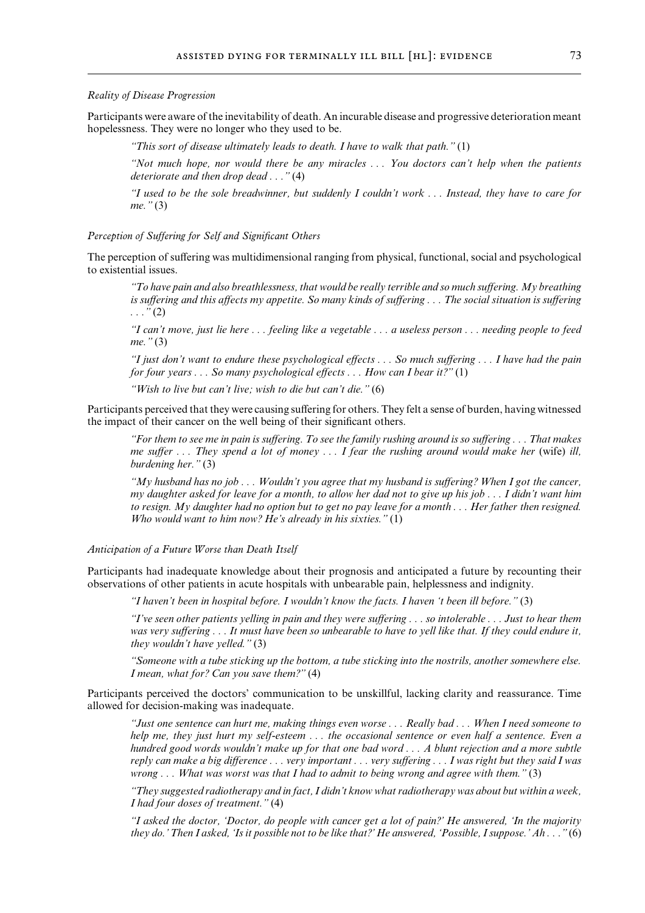*Reality of Disease Progression*

Participants were aware of the inevitability of death. An incurable disease and progressive deterioration meant hopelessness. They were no longer who they used to be.

> *"This sort of disease ultimately leads to death. I have to walk that path."* (1)
>
> *"Not much hope, nor would there be any miracles . . . You doctors can't help when the patients deteriorate and then drop dead . . ."* (4)
>
> *"I used to be the sole breadwinner, but suddenly I couldn't work . . . Instead, they have to care for me."* (3)

*Perception of Suffering for Self and Significant Others*

The perception of suffering was multidimensional ranging from physical, functional, social and psychological to existential issues.

> *"To have pain and also breathlessness, that would be really terrible and so much suffering. My breathing is suffering and this affects my appetite. So many kinds of suffering . . . The social situation is suffering . . ."* (2)
>
> *"I can't move, just lie here . . . feeling like a vegetable . . . a useless person . . . needing people to feed me."* (3)
>
> *"I just don't want to endure these psychological effects . . . So much suffering . . . I have had the pain for four years . . . So many psychological effects . . . How can I bear it?"* (1)
>
> *"Wish to live but can't live; wish to die but can't die."* (6)

Participants perceived that they were causing suffering for others. They felt a sense of burden, having witnessed the impact of their cancer on the well being of their significant others.

> *"For them to see me in pain is suffering. To see the family rushing around is so suffering . . . That makes me suffer . . . They spend a lot of money . . . I fear the rushing around would make her* (wife) *ill, burdening her."* (3)
>
> *"My husband has no job . . . Wouldn't you agree that my husband is suffering? When I got the cancer, my daughter asked for leave for a month, to allow her dad not to give up his job . . . I didn't want him to resign. My daughter had no option but to get no pay leave for a month . . . Her father then resigned. Who would want to him now? He's already in his sixties."* (1)

*Anticipation of a Future Worse than Death Itself*

Participants had inadequate knowledge about their prognosis and anticipated a future by recounting their observations of other patients in acute hospitals with unbearable pain, helplessness and indignity.

> *"I haven't been in hospital before. I wouldn't know the facts. I haven 't been ill before."* (3)
>
> *"I've seen other patients yelling in pain and they were suffering . . . so intolerable . . . Just to hear them was very suffering . . . It must have been so unbearable to have to yell like that. If they could endure it, they wouldn't have yelled."* (3)
>
> *"Someone with a tube sticking up the bottom, a tube sticking into the nostrils, another somewhere else. I mean, what for? Can you save them?"* (4)

Participants perceived the doctors' communication to be unskillful, lacking clarity and reassurance. Time allowed for decision-making was inadequate.

> *"Just one sentence can hurt me, making things even worse . . . Really bad . . . When I need someone to help me, they just hurt my self-esteem . . . the occasional sentence or even half a sentence. Even a hundred good words wouldn't make up for that one bad word . . . A blunt rejection and a more subtle reply can make a big difference . . . very important . . . very suffering . . . I was right but they said I was wrong . . . What was worst was that I had to admit to being wrong and agree with them."* (3)
>
> *"They suggested radiotherapy and in fact, I didn't know what radiotherapy was about but within a week, I had four doses of treatment."* (4)
>
> *"I asked the doctor, 'Doctor, do people with cancer get a lot of pain?' He answered, 'In the majority they do.' Then I asked, 'Is it possible not to be like that?' He answered, 'Possible, I suppose.' Ah . . ."* (6)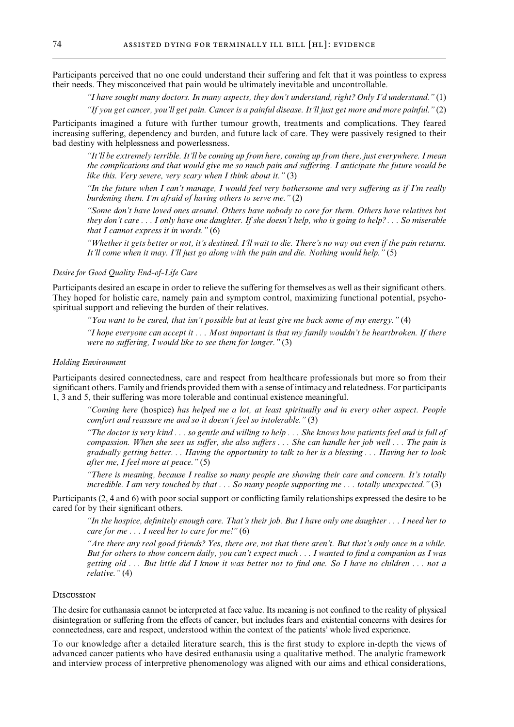Participants perceived that no one could understand their suffering and felt that it was pointless to express their needs. They misconceived that pain would be ultimately inevitable and uncontrollable.

> *"I have sought many doctors. In many aspects, they don't understand, right? Only I'd understand."* (1)
>
> *"If you get cancer, you'll get pain. Cancer is a painful disease. It'll just get more and more painful."* (2)

Participants imagined a future with further tumour growth, treatments and complications. They feared increasing suffering, dependency and burden, and future lack of care. They were passively resigned to their bad destiny with helplessness and powerlessness.

> *"It'll be extremely terrible. It'll be coming up from here, coming up from there, just everywhere. I mean the complications and that would give me so much pain and suffering. I anticipate the future would be like this. Very severe, very scary when I think about it."* (3)
>
> *"In the future when I can't manage, I would feel very bothersome and very suffering as if I'm really burdening them. I'm afraid of having others to serve me."* (2)
>
> *"Some don't have loved ones around. Others have nobody to care for them. Others have relatives but they don't care . . . I only have one daughter. If she doesn't help, who is going to help? . . . So miserable that I cannot express it in words."* (6)
>
> *"Whether it gets better or not, it's destined. I'll wait to die. There's no way out even if the pain returns. It'll come when it may. I'll just go along with the pain and die. Nothing would help."* (5)

*Desire for Good Quality End-of-Life Care*

Participants desired an escape in order to relieve the suffering for themselves as well as their significant others. They hoped for holistic care, namely pain and symptom control, maximizing functional potential, psycho-spiritual support and relieving the burden of their relatives.

> *"You want to be cured, that isn't possible but at least give me back some of my energy."* (4)
>
> *"I hope everyone can accept it . . . Most important is that my family wouldn't be heartbroken. If there were no suffering, I would like to see them for longer."* (3)

*Holding Environment*

Participants desired connectedness, care and respect from healthcare professionals but more so from their significant others. Family and friends provided them with a sense of intimacy and relatedness. For participants 1, 3 and 5, their suffering was more tolerable and continual existence meaningful.

> *"Coming here* (hospice) *has helped me a lot, at least spiritually and in every other aspect. People comfort and reassure me and so it doesn't feel so intolerable."* (3)
>
> *"The doctor is very kind . . . so gentle and willing to help . . . She knows how patients feel and is full of compassion. When she sees us suffer, she also suffers . . . She can handle her job well . . . The pain is gradually getting better. . . Having the opportunity to talk to her is a blessing . . . Having her to look after me, I feel more at peace."* (5)
>
> *"There is meaning, because I realise so many people are showing their care and concern. It's totally incredible. I am very touched by that . . . So many people supporting me . . . totally unexpected."* (3)

Participants (2, 4 and 6) with poor social support or conflicting family relationships expressed the desire to be cared for by their significant others.

> *"In the hospice, definitely enough care. That's their job. But I have only one daughter . . . I need her to care for me . . . I need her to care for me!"* (6)
>
> *"Are there any real good friends? Yes, there are, not that there aren't. But that's only once in a while. But for others to show concern daily, you can't expect much . . . I wanted to find a companion as I was getting old . . . But little did I know it was better not to find one. So I have no children . . . not a relative."* (4)

## Discussion

The desire for euthanasia cannot be interpreted at face value. Its meaning is not confined to the reality of physical disintegration or suffering from the effects of cancer, but includes fears and existential concerns with desires for connectedness, care and respect, understood within the context of the patients' whole lived experience.

To our knowledge after a detailed literature search, this is the first study to explore in-depth the views of advanced cancer patients who have desired euthanasia using a qualitative method. The analytic framework and interview process of interpretive phenomenology was aligned with our aims and ethical considerations,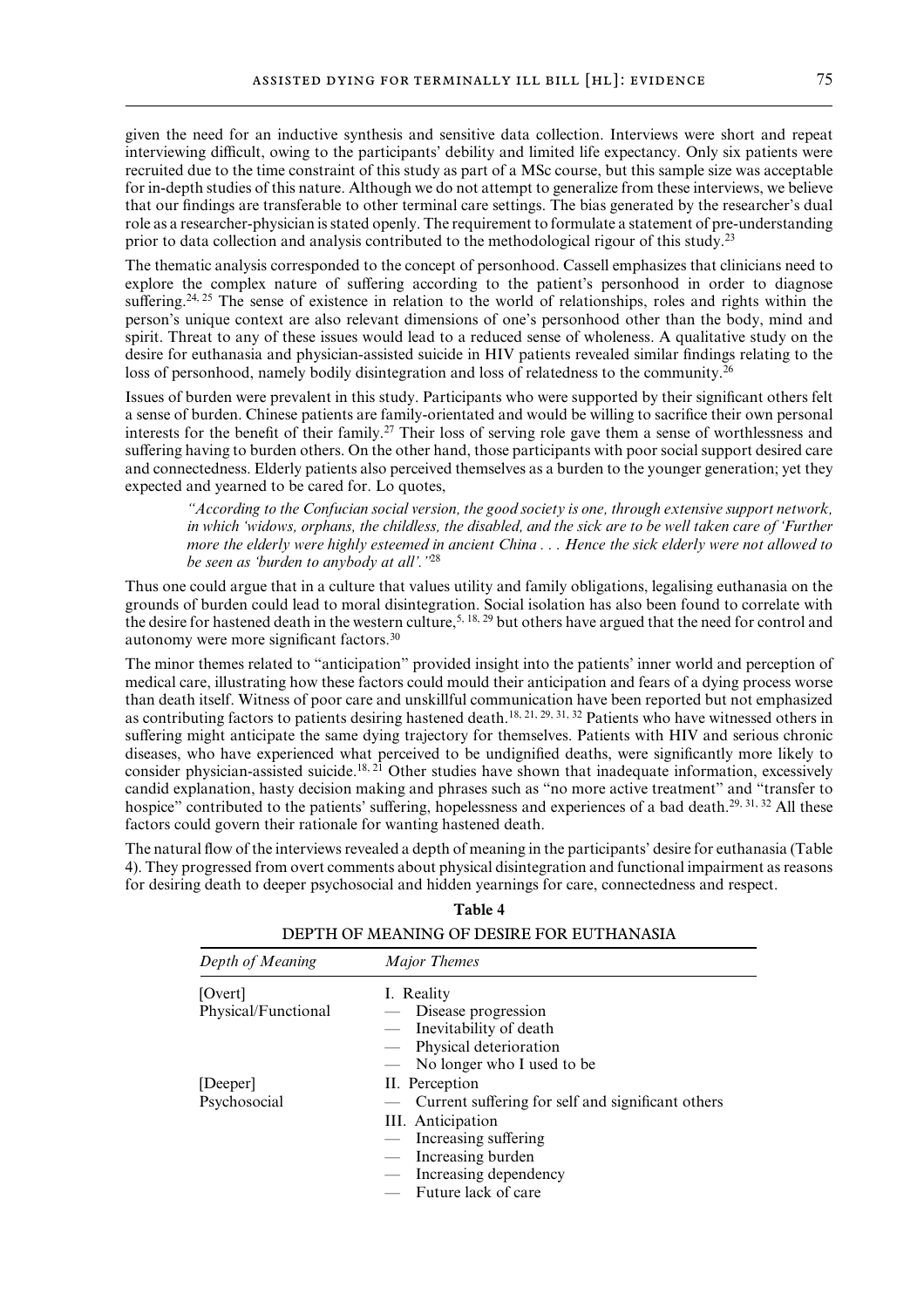given the need for an inductive synthesis and sensitive data collection. Interviews were short and repeat interviewing difficult, owing to the participants' debility and limited life expectancy. Only six patients were recruited due to the time constraint of this study as part of a MSc course, but this sample size was acceptable for in-depth studies of this nature. Although we do not attempt to generalize from these interviews, we believe that our findings are transferable to other terminal care settings. The bias generated by the researcher's dual role as a researcher-physician is stated openly. The requirement to formulate a statement of pre-understanding prior to data collection and analysis contributed to the methodological rigour of this study.[23]

The thematic analysis corresponded to the concept of personhood. Cassell emphasizes that clinicians need to explore the complex nature of suffering according to the patient's personhood in order to diagnose suffering.[24, 25] The sense of existence in relation to the world of relationships, roles and rights within the person's unique context are also relevant dimensions of one's personhood other than the body, mind and spirit. Threat to any of these issues would lead to a reduced sense of wholeness. A qualitative study on the desire for euthanasia and physician-assisted suicide in HIV patients revealed similar findings relating to the loss of personhood, namely bodily disintegration and loss of relatedness to the community.[26]

Issues of burden were prevalent in this study. Participants who were supported by their significant others felt a sense of burden. Chinese patients are family-orientated and would be willing to sacrifice their own personal interests for the benefit of their family.[27] Their loss of serving role gave them a sense of worthlessness and suffering having to burden others. On the other hand, those participants with poor social support desired care and connectedness. Elderly patients also perceived themselves as a burden to the younger generation; yet they expected and yearned to be cared for. Lo quotes,

> *"According to the Confucian social version, the good society is one, through extensive support network, in which 'widows, orphans, the childless, the disabled, and the sick are to be well taken care of 'Further more the elderly were highly esteemed in ancient China . . . Hence the sick elderly were not allowed to be seen as 'burden to anybody at all'."*[28]

Thus one could argue that in a culture that values utility and family obligations, legalising euthanasia on the grounds of burden could lead to moral disintegration. Social isolation has also been found to correlate with the desire for hastened death in the western culture,[5, 18, 29] but others have argued that the need for control and autonomy were more significant factors.[30]

The minor themes related to "anticipation" provided insight into the patients' inner world and perception of medical care, illustrating how these factors could mould their anticipation and fears of a dying process worse than death itself. Witness of poor care and unskillful communication have been reported but not emphasized as contributing factors to patients desiring hastened death.[18, 21, 29, 31, 32] Patients who have witnessed others in suffering might anticipate the same dying trajectory for themselves. Patients with HIV and serious chronic diseases, who have experienced what perceived to be undignified deaths, were significantly more likely to consider physician-assisted suicide.[18, 21] Other studies have shown that inadequate information, excessively candid explanation, hasty decision making and phrases such as "no more active treatment" and "transfer to hospice" contributed to the patients' suffering, hopelessness and experiences of a bad death.[29, 31, 32] All these factors could govern their rationale for wanting hastened death.

The natural flow of the interviews revealed a depth of meaning in the participants' desire for euthanasia (Table 4). They progressed from overt comments about physical disintegration and functional impairment as reasons for desiring death to deeper psychosocial and hidden yearnings for care, connectedness and respect.

**Table 4**

DEPTH OF MEANING OF DESIRE FOR EUTHANASIA

| *Depth of Meaning* | *Major Themes* |
|---|---|
| [Overt] Physical/Functional | I. Reality |
| | — Disease progression |
| | — Inevitability of death |
| | — Physical deterioration |
| | — No longer who I used to be |
| [Deeper] Psychosocial | II. Perception |
| | — Current suffering for self and significant others |
| | III. Anticipation |
| | — Increasing suffering |
| | — Increasing burden |
| | — Increasing dependency |
| | — Future lack of care |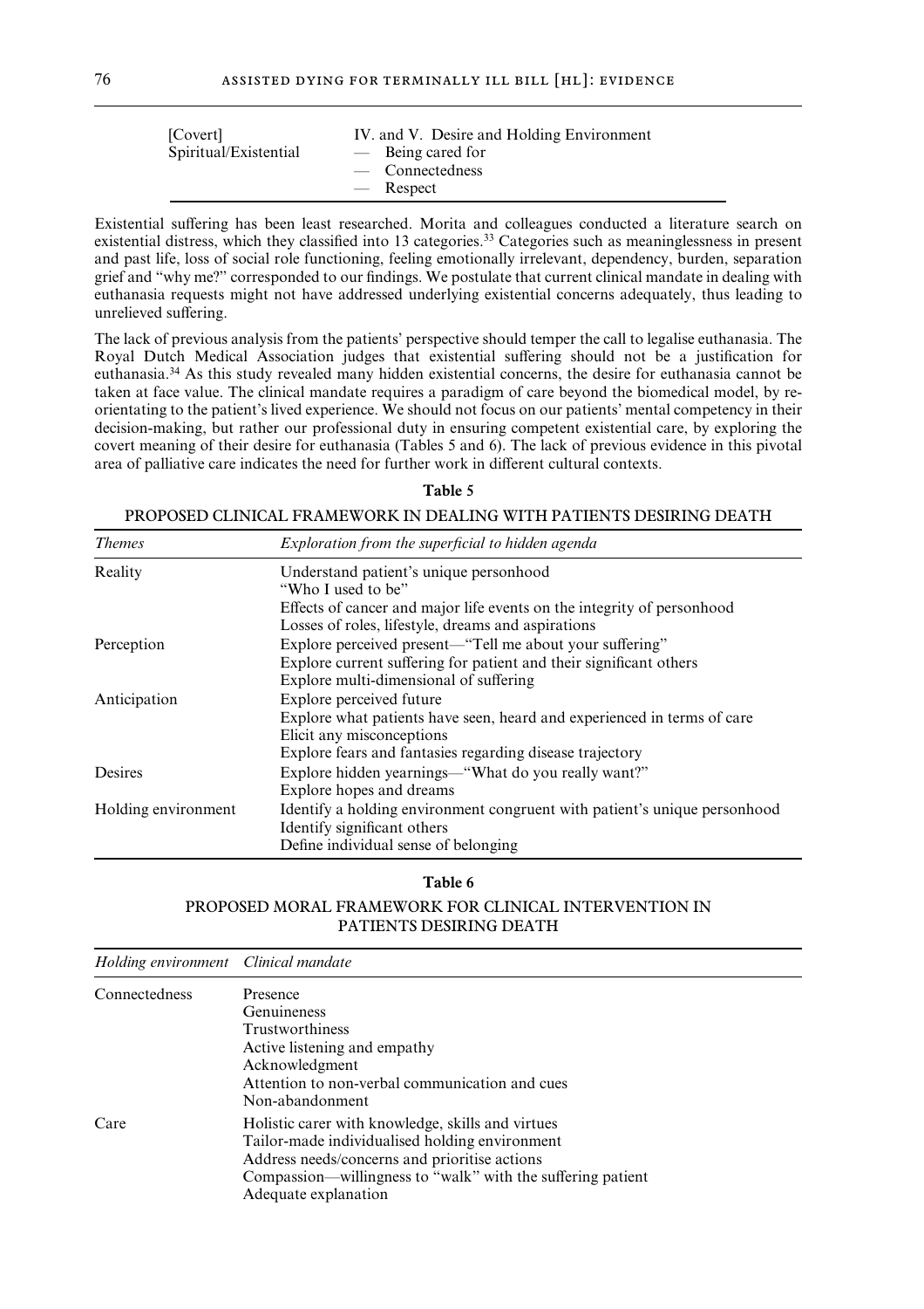| [Covert] Spiritual/Existential | IV. and V. Desire and Holding Environment<br>— Being cared for<br>— Connectedness<br>— Respect |
|---|---|

Existential suffering has been least researched. Morita and colleagues conducted a literature search on existential distress, which they classified into 13 categories.[33] Categories such as meaninglessness in present and past life, loss of social role functioning, feeling emotionally irrelevant, dependency, burden, separation grief and "why me?" corresponded to our findings. We postulate that current clinical mandate in dealing with euthanasia requests might not have addressed underlying existential concerns adequately, thus leading to unrelieved suffering.

The lack of previous analysis from the patients' perspective should temper the call to legalise euthanasia. The Royal Dutch Medical Association judges that existential suffering should not be a justification for euthanasia.[34] As this study revealed many hidden existential concerns, the desire for euthanasia cannot be taken at face value. The clinical mandate requires a paradigm of care beyond the biomedical model, by re-orientating to the patient's lived experience. We should not focus on our patients' mental competency in their decision-making, but rather our professional duty in ensuring competent existential care, by exploring the covert meaning of their desire for euthanasia (Tables 5 and 6). The lack of previous evidence in this pivotal area of palliative care indicates the need for further work in different cultural contexts.

**Table 5**

PROPOSED CLINICAL FRAMEWORK IN DEALING WITH PATIENTS DESIRING DEATH

| *Themes* | *Exploration from the superficial to hidden agenda* |
|---|---|
| Reality | Understand patient's unique personhood<br>"Who I used to be"<br>Effects of cancer and major life events on the integrity of personhood<br>Losses of roles, lifestyle, dreams and aspirations |
| Perception | Explore perceived present—"Tell me about your suffering"<br>Explore current suffering for patient and their significant others<br>Explore multi-dimensional of suffering |
| Anticipation | Explore perceived future<br>Explore what patients have seen, heard and experienced in terms of care<br>Elicit any misconceptions<br>Explore fears and fantasies regarding disease trajectory |
| Desires | Explore hidden yearnings—"What do you really want?"<br>Explore hopes and dreams |
| Holding environment | Identify a holding environment congruent with patient's unique personhood<br>Identify significant others<br>Define individual sense of belonging |

**Table 6**

PROPOSED MORAL FRAMEWORK FOR CLINICAL INTERVENTION IN PATIENTS DESIRING DEATH

| *Holding environment* | *Clinical mandate* |
|---|---|
| Connectedness | Presence<br>Genuineness<br>Trustworthiness<br>Active listening and empathy<br>Acknowledgment<br>Attention to non-verbal communication and cues<br>Non-abandonment |
| Care | Holistic carer with knowledge, skills and virtues<br>Tailor-made individualised holding environment<br>Address needs/concerns and prioritise actions<br>Compassion—willingness to "walk" with the suffering patient<br>Adequate explanation |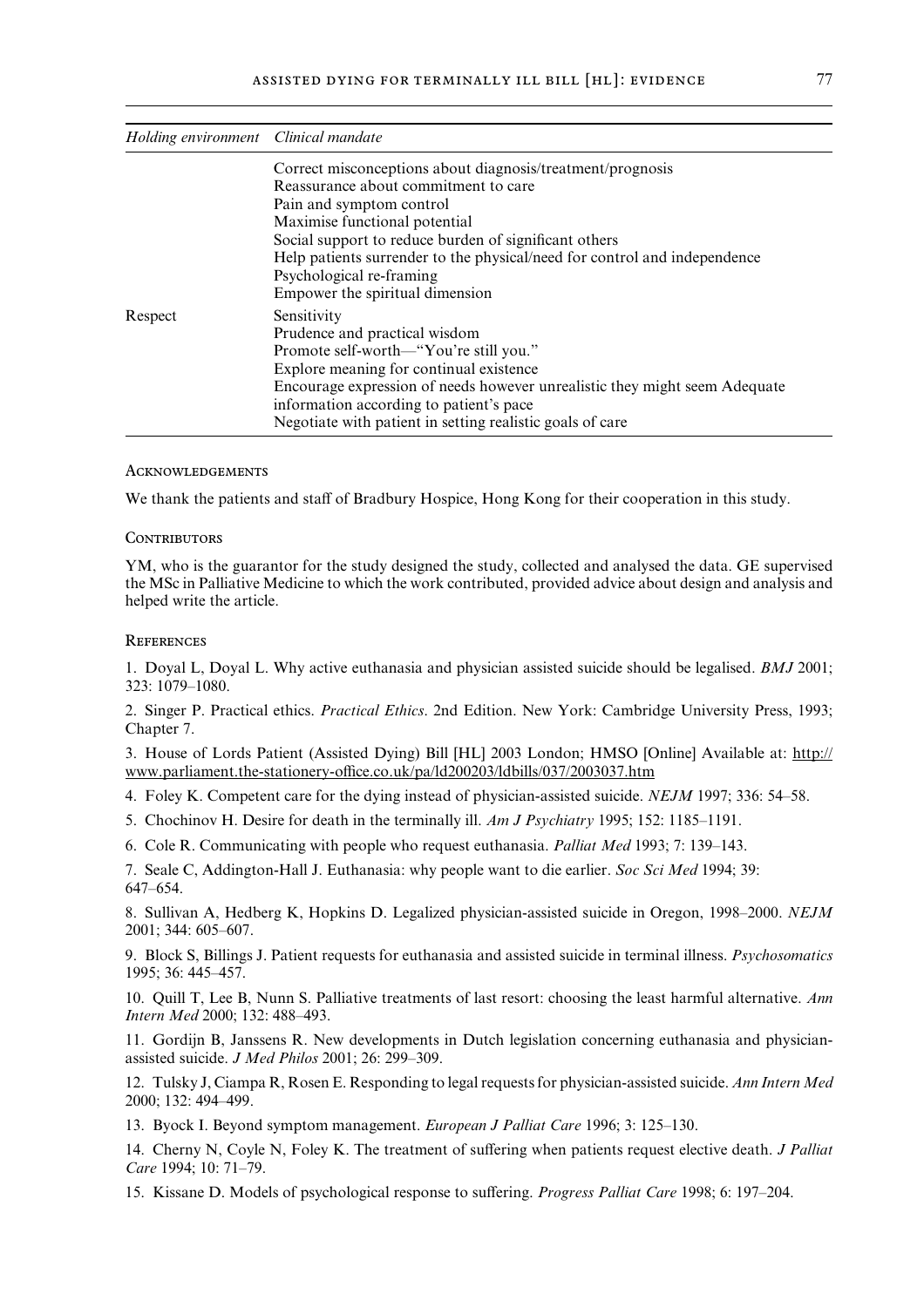| *Holding environment* | *Clinical mandate* |
|---|---|
| | Correct misconceptions about diagnosis/treatment/prognosis<br>Reassurance about commitment to care<br>Pain and symptom control<br>Maximise functional potential<br>Social support to reduce burden of significant others<br>Help patients surrender to the physical/need for control and independence<br>Psychological re-framing<br>Empower the spiritual dimension |
| Respect | Sensitivity<br>Prudence and practical wisdom<br>Promote self-worth—"You're still you."<br>Explore meaning for continual existence<br>Encourage expression of needs however unrealistic they might seem Adequate information according to patient's pace<br>Negotiate with patient in setting realistic goals of care |

### Acknowledgements

We thank the patients and staff of Bradbury Hospice, Hong Kong for their cooperation in this study.

### Contributors

YM, who is the guarantor for the study designed the study, collected and analysed the data. GE supervised the MSc in Palliative Medicine to which the work contributed, provided advice about design and analysis and helped write the article.

### References

1. Doyal L, Doyal L. Why active euthanasia and physician assisted suicide should be legalised. *BMJ* 2001; 323: 1079–1080.

2. Singer P. Practical ethics. *Practical Ethics*. 2nd Edition. New York: Cambridge University Press, 1993; Chapter 7.

3. House of Lords Patient (Assisted Dying) Bill [HL] 2003 London; HMSO [Online] Available at: http://www.parliament.the-stationery-office.co.uk/pa/ld200203/ldbills/037/2003037.htm

4. Foley K. Competent care for the dying instead of physician-assisted suicide. *NEJM* 1997; 336: 54–58.

5. Chochinov H. Desire for death in the terminally ill. *Am J Psychiatry* 1995; 152: 1185–1191.

6. Cole R. Communicating with people who request euthanasia. *Palliat Med* 1993; 7: 139–143.

7. Seale C, Addington-Hall J. Euthanasia: why people want to die earlier. *Soc Sci Med* 1994; 39: 647–654.

8. Sullivan A, Hedberg K, Hopkins D. Legalized physician-assisted suicide in Oregon, 1998–2000. *NEJM* 2001; 344: 605–607.

9. Block S, Billings J. Patient requests for euthanasia and assisted suicide in terminal illness. *Psychosomatics* 1995; 36: 445–457.

10. Quill T, Lee B, Nunn S. Palliative treatments of last resort: choosing the least harmful alternative. *Ann Intern Med* 2000; 132: 488–493.

11. Gordijn B, Janssens R. New developments in Dutch legislation concerning euthanasia and physician-assisted suicide. *J Med Philos* 2001; 26: 299–309.

12. Tulsky J, Ciampa R, Rosen E. Responding to legal requests for physician-assisted suicide. *Ann Intern Med* 2000; 132: 494–499.

13. Byock I. Beyond symptom management. *European J Palliat Care* 1996; 3: 125–130.

14. Cherny N, Coyle N, Foley K. The treatment of suffering when patients request elective death. *J Palliat Care* 1994; 10: 71–79.

15. Kissane D. Models of psychological response to suffering. *Progress Palliat Care* 1998; 6: 197–204.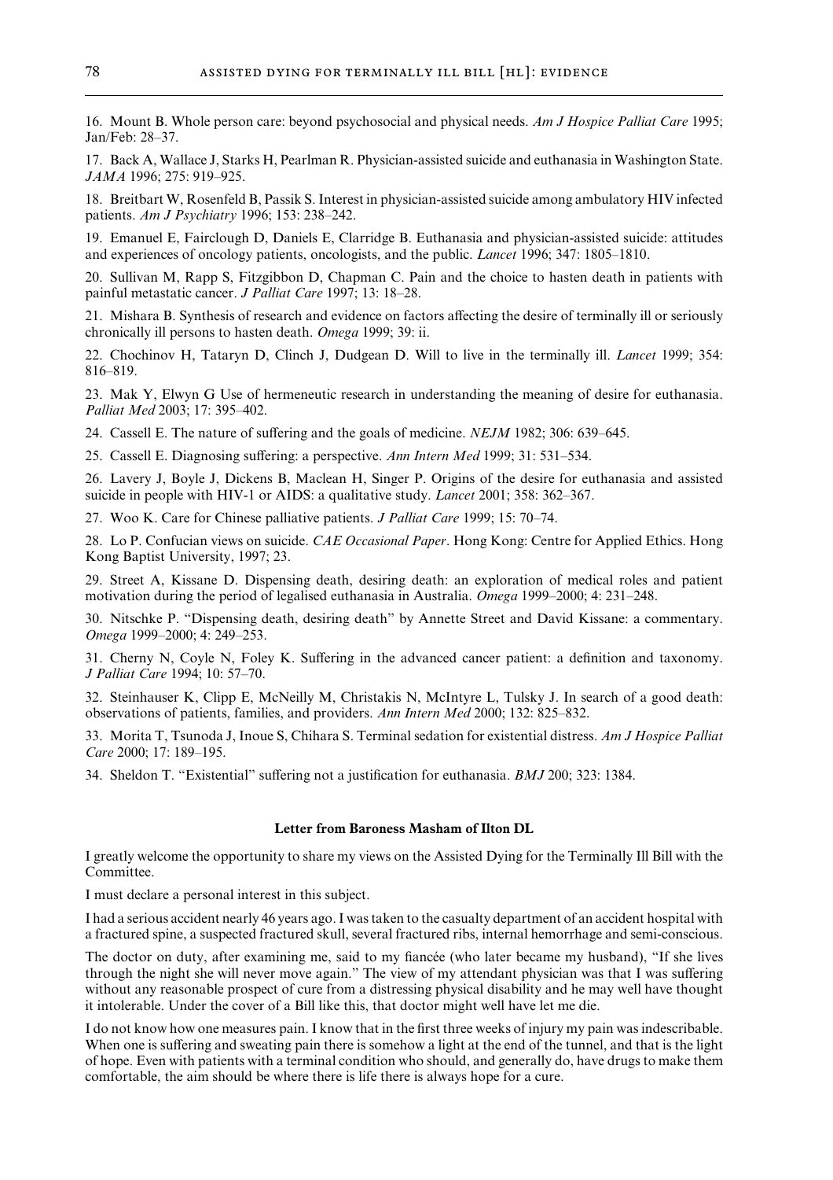16. Mount B. Whole person care: beyond psychosocial and physical needs. *Am J Hospice Palliat Care* 1995; Jan/Feb: 28–37.

17. Back A, Wallace J, Starks H, Pearlman R. Physician-assisted suicide and euthanasia in Washington State. *JAMA* 1996; 275: 919–925.

18. Breitbart W, Rosenfeld B, Passik S. Interest in physician-assisted suicide among ambulatory HIV infected patients. *Am J Psychiatry* 1996; 153: 238–242.

19. Emanuel E, Fairclough D, Daniels E, Clarridge B. Euthanasia and physician-assisted suicide: attitudes and experiences of oncology patients, oncologists, and the public. *Lancet* 1996; 347: 1805–1810.

20. Sullivan M, Rapp S, Fitzgibbon D, Chapman C. Pain and the choice to hasten death in patients with painful metastatic cancer. *J Palliat Care* 1997; 13: 18–28.

21. Mishara B. Synthesis of research and evidence on factors affecting the desire of terminally ill or seriously chronically ill persons to hasten death. *Omega* 1999; 39: ii.

22. Chochinov H, Tataryn D, Clinch J, Dudgean D. Will to live in the terminally ill. *Lancet* 1999; 354: 816–819.

23. Mak Y, Elwyn G Use of hermeneutic research in understanding the meaning of desire for euthanasia. *Palliat Med* 2003; 17: 395–402.

24. Cassell E. The nature of suffering and the goals of medicine. *NEJM* 1982; 306: 639–645.

25. Cassell E. Diagnosing suffering: a perspective. *Ann Intern Med* 1999; 31: 531–534.

26. Lavery J, Boyle J, Dickens B, Maclean H, Singer P. Origins of the desire for euthanasia and assisted suicide in people with HIV-1 or AIDS: a qualitative study. *Lancet* 2001; 358: 362–367.

27. Woo K. Care for Chinese palliative patients. *J Palliat Care* 1999; 15: 70–74.

28. Lo P. Confucian views on suicide. *CAE Occasional Paper*. Hong Kong: Centre for Applied Ethics. Hong Kong Baptist University, 1997; 23.

29. Street A, Kissane D. Dispensing death, desiring death: an exploration of medical roles and patient motivation during the period of legalised euthanasia in Australia. *Omega* 1999–2000; 4: 231–248.

30. Nitschke P. "Dispensing death, desiring death" by Annette Street and David Kissane: a commentary. *Omega* 1999–2000; 4: 249–253.

31. Cherny N, Coyle N, Foley K. Suffering in the advanced cancer patient: a definition and taxonomy. *J Palliat Care* 1994; 10: 57–70.

32. Steinhauser K, Clipp E, McNeilly M, Christakis N, McIntyre L, Tulsky J. In search of a good death: observations of patients, families, and providers. *Ann Intern Med* 2000; 132: 825–832.

33. Morita T, Tsunoda J, Inoue S, Chihara S. Terminal sedation for existential distress. *Am J Hospice Palliat Care* 2000; 17: 189–195.

34. Sheldon T. "Existential" suffering not a justification for euthanasia. *BMJ* 200; 323: 1384.

### Letter from Baroness Masham of Ilton DL

I greatly welcome the opportunity to share my views on the Assisted Dying for the Terminally Ill Bill with the Committee.

I must declare a personal interest in this subject.

I had a serious accident nearly 46 years ago. I was taken to the casualty department of an accident hospital with a fractured spine, a suspected fractured skull, several fractured ribs, internal hemorrhage and semi-conscious.

The doctor on duty, after examining me, said to my fiancée (who later became my husband), "If she lives through the night she will never move again." The view of my attendant physician was that I was suffering without any reasonable prospect of cure from a distressing physical disability and he may well have thought it intolerable. Under the cover of a Bill like this, that doctor might well have let me die.

I do not know how one measures pain. I know that in the first three weeks of injury my pain was indescribable. When one is suffering and sweating pain there is somehow a light at the end of the tunnel, and that is the light of hope. Even with patients with a terminal condition who should, and generally do, have drugs to make them comfortable, the aim should be where there is life there is always hope for a cure.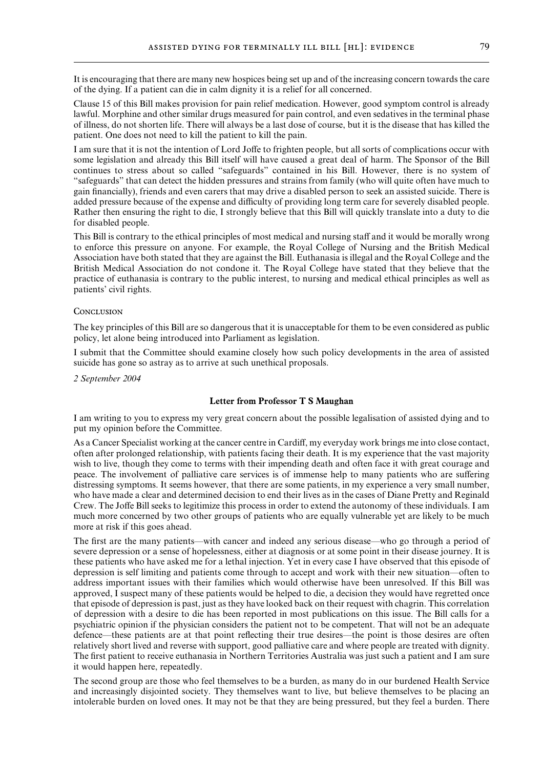It is encouraging that there are many new hospices being set up and of the increasing concern towards the care of the dying. If a patient can die in calm dignity it is a relief for all concerned.

Clause 15 of this Bill makes provision for pain relief medication. However, good symptom control is already lawful. Morphine and other similar drugs measured for pain control, and even sedatives in the terminal phase of illness, do not shorten life. There will always be a last dose of course, but it is the disease that has killed the patient. One does not need to kill the patient to kill the pain.

I am sure that it is not the intention of Lord Joffe to frighten people, but all sorts of complications occur with some legislation and already this Bill itself will have caused a great deal of harm. The Sponsor of the Bill continues to stress about so called "safeguards" contained in his Bill. However, there is no system of "safeguards" that can detect the hidden pressures and strains from family (who will quite often have much to gain financially), friends and even carers that may drive a disabled person to seek an assisted suicide. There is added pressure because of the expense and difficulty of providing long term care for severely disabled people. Rather then ensuring the right to die, I strongly believe that this Bill will quickly translate into a duty to die for disabled people.

This Bill is contrary to the ethical principles of most medical and nursing staff and it would be morally wrong to enforce this pressure on anyone. For example, the Royal College of Nursing and the British Medical Association have both stated that they are against the Bill. Euthanasia is illegal and the Royal College and the British Medical Association do not condone it. The Royal College have stated that they believe that the practice of euthanasia is contrary to the public interest, to nursing and medical ethical principles as well as patients' civil rights.

Conclusion

The key principles of this Bill are so dangerous that it is unacceptable for them to be even considered as public policy, let alone being introduced into Parliament as legislation.

I submit that the Committee should examine closely how such policy developments in the area of assisted suicide has gone so astray as to arrive at such unethical proposals.

*2 September 2004*

### Letter from Professor T S Maughan

I am writing to you to express my very great concern about the possible legalisation of assisted dying and to put my opinion before the Committee.

As a Cancer Specialist working at the cancer centre in Cardiff, my everyday work brings me into close contact, often after prolonged relationship, with patients facing their death. It is my experience that the vast majority wish to live, though they come to terms with their impending death and often face it with great courage and peace. The involvement of palliative care services is of immense help to many patients who are suffering distressing symptoms. It seems however, that there are some patients, in my experience a very small number, who have made a clear and determined decision to end their lives as in the cases of Diane Pretty and Reginald Crew. The Joffe Bill seeks to legitimize this process in order to extend the autonomy of these individuals. I am much more concerned by two other groups of patients who are equally vulnerable yet are likely to be much more at risk if this goes ahead.

The first are the many patients—with cancer and indeed any serious disease—who go through a period of severe depression or a sense of hopelessness, either at diagnosis or at some point in their disease journey. It is these patients who have asked me for a lethal injection. Yet in every case I have observed that this episode of depression is self limiting and patients come through to accept and work with their new situation—often to address important issues with their families which would otherwise have been unresolved. If this Bill was approved, I suspect many of these patients would be helped to die, a decision they would have regretted once that episode of depression is past, just as they have looked back on their request with chagrin. This correlation of depression with a desire to die has been reported in most publications on this issue. The Bill calls for a psychiatric opinion if the physician considers the patient not to be competent. That will not be an adequate defence—these patients are at that point reflecting their true desires—the point is those desires are often relatively short lived and reverse with support, good palliative care and where people are treated with dignity. The first patient to receive euthanasia in Northern Territories Australia was just such a patient and I am sure it would happen here, repeatedly.

The second group are those who feel themselves to be a burden, as many do in our burdened Health Service and increasingly disjointed society. They themselves want to live, but believe themselves to be placing an intolerable burden on loved ones. It may not be that they are being pressured, but they feel a burden. There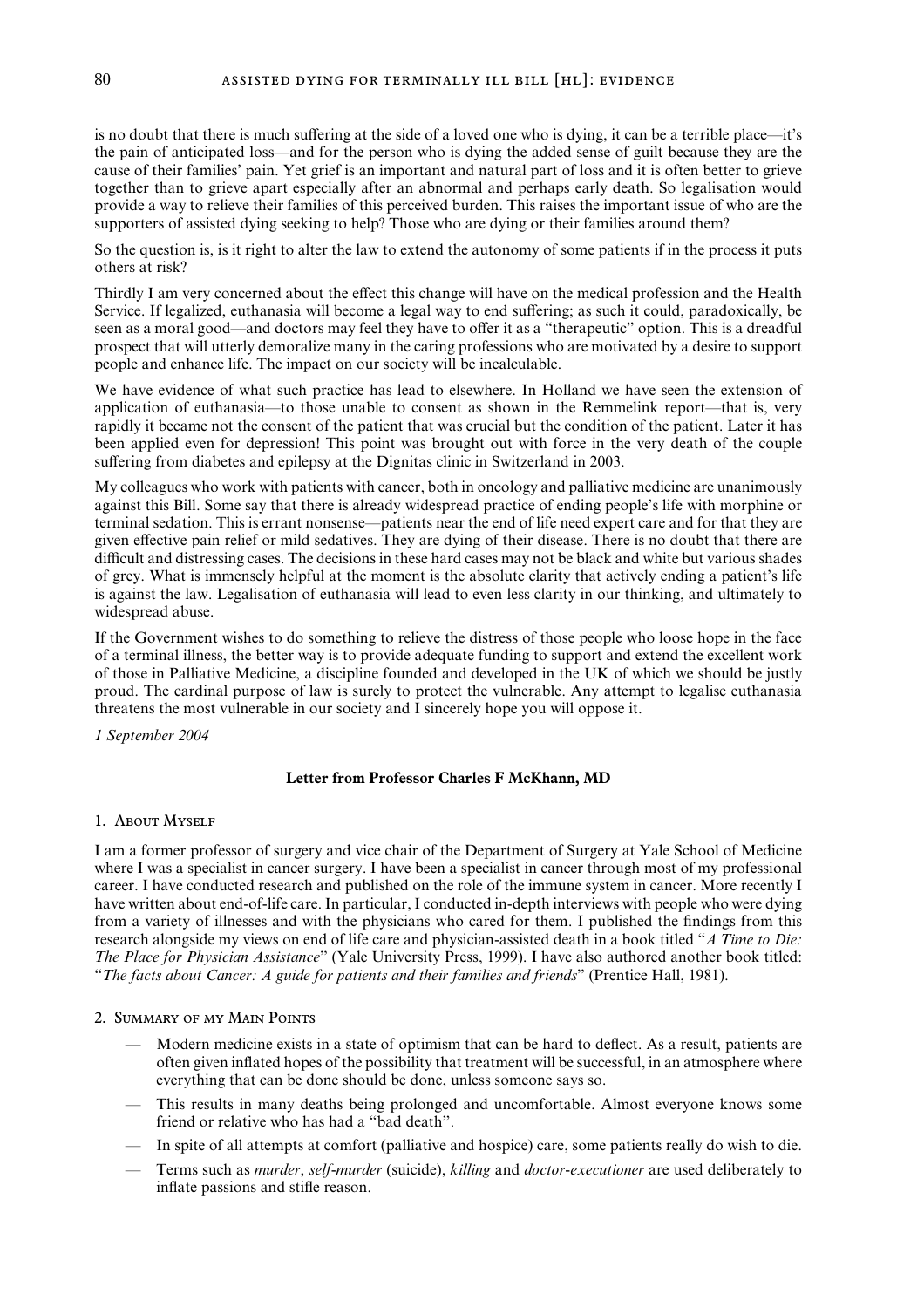is no doubt that there is much suffering at the side of a loved one who is dying, it can be a terrible place—it's the pain of anticipated loss—and for the person who is dying the added sense of guilt because they are the cause of their families' pain. Yet grief is an important and natural part of loss and it is often better to grieve together than to grieve apart especially after an abnormal and perhaps early death. So legalisation would provide a way to relieve their families of this perceived burden. This raises the important issue of who are the supporters of assisted dying seeking to help? Those who are dying or their families around them?

So the question is, is it right to alter the law to extend the autonomy of some patients if in the process it puts others at risk?

Thirdly I am very concerned about the effect this change will have on the medical profession and the Health Service. If legalized, euthanasia will become a legal way to end suffering; as such it could, paradoxically, be seen as a moral good—and doctors may feel they have to offer it as a "therapeutic" option. This is a dreadful prospect that will utterly demoralize many in the caring professions who are motivated by a desire to support people and enhance life. The impact on our society will be incalculable.

We have evidence of what such practice has lead to elsewhere. In Holland we have seen the extension of application of euthanasia—to those unable to consent as shown in the Remmelink report—that is, very rapidly it became not the consent of the patient that was crucial but the condition of the patient. Later it has been applied even for depression! This point was brought out with force in the very death of the couple suffering from diabetes and epilepsy at the Dignitas clinic in Switzerland in 2003.

My colleagues who work with patients with cancer, both in oncology and palliative medicine are unanimously against this Bill. Some say that there is already widespread practice of ending people's life with morphine or terminal sedation. This is errant nonsense—patients near the end of life need expert care and for that they are given effective pain relief or mild sedatives. They are dying of their disease. There is no doubt that there are difficult and distressing cases. The decisions in these hard cases may not be black and white but various shades of grey. What is immensely helpful at the moment is the absolute clarity that actively ending a patient's life is against the law. Legalisation of euthanasia will lead to even less clarity in our thinking, and ultimately to widespread abuse.

If the Government wishes to do something to relieve the distress of those people who loose hope in the face of a terminal illness, the better way is to provide adequate funding to support and extend the excellent work of those in Palliative Medicine, a discipline founded and developed in the UK of which we should be justly proud. The cardinal purpose of law is surely to protect the vulnerable. Any attempt to legalise euthanasia threatens the most vulnerable in our society and I sincerely hope you will oppose it.

*1 September 2004*

## Letter from Professor Charles F McKhann, MD

### 1. About Myself

I am a former professor of surgery and vice chair of the Department of Surgery at Yale School of Medicine where I was a specialist in cancer surgery. I have been a specialist in cancer through most of my professional career. I have conducted research and published on the role of the immune system in cancer. More recently I have written about end-of-life care. In particular, I conducted in-depth interviews with people who were dying from a variety of illnesses and with the physicians who cared for them. I published the findings from this research alongside my views on end of life care and physician-assisted death in a book titled "*A Time to Die: The Place for Physician Assistance*" (Yale University Press, 1999). I have also authored another book titled: "*The facts about Cancer: A guide for patients and their families and friends*" (Prentice Hall, 1981).

### 2. Summary of my Main Points

- Modern medicine exists in a state of optimism that can be hard to deflect. As a result, patients are often given inflated hopes of the possibility that treatment will be successful, in an atmosphere where everything that can be done should be done, unless someone says so.
- This results in many deaths being prolonged and uncomfortable. Almost everyone knows some friend or relative who has had a "bad death".
- In spite of all attempts at comfort (palliative and hospice) care, some patients really do wish to die.
- Terms such as *murder*, *self-murder* (suicide), *killing* and *doctor-executioner* are used deliberately to inflate passions and stifle reason.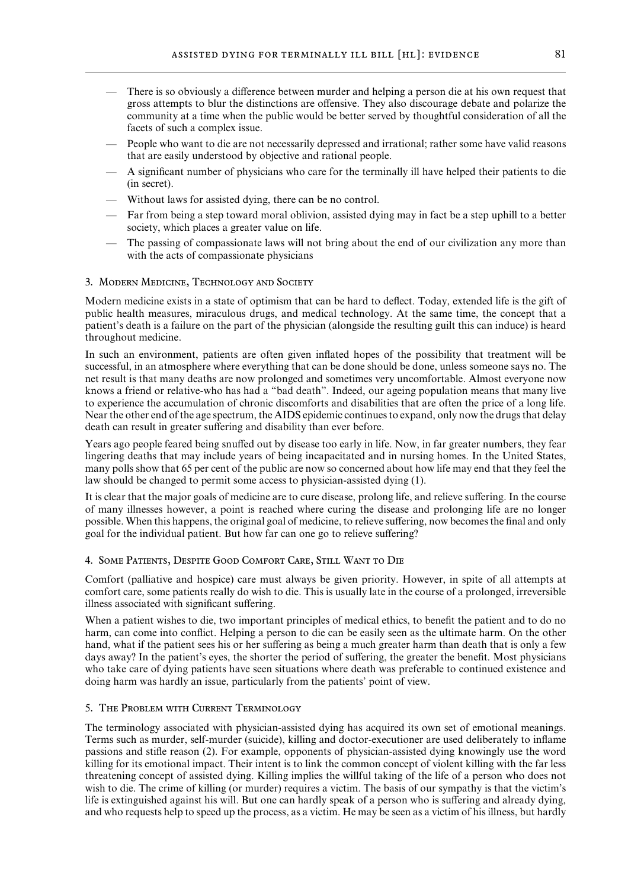- There is so obviously a difference between murder and helping a person die at his own request that gross attempts to blur the distinctions are offensive. They also discourage debate and polarize the community at a time when the public would be better served by thoughtful consideration of all the facets of such a complex issue.
- People who want to die are not necessarily depressed and irrational; rather some have valid reasons that are easily understood by objective and rational people.
- A significant number of physicians who care for the terminally ill have helped their patients to die (in secret).
- Without laws for assisted dying, there can be no control.
- Far from being a step toward moral oblivion, assisted dying may in fact be a step uphill to a better society, which places a greater value on life.
- The passing of compassionate laws will not bring about the end of our civilization any more than with the acts of compassionate physicians

### 3. Modern Medicine, Technology and Society

Modern medicine exists in a state of optimism that can be hard to deflect. Today, extended life is the gift of public health measures, miraculous drugs, and medical technology. At the same time, the concept that a patient's death is a failure on the part of the physician (alongside the resulting guilt this can induce) is heard throughout medicine.

In such an environment, patients are often given inflated hopes of the possibility that treatment will be successful, in an atmosphere where everything that can be done should be done, unless someone says no. The net result is that many deaths are now prolonged and sometimes very uncomfortable. Almost everyone now knows a friend or relative-who has had a "bad death". Indeed, our ageing population means that many live to experience the accumulation of chronic discomforts and disabilities that are often the price of a long life. Near the other end of the age spectrum, the AIDS epidemic continues to expand, only now the drugs that delay death can result in greater suffering and disability than ever before.

Years ago people feared being snuffed out by disease too early in life. Now, in far greater numbers, they fear lingering deaths that may include years of being incapacitated and in nursing homes. In the United States, many polls show that 65 per cent of the public are now so concerned about how life may end that they feel the law should be changed to permit some access to physician-assisted dying (1).

It is clear that the major goals of medicine are to cure disease, prolong life, and relieve suffering. In the course of many illnesses however, a point is reached where curing the disease and prolonging life are no longer possible. When this happens, the original goal of medicine, to relieve suffering, now becomes the final and only goal for the individual patient. But how far can one go to relieve suffering?

### 4. Some Patients, Despite Good Comfort Care, Still Want to Die

Comfort (palliative and hospice) care must always be given priority. However, in spite of all attempts at comfort care, some patients really do wish to die. This is usually late in the course of a prolonged, irreversible illness associated with significant suffering.

When a patient wishes to die, two important principles of medical ethics, to benefit the patient and to do no harm, can come into conflict. Helping a person to die can be easily seen as the ultimate harm. On the other hand, what if the patient sees his or her suffering as being a much greater harm than death that is only a few days away? In the patient's eyes, the shorter the period of suffering, the greater the benefit. Most physicians who take care of dying patients have seen situations where death was preferable to continued existence and doing harm was hardly an issue, particularly from the patients' point of view.

### 5. The Problem with Current Terminology

The terminology associated with physician-assisted dying has acquired its own set of emotional meanings. Terms such as murder, self-murder (suicide), killing and doctor-executioner are used deliberately to inflame passions and stifle reason (2). For example, opponents of physician-assisted dying knowingly use the word killing for its emotional impact. Their intent is to link the common concept of violent killing with the far less threatening concept of assisted dying. Killing implies the willful taking of the life of a person who does not wish to die. The crime of killing (or murder) requires a victim. The basis of our sympathy is that the victim's life is extinguished against his will. But one can hardly speak of a person who is suffering and already dying, and who requests help to speed up the process, as a victim. He may be seen as a victim of his illness, but hardly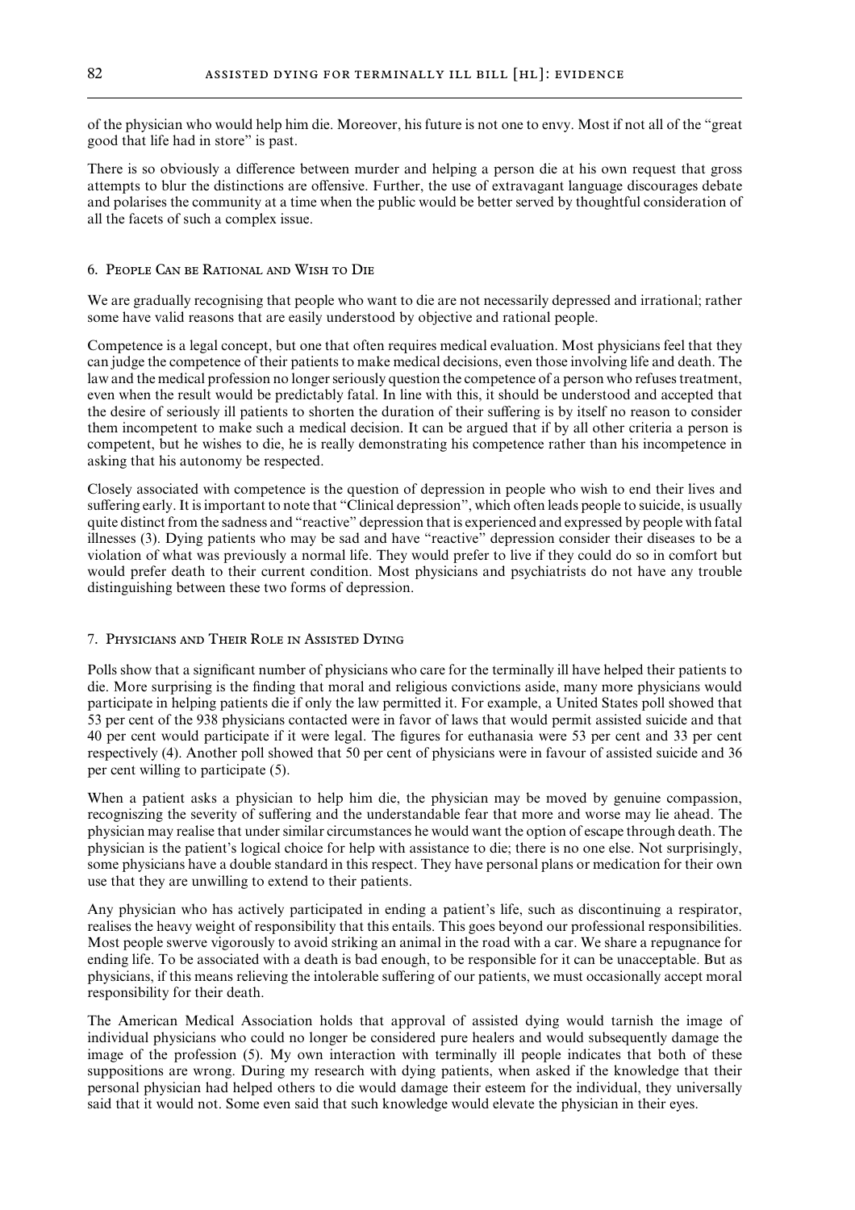of the physician who would help him die. Moreover, his future is not one to envy. Most if not all of the "great good that life had in store" is past.

There is so obviously a difference between murder and helping a person die at his own request that gross attempts to blur the distinctions are offensive. Further, the use of extravagant language discourages debate and polarises the community at a time when the public would be better served by thoughtful consideration of all the facets of such a complex issue.

## 6. People Can be Rational and Wish to Die

We are gradually recognising that people who want to die are not necessarily depressed and irrational; rather some have valid reasons that are easily understood by objective and rational people.

Competence is a legal concept, but one that often requires medical evaluation. Most physicians feel that they can judge the competence of their patients to make medical decisions, even those involving life and death. The law and the medical profession no longer seriously question the competence of a person who refuses treatment, even when the result would be predictably fatal. In line with this, it should be understood and accepted that the desire of seriously ill patients to shorten the duration of their suffering is by itself no reason to consider them incompetent to make such a medical decision. It can be argued that if by all other criteria a person is competent, but he wishes to die, he is really demonstrating his competence rather than his incompetence in asking that his autonomy be respected.

Closely associated with competence is the question of depression in people who wish to end their lives and suffering early. It is important to note that "Clinical depression", which often leads people to suicide, is usually quite distinct from the sadness and "reactive" depression that is experienced and expressed by people with fatal illnesses (3). Dying patients who may be sad and have "reactive" depression consider their diseases to be a violation of what was previously a normal life. They would prefer to live if they could do so in comfort but would prefer death to their current condition. Most physicians and psychiatrists do not have any trouble distinguishing between these two forms of depression.

## 7. Physicians and Their Role in Assisted Dying

Polls show that a significant number of physicians who care for the terminally ill have helped their patients to die. More surprising is the finding that moral and religious convictions aside, many more physicians would participate in helping patients die if only the law permitted it. For example, a United States poll showed that 53 per cent of the 938 physicians contacted were in favor of laws that would permit assisted suicide and that 40 per cent would participate if it were legal. The figures for euthanasia were 53 per cent and 33 per cent respectively (4). Another poll showed that 50 per cent of physicians were in favour of assisted suicide and 36 per cent willing to participate (5).

When a patient asks a physician to help him die, the physician may be moved by genuine compassion, recogniszing the severity of suffering and the understandable fear that more and worse may lie ahead. The physician may realise that under similar circumstances he would want the option of escape through death. The physician is the patient's logical choice for help with assistance to die; there is no one else. Not surprisingly, some physicians have a double standard in this respect. They have personal plans or medication for their own use that they are unwilling to extend to their patients.

Any physician who has actively participated in ending a patient's life, such as discontinuing a respirator, realises the heavy weight of responsibility that this entails. This goes beyond our professional responsibilities. Most people swerve vigorously to avoid striking an animal in the road with a car. We share a repugnance for ending life. To be associated with a death is bad enough, to be responsible for it can be unacceptable. But as physicians, if this means relieving the intolerable suffering of our patients, we must occasionally accept moral responsibility for their death.

The American Medical Association holds that approval of assisted dying would tarnish the image of individual physicians who could no longer be considered pure healers and would subsequently damage the image of the profession (5). My own interaction with terminally ill people indicates that both of these suppositions are wrong. During my research with dying patients, when asked if the knowledge that their personal physician had helped others to die would damage their esteem for the individual, they universally said that it would not. Some even said that such knowledge would elevate the physician in their eyes.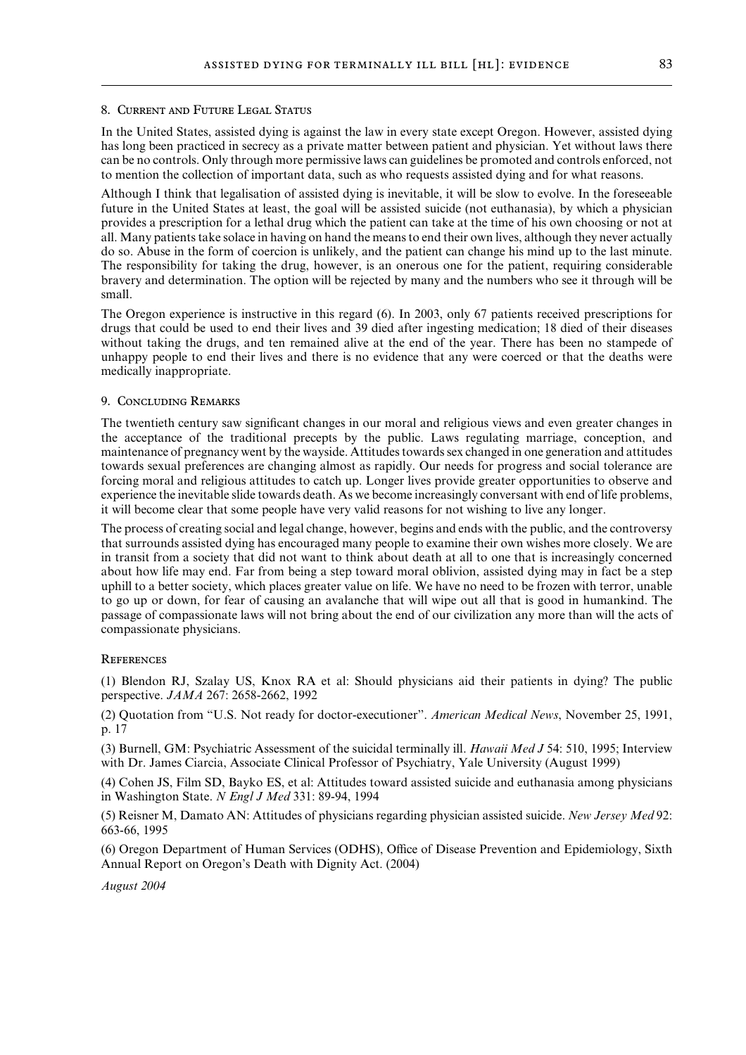### 8. Current and Future Legal Status

In the United States, assisted dying is against the law in every state except Oregon. However, assisted dying has long been practiced in secrecy as a private matter between patient and physician. Yet without laws there can be no controls. Only through more permissive laws can guidelines be promoted and controls enforced, not to mention the collection of important data, such as who requests assisted dying and for what reasons.

Although I think that legalisation of assisted dying is inevitable, it will be slow to evolve. In the foreseeable future in the United States at least, the goal will be assisted suicide (not euthanasia), by which a physician provides a prescription for a lethal drug which the patient can take at the time of his own choosing or not at all. Many patients take solace in having on hand the means to end their own lives, although they never actually do so. Abuse in the form of coercion is unlikely, and the patient can change his mind up to the last minute. The responsibility for taking the drug, however, is an onerous one for the patient, requiring considerable bravery and determination. The option will be rejected by many and the numbers who see it through will be small.

The Oregon experience is instructive in this regard (6). In 2003, only 67 patients received prescriptions for drugs that could be used to end their lives and 39 died after ingesting medication; 18 died of their diseases without taking the drugs, and ten remained alive at the end of the year. There has been no stampede of unhappy people to end their lives and there is no evidence that any were coerced or that the deaths were medically inappropriate.

### 9. Concluding Remarks

The twentieth century saw significant changes in our moral and religious views and even greater changes in the acceptance of the traditional precepts by the public. Laws regulating marriage, conception, and maintenance of pregnancy went by the wayside. Attitudes towards sex changed in one generation and attitudes towards sexual preferences are changing almost as rapidly. Our needs for progress and social tolerance are forcing moral and religious attitudes to catch up. Longer lives provide greater opportunities to observe and experience the inevitable slide towards death. As we become increasingly conversant with end of life problems, it will become clear that some people have very valid reasons for not wishing to live any longer.

The process of creating social and legal change, however, begins and ends with the public, and the controversy that surrounds assisted dying has encouraged many people to examine their own wishes more closely. We are in transit from a society that did not want to think about death at all to one that is increasingly concerned about how life may end. Far from being a step toward moral oblivion, assisted dying may in fact be a step uphill to a better society, which places greater value on life. We have no need to be frozen with terror, unable to go up or down, for fear of causing an avalanche that will wipe out all that is good in humankind. The passage of compassionate laws will not bring about the end of our civilization any more than will the acts of compassionate physicians.

### References

(1) Blendon RJ, Szalay US, Knox RA et al: Should physicians aid their patients in dying? The public perspective. *JAMA* 267: 2658-2662, 1992

(2) Quotation from "U.S. Not ready for doctor-executioner". *American Medical News*, November 25, 1991, p. 17

(3) Burnell, GM: Psychiatric Assessment of the suicidal terminally ill. *Hawaii Med J* 54: 510, 1995; Interview with Dr. James Ciarcia, Associate Clinical Professor of Psychiatry, Yale University (August 1999)

(4) Cohen JS, Film SD, Bayko ES, et al: Attitudes toward assisted suicide and euthanasia among physicians in Washington State. *N Engl J Med* 331: 89-94, 1994

(5) Reisner M, Damato AN: Attitudes of physicians regarding physician assisted suicide. *New Jersey Med* 92: 663-66, 1995

(6) Oregon Department of Human Services (ODHS), Office of Disease Prevention and Epidemiology, Sixth Annual Report on Oregon's Death with Dignity Act. (2004)

*August 2004*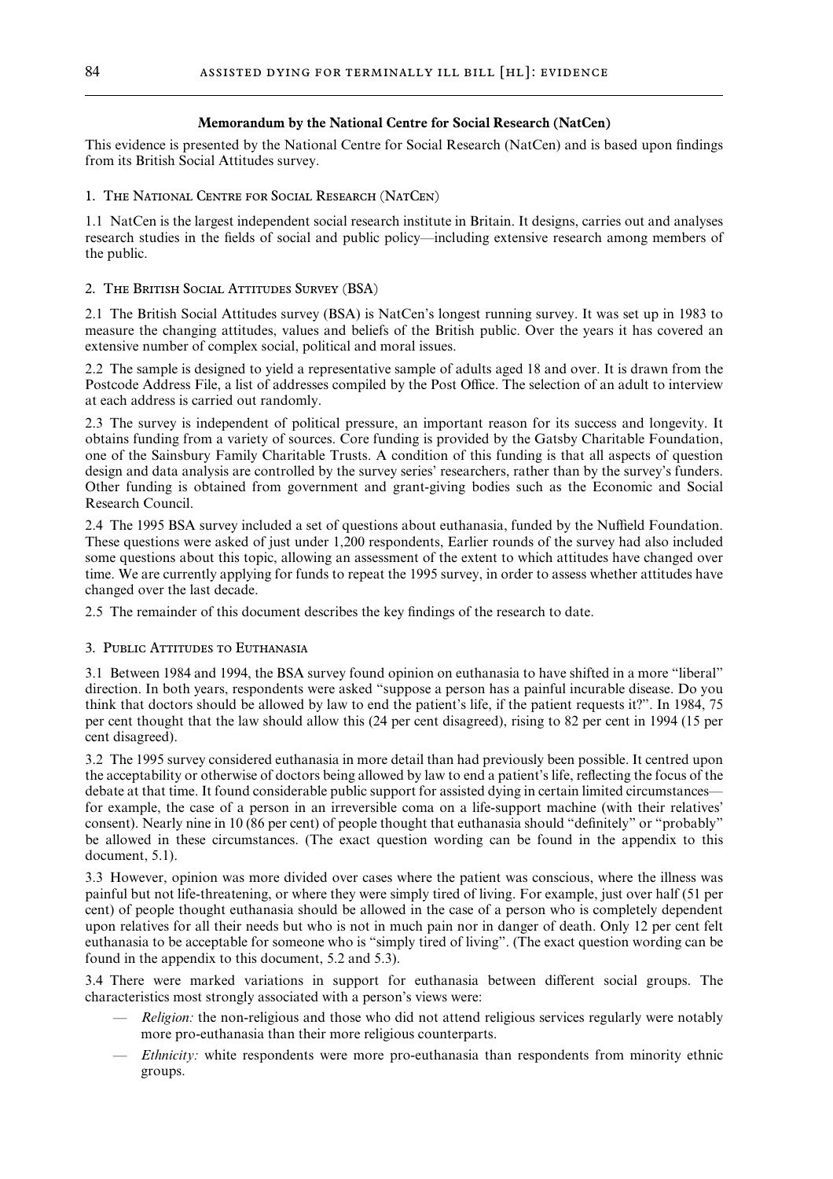## Memorandum by the National Centre for Social Research (NatCen)

This evidence is presented by the National Centre for Social Research (NatCen) and is based upon findings from its British Social Attitudes survey.

### 1. The National Centre for Social Research (NatCen)

1.1 NatCen is the largest independent social research institute in Britain. It designs, carries out and analyses research studies in the fields of social and public policy—including extensive research among members of the public.

### 2. The British Social Attitudes Survey (BSA)

2.1 The British Social Attitudes survey (BSA) is NatCen's longest running survey. It was set up in 1983 to measure the changing attitudes, values and beliefs of the British public. Over the years it has covered an extensive number of complex social, political and moral issues.

2.2 The sample is designed to yield a representative sample of adults aged 18 and over. It is drawn from the Postcode Address File, a list of addresses compiled by the Post Office. The selection of an adult to interview at each address is carried out randomly.

2.3 The survey is independent of political pressure, an important reason for its success and longevity. It obtains funding from a variety of sources. Core funding is provided by the Gatsby Charitable Foundation, one of the Sainsbury Family Charitable Trusts. A condition of this funding is that all aspects of question design and data analysis are controlled by the survey series' researchers, rather than by the survey's funders. Other funding is obtained from government and grant-giving bodies such as the Economic and Social Research Council.

2.4 The 1995 BSA survey included a set of questions about euthanasia, funded by the Nuffield Foundation. These questions were asked of just under 1,200 respondents, Earlier rounds of the survey had also included some questions about this topic, allowing an assessment of the extent to which attitudes have changed over time. We are currently applying for funds to repeat the 1995 survey, in order to assess whether attitudes have changed over the last decade.

2.5 The remainder of this document describes the key findings of the research to date.

### 3. Public Attitudes to Euthanasia

3.1 Between 1984 and 1994, the BSA survey found opinion on euthanasia to have shifted in a more "liberal" direction. In both years, respondents were asked "suppose a person has a painful incurable disease. Do you think that doctors should be allowed by law to end the patient's life, if the patient requests it?". In 1984, 75 per cent thought that the law should allow this (24 per cent disagreed), rising to 82 per cent in 1994 (15 per cent disagreed).

3.2 The 1995 survey considered euthanasia in more detail than had previously been possible. It centred upon the acceptability or otherwise of doctors being allowed by law to end a patient's life, reflecting the focus of the debate at that time. It found considerable public support for assisted dying in certain limited circumstances—for example, the case of a person in an irreversible coma on a life-support machine (with their relatives' consent). Nearly nine in 10 (86 per cent) of people thought that euthanasia should "definitely" or "probably" be allowed in these circumstances. (The exact question wording can be found in the appendix to this document, 5.1).

3.3 However, opinion was more divided over cases where the patient was conscious, where the illness was painful but not life-threatening, or where they were simply tired of living. For example, just over half (51 per cent) of people thought euthanasia should be allowed in the case of a person who is completely dependent upon relatives for all their needs but who is not in much pain nor in danger of death. Only 12 per cent felt euthanasia to be acceptable for someone who is "simply tired of living". (The exact question wording can be found in the appendix to this document, 5.2 and 5.3).

3.4 There were marked variations in support for euthanasia between different social groups. The characteristics most strongly associated with a person's views were:

- *Religion:* the non-religious and those who did not attend religious services regularly were notably more pro-euthanasia than their more religious counterparts.
- *Ethnicity:* white respondents were more pro-euthanasia than respondents from minority ethnic groups.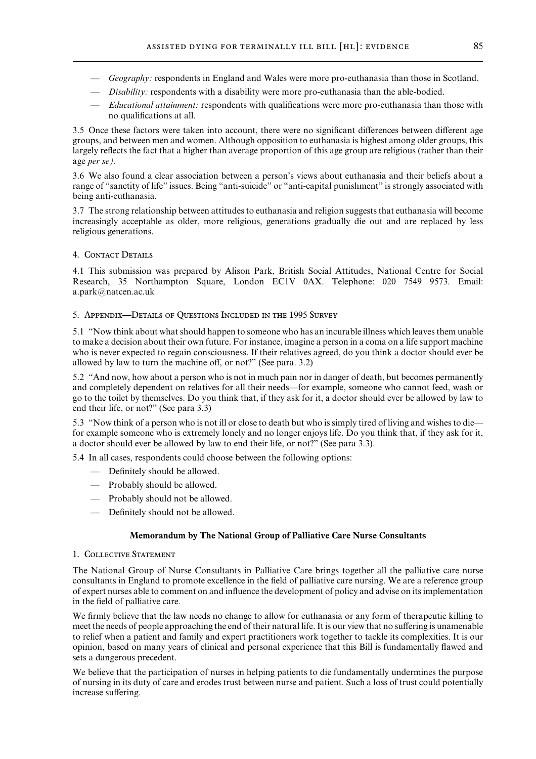- *Geography:* respondents in England and Wales were more pro-euthanasia than those in Scotland.
- *Disability:* respondents with a disability were more pro-euthanasia than the able-bodied.
- *Educational attainment:* respondents with qualifications were more pro-euthanasia than those with no qualifications at all.

3.5 Once these factors were taken into account, there were no significant differences between different age groups, and between men and women. Although opposition to euthanasia is highest among older groups, this largely reflects the fact that a higher than average proportion of this age group are religious (rather than their age *per se*).

3.6 We also found a clear association between a person's views about euthanasia and their beliefs about a range of "sanctity of life" issues. Being "anti-suicide" or "anti-capital punishment" is strongly associated with being anti-euthanasia.

3.7 The strong relationship between attitudes to euthanasia and religion suggests that euthanasia will become increasingly acceptable as older, more religious, generations gradually die out and are replaced by less religious generations.

4. Contact Details

4.1 This submission was prepared by Alison Park, British Social Attitudes, National Centre for Social Research, 35 Northampton Square, London EC1V 0AX. Telephone: 020 7549 9573. Email: a.park@natcen.ac.uk

5. Appendix—Details of Questions Included in the 1995 Survey

5.1 "Now think about what should happen to someone who has an incurable illness which leaves them unable to make a decision about their own future. For instance, imagine a person in a coma on a life support machine who is never expected to regain consciousness. If their relatives agreed, do you think a doctor should ever be allowed by law to turn the machine off, or not?" (See para. 3.2)

5.2 "And now, how about a person who is not in much pain nor in danger of death, but becomes permanently and completely dependent on relatives for all their needs—for example, someone who cannot feed, wash or go to the toilet by themselves. Do you think that, if they ask for it, a doctor should ever be allowed by law to end their life, or not?" (See para 3.3)

5.3 "Now think of a person who is not ill or close to death but who is simply tired of living and wishes to die—for example someone who is extremely lonely and no longer enjoys life. Do you think that, if they ask for it, a doctor should ever be allowed by law to end their life, or not?" (See para 3.3).

5.4 In all cases, respondents could choose between the following options:

- Definitely should be allowed.
- Probably should be allowed.
- Probably should not be allowed.
- Definitely should not be allowed.

## Memorandum by The National Group of Palliative Care Nurse Consultants

1. Collective Statement

The National Group of Nurse Consultants in Palliative Care brings together all the palliative care nurse consultants in England to promote excellence in the field of palliative care nursing. We are a reference group of expert nurses able to comment on and influence the development of policy and advise on its implementation in the field of palliative care.

We firmly believe that the law needs no change to allow for euthanasia or any form of therapeutic killing to meet the needs of people approaching the end of their natural life. It is our view that no suffering is unamenable to relief when a patient and family and expert practitioners work together to tackle its complexities. It is our opinion, based on many years of clinical and personal experience that this Bill is fundamentally flawed and sets a dangerous precedent.

We believe that the participation of nurses in helping patients to die fundamentally undermines the purpose of nursing in its duty of care and erodes trust between nurse and patient. Such a loss of trust could potentially increase suffering.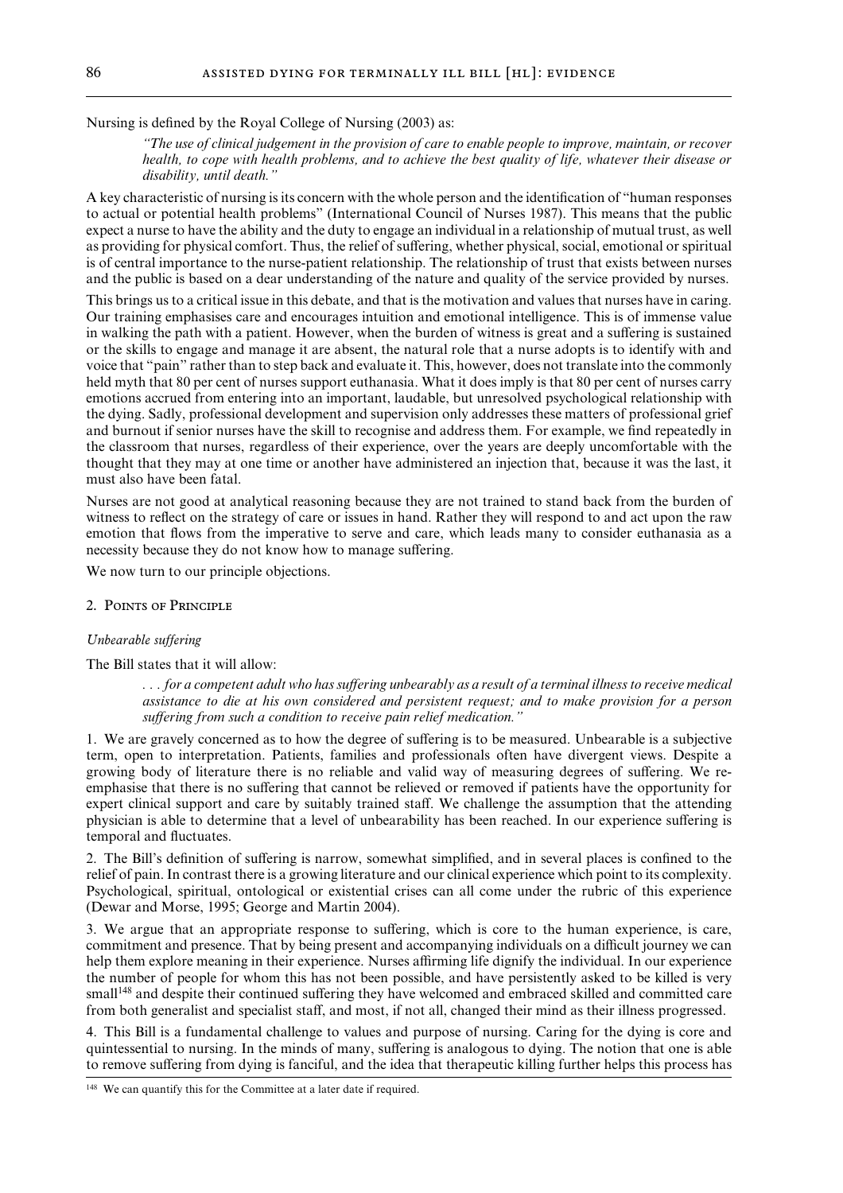Nursing is defined by the Royal College of Nursing (2003) as:

> *"The use of clinical judgement in the provision of care to enable people to improve, maintain, or recover health, to cope with health problems, and to achieve the best quality of life, whatever their disease or disability, until death."*

A key characteristic of nursing is its concern with the whole person and the identification of "human responses to actual or potential health problems" (International Council of Nurses 1987). This means that the public expect a nurse to have the ability and the duty to engage an individual in a relationship of mutual trust, as well as providing for physical comfort. Thus, the relief of suffering, whether physical, social, emotional or spiritual is of central importance to the nurse-patient relationship. The relationship of trust that exists between nurses and the public is based on a dear understanding of the nature and quality of the service provided by nurses.

This brings us to a critical issue in this debate, and that is the motivation and values that nurses have in caring. Our training emphasises care and encourages intuition and emotional intelligence. This is of immense value in walking the path with a patient. However, when the burden of witness is great and a suffering is sustained or the skills to engage and manage it are absent, the natural role that a nurse adopts is to identify with and voice that "pain" rather than to step back and evaluate it. This, however, does not translate into the commonly held myth that 80 per cent of nurses support euthanasia. What it does imply is that 80 per cent of nurses carry emotions accrued from entering into an important, laudable, but unresolved psychological relationship with the dying. Sadly, professional development and supervision only addresses these matters of professional grief and burnout if senior nurses have the skill to recognise and address them. For example, we find repeatedly in the classroom that nurses, regardless of their experience, over the years are deeply uncomfortable with the thought that they may at one time or another have administered an injection that, because it was the last, it must also have been fatal.

Nurses are not good at analytical reasoning because they are not trained to stand back from the burden of witness to reflect on the strategy of care or issues in hand. Rather they will respond to and act upon the raw emotion that flows from the imperative to serve and care, which leads many to consider euthanasia as a necessity because they do not know how to manage suffering.

We now turn to our principle objections.

## 2. Points of Principle

*Unbearable suffering*

The Bill states that it will allow:

> *. . . for a competent adult who has suffering unbearably as a result of a terminal illness to receive medical assistance to die at his own considered and persistent request; and to make provision for a person suffering from such a condition to receive pain relief medication."*

1. We are gravely concerned as to how the degree of suffering is to be measured. Unbearable is a subjective term, open to interpretation. Patients, families and professionals often have divergent views. Despite a growing body of literature there is no reliable and valid way of measuring degrees of suffering. We re-emphasise that there is no suffering that cannot be relieved or removed if patients have the opportunity for expert clinical support and care by suitably trained staff. We challenge the assumption that the attending physician is able to determine that a level of unbearability has been reached. In our experience suffering is temporal and fluctuates.

2. The Bill's definition of suffering is narrow, somewhat simplified, and in several places is confined to the relief of pain. In contrast there is a growing literature and our clinical experience which point to its complexity. Psychological, spiritual, ontological or existential crises can all come under the rubric of this experience (Dewar and Morse, 1995; George and Martin 2004).

3. We argue that an appropriate response to suffering, which is core to the human experience, is care, commitment and presence. That by being present and accompanying individuals on a difficult journey we can help them explore meaning in their experience. Nurses affirming life dignify the individual. In our experience the number of people for whom this has not been possible, and have persistently asked to be killed is very small[148] and despite their continued suffering they have welcomed and embraced skilled and committed care from both generalist and specialist staff, and most, if not all, changed their mind as their illness progressed.

4. This Bill is a fundamental challenge to values and purpose of nursing. Caring for the dying is core and quintessential to nursing. In the minds of many, suffering is analogous to dying. The notion that one is able to remove suffering from dying is fanciful, and the idea that therapeutic killing further helps this process has

[148] We can quantify this for the Committee at a later date if required.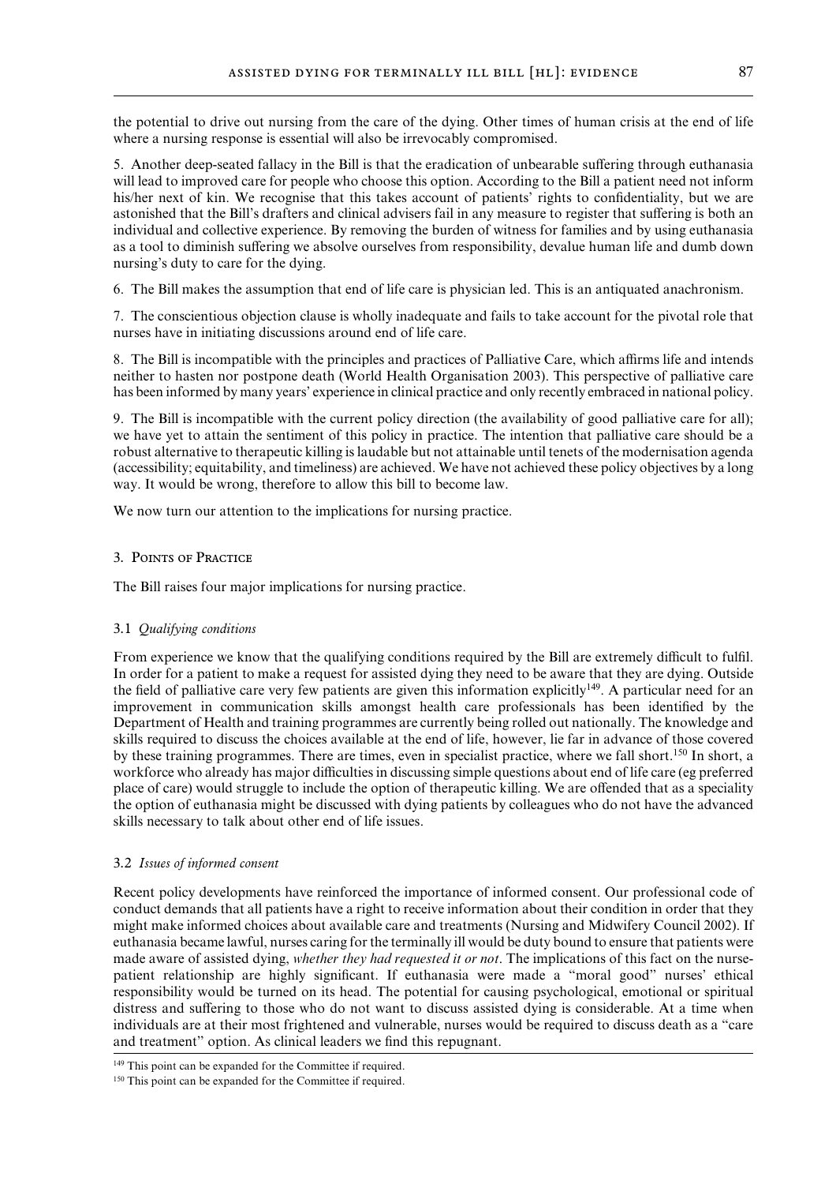the potential to drive out nursing from the care of the dying. Other times of human crisis at the end of life where a nursing response is essential will also be irrevocably compromised.

5. Another deep-seated fallacy in the Bill is that the eradication of unbearable suffering through euthanasia will lead to improved care for people who choose this option. According to the Bill a patient need not inform his/her next of kin. We recognise that this takes account of patients' rights to confidentiality, but we are astonished that the Bill's drafters and clinical advisers fail in any measure to register that suffering is both an individual and collective experience. By removing the burden of witness for families and by using euthanasia as a tool to diminish suffering we absolve ourselves from responsibility, devalue human life and dumb down nursing's duty to care for the dying.

6. The Bill makes the assumption that end of life care is physician led. This is an antiquated anachronism.

7. The conscientious objection clause is wholly inadequate and fails to take account for the pivotal role that nurses have in initiating discussions around end of life care.

8. The Bill is incompatible with the principles and practices of Palliative Care, which affirms life and intends neither to hasten nor postpone death (World Health Organisation 2003). This perspective of palliative care has been informed by many years' experience in clinical practice and only recently embraced in national policy.

9. The Bill is incompatible with the current policy direction (the availability of good palliative care for all); we have yet to attain the sentiment of this policy in practice. The intention that palliative care should be a robust alternative to therapeutic killing is laudable but not attainable until tenets of the modernisation agenda (accessibility; equitability, and timeliness) are achieved. We have not achieved these policy objectives by a long way. It would be wrong, therefore to allow this bill to become law.

We now turn our attention to the implications for nursing practice.

### 3. Points of Practice

The Bill raises four major implications for nursing practice.

#### 3.1 *Qualifying conditions*

From experience we know that the qualifying conditions required by the Bill are extremely difficult to fulfil. In order for a patient to make a request for assisted dying they need to be aware that they are dying. Outside the field of palliative care very few patients are given this information explicitly[149]. A particular need for an improvement in communication skills amongst health care professionals has been identified by the Department of Health and training programmes are currently being rolled out nationally. The knowledge and skills required to discuss the choices available at the end of life, however, lie far in advance of those covered by these training programmes. There are times, even in specialist practice, where we fall short.[150] In short, a workforce who already has major difficulties in discussing simple questions about end of life care (eg preferred place of care) would struggle to include the option of therapeutic killing. We are offended that as a speciality the option of euthanasia might be discussed with dying patients by colleagues who do not have the advanced skills necessary to talk about other end of life issues.

#### 3.2 *Issues of informed consent*

Recent policy developments have reinforced the importance of informed consent. Our professional code of conduct demands that all patients have a right to receive information about their condition in order that they might make informed choices about available care and treatments (Nursing and Midwifery Council 2002). If euthanasia became lawful, nurses caring for the terminally ill would be duty bound to ensure that patients were made aware of assisted dying, *whether they had requested it or not*. The implications of this fact on the nurse-patient relationship are highly significant. If euthanasia were made a "moral good" nurses' ethical responsibility would be turned on its head. The potential for causing psychological, emotional or spiritual distress and suffering to those who do not want to discuss assisted dying is considerable. At a time when individuals are at their most frightened and vulnerable, nurses would be required to discuss death as a "care and treatment" option. As clinical leaders we find this repugnant.

[149] This point can be expanded for the Committee if required.

[150] This point can be expanded for the Committee if required.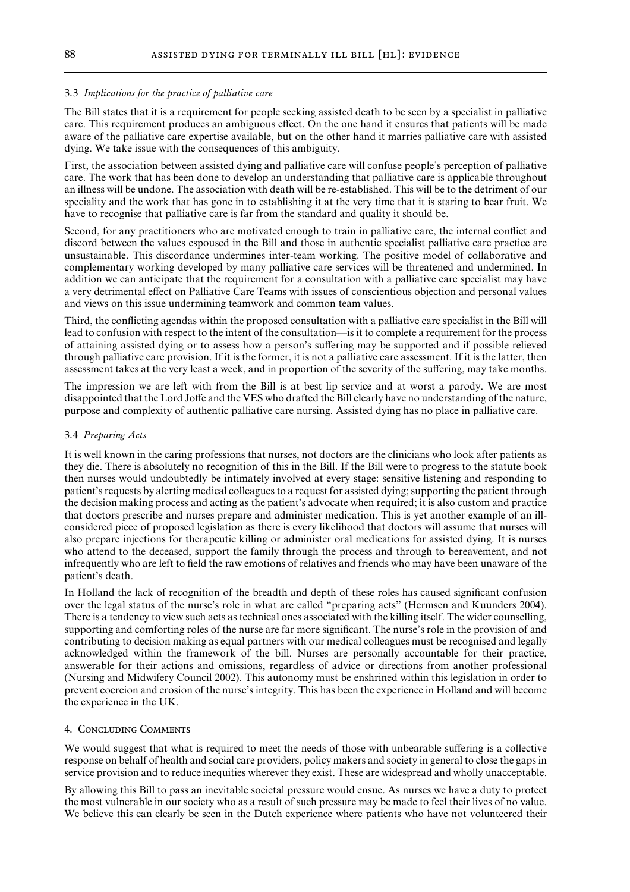### 3.3 *Implications for the practice of palliative care*

The Bill states that it is a requirement for people seeking assisted death to be seen by a specialist in palliative care. This requirement produces an ambiguous effect. On the one hand it ensures that patients will be made aware of the palliative care expertise available, but on the other hand it marries palliative care with assisted dying. We take issue with the consequences of this ambiguity.

First, the association between assisted dying and palliative care will confuse people's perception of palliative care. The work that has been done to develop an understanding that palliative care is applicable throughout an illness will be undone. The association with death will be re-established. This will be to the detriment of our speciality and the work that has gone in to establishing it at the very time that it is staring to bear fruit. We have to recognise that palliative care is far from the standard and quality it should be.

Second, for any practitioners who are motivated enough to train in palliative care, the internal conflict and discord between the values espoused in the Bill and those in authentic specialist palliative care practice are unsustainable. This discordance undermines inter-team working. The positive model of collaborative and complementary working developed by many palliative care services will be threatened and undermined. In addition we can anticipate that the requirement for a consultation with a palliative care specialist may have a very detrimental effect on Palliative Care Teams with issues of conscientious objection and personal values and views on this issue undermining teamwork and common team values.

Third, the conflicting agendas within the proposed consultation with a palliative care specialist in the Bill will lead to confusion with respect to the intent of the consultation—is it to complete a requirement for the process of attaining assisted dying or to assess how a person's suffering may be supported and if possible relieved through palliative care provision. If it is the former, it is not a palliative care assessment. If it is the latter, then assessment takes at the very least a week, and in proportion of the severity of the suffering, may take months.

The impression we are left with from the Bill is at best lip service and at worst a parody. We are most disappointed that the Lord Joffe and the VES who drafted the Bill clearly have no understanding of the nature, purpose and complexity of authentic palliative care nursing. Assisted dying has no place in palliative care.

### 3.4 *Preparing Acts*

It is well known in the caring professions that nurses, not doctors are the clinicians who look after patients as they die. There is absolutely no recognition of this in the Bill. If the Bill were to progress to the statute book then nurses would undoubtedly be intimately involved at every stage: sensitive listening and responding to patient's requests by alerting medical colleagues to a request for assisted dying; supporting the patient through the decision making process and acting as the patient's advocate when required; it is also custom and practice that doctors prescribe and nurses prepare and administer medication. This is yet another example of an ill-considered piece of proposed legislation as there is every likelihood that doctors will assume that nurses will also prepare injections for therapeutic killing or administer oral medications for assisted dying. It is nurses who attend to the deceased, support the family through the process and through to bereavement, and not infrequently who are left to field the raw emotions of relatives and friends who may have been unaware of the patient's death.

In Holland the lack of recognition of the breadth and depth of these roles has caused significant confusion over the legal status of the nurse's role in what are called "preparing acts" (Hermsen and Kuunders 2004). There is a tendency to view such acts as technical ones associated with the killing itself. The wider counselling, supporting and comforting roles of the nurse are far more significant. The nurse's role in the provision of and contributing to decision making as equal partners with our medical colleagues must be recognised and legally acknowledged within the framework of the bill. Nurses are personally accountable for their practice, answerable for their actions and omissions, regardless of advice or directions from another professional (Nursing and Midwifery Council 2002). This autonomy must be enshrined within this legislation in order to prevent coercion and erosion of the nurse's integrity. This has been the experience in Holland and will become the experience in the UK.

## 4. Concluding Comments

We would suggest that what is required to meet the needs of those with unbearable suffering is a collective response on behalf of health and social care providers, policy makers and society in general to close the gaps in service provision and to reduce inequities wherever they exist. These are widespread and wholly unacceptable.

By allowing this Bill to pass an inevitable societal pressure would ensue. As nurses we have a duty to protect the most vulnerable in our society who as a result of such pressure may be made to feel their lives of no value. We believe this can clearly be seen in the Dutch experience where patients who have not volunteered their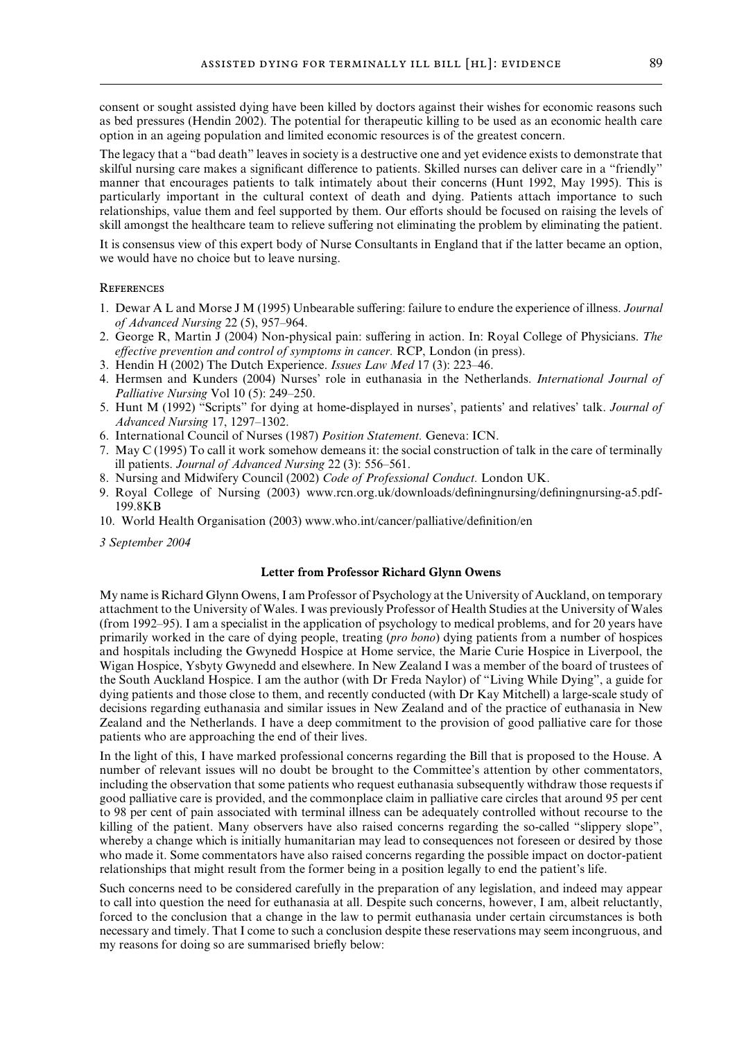consent or sought assisted dying have been killed by doctors against their wishes for economic reasons such as bed pressures (Hendin 2002). The potential for therapeutic killing to be used as an economic health care option in an ageing population and limited economic resources is of the greatest concern.

The legacy that a "bad death" leaves in society is a destructive one and yet evidence exists to demonstrate that skilful nursing care makes a significant difference to patients. Skilled nurses can deliver care in a "friendly" manner that encourages patients to talk intimately about their concerns (Hunt 1992, May 1995). This is particularly important in the cultural context of death and dying. Patients attach importance to such relationships, value them and feel supported by them. Our efforts should be focused on raising the levels of skill amongst the healthcare team to relieve suffering not eliminating the problem by eliminating the patient.

It is consensus view of this expert body of Nurse Consultants in England that if the latter became an option, we would have no choice but to leave nursing.

## References

1. Dewar A L and Morse J M (1995) Unbearable suffering: failure to endure the experience of illness. *Journal of Advanced Nursing* 22 (5), 957–964.
2. George R, Martin J (2004) Non-physical pain: suffering in action. In: Royal College of Physicians. *The effective prevention and control of symptoms in cancer.* RCP, London (in press).
3. Hendin H (2002) The Dutch Experience. *Issues Law Med* 17 (3): 223–46.
4. Hermsen and Kunders (2004) Nurses' role in euthanasia in the Netherlands. *International Journal of Palliative Nursing* Vol 10 (5): 249–250.
5. Hunt M (1992) "Scripts" for dying at home-displayed in nurses', patients' and relatives' talk. *Journal of Advanced Nursing* 17, 1297–1302.
6. International Council of Nurses (1987) *Position Statement.* Geneva: ICN.
7. May C (1995) To call it work somehow demeans it: the social construction of talk in the care of terminally ill patients. *Journal of Advanced Nursing* 22 (3): 556–561.
8. Nursing and Midwifery Council (2002) *Code of Professional Conduct.* London UK.
9. Royal College of Nursing (2003) www.rcn.org.uk/downloads/definingnursing/definingnursing-a5.pdf-199.8KB
10. World Health Organisation (2003) www.who.int/cancer/palliative/definition/en

*3 September 2004*

### Letter from Professor Richard Glynn Owens

My name is Richard Glynn Owens, I am Professor of Psychology at the University of Auckland, on temporary attachment to the University of Wales. I was previously Professor of Health Studies at the University of Wales (from 1992–95). I am a specialist in the application of psychology to medical problems, and for 20 years have primarily worked in the care of dying people, treating (*pro bono*) dying patients from a number of hospices and hospitals including the Gwynedd Hospice at Home service, the Marie Curie Hospice in Liverpool, the Wigan Hospice, Ysbyty Gwynedd and elsewhere. In New Zealand I was a member of the board of trustees of the South Auckland Hospice. I am the author (with Dr Freda Naylor) of "Living While Dying", a guide for dying patients and those close to them, and recently conducted (with Dr Kay Mitchell) a large-scale study of decisions regarding euthanasia and similar issues in New Zealand and of the practice of euthanasia in New Zealand and the Netherlands. I have a deep commitment to the provision of good palliative care for those patients who are approaching the end of their lives.

In the light of this, I have marked professional concerns regarding the Bill that is proposed to the House. A number of relevant issues will no doubt be brought to the Committee's attention by other commentators, including the observation that some patients who request euthanasia subsequently withdraw those requests if good palliative care is provided, and the commonplace claim in palliative care circles that around 95 per cent to 98 per cent of pain associated with terminal illness can be adequately controlled without recourse to the killing of the patient. Many observers have also raised concerns regarding the so-called "slippery slope", whereby a change which is initially humanitarian may lead to consequences not foreseen or desired by those who made it. Some commentators have also raised concerns regarding the possible impact on doctor-patient relationships that might result from the former being in a position legally to end the patient's life.

Such concerns need to be considered carefully in the preparation of any legislation, and indeed may appear to call into question the need for euthanasia at all. Despite such concerns, however, I am, albeit reluctantly, forced to the conclusion that a change in the law to permit euthanasia under certain circumstances is both necessary and timely. That I come to such a conclusion despite these reservations may seem incongruous, and my reasons for doing so are summarised briefly below: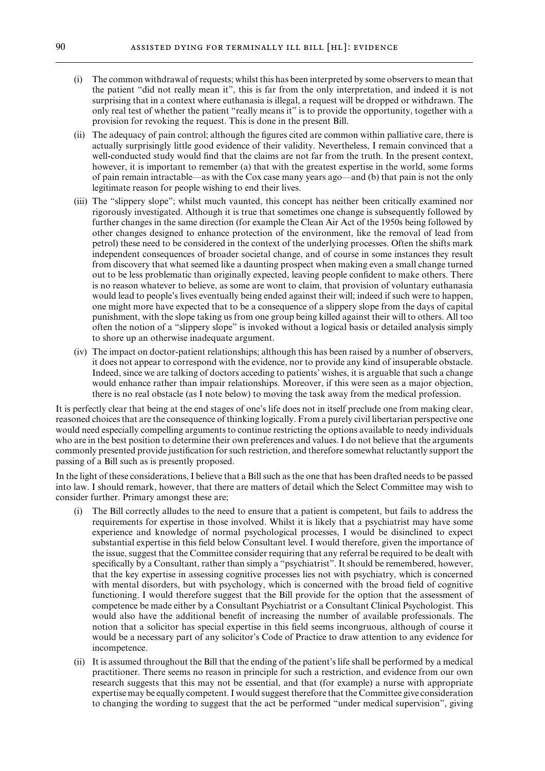(i) The common withdrawal of requests; whilst this has been interpreted by some observers to mean that the patient "did not really mean it", this is far from the only interpretation, and indeed it is not surprising that in a context where euthanasia is illegal, a request will be dropped or withdrawn. The only real test of whether the patient "really means it" is to provide the opportunity, together with a provision for revoking the request. This is done in the present Bill.

(ii) The adequacy of pain control; although the figures cited are common within palliative care, there is actually surprisingly little good evidence of their validity. Nevertheless, I remain convinced that a well-conducted study would find that the claims are not far from the truth. In the present context, however, it is important to remember (a) that with the greatest expertise in the world, some forms of pain remain intractable—as with the Cox case many years ago—and (b) that pain is not the only legitimate reason for people wishing to end their lives.

(iii) The "slippery slope"; whilst much vaunted, this concept has neither been critically examined nor rigorously investigated. Although it is true that sometimes one change is subsequently followed by further changes in the same direction (for example the Clean Air Act of the 1950s being followed by other changes designed to enhance protection of the environment, like the removal of lead from petrol) these need to be considered in the context of the underlying processes. Often the shifts mark independent consequences of broader societal change, and of course in some instances they result from discovery that what seemed like a daunting prospect when making even a small change turned out to be less problematic than originally expected, leaving people confident to make others. There is no reason whatever to believe, as some are wont to claim, that provision of voluntary euthanasia would lead to people's lives eventually being ended against their will; indeed if such were to happen, one might more have expected that to be a consequence of a slippery slope from the days of capital punishment, with the slope taking us from one group being killed against their will to others. All too often the notion of a "slippery slope" is invoked without a logical basis or detailed analysis simply to shore up an otherwise inadequate argument.

(iv) The impact on doctor-patient relationships; although this has been raised by a number of observers, it does not appear to correspond with the evidence, nor to provide any kind of insuperable obstacle. Indeed, since we are talking of doctors acceding to patients' wishes, it is arguable that such a change would enhance rather than impair relationships. Moreover, if this were seen as a major objection, there is no real obstacle (as I note below) to moving the task away from the medical profession.

It is perfectly clear that being at the end stages of one's life does not in itself preclude one from making clear, reasoned choices that are the consequence of thinking logically. From a purely civil libertarian perspective one would need especially compelling arguments to continue restricting the options available to needy individuals who are in the best position to determine their own preferences and values. I do not believe that the arguments commonly presented provide justification for such restriction, and therefore somewhat reluctantly support the passing of a Bill such as is presently proposed.

In the light of these considerations, I believe that a Bill such as the one that has been drafted needs to be passed into law. I should remark, however, that there are matters of detail which the Select Committee may wish to consider further. Primary amongst these are;

(i) The Bill correctly alludes to the need to ensure that a patient is competent, but fails to address the requirements for expertise in those involved. Whilst it is likely that a psychiatrist may have some experience and knowledge of normal psychological processes, I would be disinclined to expect substantial expertise in this field below Consultant level. I would therefore, given the importance of the issue, suggest that the Committee consider requiring that any referral be required to be dealt with specifically by a Consultant, rather than simply a "psychiatrist". It should be remembered, however, that the key expertise in assessing cognitive processes lies not with psychiatry, which is concerned with mental disorders, but with psychology, which is concerned with the broad field of cognitive functioning. I would therefore suggest that the Bill provide for the option that the assessment of competence be made either by a Consultant Psychiatrist or a Consultant Clinical Psychologist. This would also have the additional benefit of increasing the number of available professionals. The notion that a solicitor has special expertise in this field seems incongruous, although of course it would be a necessary part of any solicitor's Code of Practice to draw attention to any evidence for incompetence.

(ii) It is assumed throughout the Bill that the ending of the patient's life shall be performed by a medical practitioner. There seems no reason in principle for such a restriction, and evidence from our own research suggests that this may not be essential, and that (for example) a nurse with appropriate expertise may be equally competent. I would suggest therefore that the Committee give consideration to changing the wording to suggest that the act be performed "under medical supervision", giving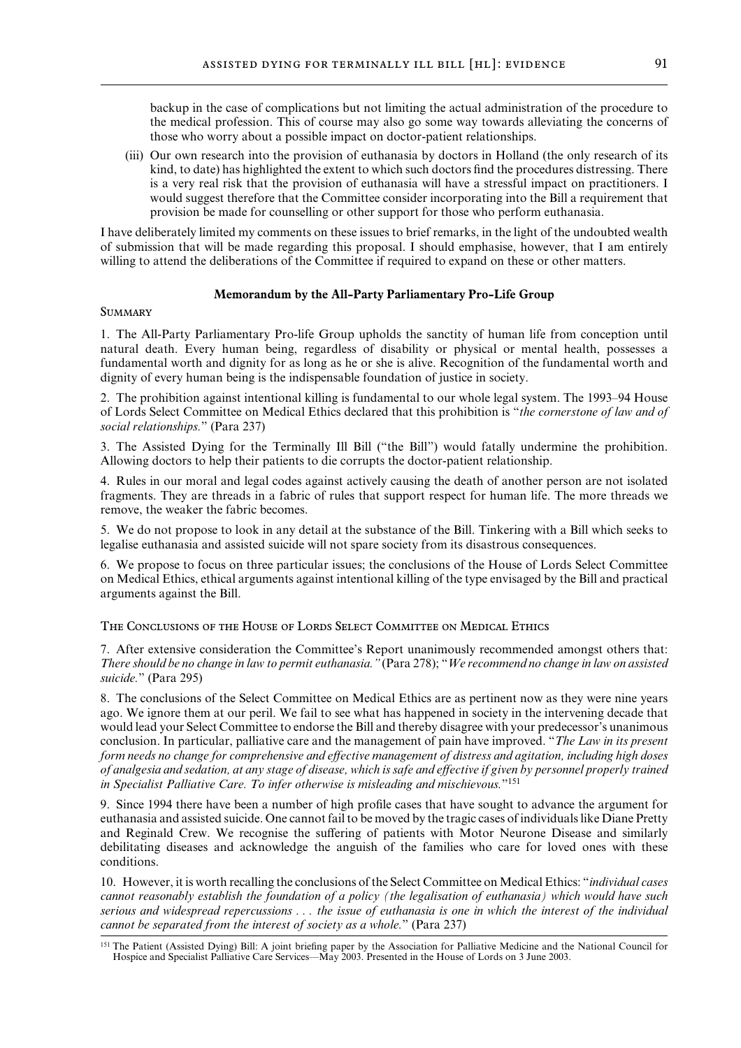backup in the case of complications but not limiting the actual administration of the procedure to the medical profession. This of course may also go some way towards alleviating the concerns of those who worry about a possible impact on doctor-patient relationships.

(iii) Our own research into the provision of euthanasia by doctors in Holland (the only research of its kind, to date) has highlighted the extent to which such doctors find the procedures distressing. There is a very real risk that the provision of euthanasia will have a stressful impact on practitioners. I would suggest therefore that the Committee consider incorporating into the Bill a requirement that provision be made for counselling or other support for those who perform euthanasia.

I have deliberately limited my comments on these issues to brief remarks, in the light of the undoubted wealth of submission that will be made regarding this proposal. I should emphasise, however, that I am entirely willing to attend the deliberations of the Committee if required to expand on these or other matters.

## Memorandum by the All-Party Parliamentary Pro-Life Group

### Summary

1. The All-Party Parliamentary Pro-life Group upholds the sanctity of human life from conception until natural death. Every human being, regardless of disability or physical or mental health, possesses a fundamental worth and dignity for as long as he or she is alive. Recognition of the fundamental worth and dignity of every human being is the indispensable foundation of justice in society.

2. The prohibition against intentional killing is fundamental to our whole legal system. The 1993–94 House of Lords Select Committee on Medical Ethics declared that this prohibition is "*the cornerstone of law and of social relationships.*" (Para 237)

3. The Assisted Dying for the Terminally Ill Bill ("the Bill") would fatally undermine the prohibition. Allowing doctors to help their patients to die corrupts the doctor-patient relationship.

4. Rules in our moral and legal codes against actively causing the death of another person are not isolated fragments. They are threads in a fabric of rules that support respect for human life. The more threads we remove, the weaker the fabric becomes.

5. We do not propose to look in any detail at the substance of the Bill. Tinkering with a Bill which seeks to legalise euthanasia and assisted suicide will not spare society from its disastrous consequences.

6. We propose to focus on three particular issues; the conclusions of the House of Lords Select Committee on Medical Ethics, ethical arguments against intentional killing of the type envisaged by the Bill and practical arguments against the Bill.

### The Conclusions of the House of Lords Select Committee on Medical Ethics

7. After extensive consideration the Committee's Report unanimously recommended amongst others that: *There should be no change in law to permit euthanasia."* (Para 278); "*We recommend no change in law on assisted suicide.*" (Para 295)

8. The conclusions of the Select Committee on Medical Ethics are as pertinent now as they were nine years ago. We ignore them at our peril. We fail to see what has happened in society in the intervening decade that would lead your Select Committee to endorse the Bill and thereby disagree with your predecessor's unanimous conclusion. In particular, palliative care and the management of pain have improved. "*The Law in its present form needs no change for comprehensive and effective management of distress and agitation, including high doses of analgesia and sedation, at any stage of disease, which is safe and effective if given by personnel properly trained in Specialist Palliative Care. To infer otherwise is misleading and mischievous.*"[151]

9. Since 1994 there have been a number of high profile cases that have sought to advance the argument for euthanasia and assisted suicide. One cannot fail to be moved by the tragic cases of individuals like Diane Pretty and Reginald Crew. We recognise the suffering of patients with Motor Neurone Disease and similarly debilitating diseases and acknowledge the anguish of the families who care for loved ones with these conditions.

10. However, it is worth recalling the conclusions of the Select Committee on Medical Ethics: "*individual cases cannot reasonably establish the foundation of a policy (the legalisation of euthanasia) which would have such serious and widespread repercussions . . . the issue of euthanasia is one in which the interest of the individual cannot be separated from the interest of society as a whole.*" (Para 237)

---

[151] The Patient (Assisted Dying) Bill: A joint briefing paper by the Association for Palliative Medicine and the National Council for Hospice and Specialist Palliative Care Services—May 2003. Presented in the House of Lords on 3 June 2003.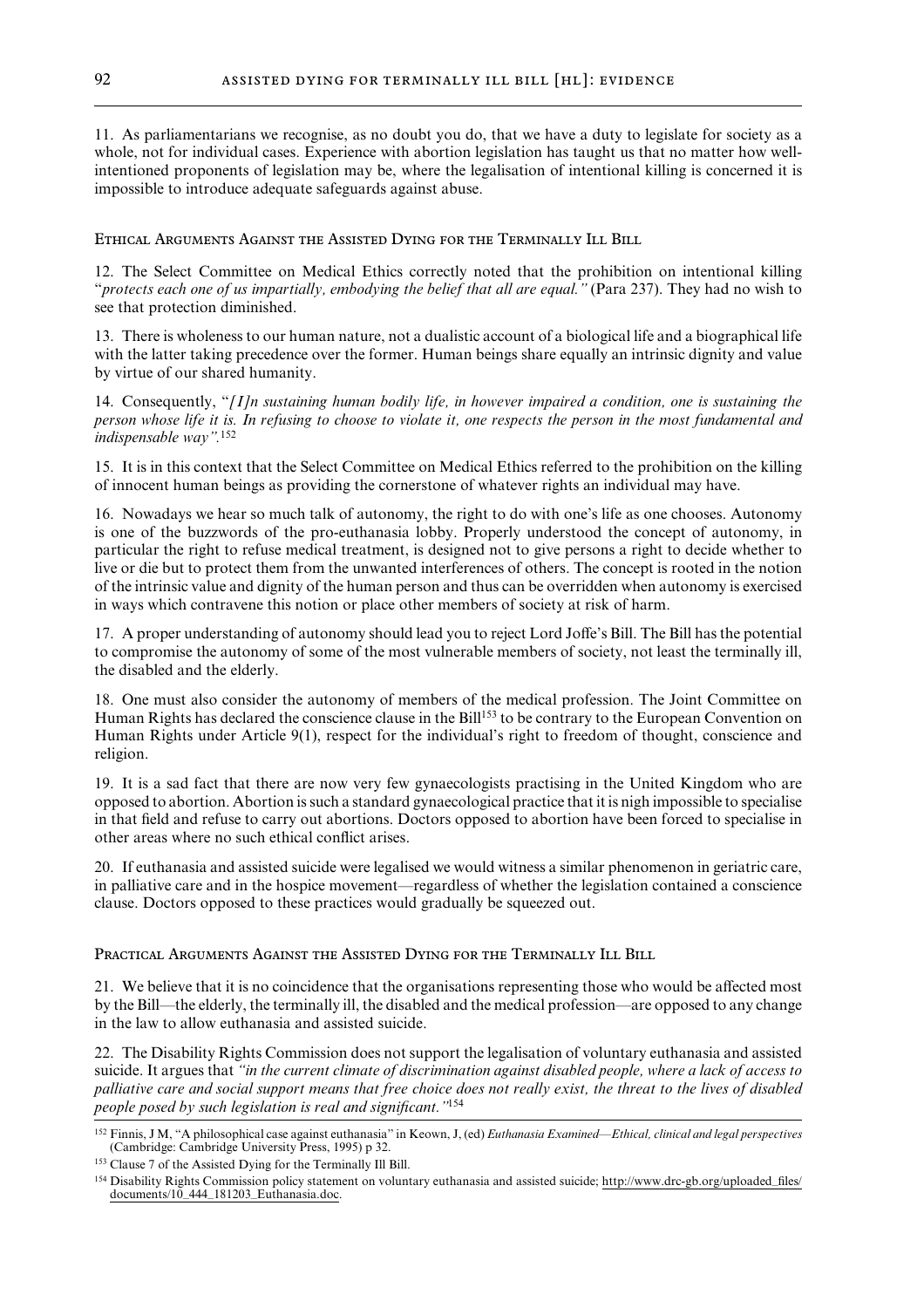11. As parliamentarians we recognise, as no doubt you do, that we have a duty to legislate for society as a whole, not for individual cases. Experience with abortion legislation has taught us that no matter how well-intentioned proponents of legislation may be, where the legalisation of intentional killing is concerned it is impossible to introduce adequate safeguards against abuse.

### Ethical Arguments Against the Assisted Dying for the Terminally Ill Bill

12. The Select Committee on Medical Ethics correctly noted that the prohibition on intentional killing "*protects each one of us impartially, embodying the belief that all are equal.*" (Para 237). They had no wish to see that protection diminished.

13. There is wholeness to our human nature, not a dualistic account of a biological life and a biographical life with the latter taking precedence over the former. Human beings share equally an intrinsic dignity and value by virtue of our shared humanity.

14. Consequently, "*[I]n sustaining human bodily life, in however impaired a condition, one is sustaining the person whose life it is. In refusing to choose to violate it, one respects the person in the most fundamental and indispensable way".*[152]

15. It is in this context that the Select Committee on Medical Ethics referred to the prohibition on the killing of innocent human beings as providing the cornerstone of whatever rights an individual may have.

16. Nowadays we hear so much talk of autonomy, the right to do with one's life as one chooses. Autonomy is one of the buzzwords of the pro-euthanasia lobby. Properly understood the concept of autonomy, in particular the right to refuse medical treatment, is designed not to give persons a right to decide whether to live or die but to protect them from the unwanted interferences of others. The concept is rooted in the notion of the intrinsic value and dignity of the human person and thus can be overridden when autonomy is exercised in ways which contravene this notion or place other members of society at risk of harm.

17. A proper understanding of autonomy should lead you to reject Lord Joffe's Bill. The Bill has the potential to compromise the autonomy of some of the most vulnerable members of society, not least the terminally ill, the disabled and the elderly.

18. One must also consider the autonomy of members of the medical profession. The Joint Committee on Human Rights has declared the conscience clause in the Bill[153] to be contrary to the European Convention on Human Rights under Article 9(1), respect for the individual's right to freedom of thought, conscience and religion.

19. It is a sad fact that there are now very few gynaecologists practising in the United Kingdom who are opposed to abortion. Abortion is such a standard gynaecological practice that it is nigh impossible to specialise in that field and refuse to carry out abortions. Doctors opposed to abortion have been forced to specialise in other areas where no such ethical conflict arises.

20. If euthanasia and assisted suicide were legalised we would witness a similar phenomenon in geriatric care, in palliative care and in the hospice movement—regardless of whether the legislation contained a conscience clause. Doctors opposed to these practices would gradually be squeezed out.

### Practical Arguments Against the Assisted Dying for the Terminally Ill Bill

21. We believe that it is no coincidence that the organisations representing those who would be affected most by the Bill—the elderly, the terminally ill, the disabled and the medical profession—are opposed to any change in the law to allow euthanasia and assisted suicide.

22. The Disability Rights Commission does not support the legalisation of voluntary euthanasia and assisted suicide. It argues that *"in the current climate of discrimination against disabled people, where a lack of access to palliative care and social support means that free choice does not really exist, the threat to the lives of disabled people posed by such legislation is real and significant."*[154]

---

[152] Finnis, J M, "A philosophical case against euthanasia" in Keown, J, (ed) *Euthanasia Examined—Ethical, clinical and legal perspectives* (Cambridge: Cambridge University Press, 1995) p 32.

[153] Clause 7 of the Assisted Dying for the Terminally Ill Bill.

[154] Disability Rights Commission policy statement on voluntary euthanasia and assisted suicide; http://www.drc-gb.org/uploaded_files/documents/10_444_181203_Euthanasia.doc.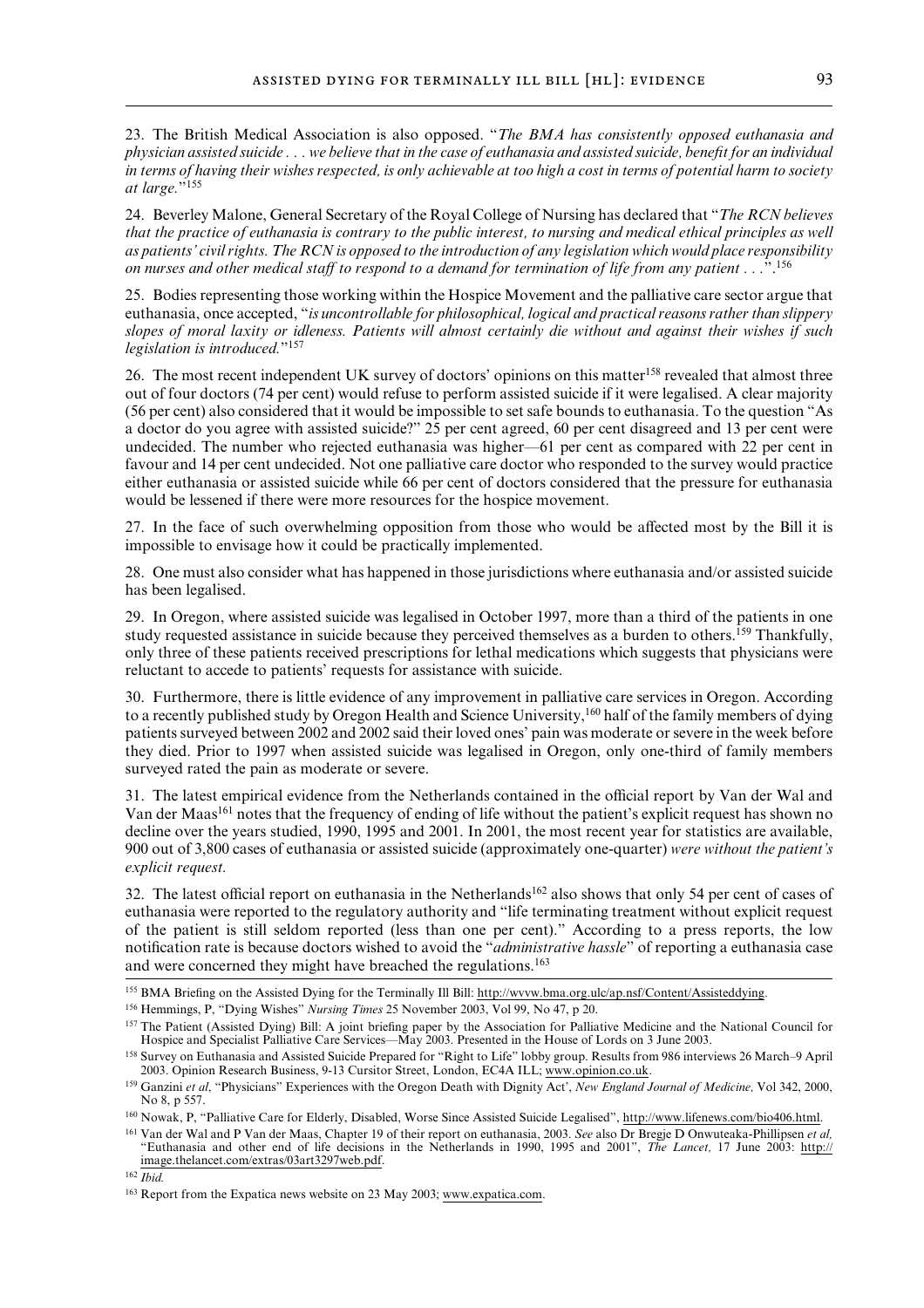23. The British Medical Association is also opposed. "*The BMA has consistently opposed euthanasia and physician assisted suicide . . . we believe that in the case of euthanasia and assisted suicide, benefit for an individual in terms of having their wishes respected, is only achievable at too high a cost in terms of potential harm to society at large.*"[155]

24. Beverley Malone, General Secretary of the Royal College of Nursing has declared that "*The RCN believes that the practice of euthanasia is contrary to the public interest, to nursing and medical ethical principles as well as patients' civil rights. The RCN is opposed to the introduction of any legislation which would place responsibility on nurses and other medical staff to respond to a demand for termination of life from any patient . . .*".[156]

25. Bodies representing those working within the Hospice Movement and the palliative care sector argue that euthanasia, once accepted, "*is uncontrollable for philosophical, logical and practical reasons rather than slippery slopes of moral laxity or idleness. Patients will almost certainly die without and against their wishes if such legislation is introduced.*"[157]

26. The most recent independent UK survey of doctors' opinions on this matter[158] revealed that almost three out of four doctors (74 per cent) would refuse to perform assisted suicide if it were legalised. A clear majority (56 per cent) also considered that it would be impossible to set safe bounds to euthanasia. To the question "As a doctor do you agree with assisted suicide?" 25 per cent agreed, 60 per cent disagreed and 13 per cent were undecided. The number who rejected euthanasia was higher—61 per cent as compared with 22 per cent in favour and 14 per cent undecided. Not one palliative care doctor who responded to the survey would practice either euthanasia or assisted suicide while 66 per cent of doctors considered that the pressure for euthanasia would be lessened if there were more resources for the hospice movement.

27. In the face of such overwhelming opposition from those who would be affected most by the Bill it is impossible to envisage how it could be practically implemented.

28. One must also consider what has happened in those jurisdictions where euthanasia and/or assisted suicide has been legalised.

29. In Oregon, where assisted suicide was legalised in October 1997, more than a third of the patients in one study requested assistance in suicide because they perceived themselves as a burden to others.[159] Thankfully, only three of these patients received prescriptions for lethal medications which suggests that physicians were reluctant to accede to patients' requests for assistance with suicide.

30. Furthermore, there is little evidence of any improvement in palliative care services in Oregon. According to a recently published study by Oregon Health and Science University,[160] half of the family members of dying patients surveyed between 2002 and 2002 said their loved ones' pain was moderate or severe in the week before they died. Prior to 1997 when assisted suicide was legalised in Oregon, only one-third of family members surveyed rated the pain as moderate or severe.

31. The latest empirical evidence from the Netherlands contained in the official report by Van der Wal and Van der Maas[161] notes that the frequency of ending of life without the patient's explicit request has shown no decline over the years studied, 1990, 1995 and 2001. In 2001, the most recent year for statistics are available, 900 out of 3,800 cases of euthanasia or assisted suicide (approximately one-quarter) *were without the patient's explicit request.*

32. The latest official report on euthanasia in the Netherlands[162] also shows that only 54 per cent of cases of euthanasia were reported to the regulatory authority and "life terminating treatment without explicit request of the patient is still seldom reported (less than one per cent)." According to a press reports, the low notification rate is because doctors wished to avoid the "*administrative hassle*" of reporting a euthanasia case and were concerned they might have breached the regulations.[163]

---

[155] BMA Briefing on the Assisted Dying for the Terminally Ill Bill: http://wvvw.bma.org.ulc/ap.nsf/Content/Assisteddying.

[156] Hemmings, P, "Dying Wishes" *Nursing Times* 25 November 2003, Vol 99, No 47, p 20.

[157] The Patient (Assisted Dying) Bill: A joint briefing paper by the Association for Palliative Medicine and the National Council for Hospice and Specialist Palliative Care Services—May 2003. Presented in the House of Lords on 3 June 2003.

[158] Survey on Euthanasia and Assisted Suicide Prepared for "Right to Life" lobby group. Results from 986 interviews 26 March–9 April 2003. Opinion Research Business, 9-13 Cursitor Street, London, EC4A ILL; www.opinion.co.uk.

[159] Ganzini *et al*, "Physicians" Experiences with the Oregon Death with Dignity Act', *New England Journal of Medicine,* Vol 342, 2000, No 8, p 557.

[160] Nowak, P, "Palliative Care for Elderly, Disabled, Worse Since Assisted Suicide Legalised", http://www.lifenews.com/bio406.html.

[161] Van der Wal and P Van der Maas, Chapter 19 of their report on euthanasia, 2003. *See* also Dr Bregje D Onwuteaka-Phillipsen *et al,* "Euthanasia and other end of life decisions in the Netherlands in 1990, 1995 and 2001", *The Lancet,* 17 June 2003: http://image.thelancet.com/extras/03art3297web.pdf.

[162] *Ibid.*

[163] Report from the Expatica news website on 23 May 2003; www.expatica.com.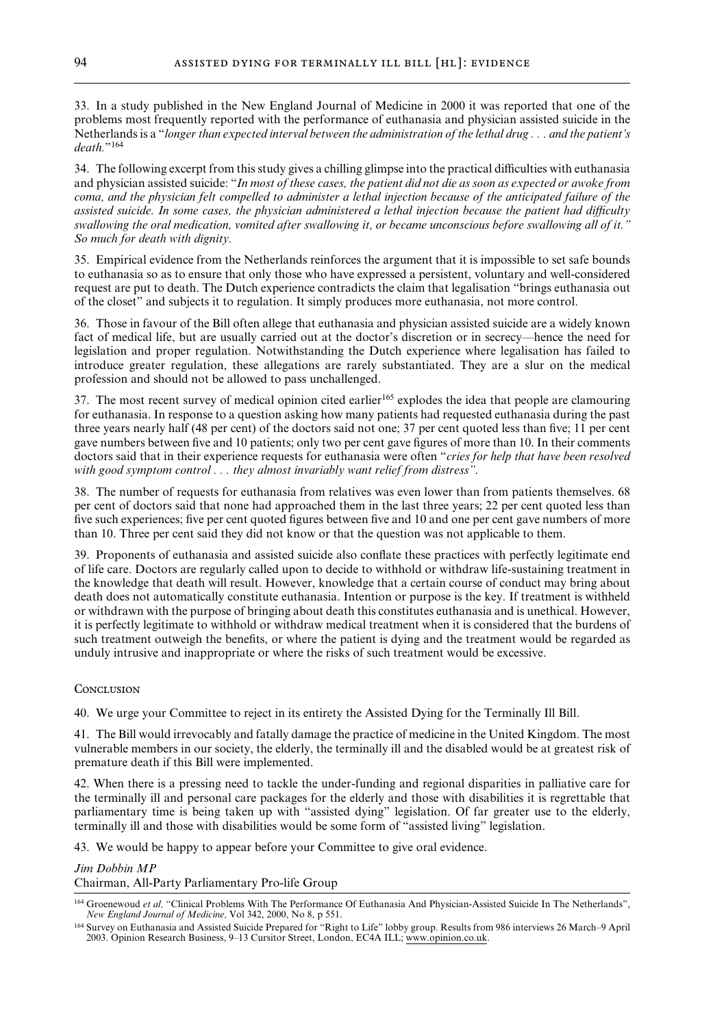33. In a study published in the New England Journal of Medicine in 2000 it was reported that one of the problems most frequently reported with the performance of euthanasia and physician assisted suicide in the Netherlands is a "*longer than expected interval between the administration of the lethal drug . . . and the patient's death.*"[164]

34. The following excerpt from this study gives a chilling glimpse into the practical difficulties with euthanasia and physician assisted suicide: "*In most of these cases, the patient did not die as soon as expected or awoke from coma, and the physician felt compelled to administer a lethal injection because of the anticipated failure of the assisted suicide. In some cases, the physician administered a lethal injection because the patient had difficulty swallowing the oral medication, vomited after swallowing it, or became unconscious before swallowing all of it." So much for death with dignity.*

35. Empirical evidence from the Netherlands reinforces the argument that it is impossible to set safe bounds to euthanasia so as to ensure that only those who have expressed a persistent, voluntary and well-considered request are put to death. The Dutch experience contradicts the claim that legalisation "brings euthanasia out of the closet" and subjects it to regulation. It simply produces more euthanasia, not more control.

36. Those in favour of the Bill often allege that euthanasia and physician assisted suicide are a widely known fact of medical life, but are usually carried out at the doctor's discretion or in secrecy—hence the need for legislation and proper regulation. Notwithstanding the Dutch experience where legalisation has failed to introduce greater regulation, these allegations are rarely substantiated. They are a slur on the medical profession and should not be allowed to pass unchallenged.

37. The most recent survey of medical opinion cited earlier[165] explodes the idea that people are clamouring for euthanasia. In response to a question asking how many patients had requested euthanasia during the past three years nearly half (48 per cent) of the doctors said not one; 37 per cent quoted less than five; 11 per cent gave numbers between five and 10 patients; only two per cent gave figures of more than 10. In their comments doctors said that in their experience requests for euthanasia were often "*cries for help that have been resolved with good symptom control . . . they almost invariably want relief from distress".*

38. The number of requests for euthanasia from relatives was even lower than from patients themselves. 68 per cent of doctors said that none had approached them in the last three years; 22 per cent quoted less than five such experiences; five per cent quoted figures between five and 10 and one per cent gave numbers of more than 10. Three per cent said they did not know or that the question was not applicable to them.

39. Proponents of euthanasia and assisted suicide also conflate these practices with perfectly legitimate end of life care. Doctors are regularly called upon to decide to withhold or withdraw life-sustaining treatment in the knowledge that death will result. However, knowledge that a certain course of conduct may bring about death does not automatically constitute euthanasia. Intention or purpose is the key. If treatment is withheld or withdrawn with the purpose of bringing about death this constitutes euthanasia and is unethical. However, it is perfectly legitimate to withhold or withdraw medical treatment when it is considered that the burdens of such treatment outweigh the benefits, or where the patient is dying and the treatment would be regarded as unduly intrusive and inappropriate or where the risks of such treatment would be excessive.

## Conclusion

40. We urge your Committee to reject in its entirety the Assisted Dying for the Terminally Ill Bill.

41. The Bill would irrevocably and fatally damage the practice of medicine in the United Kingdom. The most vulnerable members in our society, the elderly, the terminally ill and the disabled would be at greatest risk of premature death if this Bill were implemented.

42. When there is a pressing need to tackle the under-funding and regional disparities in palliative care for the terminally ill and personal care packages for the elderly and those with disabilities it is regrettable that parliamentary time is being taken up with "assisted dying" legislation. Of far greater use to the elderly, terminally ill and those with disabilities would be some form of "assisted living" legislation.

43. We would be happy to appear before your Committee to give oral evidence.

*Jim Dobbin MP*
Chairman, All-Party Parliamentary Pro-life Group

[164] Groenewoud *et al*, "Clinical Problems With The Performance Of Euthanasia And Physician-Assisted Suicide In The Netherlands", *New England Journal of Medicine,* Vol 342, 2000, No 8, p 551.

[164] Survey on Euthanasia and Assisted Suicide Prepared for "Right to Life" lobby group. Results from 986 interviews 26 March–9 April 2003. Opinion Research Business, 9–13 Cursitor Street, London, EC4A 1LL; www.opinion.co.uk.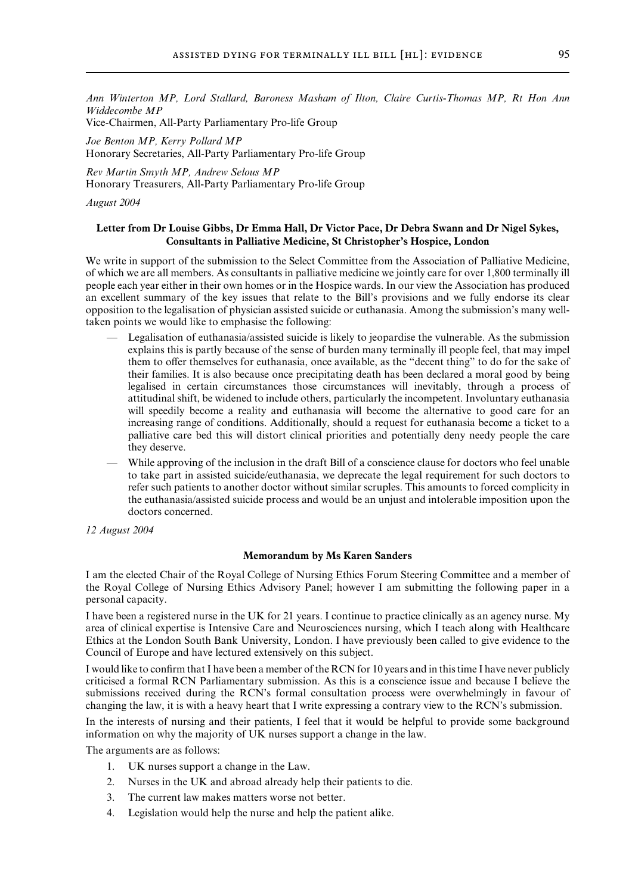*Ann Winterton MP, Lord Stallard, Baroness Masham of Ilton, Claire Curtis-Thomas MP, Rt Hon Ann Widdecombe MP*
Vice-Chairmen, All-Party Parliamentary Pro-life Group

*Joe Benton MP, Kerry Pollard MP*
Honorary Secretaries, All-Party Parliamentary Pro-life Group

*Rev Martin Smyth MP, Andrew Selous MP*
Honorary Treasurers, All-Party Parliamentary Pro-life Group

*August 2004*

### Letter from Dr Louise Gibbs, Dr Emma Hall, Dr Victor Pace, Dr Debra Swann and Dr Nigel Sykes, Consultants in Palliative Medicine, St Christopher's Hospice, London

We write in support of the submission to the Select Committee from the Association of Palliative Medicine, of which we are all members. As consultants in palliative medicine we jointly care for over 1,800 terminally ill people each year either in their own homes or in the Hospice wards. In our view the Association has produced an excellent summary of the key issues that relate to the Bill's provisions and we fully endorse its clear opposition to the legalisation of physician assisted suicide or euthanasia. Among the submission's many well-taken points we would like to emphasise the following:

- Legalisation of euthanasia/assisted suicide is likely to jeopardise the vulnerable. As the submission explains this is partly because of the sense of burden many terminally ill people feel, that may impel them to offer themselves for euthanasia, once available, as the "decent thing" to do for the sake of their families. It is also because once precipitating death has been declared a moral good by being legalised in certain circumstances those circumstances will inevitably, through a process of attitudinal shift, be widened to include others, particularly the incompetent. Involuntary euthanasia will speedily become a reality and euthanasia will become the alternative to good care for an increasing range of conditions. Additionally, should a request for euthanasia become a ticket to a palliative care bed this will distort clinical priorities and potentially deny needy people the care they deserve.
- While approving of the inclusion in the draft Bill of a conscience clause for doctors who feel unable to take part in assisted suicide/euthanasia, we deprecate the legal requirement for such doctors to refer such patients to another doctor without similar scruples. This amounts to forced complicity in the euthanasia/assisted suicide process and would be an unjust and intolerable imposition upon the doctors concerned.

*12 August 2004*

### Memorandum by Ms Karen Sanders

I am the elected Chair of the Royal College of Nursing Ethics Forum Steering Committee and a member of the Royal College of Nursing Ethics Advisory Panel; however I am submitting the following paper in a personal capacity.

I have been a registered nurse in the UK for 21 years. I continue to practice clinically as an agency nurse. My area of clinical expertise is Intensive Care and Neurosciences nursing, which I teach along with Healthcare Ethics at the London South Bank University, London. I have previously been called to give evidence to the Council of Europe and have lectured extensively on this subject.

I would like to confirm that I have been a member of the RCN for 10 years and in this time I have never publicly criticised a formal RCN Parliamentary submission. As this is a conscience issue and because I believe the submissions received during the RCN's formal consultation process were overwhelmingly in favour of changing the law, it is with a heavy heart that I write expressing a contrary view to the RCN's submission.

In the interests of nursing and their patients, I feel that it would be helpful to provide some background information on why the majority of UK nurses support a change in the law.

The arguments are as follows:

1. UK nurses support a change in the Law.
2. Nurses in the UK and abroad already help their patients to die.
3. The current law makes matters worse not better.
4. Legislation would help the nurse and help the patient alike.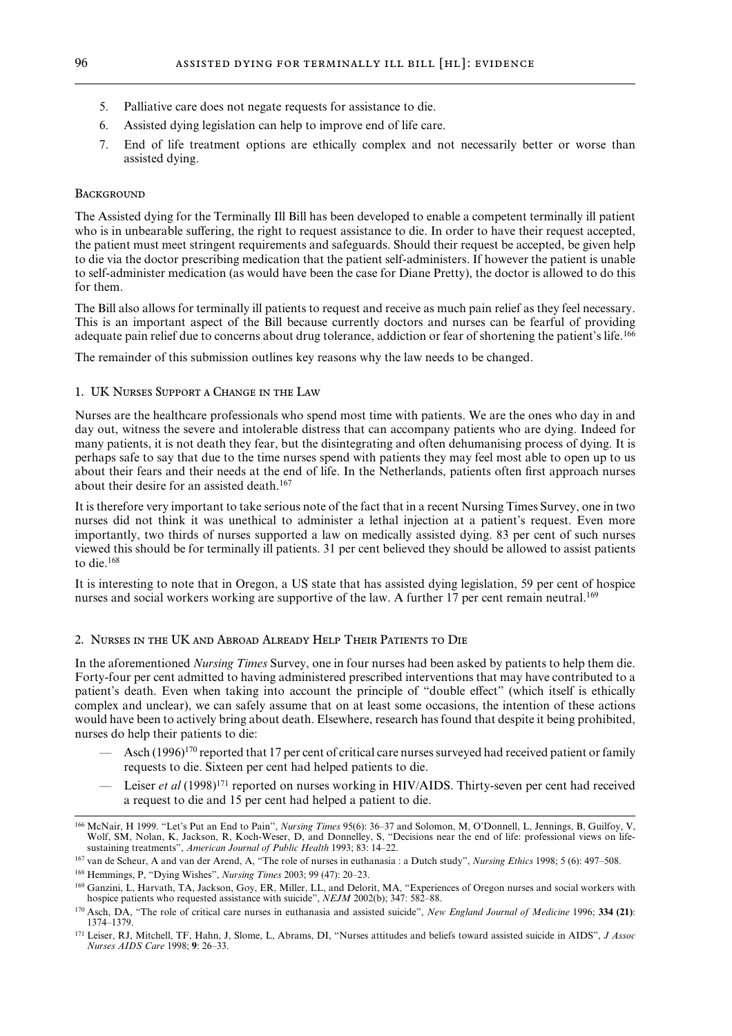5. Palliative care does not negate requests for assistance to die.
6. Assisted dying legislation can help to improve end of life care.
7. End of life treatment options are ethically complex and not necessarily better or worse than assisted dying.

### Background

The Assisted dying for the Terminally Ill Bill has been developed to enable a competent terminally ill patient who is in unbearable suffering, the right to request assistance to die. In order to have their request accepted, the patient must meet stringent requirements and safeguards. Should their request be accepted, be given help to die via the doctor prescribing medication that the patient self-administers. If however the patient is unable to self-administer medication (as would have been the case for Diane Pretty), the doctor is allowed to do this for them.

The Bill also allows for terminally ill patients to request and receive as much pain relief as they feel necessary. This is an important aspect of the Bill because currently doctors and nurses can be fearful of providing adequate pain relief due to concerns about drug tolerance, addiction or fear of shortening the patient's life.[166]

The remainder of this submission outlines key reasons why the law needs to be changed.

### 1. UK Nurses Support a Change in the Law

Nurses are the healthcare professionals who spend most time with patients. We are the ones who day in and day out, witness the severe and intolerable distress that can accompany patients who are dying. Indeed for many patients, it is not death they fear, but the disintegrating and often dehumanising process of dying. It is perhaps safe to say that due to the time nurses spend with patients they may feel most able to open up to us about their fears and their needs at the end of life. In the Netherlands, patients often first approach nurses about their desire for an assisted death.[167]

It is therefore very important to take serious note of the fact that in a recent Nursing Times Survey, one in two nurses did not think it was unethical to administer a lethal injection at a patient's request. Even more importantly, two thirds of nurses supported a law on medically assisted dying. 83 per cent of such nurses viewed this should be for terminally ill patients. 31 per cent believed they should be allowed to assist patients to die.[168]

It is interesting to note that in Oregon, a US state that has assisted dying legislation, 59 per cent of hospice nurses and social workers working are supportive of the law. A further 17 per cent remain neutral.[169]

### 2. Nurses in the UK and Abroad Already Help Their Patients to Die

In the aforementioned *Nursing Times* Survey, one in four nurses had been asked by patients to help them die. Forty-four per cent admitted to having administered prescribed interventions that may have contributed to a patient's death. Even when taking into account the principle of "double effect" (which itself is ethically complex and unclear), we can safely assume that on at least some occasions, the intention of these actions would have been to actively bring about death. Elsewhere, research has found that despite it being prohibited, nurses do help their patients to die:

- Asch (1996)[170] reported that 17 per cent of critical care nurses surveyed had received patient or family requests to die. Sixteen per cent had helped patients to die.
- Leiser *et al* (1998)[171] reported on nurses working in HIV/AIDS. Thirty-seven per cent had received a request to die and 15 per cent had helped a patient to die.

---

[166] McNair, H 1999. "Let's Put an End to Pain", *Nursing Times* 95(6): 36–37 and Solomon, M, O'Donnell, L, Jennings, B, Guilfoy, V, Wolf, SM, Nolan, K, Jackson, R, Koch-Weser, D, and Donnelley, S, "Decisions near the end of life: professional views on life-sustaining treatments", *American Journal of Public Health* 1993; 83: 14–22.

[167] van de Scheur, A and van der Arend, A, "The role of nurses in euthanasia : a Dutch study", *Nursing Ethics* 1998; 5 (6): 497–508.

[168] Hemmings, P, "Dying Wishes", *Nursing Times* 2003; 99 (47): 20–23.

[169] Ganzini, L, Harvath, TA, Jackson, Goy, ER, Miller, LL, and Delorit, MA, "Experiences of Oregon nurses and social workers with hospice patients who requested assistance with suicide", *NEJM* 2002(b); 347: 582–88.

[170] Asch, DA, "The role of critical care nurses in euthanasia and assisted suicide", *New England Journal of Medicine* 1996; **334 (21)**: 1374–1379.

[171] Leiser, RJ, Mitchell, TF, Hahn, J, Slome, L, Abrams, DI, "Nurses attitudes and beliefs toward assisted suicide in AIDS", *J Assoc Nurses AIDS Care* 1998; **9**: 26–33.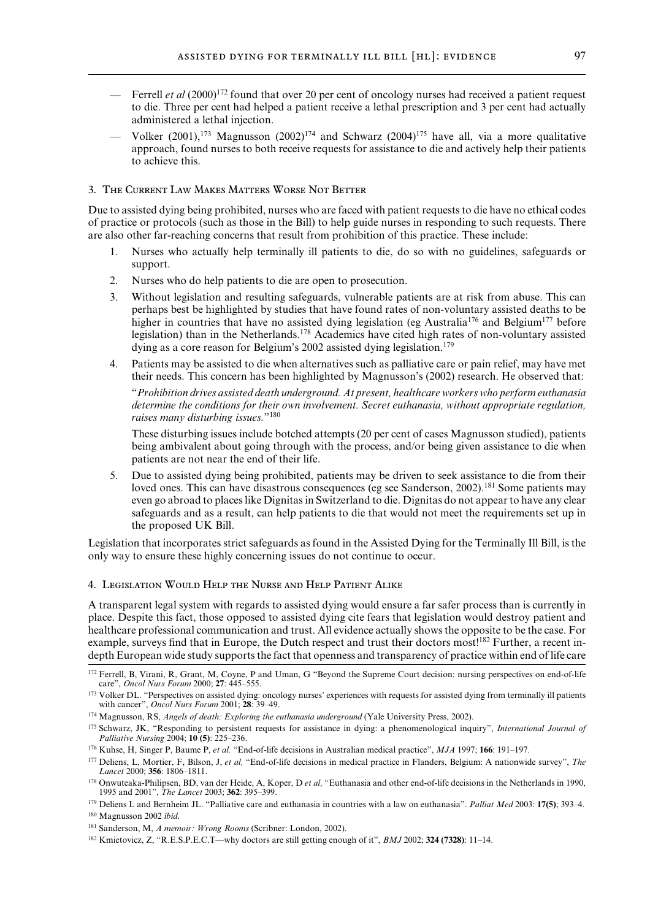- Ferrell *et al* (2000)[172] found that over 20 per cent of oncology nurses had received a patient request to die. Three per cent had helped a patient receive a lethal prescription and 3 per cent had actually administered a lethal injection.
- Volker (2001),[173] Magnusson (2002)[174] and Schwarz (2004)[175] have all, via a more qualitative approach, found nurses to both receive requests for assistance to die and actively help their patients to achieve this.

### 3. The Current Law Makes Matters Worse Not Better

Due to assisted dying being prohibited, nurses who are faced with patient requests to die have no ethical codes of practice or protocols (such as those in the Bill) to help guide nurses in responding to such requests. There are also other far-reaching concerns that result from prohibition of this practice. These include:

1. Nurses who actually help terminally ill patients to die, do so with no guidelines, safeguards or support.
2. Nurses who do help patients to die are open to prosecution.
3. Without legislation and resulting safeguards, vulnerable patients are at risk from abuse. This can perhaps best be highlighted by studies that have found rates of non-voluntary assisted deaths to be higher in countries that have no assisted dying legislation (eg Australia[176] and Belgium[177] before legislation) than in the Netherlands.[178] Academics have cited high rates of non-voluntary assisted dying as a core reason for Belgium's 2002 assisted dying legislation.[179]
4. Patients may be assisted to die when alternatives such as palliative care or pain relief, may have met their needs. This concern has been highlighted by Magnusson's (2002) research. He observed that:

   "*Prohibition drives assisted death underground. At present, healthcare workers who perform euthanasia determine the conditions for their own involvement. Secret euthanasia, without appropriate regulation, raises many disturbing issues.*"[180]

   These disturbing issues include botched attempts (20 per cent of cases Magnusson studied), patients being ambivalent about going through with the process, and/or being given assistance to die when patients are not near the end of their life.
5. Due to assisted dying being prohibited, patients may be driven to seek assistance to die from their loved ones. This can have disastrous consequences (eg see Sanderson, 2002).[181] Some patients may even go abroad to places like Dignitas in Switzerland to die. Dignitas do not appear to have any clear safeguards and as a result, can help patients to die that would not meet the requirements set up in the proposed UK Bill.

Legislation that incorporates strict safeguards as found in the Assisted Dying for the Terminally Ill Bill, is the only way to ensure these highly concerning issues do not continue to occur.

### 4. Legislation Would Help the Nurse and Help Patient Alike

A transparent legal system with regards to assisted dying would ensure a far safer process than is currently in place. Despite this fact, those opposed to assisted dying cite fears that legislation would destroy patient and healthcare professional communication and trust. All evidence actually shows the opposite to be the case. For example, surveys find that in Europe, the Dutch respect and trust their doctors most![182] Further, a recent in-depth European wide study supports the fact that openness and transparency of practice within end of life care

---

[172] Ferrell, B, Virani, R, Grant, M, Coyne, P and Uman, G "Beyond the Supreme Court decision: nursing perspectives on end-of-life care", *Oncol Nurs Forum* 2000; **27**: 445–555.

[173] Volker DL. "Perspectives on assisted dying: oncology nurses' experiences with requests for assisted dying from terminally ill patients with cancer", *Oncol Nurs Forum* 2001; **28**: 39–49.

[174] Magnusson, RS, *Angels of death: Exploring the euthanasia underground* (Yale University Press, 2002).

[175] Schwarz, JK, "Responding to persistent requests for assistance in dying: a phenomenological inquiry", *International Journal of Palliative Nursing* 2004; **10 (5)**: 225–236.

[176] Kuhse, H, Singer P, Baume P, *et al.* "End-of-life decisions in Australian medical practice", *MJA* 1997; **166**: 191–197.

[177] Deliens, L, Mortier, F, Bilson, J, *et al,* "End-of-life decisions in medical practice in Flanders, Belgium: A nationwide survey", *The Lancet* 2000; **356**: 1806–1811.

[178] Onwuteaka-Philipsen, BD, van der Heide, A, Koper, D *et al,* "Euthanasia and other end-of-life decisions in the Netherlands in 1990, 1995 and 2001", *The Lancet* 2003; **362**: 395–399.

[179] Deliens L and Bernheim JL. "Palliative care and euthanasia in countries with a law on euthanasia". *Palliat Med* 2003: **17(5)**; 393–4.

[180] Magnusson 2002 *ibid*.

[181] Sanderson, M, *A memoir: Wrong Rooms* (Scribner: London, 2002).

[182] Kmietovicz, Z, "R.E.S.P.E.C.T—why doctors are still getting enough of it", *BMJ* 2002; **324 (7328)**: 11–14.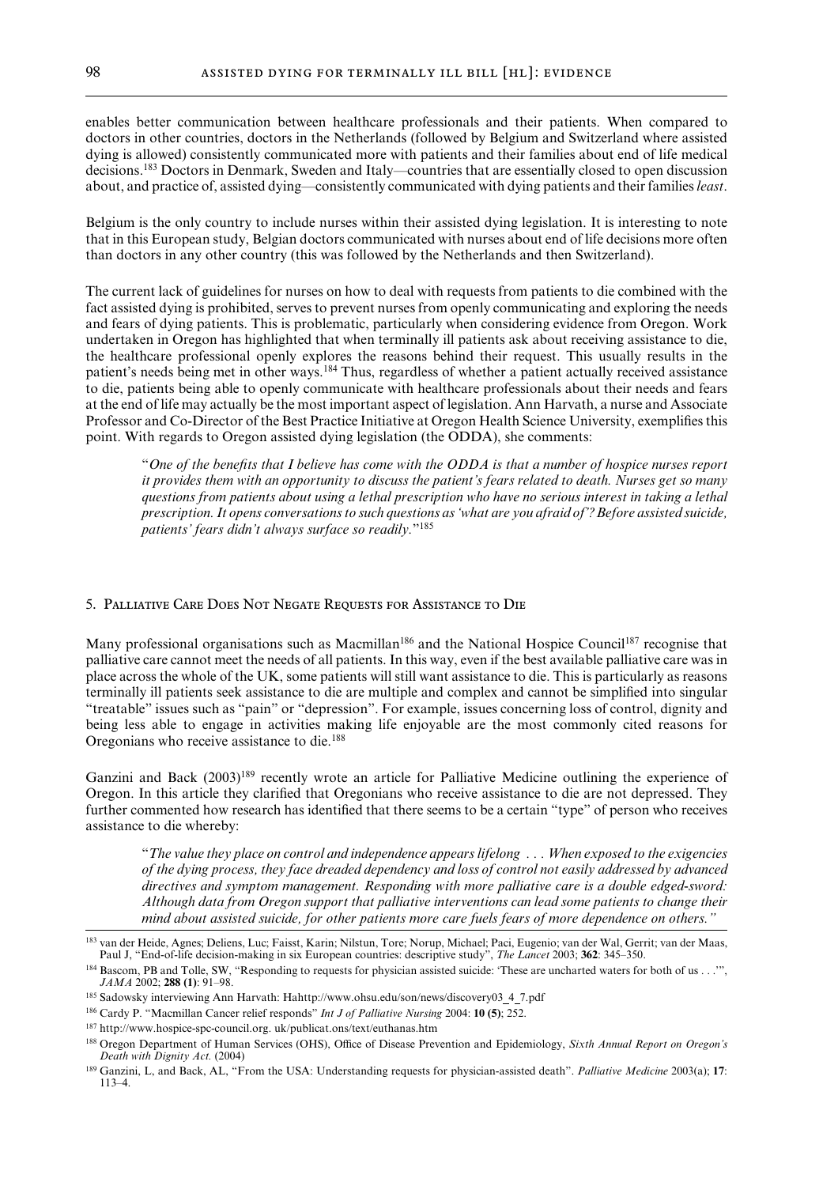enables better communication between healthcare professionals and their patients. When compared to doctors in other countries, doctors in the Netherlands (followed by Belgium and Switzerland where assisted dying is allowed) consistently communicated more with patients and their families about end of life medical decisions.[183] Doctors in Denmark, Sweden and Italy—countries that are essentially closed to open discussion about, and practice of, assisted dying—consistently communicated with dying patients and their families *least*.

Belgium is the only country to include nurses within their assisted dying legislation. It is interesting to note that in this European study, Belgian doctors communicated with nurses about end of life decisions more often than doctors in any other country (this was followed by the Netherlands and then Switzerland).

The current lack of guidelines for nurses on how to deal with requests from patients to die combined with the fact assisted dying is prohibited, serves to prevent nurses from openly communicating and exploring the needs and fears of dying patients. This is problematic, particularly when considering evidence from Oregon. Work undertaken in Oregon has highlighted that when terminally ill patients ask about receiving assistance to die, the healthcare professional openly explores the reasons behind their request. This usually results in the patient's needs being met in other ways.[184] Thus, regardless of whether a patient actually received assistance to die, patients being able to openly communicate with healthcare professionals about their needs and fears at the end of life may actually be the most important aspect of legislation. Ann Harvath, a nurse and Associate Professor and Co-Director of the Best Practice Initiative at Oregon Health Science University, exemplifies this point. With regards to Oregon assisted dying legislation (the ODDA), she comments:

> "*One of the benefits that I believe has come with the ODDA is that a number of hospice nurses report it provides them with an opportunity to discuss the patient's fears related to death. Nurses get so many questions from patients about using a lethal prescription who have no serious interest in taking a lethal prescription. It opens conversations to such questions as 'what are you afraid of'? Before assisted suicide, patients' fears didn't always surface so readily*."[185]

## 5. Palliative Care Does Not Negate Requests for Assistance to Die

Many professional organisations such as Macmillan[186] and the National Hospice Council[187] recognise that palliative care cannot meet the needs of all patients. In this way, even if the best available palliative care was in place across the whole of the UK, some patients will still want assistance to die. This is particularly as reasons terminally ill patients seek assistance to die are multiple and complex and cannot be simplified into singular "treatable" issues such as "pain" or "depression". For example, issues concerning loss of control, dignity and being less able to engage in activities making life enjoyable are the most commonly cited reasons for Oregonians who receive assistance to die.[188]

Ganzini and Back (2003)[189] recently wrote an article for Palliative Medicine outlining the experience of Oregon. In this article they clarified that Oregonians who receive assistance to die are not depressed. They further commented how research has identified that there seems to be a certain "type" of person who receives assistance to die whereby:

> "*The value they place on control and independence appears lifelong . . . When exposed to the exigencies of the dying process, they face dreaded dependency and loss of control not easily addressed by advanced directives and symptom management. Responding with more palliative care is a double edged-sword: Although data from Oregon support that palliative interventions can lead some patients to change their mind about assisted suicide, for other patients more care fuels fears of more dependence on others.*"

---

[183] van der Heide, Agnes; Deliens, Luc; Faisst, Karin; Nilstun, Tore; Norup, Michael; Paci, Eugenio; van der Wal, Gerrit; van der Maas, Paul J, "End-of-life decision-making in six European countries: descriptive study", *The Lancet* 2003; **362**: 345–350.

[184] Bascom, PB and Tolle, SW, "Responding to requests for physician assisted suicide: 'These are uncharted waters for both of us . . .'", *JAMA* 2002; **288 (1)**: 91–98.

[185] Sadowsky interviewing Ann Harvath: Hahttp://www.ohsu.edu/son/news/discovery03_4_7.pdf

[186] Cardy P. "Macmillan Cancer relief responds" *Int J of Palliative Nursing* 2004: **10 (5)**; 252.

[187] http://www.hospice-spc-council.org. uk/publicat.ons/text/euthanas.htm

[188] Oregon Department of Human Services (OHS), Office of Disease Prevention and Epidemiology, *Sixth Annual Report on Oregon's Death with Dignity Act.* (2004)

[189] Ganzini, L, and Back, AL, "From the USA: Understanding requests for physician-assisted death". *Palliative Medicine* 2003(a); **17**: 113–4.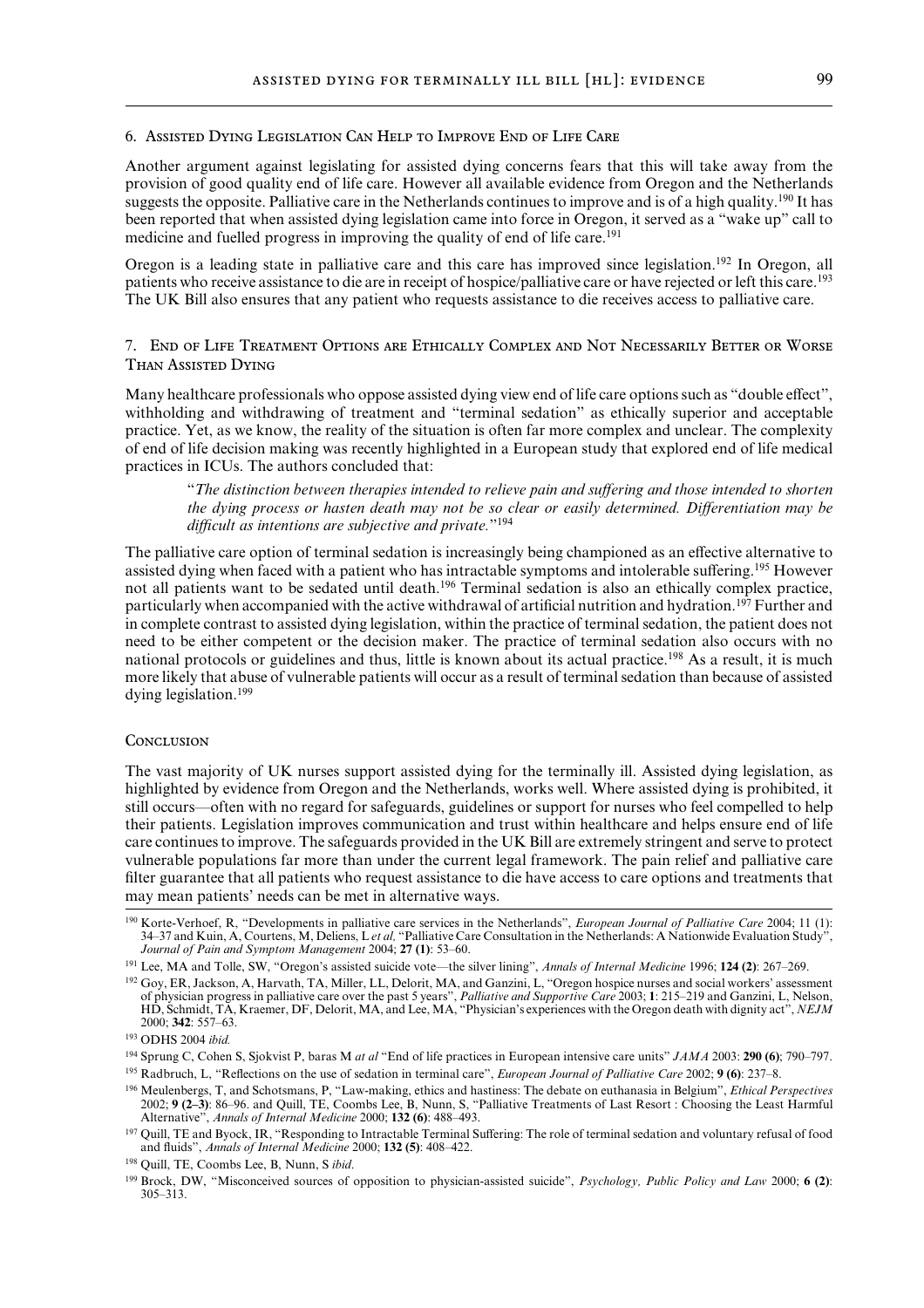### 6. Assisted Dying Legislation Can Help to Improve End of Life Care

Another argument against legislating for assisted dying concerns fears that this will take away from the provision of good quality end of life care. However all available evidence from Oregon and the Netherlands suggests the opposite. Palliative care in the Netherlands continues to improve and is of a high quality.[190] It has been reported that when assisted dying legislation came into force in Oregon, it served as a "wake up" call to medicine and fuelled progress in improving the quality of end of life care.[191]

Oregon is a leading state in palliative care and this care has improved since legislation.[192] In Oregon, all patients who receive assistance to die are in receipt of hospice/palliative care or have rejected or left this care.[193] The UK Bill also ensures that any patient who requests assistance to die receives access to palliative care.

### 7. End of Life Treatment Options are Ethically Complex and Not Necessarily Better or Worse Than Assisted Dying

Many healthcare professionals who oppose assisted dying view end of life care options such as "double effect", withholding and withdrawing of treatment and "terminal sedation" as ethically superior and acceptable practice. Yet, as we know, the reality of the situation is often far more complex and unclear. The complexity of end of life decision making was recently highlighted in a European study that explored end of life medical practices in ICUs. The authors concluded that:

> "*The distinction between therapies intended to relieve pain and suffering and those intended to shorten the dying process or hasten death may not be so clear or easily determined. Differentiation may be difficult as intentions are subjective and private.*"[194]

The palliative care option of terminal sedation is increasingly being championed as an effective alternative to assisted dying when faced with a patient who has intractable symptoms and intolerable suffering.[195] However not all patients want to be sedated until death.[196] Terminal sedation is also an ethically complex practice, particularly when accompanied with the active withdrawal of artificial nutrition and hydration.[197] Further and in complete contrast to assisted dying legislation, within the practice of terminal sedation, the patient does not need to be either competent or the decision maker. The practice of terminal sedation also occurs with no national protocols or guidelines and thus, little is known about its actual practice.[198] As a result, it is much more likely that abuse of vulnerable patients will occur as a result of terminal sedation than because of assisted dying legislation.[199]

### Conclusion

The vast majority of UK nurses support assisted dying for the terminally ill. Assisted dying legislation, as highlighted by evidence from Oregon and the Netherlands, works well. Where assisted dying is prohibited, it still occurs—often with no regard for safeguards, guidelines or support for nurses who feel compelled to help their patients. Legislation improves communication and trust within healthcare and helps ensure end of life care continues to improve. The safeguards provided in the UK Bill are extremely stringent and serve to protect vulnerable populations far more than under the current legal framework. The pain relief and palliative care filter guarantee that all patients who request assistance to die have access to care options and treatments that may mean patients' needs can be met in alternative ways.

---

[190] Korte-Verhoef, R, "Developments in palliative care services in the Netherlands", *European Journal of Palliative Care* 2004; 11 (1): 34–37 and Kuin, A, Courtens, M, Deliens, L *et al,* "Palliative Care Consultation in the Netherlands: A Nationwide Evaluation Study", *Journal of Pain and Symptom Management* 2004; **27 (1)**: 53–60.

[191] Lee, MA and Tolle, SW, "Oregon's assisted suicide vote—the silver lining", *Annals of Internal Medicine* 1996; **124 (2)**: 267–269.

[192] Goy, ER, Jackson, A, Harvath, TA, Miller, LL, Delorit, MA, and Ganzini, L, "Oregon hospice nurses and social workers' assessment of physician progress in palliative care over the past 5 years", *Palliative and Supportive Care* 2003; **1**: 215–219 and Ganzini, L, Nelson, HD, Schmidt, TA, Kraemer, DF, Delorit, MA, and Lee, MA, "Physician's experiences with the Oregon death with dignity act", *NEJM* 2000; **342**: 557–63.

[193] ODHS 2004 *ibid.*

[194] Sprung C, Cohen S, Sjokvist P, baras M *at al* "End of life practices in European intensive care units" *JAMA* 2003: **290 (6)**; 790–797.

[195] Radbruch, L, "Reflections on the use of sedation in terminal care", *European Journal of Palliative Care* 2002; **9 (6)**: 237–8.

[196] Meulenbergs, T, and Schotsmans, P, "Law-making, ethics and hastiness: The debate on euthanasia in Belgium", *Ethical Perspectives* 2002; **9 (2–3)**: 86–96. and Quill, TE, Coombs Lee, B, Nunn, S, "Palliative Treatments of Last Resort : Choosing the Least Harmful Alternative", *Annals of Internal Medicine* 2000; **132 (6)**: 488–493.

[197] Quill, TE and Byock, IR, "Responding to Intractable Terminal Suffering: The role of terminal sedation and voluntary refusal of food and fluids", *Annals of Internal Medicine* 2000; **132 (5)**: 408–422.

[198] Quill, TE, Coombs Lee, B, Nunn, S *ibid.*

[199] Brock, DW, "Misconceived sources of opposition to physician-assisted suicide", *Psychology, Public Policy and Law* 2000; **6 (2)**: 305–313.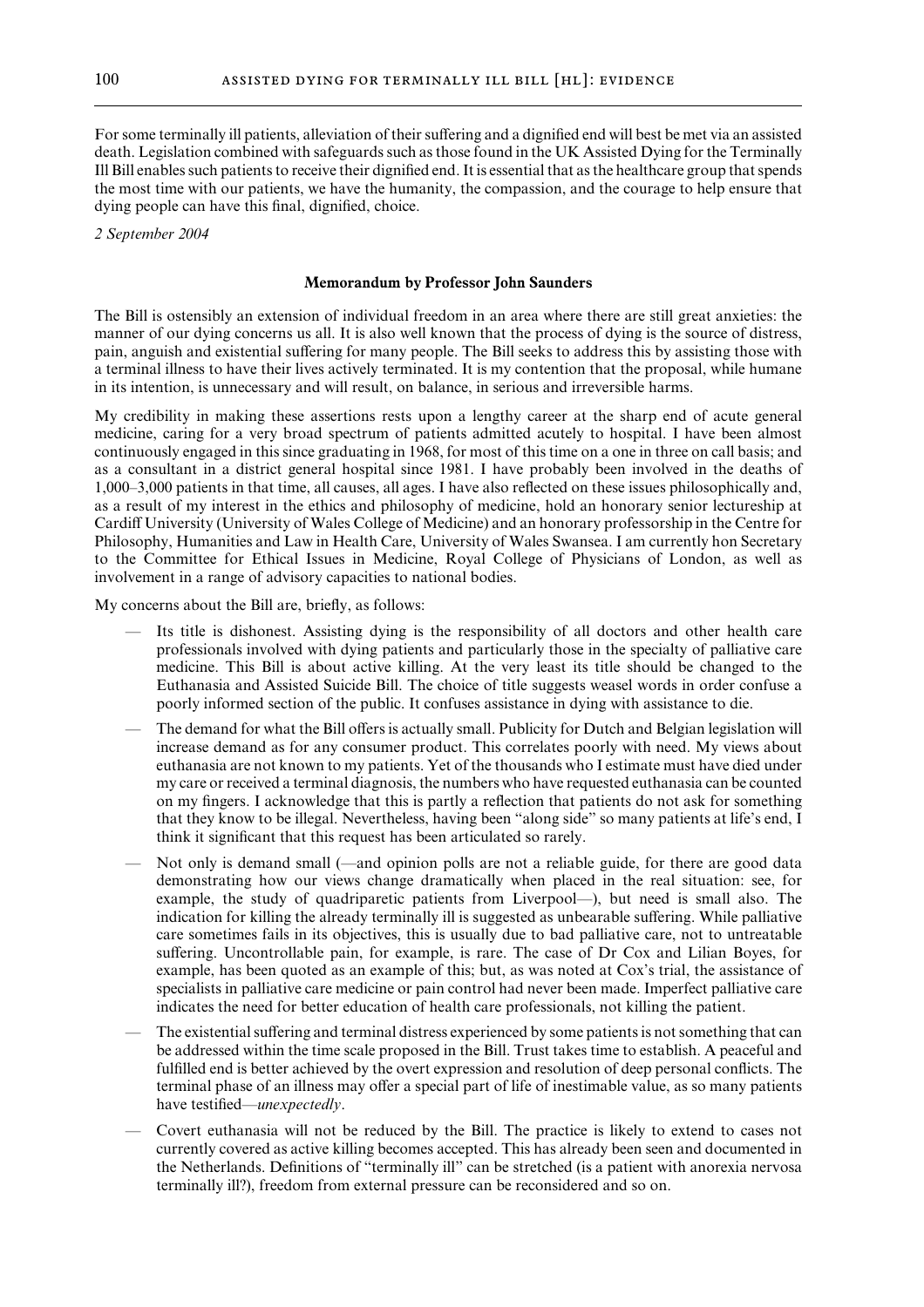For some terminally ill patients, alleviation of their suffering and a dignified end will best be met via an assisted death. Legislation combined with safeguards such as those found in the UK Assisted Dying for the Terminally Ill Bill enables such patients to receive their dignified end. It is essential that as the healthcare group that spends the most time with our patients, we have the humanity, the compassion, and the courage to help ensure that dying people can have this final, dignified, choice.

*2 September 2004*

### Memorandum by Professor John Saunders

The Bill is ostensibly an extension of individual freedom in an area where there are still great anxieties: the manner of our dying concerns us all. It is also well known that the process of dying is the source of distress, pain, anguish and existential suffering for many people. The Bill seeks to address this by assisting those with a terminal illness to have their lives actively terminated. It is my contention that the proposal, while humane in its intention, is unnecessary and will result, on balance, in serious and irreversible harms.

My credibility in making these assertions rests upon a lengthy career at the sharp end of acute general medicine, caring for a very broad spectrum of patients admitted acutely to hospital. I have been almost continuously engaged in this since graduating in 1968, for most of this time on a one in three on call basis; and as a consultant in a district general hospital since 1981. I have probably been involved in the deaths of 1,000–3,000 patients in that time, all causes, all ages. I have also reflected on these issues philosophically and, as a result of my interest in the ethics and philosophy of medicine, hold an honorary senior lectureship at Cardiff University (University of Wales College of Medicine) and an honorary professorship in the Centre for Philosophy, Humanities and Law in Health Care, University of Wales Swansea. I am currently hon Secretary to the Committee for Ethical Issues in Medicine, Royal College of Physicians of London, as well as involvement in a range of advisory capacities to national bodies.

My concerns about the Bill are, briefly, as follows:

- Its title is dishonest. Assisting dying is the responsibility of all doctors and other health care professionals involved with dying patients and particularly those in the specialty of palliative care medicine. This Bill is about active killing. At the very least its title should be changed to the Euthanasia and Assisted Suicide Bill. The choice of title suggests weasel words in order confuse a poorly informed section of the public. It confuses assistance in dying with assistance to die.
- The demand for what the Bill offers is actually small. Publicity for Dutch and Belgian legislation will increase demand as for any consumer product. This correlates poorly with need. My views about euthanasia are not known to my patients. Yet of the thousands who I estimate must have died under my care or received a terminal diagnosis, the numbers who have requested euthanasia can be counted on my fingers. I acknowledge that this is partly a reflection that patients do not ask for something that they know to be illegal. Nevertheless, having been "along side" so many patients at life's end, I think it significant that this request has been articulated so rarely.
- Not only is demand small (—and opinion polls are not a reliable guide, for there are good data demonstrating how our views change dramatically when placed in the real situation: see, for example, the study of quadriparetic patients from Liverpool—), but need is small also. The indication for killing the already terminally ill is suggested as unbearable suffering. While palliative care sometimes fails in its objectives, this is usually due to bad palliative care, not to untreatable suffering. Uncontrollable pain, for example, is rare. The case of Dr Cox and Lilian Boyes, for example, has been quoted as an example of this; but, as was noted at Cox's trial, the assistance of specialists in palliative care medicine or pain control had never been made. Imperfect palliative care indicates the need for better education of health care professionals, not killing the patient.
- The existential suffering and terminal distress experienced by some patients is not something that can be addressed within the time scale proposed in the Bill. Trust takes time to establish. A peaceful and fulfilled end is better achieved by the overt expression and resolution of deep personal conflicts. The terminal phase of an illness may offer a special part of life of inestimable value, as so many patients have testified—*unexpectedly*.
- Covert euthanasia will not be reduced by the Bill. The practice is likely to extend to cases not currently covered as active killing becomes accepted. This has already been seen and documented in the Netherlands. Definitions of "terminally ill" can be stretched (is a patient with anorexia nervosa terminally ill?), freedom from external pressure can be reconsidered and so on.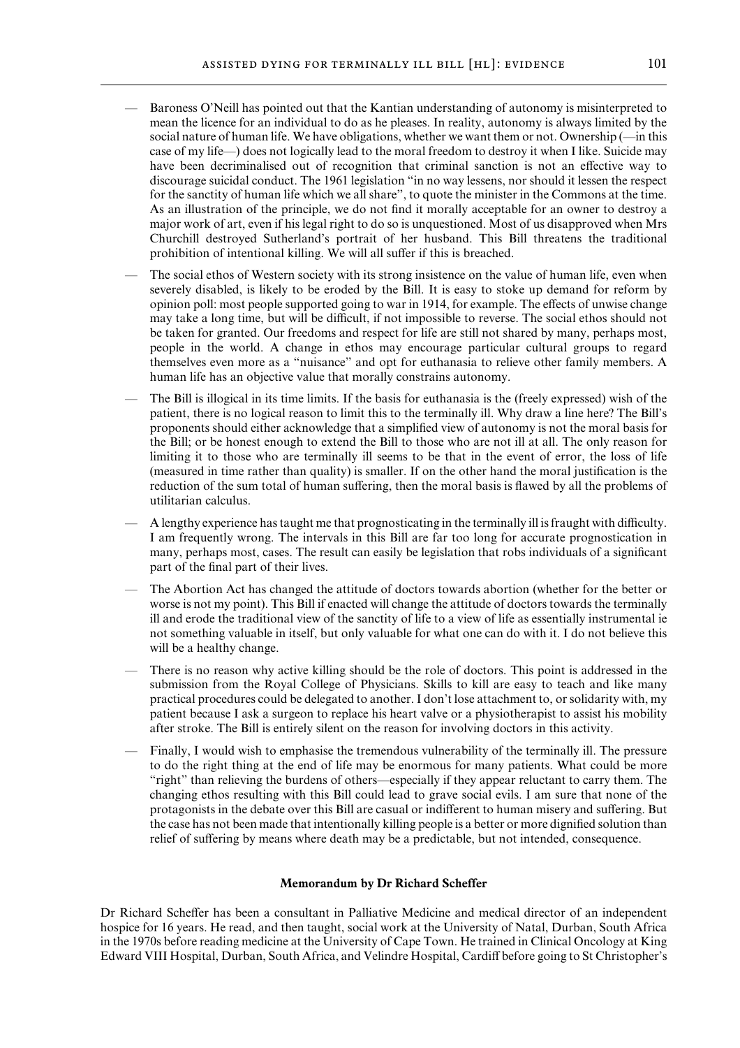— Baroness O'Neill has pointed out that the Kantian understanding of autonomy is misinterpreted to mean the licence for an individual to do as he pleases. In reality, autonomy is always limited by the social nature of human life. We have obligations, whether we want them or not. Ownership (—in this case of my life—) does not logically lead to the moral freedom to destroy it when I like. Suicide may have been decriminalised out of recognition that criminal sanction is not an effective way to discourage suicidal conduct. The 1961 legislation "in no way lessens, nor should it lessen the respect for the sanctity of human life which we all share", to quote the minister in the Commons at the time. As an illustration of the principle, we do not find it morally acceptable for an owner to destroy a major work of art, even if his legal right to do so is unquestioned. Most of us disapproved when Mrs Churchill destroyed Sutherland's portrait of her husband. This Bill threatens the traditional prohibition of intentional killing. We will all suffer if this is breached.

— The social ethos of Western society with its strong insistence on the value of human life, even when severely disabled, is likely to be eroded by the Bill. It is easy to stoke up demand for reform by opinion poll: most people supported going to war in 1914, for example. The effects of unwise change may take a long time, but will be difficult, if not impossible to reverse. The social ethos should not be taken for granted. Our freedoms and respect for life are still not shared by many, perhaps most, people in the world. A change in ethos may encourage particular cultural groups to regard themselves even more as a "nuisance" and opt for euthanasia to relieve other family members. A human life has an objective value that morally constrains autonomy.

— The Bill is illogical in its time limits. If the basis for euthanasia is the (freely expressed) wish of the patient, there is no logical reason to limit this to the terminally ill. Why draw a line here? The Bill's proponents should either acknowledge that a simplified view of autonomy is not the moral basis for the Bill; or be honest enough to extend the Bill to those who are not ill at all. The only reason for limiting it to those who are terminally ill seems to be that in the event of error, the loss of life (measured in time rather than quality) is smaller. If on the other hand the moral justification is the reduction of the sum total of human suffering, then the moral basis is flawed by all the problems of utilitarian calculus.

— A lengthy experience has taught me that prognosticating in the terminally ill is fraught with difficulty. I am frequently wrong. The intervals in this Bill are far too long for accurate prognostication in many, perhaps most, cases. The result can easily be legislation that robs individuals of a significant part of the final part of their lives.

— The Abortion Act has changed the attitude of doctors towards abortion (whether for the better or worse is not my point). This Bill if enacted will change the attitude of doctors towards the terminally ill and erode the traditional view of the sanctity of life to a view of life as essentially instrumental ie not something valuable in itself, but only valuable for what one can do with it. I do not believe this will be a healthy change.

— There is no reason why active killing should be the role of doctors. This point is addressed in the submission from the Royal College of Physicians. Skills to kill are easy to teach and like many practical procedures could be delegated to another. I don't lose attachment to, or solidarity with, my patient because I ask a surgeon to replace his heart valve or a physiotherapist to assist his mobility after stroke. The Bill is entirely silent on the reason for involving doctors in this activity.

— Finally, I would wish to emphasise the tremendous vulnerability of the terminally ill. The pressure to do the right thing at the end of life may be enormous for many patients. What could be more "right" than relieving the burdens of others—especially if they appear reluctant to carry them. The changing ethos resulting with this Bill could lead to grave social evils. I am sure that none of the protagonists in the debate over this Bill are casual or indifferent to human misery and suffering. But the case has not been made that intentionally killing people is a better or more dignified solution than relief of suffering by means where death may be a predictable, but not intended, consequence.

## Memorandum by Dr Richard Scheffer

Dr Richard Scheffer has been a consultant in Palliative Medicine and medical director of an independent hospice for 16 years. He read, and then taught, social work at the University of Natal, Durban, South Africa in the 1970s before reading medicine at the University of Cape Town. He trained in Clinical Oncology at King Edward VIII Hospital, Durban, South Africa, and Velindre Hospital, Cardiff before going to St Christopher's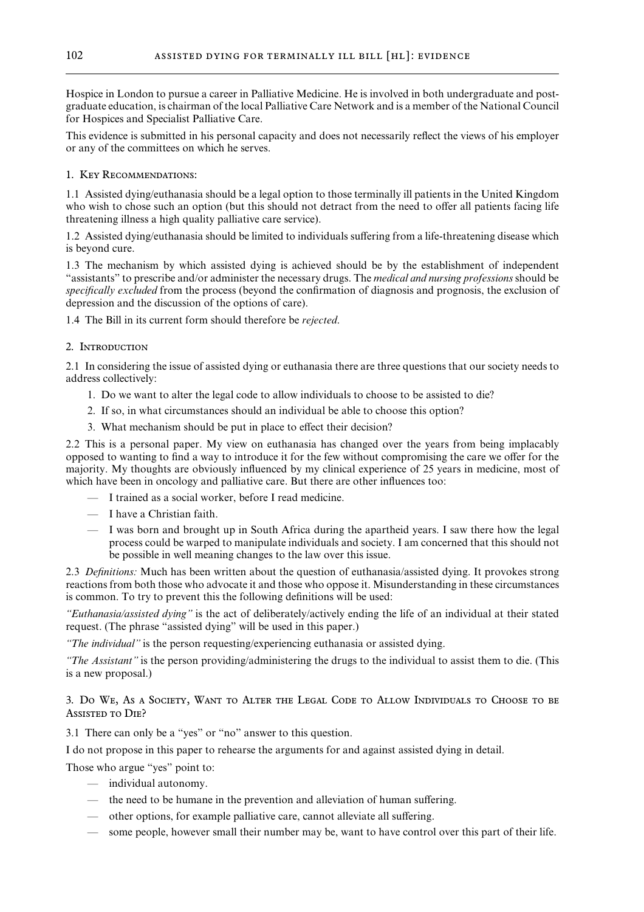Hospice in London to pursue a career in Palliative Medicine. He is involved in both undergraduate and post-graduate education, is chairman of the local Palliative Care Network and is a member of the National Council for Hospices and Specialist Palliative Care.

This evidence is submitted in his personal capacity and does not necessarily reflect the views of his employer or any of the committees on which he serves.

## 1. Key Recommendations:

1.1 Assisted dying/euthanasia should be a legal option to those terminally ill patients in the United Kingdom who wish to chose such an option (but this should not detract from the need to offer all patients facing life threatening illness a high quality palliative care service).

1.2 Assisted dying/euthanasia should be limited to individuals suffering from a life-threatening disease which is beyond cure.

1.3 The mechanism by which assisted dying is achieved should be by the establishment of independent "assistants" to prescribe and/or administer the necessary drugs. The *medical and nursing professions* should be *specifically excluded* from the process (beyond the confirmation of diagnosis and prognosis, the exclusion of depression and the discussion of the options of care).

1.4 The Bill in its current form should therefore be *rejected*.

## 2. Introduction

2.1 In considering the issue of assisted dying or euthanasia there are three questions that our society needs to address collectively:

1. Do we want to alter the legal code to allow individuals to choose to be assisted to die?
2. If so, in what circumstances should an individual be able to choose this option?
3. What mechanism should be put in place to effect their decision?

2.2 This is a personal paper. My view on euthanasia has changed over the years from being implacably opposed to wanting to find a way to introduce it for the few without compromising the care we offer for the majority. My thoughts are obviously influenced by my clinical experience of 25 years in medicine, most of which have been in oncology and palliative care. But there are other influences too:

- I trained as a social worker, before I read medicine.
- I have a Christian faith.
- I was born and brought up in South Africa during the apartheid years. I saw there how the legal process could be warped to manipulate individuals and society. I am concerned that this should not be possible in well meaning changes to the law over this issue.

2.3 *Definitions:* Much has been written about the question of euthanasia/assisted dying. It provokes strong reactions from both those who advocate it and those who oppose it. Misunderstanding in these circumstances is common. To try to prevent this the following definitions will be used:

*"Euthanasia/assisted dying"* is the act of deliberately/actively ending the life of an individual at their stated request. (The phrase "assisted dying" will be used in this paper.)

*"The individual"* is the person requesting/experiencing euthanasia or assisted dying.

*"The Assistant"* is the person providing/administering the drugs to the individual to assist them to die. (This is a new proposal.)

## 3. Do We, As a Society, Want to Alter the Legal Code to Allow Individuals to Choose to be Assisted to Die?

3.1 There can only be a "yes" or "no" answer to this question.

I do not propose in this paper to rehearse the arguments for and against assisted dying in detail.

Those who argue "yes" point to:

- individual autonomy.
- the need to be humane in the prevention and alleviation of human suffering.
- other options, for example palliative care, cannot alleviate all suffering.
- some people, however small their number may be, want to have control over this part of their life.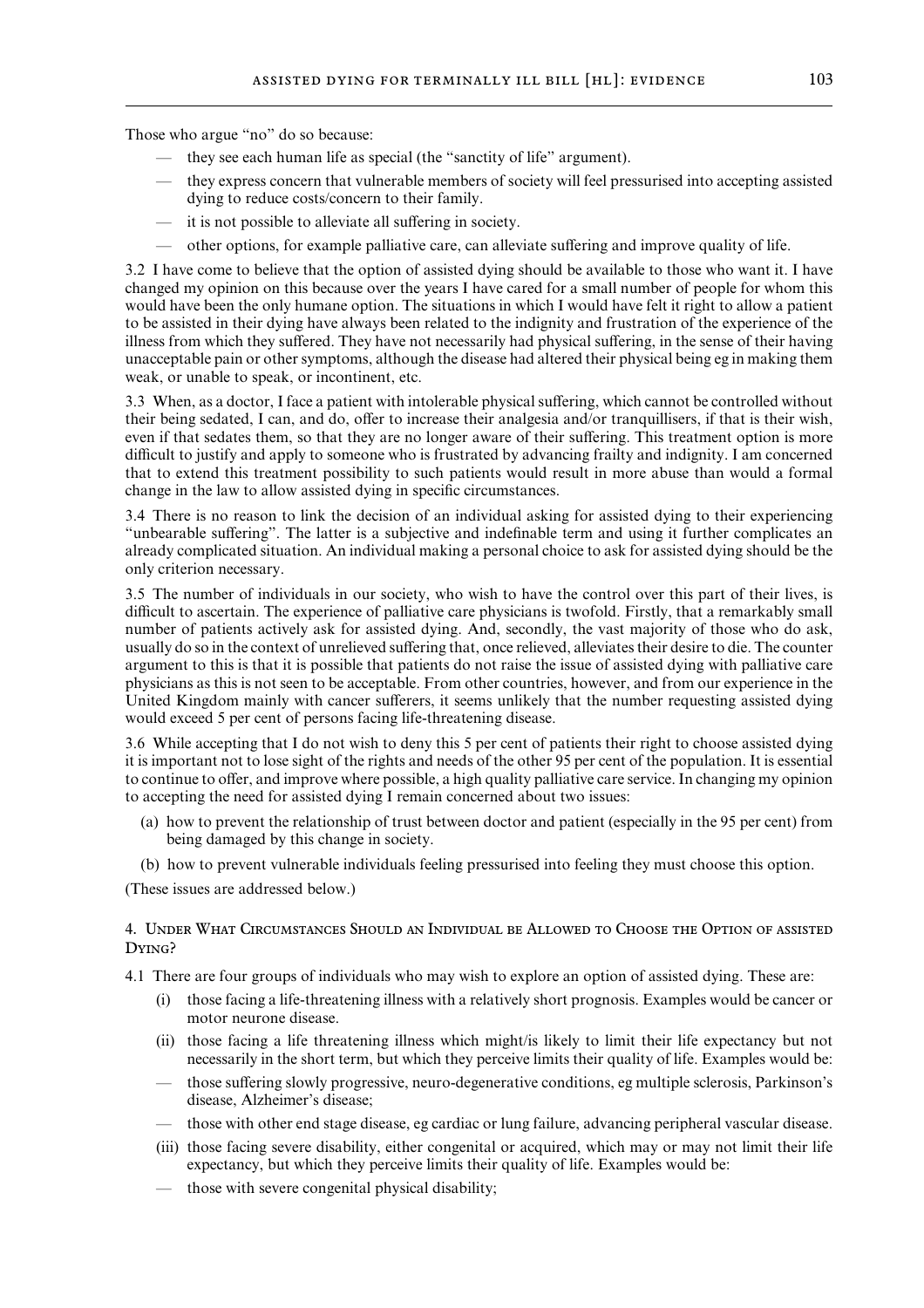Those who argue "no" do so because:

- — they see each human life as special (the "sanctity of life" argument).
- — they express concern that vulnerable members of society will feel pressurised into accepting assisted dying to reduce costs/concern to their family.
- — it is not possible to alleviate all suffering in society.
- — other options, for example palliative care, can alleviate suffering and improve quality of life.

3.2 I have come to believe that the option of assisted dying should be available to those who want it. I have changed my opinion on this because over the years I have cared for a small number of people for whom this would have been the only humane option. The situations in which I would have felt it right to allow a patient to be assisted in their dying have always been related to the indignity and frustration of the experience of the illness from which they suffered. They have not necessarily had physical suffering, in the sense of their having unacceptable pain or other symptoms, although the disease had altered their physical being eg in making them weak, or unable to speak, or incontinent, etc.

3.3 When, as a doctor, I face a patient with intolerable physical suffering, which cannot be controlled without their being sedated, I can, and do, offer to increase their analgesia and/or tranquillisers, if that is their wish, even if that sedates them, so that they are no longer aware of their suffering. This treatment option is more difficult to justify and apply to someone who is frustrated by advancing frailty and indignity. I am concerned that to extend this treatment possibility to such patients would result in more abuse than would a formal change in the law to allow assisted dying in specific circumstances.

3.4 There is no reason to link the decision of an individual asking for assisted dying to their experiencing "unbearable suffering". The latter is a subjective and indefinable term and using it further complicates an already complicated situation. An individual making a personal choice to ask for assisted dying should be the only criterion necessary.

3.5 The number of individuals in our society, who wish to have the control over this part of their lives, is difficult to ascertain. The experience of palliative care physicians is twofold. Firstly, that a remarkably small number of patients actively ask for assisted dying. And, secondly, the vast majority of those who do ask, usually do so in the context of unrelieved suffering that, once relieved, alleviates their desire to die. The counter argument to this is that it is possible that patients do not raise the issue of assisted dying with palliative care physicians as this is not seen to be acceptable. From other countries, however, and from our experience in the United Kingdom mainly with cancer sufferers, it seems unlikely that the number requesting assisted dying would exceed 5 per cent of persons facing life-threatening disease.

3.6 While accepting that I do not wish to deny this 5 per cent of patients their right to choose assisted dying it is important not to lose sight of the rights and needs of the other 95 per cent of the population. It is essential to continue to offer, and improve where possible, a high quality palliative care service. In changing my opinion to accepting the need for assisted dying I remain concerned about two issues:

(a) how to prevent the relationship of trust between doctor and patient (especially in the 95 per cent) from being damaged by this change in society.

(b) how to prevent vulnerable individuals feeling pressurised into feeling they must choose this option.

(These issues are addressed below.)

## 4. Under What Circumstances Should an Individual be Allowed to Choose the Option of assisted Dying?

4.1 There are four groups of individuals who may wish to explore an option of assisted dying. These are:

(i) those facing a life-threatening illness with a relatively short prognosis. Examples would be cancer or motor neurone disease.

(ii) those facing a life threatening illness which might/is likely to limit their life expectancy but not necessarily in the short term, but which they perceive limits their quality of life. Examples would be:

- — those suffering slowly progressive, neuro-degenerative conditions, eg multiple sclerosis, Parkinson's disease, Alzheimer's disease;
- — those with other end stage disease, eg cardiac or lung failure, advancing peripheral vascular disease.

(iii) those facing severe disability, either congenital or acquired, which may or may not limit their life expectancy, but which they perceive limits their quality of life. Examples would be:

- — those with severe congenital physical disability;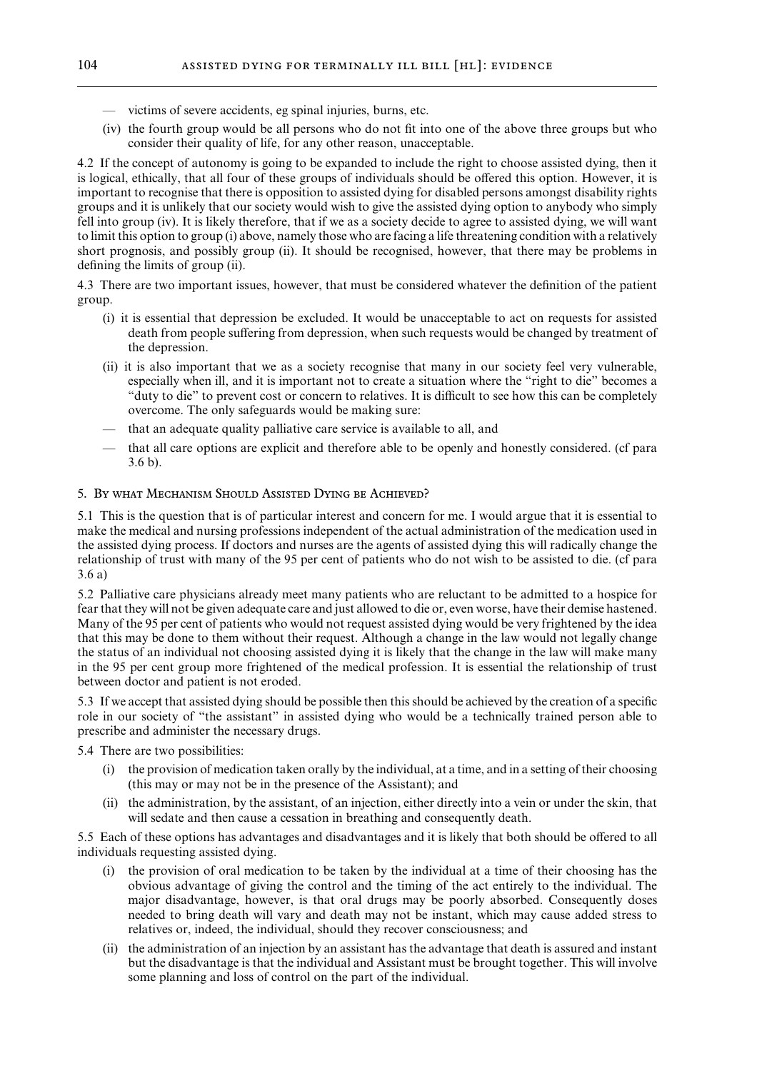— victims of severe accidents, eg spinal injuries, burns, etc.

(iv) the fourth group would be all persons who do not fit into one of the above three groups but who consider their quality of life, for any other reason, unacceptable.

4.2 If the concept of autonomy is going to be expanded to include the right to choose assisted dying, then it is logical, ethically, that all four of these groups of individuals should be offered this option. However, it is important to recognise that there is opposition to assisted dying for disabled persons amongst disability rights groups and it is unlikely that our society would wish to give the assisted dying option to anybody who simply fell into group (iv). It is likely therefore, that if we as a society decide to agree to assisted dying, we will want to limit this option to group (i) above, namely those who are facing a life threatening condition with a relatively short prognosis, and possibly group (ii). It should be recognised, however, that there may be problems in defining the limits of group (ii).

4.3 There are two important issues, however, that must be considered whatever the definition of the patient group.

(i) it is essential that depression be excluded. It would be unacceptable to act on requests for assisted death from people suffering from depression, when such requests would be changed by treatment of the depression.

(ii) it is also important that we as a society recognise that many in our society feel very vulnerable, especially when ill, and it is important not to create a situation where the "right to die" becomes a "duty to die" to prevent cost or concern to relatives. It is difficult to see how this can be completely overcome. The only safeguards would be making sure:

— that an adequate quality palliative care service is available to all, and

— that all care options are explicit and therefore able to be openly and honestly considered. (cf para 3.6 b).

## 5. By what Mechanism Should Assisted Dying be Achieved?

5.1 This is the question that is of particular interest and concern for me. I would argue that it is essential to make the medical and nursing professions independent of the actual administration of the medication used in the assisted dying process. If doctors and nurses are the agents of assisted dying this will radically change the relationship of trust with many of the 95 per cent of patients who do not wish to be assisted to die. (cf para 3.6 a)

5.2 Palliative care physicians already meet many patients who are reluctant to be admitted to a hospice for fear that they will not be given adequate care and just allowed to die or, even worse, have their demise hastened. Many of the 95 per cent of patients who would not request assisted dying would be very frightened by the idea that this may be done to them without their request. Although a change in the law would not legally change the status of an individual not choosing assisted dying it is likely that the change in the law will make many in the 95 per cent group more frightened of the medical profession. It is essential the relationship of trust between doctor and patient is not eroded.

5.3 If we accept that assisted dying should be possible then this should be achieved by the creation of a specific role in our society of "the assistant" in assisted dying who would be a technically trained person able to prescribe and administer the necessary drugs.

5.4 There are two possibilities:

(i) the provision of medication taken orally by the individual, at a time, and in a setting of their choosing (this may or may not be in the presence of the Assistant); and

(ii) the administration, by the assistant, of an injection, either directly into a vein or under the skin, that will sedate and then cause a cessation in breathing and consequently death.

5.5 Each of these options has advantages and disadvantages and it is likely that both should be offered to all individuals requesting assisted dying.

(i) the provision of oral medication to be taken by the individual at a time of their choosing has the obvious advantage of giving the control and the timing of the act entirely to the individual. The major disadvantage, however, is that oral drugs may be poorly absorbed. Consequently doses needed to bring death will vary and death may not be instant, which may cause added stress to relatives or, indeed, the individual, should they recover consciousness; and

(ii) the administration of an injection by an assistant has the advantage that death is assured and instant but the disadvantage is that the individual and Assistant must be brought together. This will involve some planning and loss of control on the part of the individual.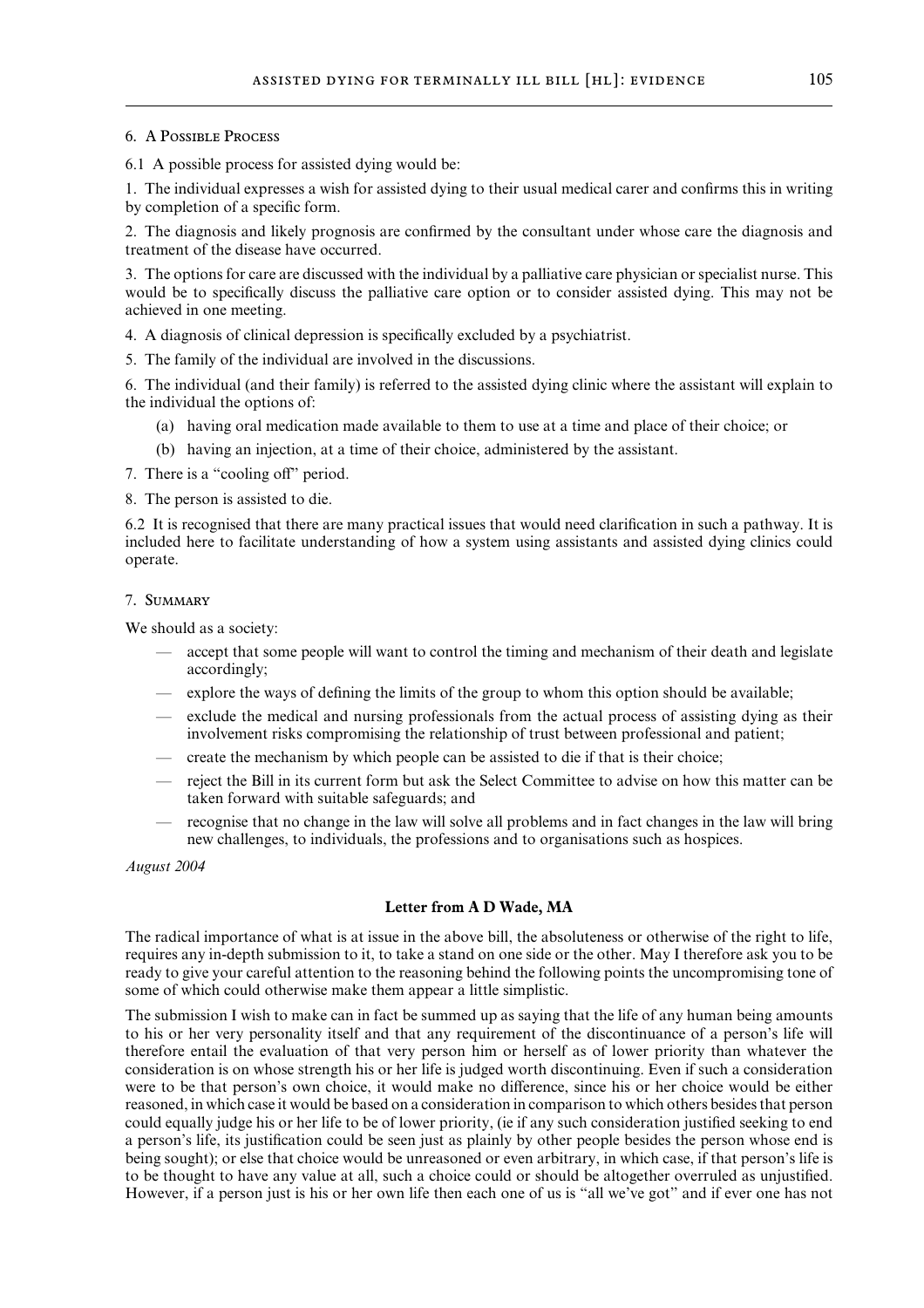### 6. A Possible Process

6.1 A possible process for assisted dying would be:

1. The individual expresses a wish for assisted dying to their usual medical carer and confirms this in writing by completion of a specific form.

2. The diagnosis and likely prognosis are confirmed by the consultant under whose care the diagnosis and treatment of the disease have occurred.

3. The options for care are discussed with the individual by a palliative care physician or specialist nurse. This would be to specifically discuss the palliative care option or to consider assisted dying. This may not be achieved in one meeting.

4. A diagnosis of clinical depression is specifically excluded by a psychiatrist.

5. The family of the individual are involved in the discussions.

6. The individual (and their family) is referred to the assisted dying clinic where the assistant will explain to the individual the options of:

   (a) having oral medication made available to them to use at a time and place of their choice; or

   (b) having an injection, at a time of their choice, administered by the assistant.

7. There is a "cooling off" period.

8. The person is assisted to die.

6.2 It is recognised that there are many practical issues that would need clarification in such a pathway. It is included here to facilitate understanding of how a system using assistants and assisted dying clinics could operate.

### 7. Summary

We should as a society:

- accept that some people will want to control the timing and mechanism of their death and legislate accordingly;
- explore the ways of defining the limits of the group to whom this option should be available;
- exclude the medical and nursing professionals from the actual process of assisting dying as their involvement risks compromising the relationship of trust between professional and patient;
- create the mechanism by which people can be assisted to die if that is their choice;
- reject the Bill in its current form but ask the Select Committee to advise on how this matter can be taken forward with suitable safeguards; and
- recognise that no change in the law will solve all problems and in fact changes in the law will bring new challenges, to individuals, the professions and to organisations such as hospices.

*August 2004*

## Letter from A D Wade, MA

The radical importance of what is at issue in the above bill, the absoluteness or otherwise of the right to life, requires any in-depth submission to it, to take a stand on one side or the other. May I therefore ask you to be ready to give your careful attention to the reasoning behind the following points the uncompromising tone of some of which could otherwise make them appear a little simplistic.

The submission I wish to make can in fact be summed up as saying that the life of any human being amounts to his or her very personality itself and that any requirement of the discontinuance of a person's life will therefore entail the evaluation of that very person him or herself as of lower priority than whatever the consideration is on whose strength his or her life is judged worth discontinuing. Even if such a consideration were to be that person's own choice, it would make no difference, since his or her choice would be either reasoned, in which case it would be based on a consideration in comparison to which others besides that person could equally judge his or her life to be of lower priority, (ie if any such consideration justified seeking to end a person's life, its justification could be seen just as plainly by other people besides the person whose end is being sought); or else that choice would be unreasoned or even arbitrary, in which case, if that person's life is to be thought to have any value at all, such a choice could or should be altogether overruled as unjustified. However, if a person just is his or her own life then each one of us is "all we've got" and if ever one has not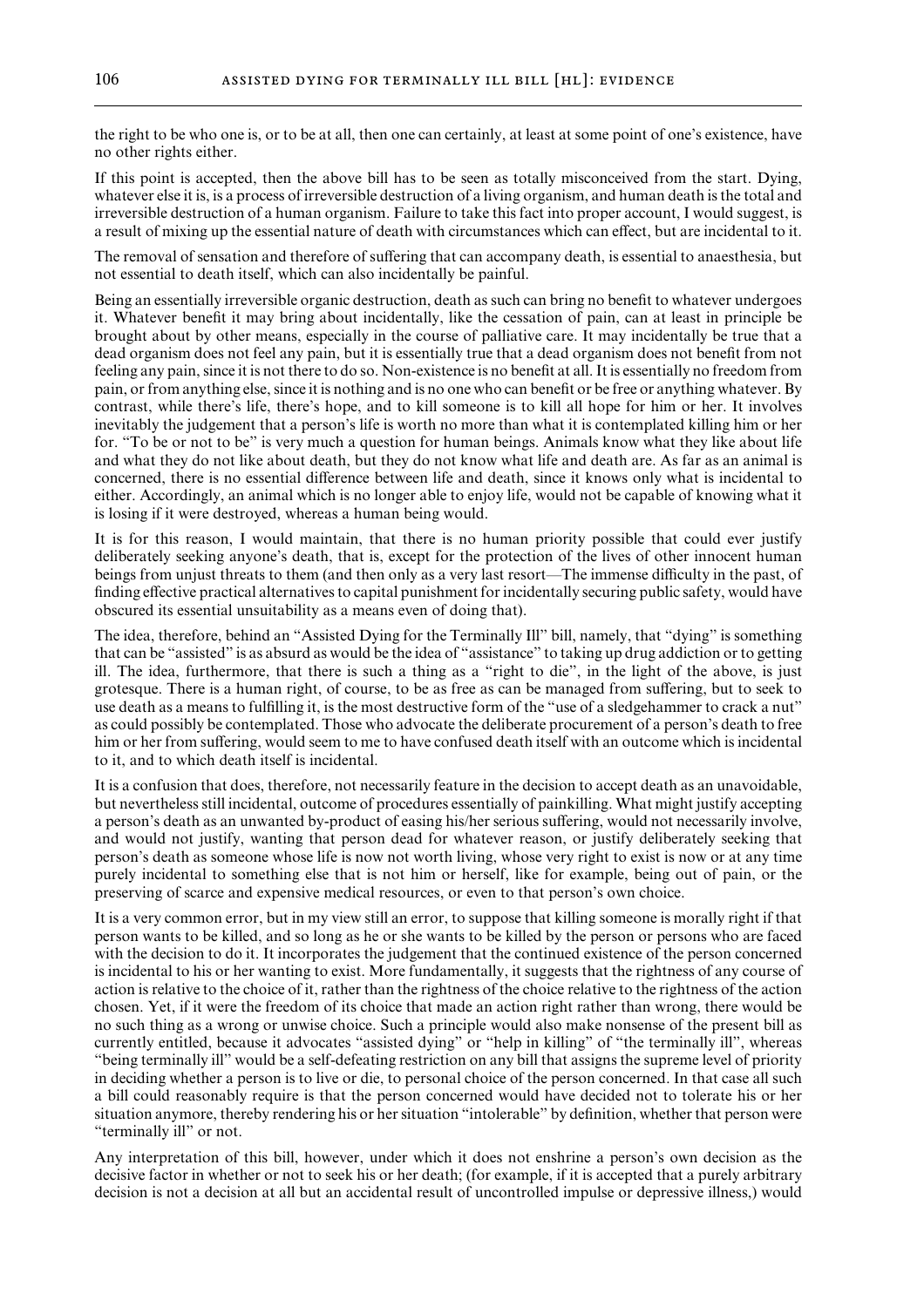the right to be who one is, or to be at all, then one can certainly, at least at some point of one's existence, have no other rights either.

If this point is accepted, then the above bill has to be seen as totally misconceived from the start. Dying, whatever else it is, is a process of irreversible destruction of a living organism, and human death is the total and irreversible destruction of a human organism. Failure to take this fact into proper account, I would suggest, is a result of mixing up the essential nature of death with circumstances which can effect, but are incidental to it.

The removal of sensation and therefore of suffering that can accompany death, is essential to anaesthesia, but not essential to death itself, which can also incidentally be painful.

Being an essentially irreversible organic destruction, death as such can bring no benefit to whatever undergoes it. Whatever benefit it may bring about incidentally, like the cessation of pain, can at least in principle be brought about by other means, especially in the course of palliative care. It may incidentally be true that a dead organism does not feel any pain, but it is essentially true that a dead organism does not benefit from not feeling any pain, since it is not there to do so. Non-existence is no benefit at all. It is essentially no freedom from pain, or from anything else, since it is nothing and is no one who can benefit or be free or anything whatever. By contrast, while there's life, there's hope, and to kill someone is to kill all hope for him or her. It involves inevitably the judgement that a person's life is worth no more than what it is contemplated killing him or her for. "To be or not to be" is very much a question for human beings. Animals know what they like about life and what they do not like about death, but they do not know what life and death are. As far as an animal is concerned, there is no essential difference between life and death, since it knows only what is incidental to either. Accordingly, an animal which is no longer able to enjoy life, would not be capable of knowing what it is losing if it were destroyed, whereas a human being would.

It is for this reason, I would maintain, that there is no human priority possible that could ever justify deliberately seeking anyone's death, that is, except for the protection of the lives of other innocent human beings from unjust threats to them (and then only as a very last resort—The immense difficulty in the past, of finding effective practical alternatives to capital punishment for incidentally securing public safety, would have obscured its essential unsuitability as a means even of doing that).

The idea, therefore, behind an "Assisted Dying for the Terminally Ill" bill, namely, that "dying" is something that can be "assisted" is as absurd as would be the idea of "assistance" to taking up drug addiction or to getting ill. The idea, furthermore, that there is such a thing as a "right to die", in the light of the above, is just grotesque. There is a human right, of course, to be as free as can be managed from suffering, but to seek to use death as a means to fulfilling it, is the most destructive form of the "use of a sledgehammer to crack a nut" as could possibly be contemplated. Those who advocate the deliberate procurement of a person's death to free him or her from suffering, would seem to me to have confused death itself with an outcome which is incidental to it, and to which death itself is incidental.

It is a confusion that does, therefore, not necessarily feature in the decision to accept death as an unavoidable, but nevertheless still incidental, outcome of procedures essentially of painkilling. What might justify accepting a person's death as an unwanted by-product of easing his/her serious suffering, would not necessarily involve, and would not justify, wanting that person dead for whatever reason, or justify deliberately seeking that person's death as someone whose life is now not worth living, whose very right to exist is now or at any time purely incidental to something else that is not him or herself, like for example, being out of pain, or the preserving of scarce and expensive medical resources, or even to that person's own choice.

It is a very common error, but in my view still an error, to suppose that killing someone is morally right if that person wants to be killed, and so long as he or she wants to be killed by the person or persons who are faced with the decision to do it. It incorporates the judgement that the continued existence of the person concerned is incidental to his or her wanting to exist. More fundamentally, it suggests that the rightness of any course of action is relative to the choice of it, rather than the rightness of the choice relative to the rightness of the action chosen. Yet, if it were the freedom of its choice that made an action right rather than wrong, there would be no such thing as a wrong or unwise choice. Such a principle would also make nonsense of the present bill as currently entitled, because it advocates "assisted dying" or "help in killing" of "the terminally ill", whereas "being terminally ill" would be a self-defeating restriction on any bill that assigns the supreme level of priority in deciding whether a person is to live or die, to personal choice of the person concerned. In that case all such a bill could reasonably require is that the person concerned would have decided not to tolerate his or her situation anymore, thereby rendering his or her situation "intolerable" by definition, whether that person were "terminally ill" or not.

Any interpretation of this bill, however, under which it does not enshrine a person's own decision as the decisive factor in whether or not to seek his or her death; (for example, if it is accepted that a purely arbitrary decision is not a decision at all but an accidental result of uncontrolled impulse or depressive illness,) would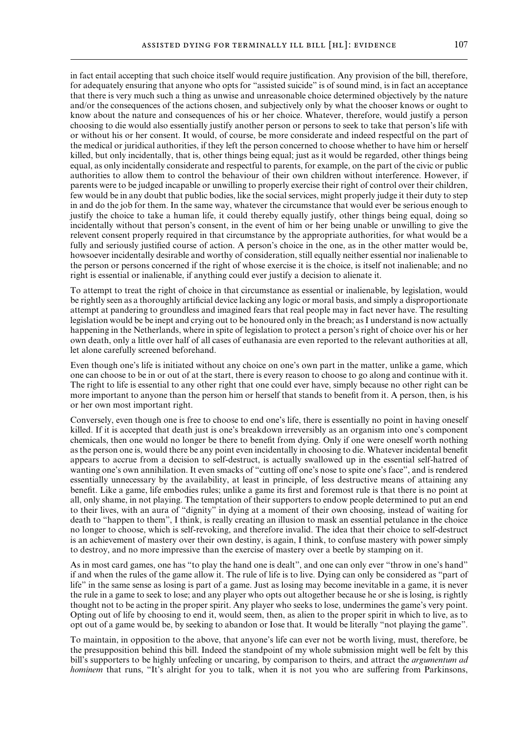in fact entail accepting that such choice itself would require justification. Any provision of the bill, therefore, for adequately ensuring that anyone who opts for "assisted suicide" is of sound mind, is in fact an acceptance that there is very much such a thing as unwise and unreasonable choice determined objectively by the nature and/or the consequences of the actions chosen, and subjectively only by what the chooser knows or ought to know about the nature and consequences of his or her choice. Whatever, therefore, would justify a person choosing to die would also essentially justify another person or persons to seek to take that person's life with or without his or her consent. It would, of course, be more considerate and indeed respectful on the part of the medical or juridical authorities, if they left the person concerned to choose whether to have him or herself killed, but only incidentally, that is, other things being equal; just as it would be regarded, other things being equal, as only incidentally considerate and respectful to parents, for example, on the part of the civic or public authorities to allow them to control the behaviour of their own children without interference. However, if parents were to be judged incapable or unwilling to properly exercise their right of control over their children, few would be in any doubt that public bodies, like the social services, might properly judge it their duty to step in and do the job for them. In the same way, whatever the circumstance that would ever be serious enough to justify the choice to take a human life, it could thereby equally justify, other things being equal, doing so incidentally without that person's consent, in the event of him or her being unable or unwilling to give the relevent consent properly required in that circumstance by the appropriate authorities, for what would be a fully and seriously justified course of action. A person's choice in the one, as in the other matter would be, howsoever incidentally desirable and worthy of consideration, still equally neither essential nor inalienable to the person or persons concerned if the right of whose exercise it is the choice, is itself not inalienable; and no right is essential or inalienable, if anything could ever justify a decision to alienate it.

To attempt to treat the right of choice in that circumstance as essential or inalienable, by legislation, would be rightly seen as a thoroughly artificial device lacking any logic or moral basis, and simply a disproportionate attempt at pandering to groundless and imagined fears that real people may in fact never have. The resulting legislation would be be inept and crying out to be honoured only in the breach; as I understand is now actually happening in the Netherlands, where in spite of legislation to protect a person's right of choice over his or her own death, only a little over half of all cases of euthanasia are even reported to the relevant authorities at all, let alone carefully screened beforehand.

Even though one's life is initiated without any choice on one's own part in the matter, unlike a game, which one can choose to be in or out of at the start, there is every reason to choose to go along and continue with it. The right to life is essential to any other right that one could ever have, simply because no other right can be more important to anyone than the person him or herself that stands to benefit from it. A person, then, is his or her own most important right.

Conversely, even though one is free to choose to end one's life, there is essentially no point in having oneself killed. If it is accepted that death just is one's breakdown irreversibly as an organism into one's component chemicals, then one would no longer be there to benefit from dying. Only if one were oneself worth nothing as the person one is, would there be any point even incidentally in choosing to die. Whatever incidental benefit appears to accrue from a decision to self-destruct, is actually swallowed up in the essential self-hatred of wanting one's own annihilation. It even smacks of "cutting off one's nose to spite one's face", and is rendered essentially unnecessary by the availability, at least in principle, of less destructive means of attaining any benefit. Like a game, life embodies rules; unlike a game its first and foremost rule is that there is no point at all, only shame, in not playing. The temptation of their supporters to endow people determined to put an end to their lives, with an aura of "dignity" in dying at a moment of their own choosing, instead of waiting for death to "happen to them", I think, is really creating an illusion to mask an essential petulance in the choice no longer to choose, which is self-revoking, and therefore invalid. The idea that their choice to self-destruct is an achievement of mastery over their own destiny, is again, I think, to confuse mastery with power simply to destroy, and no more impressive than the exercise of mastery over a beetle by stamping on it.

As in most card games, one has "to play the hand one is dealt", and one can only ever "throw in one's hand" if and when the rules of the game allow it. The rule of life is to live. Dying can only be considered as "part of life" in the same sense as losing is part of a game. Just as losing may become inevitable in a game, it is never the rule in a game to seek to lose; and any player who opts out altogether because he or she is losing, is rightly thought not to be acting in the proper spirit. Any player who seeks to lose, undermines the game's very point. Opting out of life by choosing to end it, would seem, then, as alien to the proper spirit in which to live, as to opt out of a game would be, by seeking to abandon or Iose that. It would be literally "not playing the game".

To maintain, in opposition to the above, that anyone's life can ever not be worth living, must, therefore, be the presupposition behind this bill. Indeed the standpoint of my whole submission might well be felt by this bill's supporters to be highly unfeeling or uncaring, by comparison to theirs, and attract the *argumentum ad hominem* that runs, "It's alright for you to talk, when it is not you who are suffering from Parkinsons,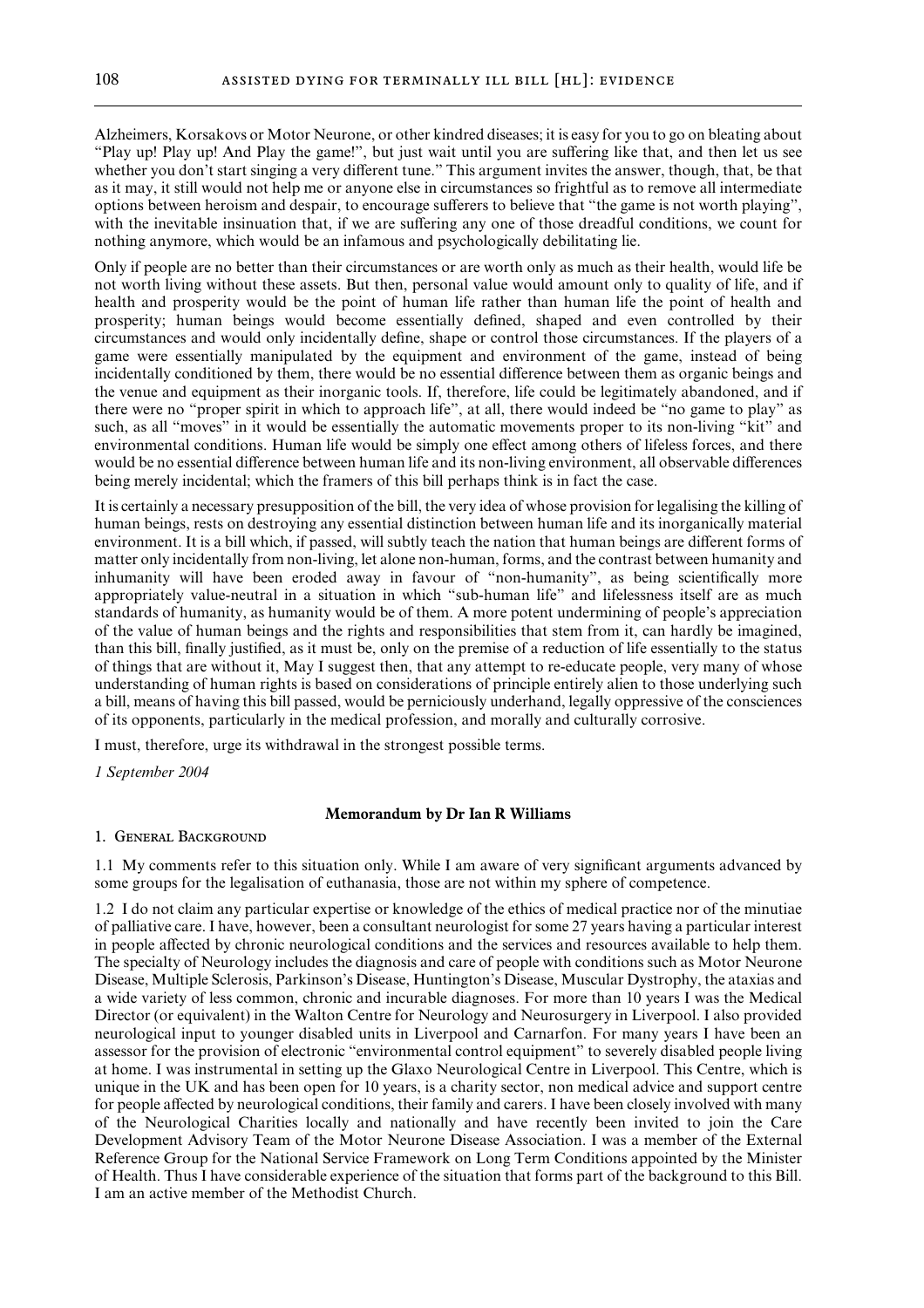Alzheimers, Korsakovs or Motor Neurone, or other kindred diseases; it is easy for you to go on bleating about "Play up! Play up! And Play the game!", but just wait until you are suffering like that, and then let us see whether you don't start singing a very different tune." This argument invites the answer, though, that, be that as it may, it still would not help me or anyone else in circumstances so frightful as to remove all intermediate options between heroism and despair, to encourage sufferers to believe that "the game is not worth playing", with the inevitable insinuation that, if we are suffering any one of those dreadful conditions, we count for nothing anymore, which would be an infamous and psychologically debilitating lie.

Only if people are no better than their circumstances or are worth only as much as their health, would life be not worth living without these assets. But then, personal value would amount only to quality of life, and if health and prosperity would be the point of human life rather than human life the point of health and prosperity; human beings would become essentially defined, shaped and even controlled by their circumstances and would only incidentally define, shape or control those circumstances. If the players of a game were essentially manipulated by the equipment and environment of the game, instead of being incidentally conditioned by them, there would be no essential difference between them as organic beings and the venue and equipment as their inorganic tools. If, therefore, life could be legitimately abandoned, and if there were no "proper spirit in which to approach life", at all, there would indeed be "no game to play" as such, as all "moves" in it would be essentially the automatic movements proper to its non-living "kit" and environmental conditions. Human life would be simply one effect among others of lifeless forces, and there would be no essential difference between human life and its non-living environment, all observable differences being merely incidental; which the framers of this bill perhaps think is in fact the case.

It is certainly a necessary presupposition of the bill, the very idea of whose provision for legalising the killing of human beings, rests on destroying any essential distinction between human life and its inorganically material environment. It is a bill which, if passed, will subtly teach the nation that human beings are different forms of matter only incidentally from non-living, let alone non-human, forms, and the contrast between humanity and inhumanity will have been eroded away in favour of "non-humanity", as being scientifically more appropriately value-neutral in a situation in which "sub-human life" and lifelessness itself are as much standards of humanity, as humanity would be of them. A more potent undermining of people's appreciation of the value of human beings and the rights and responsibilities that stem from it, can hardly be imagined, than this bill, finally justified, as it must be, only on the premise of a reduction of life essentially to the status of things that are without it, May I suggest then, that any attempt to re-educate people, very many of whose understanding of human rights is based on considerations of principle entirely alien to those underlying such a bill, means of having this bill passed, would be perniciously underhand, legally oppressive of the consciences of its opponents, particularly in the medical profession, and morally and culturally corrosive.

I must, therefore, urge its withdrawal in the strongest possible terms.

*1 September 2004*

## Memorandum by Dr Ian R Williams

### 1. General Background

1.1 My comments refer to this situation only. While I am aware of very significant arguments advanced by some groups for the legalisation of euthanasia, those are not within my sphere of competence.

1.2 I do not claim any particular expertise or knowledge of the ethics of medical practice nor of the minutiae of palliative care. I have, however, been a consultant neurologist for some 27 years having a particular interest in people affected by chronic neurological conditions and the services and resources available to help them. The specialty of Neurology includes the diagnosis and care of people with conditions such as Motor Neurone Disease, Multiple Sclerosis, Parkinson's Disease, Huntington's Disease, Muscular Dystrophy, the ataxias and a wide variety of less common, chronic and incurable diagnoses. For more than 10 years I was the Medical Director (or equivalent) in the Walton Centre for Neurology and Neurosurgery in Liverpool. I also provided neurological input to younger disabled units in Liverpool and Carnarfon. For many years I have been an assessor for the provision of electronic "environmental control equipment" to severely disabled people living at home. I was instrumental in setting up the Glaxo Neurological Centre in Liverpool. This Centre, which is unique in the UK and has been open for 10 years, is a charity sector, non medical advice and support centre for people affected by neurological conditions, their family and carers. I have been closely involved with many of the Neurological Charities locally and nationally and have recently been invited to join the Care Development Advisory Team of the Motor Neurone Disease Association. I was a member of the External Reference Group for the National Service Framework on Long Term Conditions appointed by the Minister of Health. Thus I have considerable experience of the situation that forms part of the background to this Bill. I am an active member of the Methodist Church.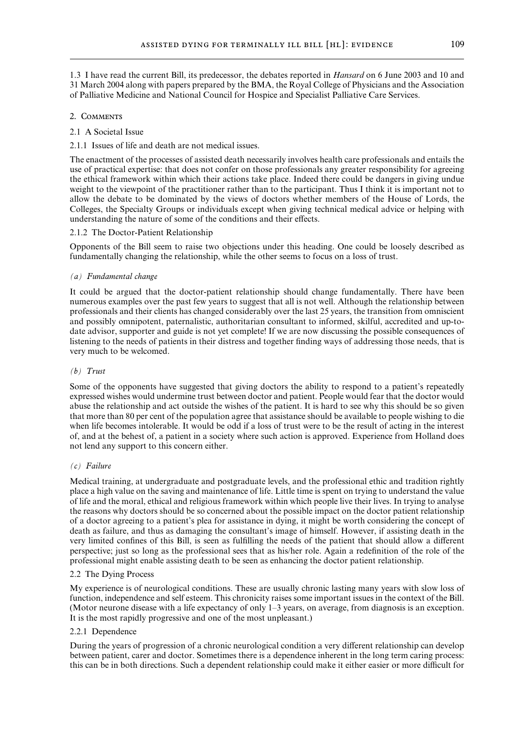1.3 I have read the current Bill, its predecessor, the debates reported in *Hansard* on 6 June 2003 and 10 and 31 March 2004 along with papers prepared by the BMA, the Royal College of Physicians and the Association of Palliative Medicine and National Council for Hospice and Specialist Palliative Care Services.

2. Comments

2.1 A Societal Issue

2.1.1 Issues of life and death are not medical issues.

The enactment of the processes of assisted death necessarily involves health care professionals and entails the use of practical expertise: that does not confer on those professionals any greater responsibility for agreeing the ethical framework within which their actions take place. Indeed there could be dangers in giving undue weight to the viewpoint of the practitioner rather than to the participant. Thus I think it is important not to allow the debate to be dominated by the views of doctors whether members of the House of Lords, the Colleges, the Specialty Groups or individuals except when giving technical medical advice or helping with understanding the nature of some of the conditions and their effects.

2.1.2 The Doctor-Patient Relationship

Opponents of the Bill seem to raise two objections under this heading. One could be loosely described as fundamentally changing the relationship, while the other seems to focus on a loss of trust.

*(a) Fundamental change*

It could be argued that the doctor-patient relationship should change fundamentally. There have been numerous examples over the past few years to suggest that all is not well. Although the relationship between professionals and their clients has changed considerably over the last 25 years, the transition from omniscient and possibly omnipotent, paternalistic, authoritarian consultant to informed, skilful, accredited and up-to-date advisor, supporter and guide is not yet complete! If we are now discussing the possible consequences of listening to the needs of patients in their distress and together finding ways of addressing those needs, that is very much to be welcomed.

*(b) Trust*

Some of the opponents have suggested that giving doctors the ability to respond to a patient's repeatedly expressed wishes would undermine trust between doctor and patient. People would fear that the doctor would abuse the relationship and act outside the wishes of the patient. It is hard to see why this should be so given that more than 80 per cent of the population agree that assistance should be available to people wishing to die when life becomes intolerable. It would be odd if a loss of trust were to be the result of acting in the interest of, and at the behest of, a patient in a society where such action is approved. Experience from Holland does not lend any support to this concern either.

*(c) Failure*

Medical training, at undergraduate and postgraduate levels, and the professional ethic and tradition rightly place a high value on the saving and maintenance of life. Little time is spent on trying to understand the value of life and the moral, ethical and religious framework within which people live their lives. In trying to analyse the reasons why doctors should be so concerned about the possible impact on the doctor patient relationship of a doctor agreeing to a patient's plea for assistance in dying, it might be worth considering the concept of death as failure, and thus as damaging the consultant's image of himself. However, if assisting death in the very limited confines of this Bill, is seen as fulfilling the needs of the patient that should allow a different perspective; just so long as the professional sees that as his/her role. Again a redefinition of the role of the professional might enable assisting death to be seen as enhancing the doctor patient relationship.

2.2 The Dying Process

My experience is of neurological conditions. These are usually chronic lasting many years with slow loss of function, independence and self esteem. This chronicity raises some important issues in the context of the Bill. (Motor neurone disease with a life expectancy of only 1–3 years, on average, from diagnosis is an exception. It is the most rapidly progressive and one of the most unpleasant.)

2.2.1 Dependence

During the years of progression of a chronic neurological condition a very different relationship can develop between patient, carer and doctor. Sometimes there is a dependence inherent in the long term caring process: this can be in both directions. Such a dependent relationship could make it either easier or more difficult for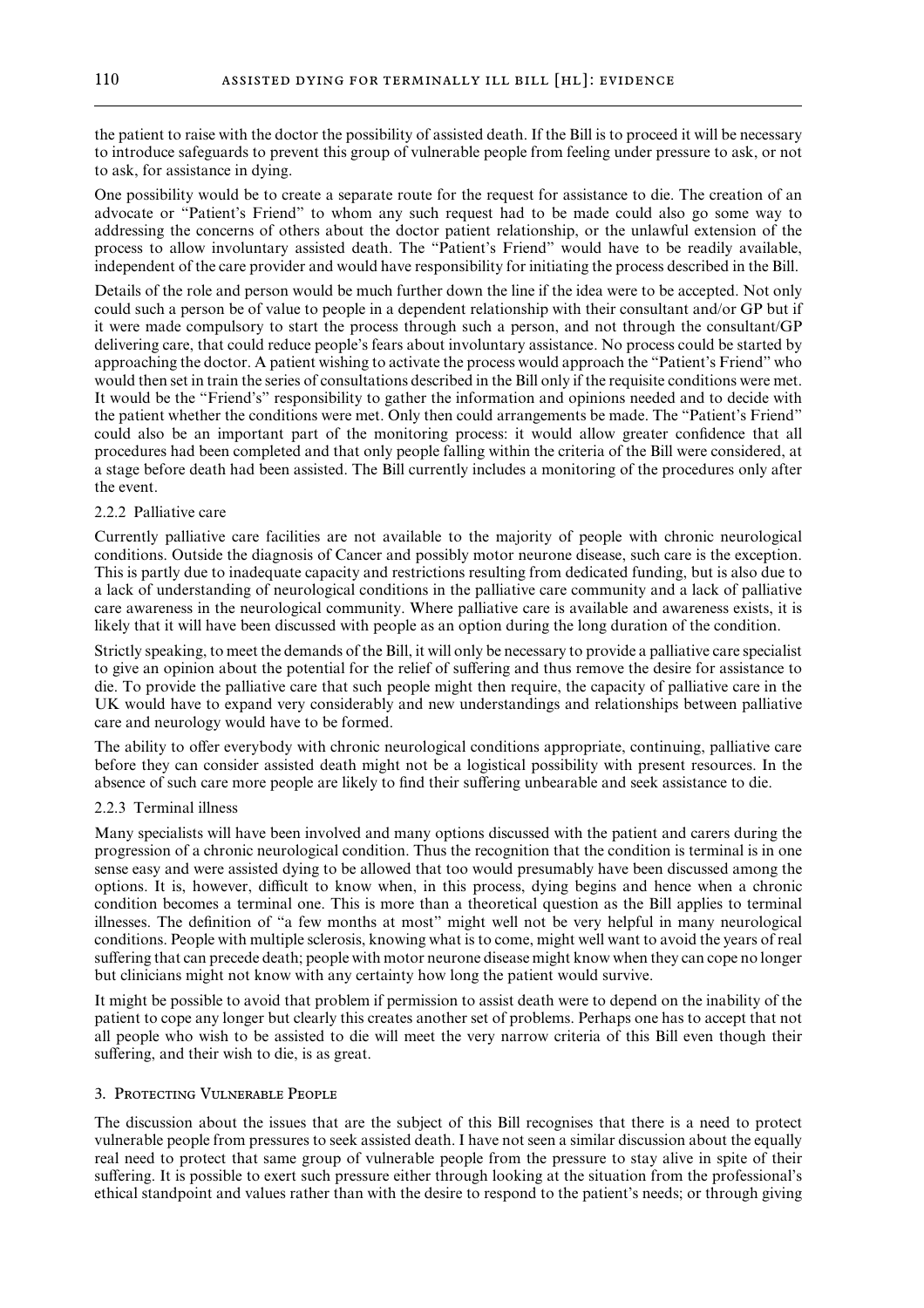the patient to raise with the doctor the possibility of assisted death. If the Bill is to proceed it will be necessary to introduce safeguards to prevent this group of vulnerable people from feeling under pressure to ask, or not to ask, for assistance in dying.

One possibility would be to create a separate route for the request for assistance to die. The creation of an advocate or "Patient's Friend" to whom any such request had to be made could also go some way to addressing the concerns of others about the doctor patient relationship, or the unlawful extension of the process to allow involuntary assisted death. The "Patient's Friend" would have to be readily available, independent of the care provider and would have responsibility for initiating the process described in the Bill.

Details of the role and person would be much further down the line if the idea were to be accepted. Not only could such a person be of value to people in a dependent relationship with their consultant and/or GP but if it were made compulsory to start the process through such a person, and not through the consultant/GP delivering care, that could reduce people's fears about involuntary assistance. No process could be started by approaching the doctor. A patient wishing to activate the process would approach the "Patient's Friend" who would then set in train the series of consultations described in the Bill only if the requisite conditions were met. It would be the "Friend's" responsibility to gather the information and opinions needed and to decide with the patient whether the conditions were met. Only then could arrangements be made. The "Patient's Friend" could also be an important part of the monitoring process: it would allow greater confidence that all procedures had been completed and that only people falling within the criteria of the Bill were considered, at a stage before death had been assisted. The Bill currently includes a monitoring of the procedures only after the event.

2.2.2 Palliative care

Currently palliative care facilities are not available to the majority of people with chronic neurological conditions. Outside the diagnosis of Cancer and possibly motor neurone disease, such care is the exception. This is partly due to inadequate capacity and restrictions resulting from dedicated funding, but is also due to a lack of understanding of neurological conditions in the palliative care community and a lack of palliative care awareness in the neurological community. Where palliative care is available and awareness exists, it is likely that it will have been discussed with people as an option during the long duration of the condition.

Strictly speaking, to meet the demands of the Bill, it will only be necessary to provide a palliative care specialist to give an opinion about the potential for the relief of suffering and thus remove the desire for assistance to die. To provide the palliative care that such people might then require, the capacity of palliative care in the UK would have to expand very considerably and new understandings and relationships between palliative care and neurology would have to be formed.

The ability to offer everybody with chronic neurological conditions appropriate, continuing, palliative care before they can consider assisted death might not be a logistical possibility with present resources. In the absence of such care more people are likely to find their suffering unbearable and seek assistance to die.

2.2.3 Terminal illness

Many specialists will have been involved and many options discussed with the patient and carers during the progression of a chronic neurological condition. Thus the recognition that the condition is terminal is in one sense easy and were assisted dying to be allowed that too would presumably have been discussed among the options. It is, however, difficult to know when, in this process, dying begins and hence when a chronic condition becomes a terminal one. This is more than a theoretical question as the Bill applies to terminal illnesses. The definition of "a few months at most" might well not be very helpful in many neurological conditions. People with multiple sclerosis, knowing what is to come, might well want to avoid the years of real suffering that can precede death; people with motor neurone disease might know when they can cope no longer but clinicians might not know with any certainty how long the patient would survive.

It might be possible to avoid that problem if permission to assist death were to depend on the inability of the patient to cope any longer but clearly this creates another set of problems. Perhaps one has to accept that not all people who wish to be assisted to die will meet the very narrow criteria of this Bill even though their suffering, and their wish to die, is as great.

3. Protecting Vulnerable People

The discussion about the issues that are the subject of this Bill recognises that there is a need to protect vulnerable people from pressures to seek assisted death. I have not seen a similar discussion about the equally real need to protect that same group of vulnerable people from the pressure to stay alive in spite of their suffering. It is possible to exert such pressure either through looking at the situation from the professional's ethical standpoint and values rather than with the desire to respond to the patient's needs; or through giving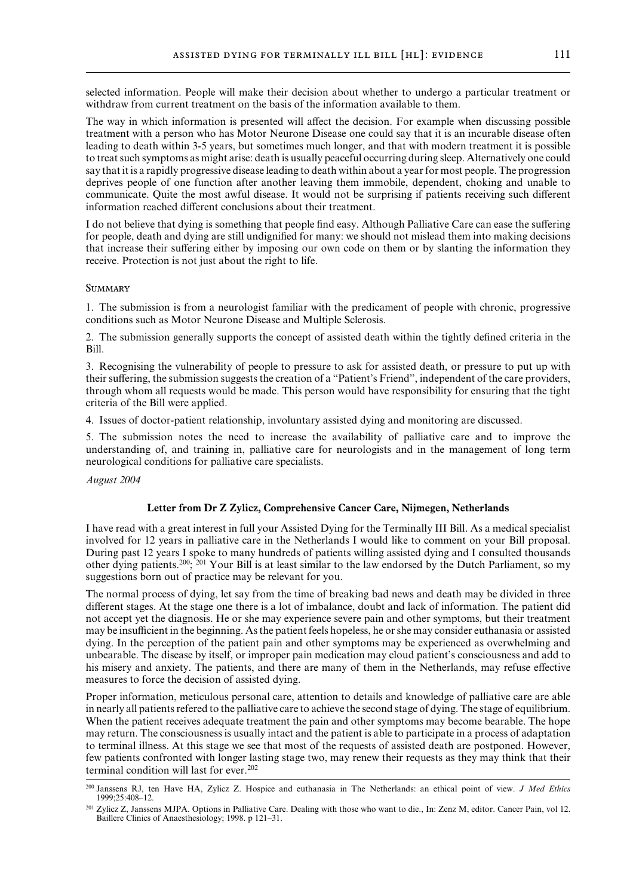selected information. People will make their decision about whether to undergo a particular treatment or withdraw from current treatment on the basis of the information available to them.

The way in which information is presented will affect the decision. For example when discussing possible treatment with a person who has Motor Neurone Disease one could say that it is an incurable disease often leading to death within 3-5 years, but sometimes much longer, and that with modern treatment it is possible to treat such symptoms as might arise: death is usually peaceful occurring during sleep. Alternatively one could say that it is a rapidly progressive disease leading to death within about a year for most people. The progression deprives people of one function after another leaving them immobile, dependent, choking and unable to communicate. Quite the most awful disease. It would not be surprising if patients receiving such different information reached different conclusions about their treatment.

I do not believe that dying is something that people find easy. Although Palliative Care can ease the suffering for people, death and dying are still undignified for many: we should not mislead them into making decisions that increase their suffering either by imposing our own code on them or by slanting the information they receive. Protection is not just about the right to life.

### Summary

1. The submission is from a neurologist familiar with the predicament of people with chronic, progressive conditions such as Motor Neurone Disease and Multiple Sclerosis.

2. The submission generally supports the concept of assisted death within the tightly defined criteria in the Bill.

3. Recognising the vulnerability of people to pressure to ask for assisted death, or pressure to put up with their suffering, the submission suggests the creation of a "Patient's Friend", independent of the care providers, through whom all requests would be made. This person would have responsibility for ensuring that the tight criteria of the Bill were applied.

4. Issues of doctor-patient relationship, involuntary assisted dying and monitoring are discussed.

5. The submission notes the need to increase the availability of palliative care and to improve the understanding of, and training in, palliative care for neurologists and in the management of long term neurological conditions for palliative care specialists.

*August 2004*

## Letter from Dr Z Zylicz, Comprehensive Cancer Care, Nijmegen, Netherlands

I have read with a great interest in full your Assisted Dying for the Terminally III Bill. As a medical specialist involved for 12 years in palliative care in the Netherlands I would like to comment on your Bill proposal. During past 12 years I spoke to many hundreds of patients willing assisted dying and I consulted thousands other dying patients.[200; 201] Your Bill is at least similar to the law endorsed by the Dutch Parliament, so my suggestions born out of practice may be relevant for you.

The normal process of dying, let say from the time of breaking bad news and death may be divided in three different stages. At the stage one there is a lot of imbalance, doubt and lack of information. The patient did not accept yet the diagnosis. He or she may experience severe pain and other symptoms, but their treatment may be insufficient in the beginning. As the patient feels hopeless, he or she may consider euthanasia or assisted dying. In the perception of the patient pain and other symptoms may be experienced as overwhelming and unbearable. The disease by itself, or improper pain medication may cloud patient's consciousness and add to his misery and anxiety. The patients, and there are many of them in the Netherlands, may refuse effective measures to force the decision of assisted dying.

Proper information, meticulous personal care, attention to details and knowledge of palliative care are able in nearly all patients refered to the palliative care to achieve the second stage of dying. The stage of equilibrium. When the patient receives adequate treatment the pain and other symptoms may become bearable. The hope may return. The consciousness is usually intact and the patient is able to participate in a process of adaptation to terminal illness. At this stage we see that most of the requests of assisted death are postponed. However, few patients confronted with longer lasting stage two, may renew their requests as they may think that their terminal condition will last for ever.[202]

---

[200] Janssens RJ, ten Have HA, Zylicz Z. Hospice and euthanasia in The Netherlands: an ethical point of view. *J Med Ethics* 1999;25:408–12.

[201] Zylicz Z, Janssens MJPA. Options in Palliative Care. Dealing with those who want to die., In: Zenz M, editor. Cancer Pain, vol 12. Baillere Clinics of Anaesthesiology; 1998. p 121–31.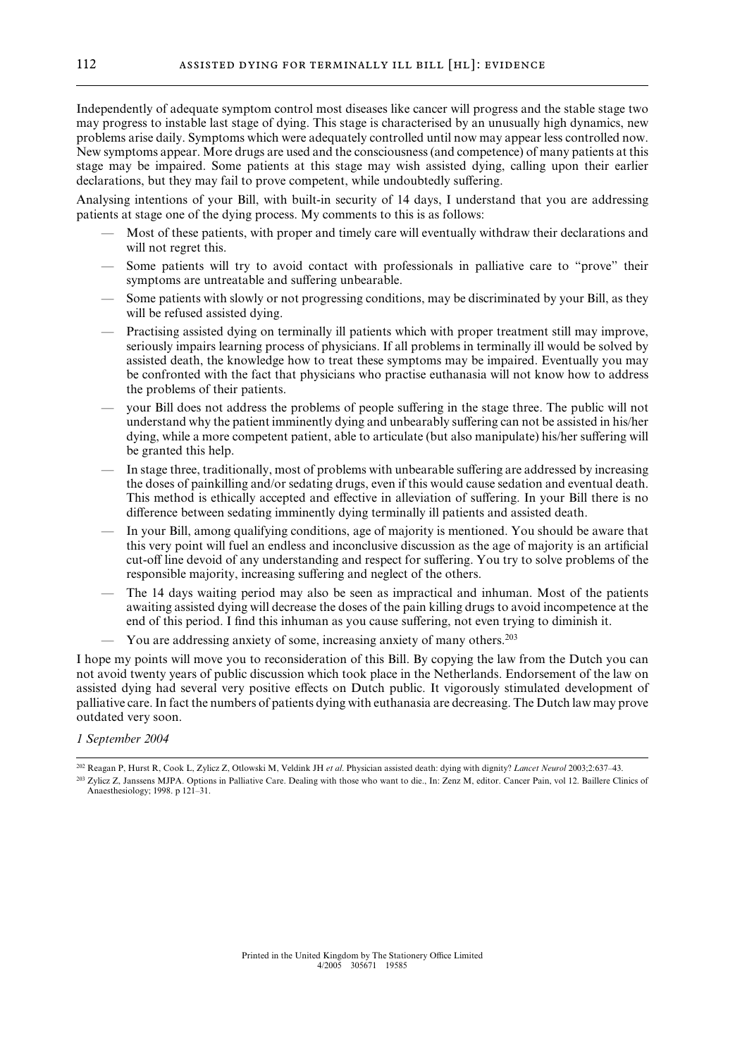Independently of adequate symptom control most diseases like cancer will progress and the stable stage two may progress to instable last stage of dying. This stage is characterised by an unusually high dynamics, new problems arise daily. Symptoms which were adequately controlled until now may appear less controlled now. New symptoms appear. More drugs are used and the consciousness (and competence) of many patients at this stage may be impaired. Some patients at this stage may wish assisted dying, calling upon their earlier declarations, but they may fail to prove competent, while undoubtedly suffering.

Analysing intentions of your Bill, with built-in security of 14 days, I understand that you are addressing patients at stage one of the dying process. My comments to this is as follows:

- Most of these patients, with proper and timely care will eventually withdraw their declarations and will not regret this.
- Some patients will try to avoid contact with professionals in palliative care to "prove" their symptoms are untreatable and suffering unbearable.
- Some patients with slowly or not progressing conditions, may be discriminated by your Bill, as they will be refused assisted dying.
- Practising assisted dying on terminally ill patients which with proper treatment still may improve, seriously impairs learning process of physicians. If all problems in terminally ill would be solved by assisted death, the knowledge how to treat these symptoms may be impaired. Eventually you may be confronted with the fact that physicians who practise euthanasia will not know how to address the problems of their patients.
- your Bill does not address the problems of people suffering in the stage three. The public will not understand why the patient imminently dying and unbearably suffering can not be assisted in his/her dying, while a more competent patient, able to articulate (but also manipulate) his/her suffering will be granted this help.
- In stage three, traditionally, most of problems with unbearable suffering are addressed by increasing the doses of painkilling and/or sedating drugs, even if this would cause sedation and eventual death. This method is ethically accepted and effective in alleviation of suffering. In your Bill there is no difference between sedating imminently dying terminally ill patients and assisted death.
- In your Bill, among qualifying conditions, age of majority is mentioned. You should be aware that this very point will fuel an endless and inconclusive discussion as the age of majority is an artificial cut-off line devoid of any understanding and respect for suffering. You try to solve problems of the responsible majority, increasing suffering and neglect of the others.
- The 14 days waiting period may also be seen as impractical and inhuman. Most of the patients awaiting assisted dying will decrease the doses of the pain killing drugs to avoid incompetence at the end of this period. I find this inhuman as you cause suffering, not even trying to diminish it.
- You are addressing anxiety of some, increasing anxiety of many others.[203]

I hope my points will move you to reconsideration of this Bill. By copying the law from the Dutch you can not avoid twenty years of public discussion which took place in the Netherlands. Endorsement of the law on assisted dying had several very positive effects on Dutch public. It vigorously stimulated development of palliative care. In fact the numbers of patients dying with euthanasia are decreasing. The Dutch law may prove outdated very soon.

*1 September 2004*

---

[202] Reagan P, Hurst R, Cook L, Zylicz Z, Otlowski M, Veldink JH *et al*. Physician assisted death: dying with dignity? *Lancet Neurol* 2003;2:637–43.

[203] Zylicz Z, Janssens MJPA. Options in Palliative Care. Dealing with those who want to die., In: Zenz M, editor. Cancer Pain, vol 12. Baillere Clinics of Anaesthesiology; 1998. p 121–31.

Printed in the United Kingdom by The Stationery Office Limited
4/2005 305671 19585